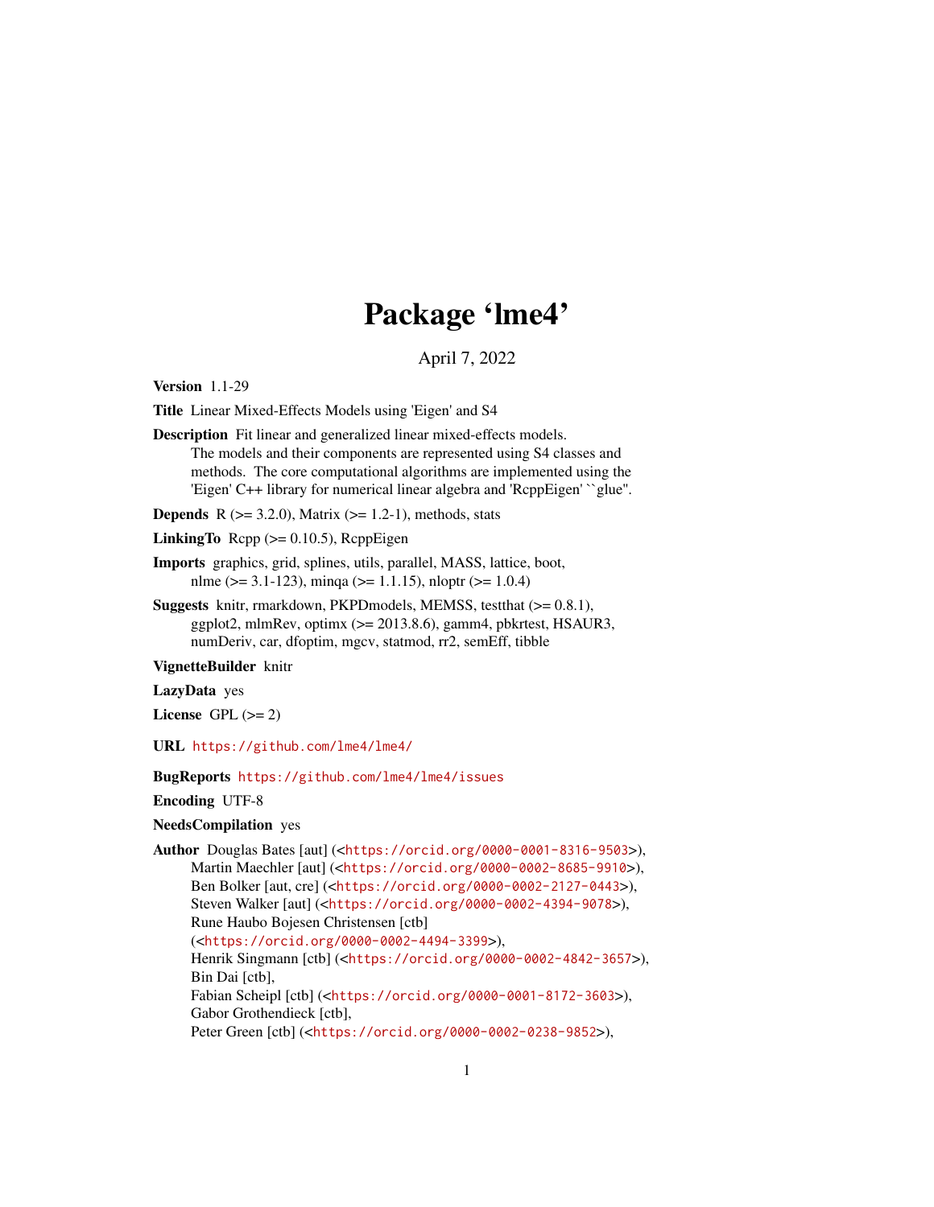# Package 'lme4'

April 7, 2022

**Version** 1.1-29

**Title** Linear Mixed-Effects Models using 'Eigen' and S4

**Description** Fit linear and generalized linear mixed-effects models.
The models and their components are represented using S4 classes and methods. The core computational algorithms are implemented using the 'Eigen' C++ library for numerical linear algebra and 'RcppEigen' ``glue''.

**Depends** R (>= 3.2.0), Matrix (>= 1.2-1), methods, stats

**LinkingTo** Rcpp (>= 0.10.5), RcppEigen

**Imports** graphics, grid, splines, utils, parallel, MASS, lattice, boot, nlme (>= 3.1-123), minqa (>= 1.1.15), nloptr (>= 1.0.4)

**Suggests** knitr, rmarkdown, PKPDmodels, MEMSS, testthat (>= 0.8.1), ggplot2, mlmRev, optimx (>= 2013.8.6), gamm4, pbkrtest, HSAUR3, numDeriv, car, dfoptim, mgcv, statmod, rr2, semEff, tibble

**VignetteBuilder** knitr

**LazyData** yes

**License** GPL (>= 2)

**URL** https://github.com/lme4/lme4/

**BugReports** https://github.com/lme4/lme4/issues

**Encoding** UTF-8

**NeedsCompilation** yes

**Author** Douglas Bates [aut] (<https://orcid.org/0000-0001-8316-9503>),
Martin Maechler [aut] (<https://orcid.org/0000-0002-8685-9910>),
Ben Bolker [aut, cre] (<https://orcid.org/0000-0002-2127-0443>),
Steven Walker [aut] (<https://orcid.org/0000-0002-4394-9078>),
Rune Haubo Bojesen Christensen [ctb]
(<https://orcid.org/0000-0002-4494-3399>),
Henrik Singmann [ctb] (<https://orcid.org/0000-0002-4842-3657>),
Bin Dai [ctb],
Fabian Scheipl [ctb] (<https://orcid.org/0000-0001-8172-3603>),
Gabor Grothendieck [ctb],
Peter Green [ctb] (<https://orcid.org/0000-0002-0238-9852>),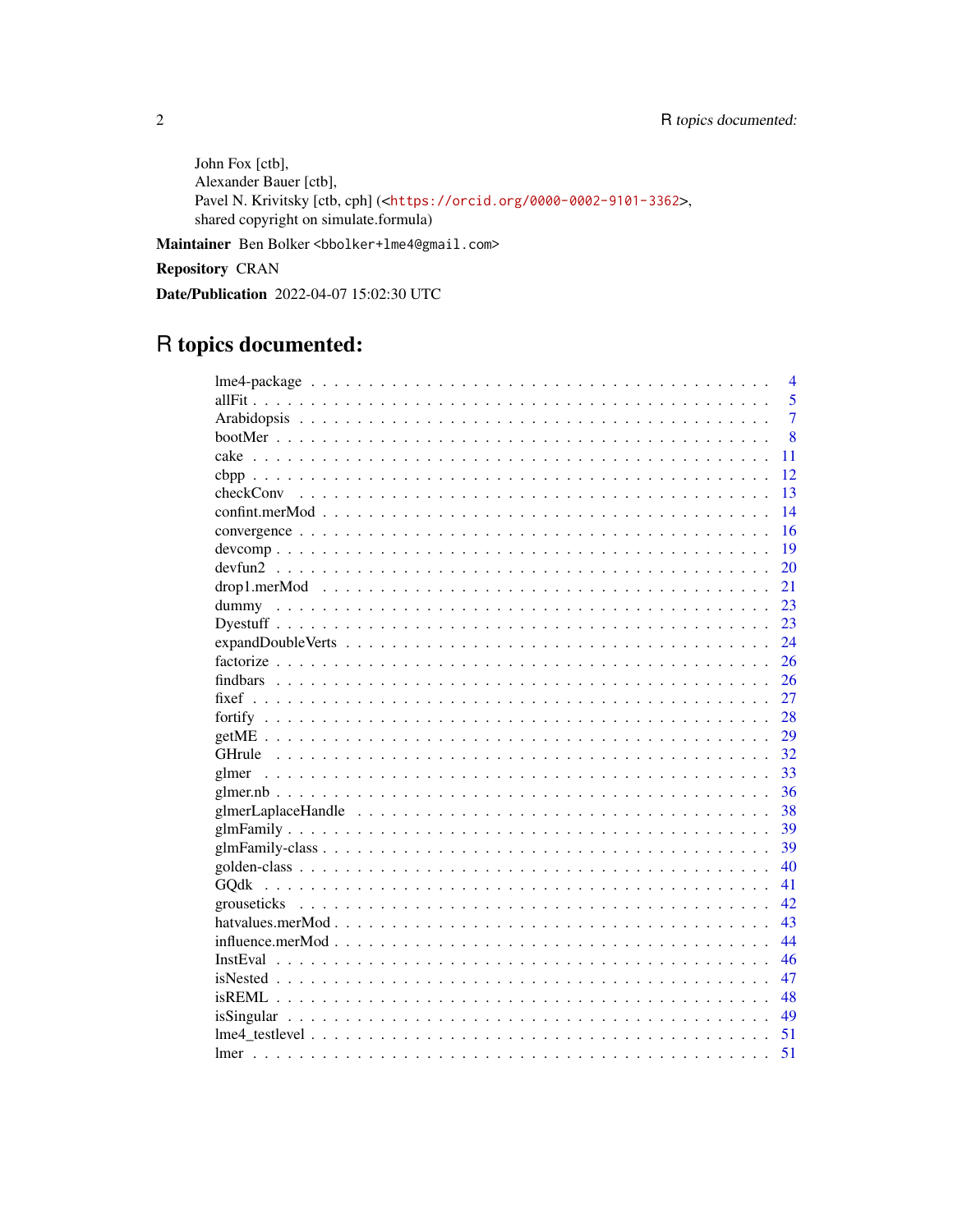John Fox [ctb],
Alexander Bauer [ctb],
Pavel N. Krivitsky [ctb, cph] (<https://orcid.org/0000-0002-9101-3362>,
shared copyright on simulate.formula)

**Maintainer** Ben Bolker <bbolker+lme4@gmail.com>

**Repository** CRAN

**Date/Publication** 2022-04-07 15:02:30 UTC

# R topics documented:

| | |
|---|---|
| lme4-package | 4 |
| allFit | 5 |
| Arabidopsis | 7 |
| bootMer | 8 |
| cake | 11 |
| cbpp | 12 |
| checkConv | 13 |
| confint.merMod | 14 |
| convergence | 16 |
| devcomp | 19 |
| devfun2 | 20 |
| drop1.merMod | 21 |
| dummy | 23 |
| Dyestuff | 23 |
| expandDoubleVerts | 24 |
| factorize | 26 |
| findbars | 26 |
| fixef | 27 |
| fortify | 28 |
| getME | 29 |
| GHrule | 32 |
| glmer | 33 |
| glmer.nb | 36 |
| glmerLaplaceHandle | 38 |
| glmFamily | 39 |
| glmFamily-class | 39 |
| golden-class | 40 |
| GQdk | 41 |
| grouseticks | 42 |
| hatvalues.merMod | 43 |
| influence.merMod | 44 |
| InstEval | 46 |
| isNested | 47 |
| isREML | 48 |
| isSingular | 49 |
| lme4_testlevel | 51 |
| lmer | 51 |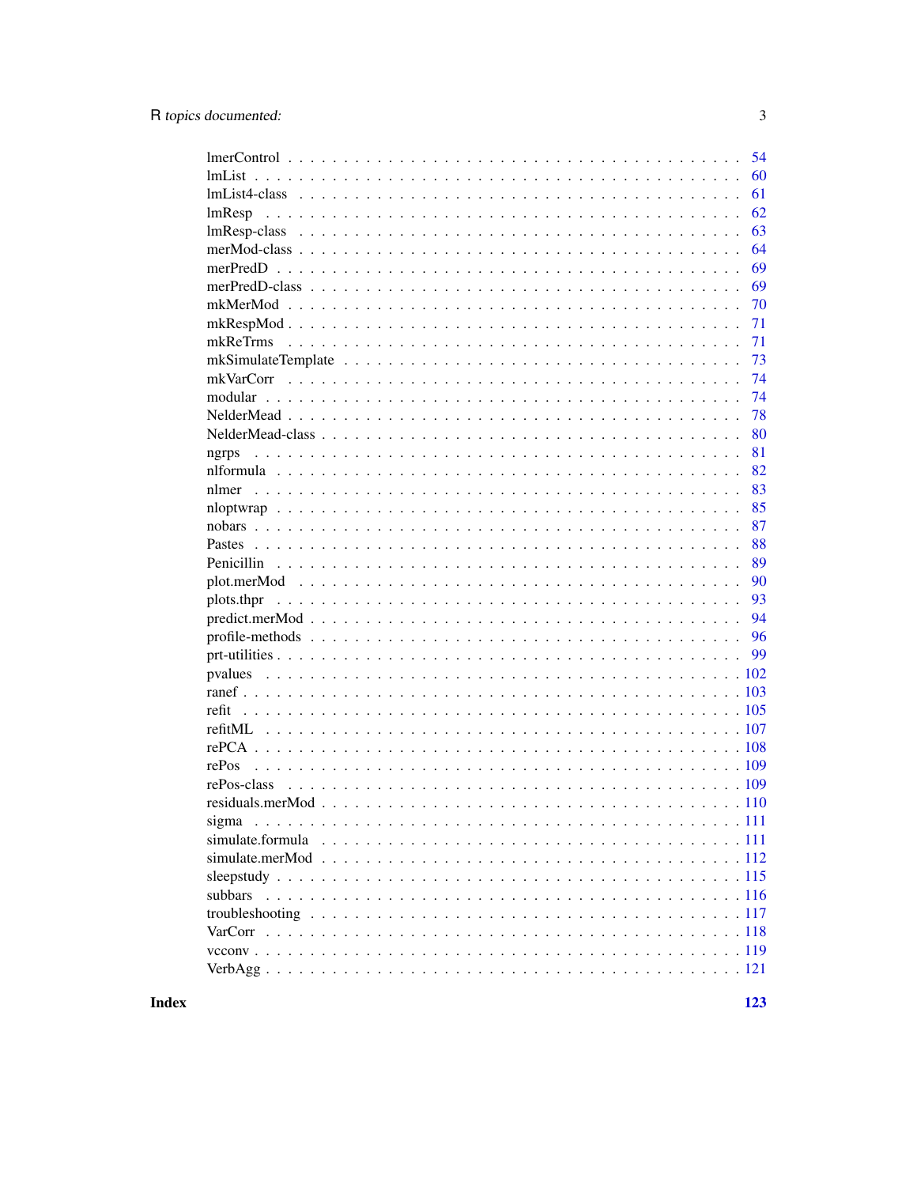| | |
|---|---|
| lmerControl | 54 |
| lmList | 60 |
| lmList4-class | 61 |
| lmResp | 62 |
| lmResp-class | 63 |
| merMod-class | 64 |
| merPredD | 69 |
| merPredD-class | 69 |
| mkMerMod | 70 |
| mkRespMod | 71 |
| mkReTrms | 71 |
| mkSimulateTemplate | 73 |
| mkVarCorr | 74 |
| modular | 74 |
| NelderMead | 78 |
| NelderMead-class | 80 |
| ngrps | 81 |
| nlformula | 82 |
| nlmer | 83 |
| nloptwrap | 85 |
| nobars | 87 |
| Pastes | 88 |
| Penicillin | 89 |
| plot.merMod | 90 |
| plots.thpr | 93 |
| predict.merMod | 94 |
| profile-methods | 96 |
| prt-utilities | 99 |
| pvalues | 102 |
| ranef | 103 |
| refit | 105 |
| refitML | 107 |
| rePCA | 108 |
| rePos | 109 |
| rePos-class | 109 |
| residuals.merMod | 110 |
| sigma | 111 |
| simulate.formula | 111 |
| simulate.merMod | 112 |
| sleepstudy | 115 |
| subbars | 116 |
| troubleshooting | 117 |
| VarCorr | 118 |
| vcconv | 119 |
| VerbAgg | 121 |

**Index** **123**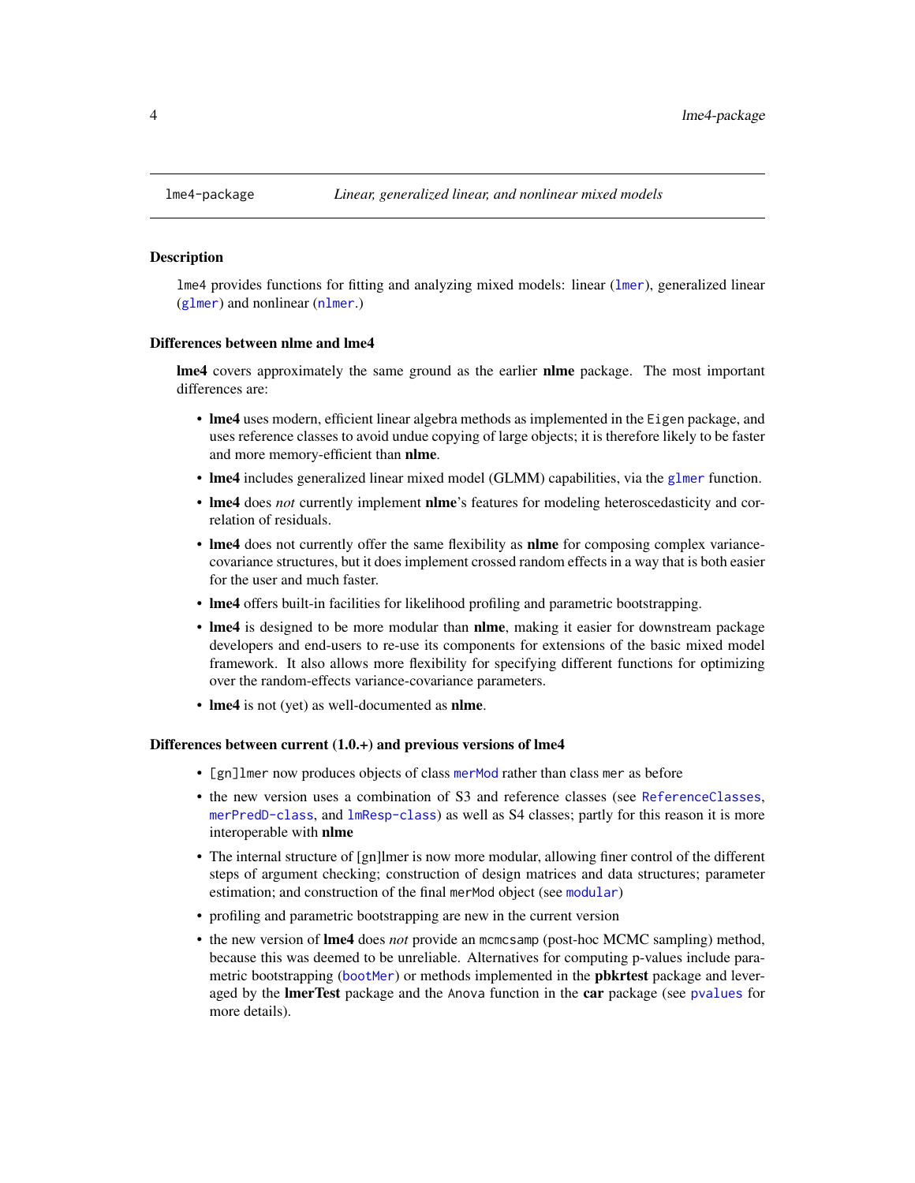lme4-package *Linear, generalized linear, and nonlinear mixed models*

### Description

lme4 provides functions for fitting and analyzing mixed models: linear (lmer), generalized linear (glmer) and nonlinear (nlmer.)

### Differences between nlme and lme4

**lme4** covers approximately the same ground as the earlier **nlme** package. The most important differences are:

- **lme4** uses modern, efficient linear algebra methods as implemented in the Eigen package, and uses reference classes to avoid undue copying of large objects; it is therefore likely to be faster and more memory-efficient than **nlme**.
- **lme4** includes generalized linear mixed model (GLMM) capabilities, via the glmer function.
- **lme4** does *not* currently implement **nlme**'s features for modeling heteroscedasticity and correlation of residuals.
- **lme4** does not currently offer the same flexibility as **nlme** for composing complex variance-covariance structures, but it does implement crossed random effects in a way that is both easier for the user and much faster.
- **lme4** offers built-in facilities for likelihood profiling and parametric bootstrapping.
- **lme4** is designed to be more modular than **nlme**, making it easier for downstream package developers and end-users to re-use its components for extensions of the basic mixed model framework. It also allows more flexibility for specifying different functions for optimizing over the random-effects variance-covariance parameters.
- **lme4** is not (yet) as well-documented as **nlme**.

### Differences between current (1.0.+) and previous versions of lme4

- [gn]lmer now produces objects of class merMod rather than class mer as before
- the new version uses a combination of S3 and reference classes (see ReferenceClasses, merPredD-class, and lmResp-class) as well as S4 classes; partly for this reason it is more interoperable with **nlme**
- The internal structure of [gn]lmer is now more modular, allowing finer control of the different steps of argument checking; construction of design matrices and data structures; parameter estimation; and construction of the final merMod object (see modular)
- profiling and parametric bootstrapping are new in the current version
- the new version of **lme4** does *not* provide an mcmcsamp (post-hoc MCMC sampling) method, because this was deemed to be unreliable. Alternatives for computing p-values include parametric bootstrapping (bootMer) or methods implemented in the **pbkrtest** package and leveraged by the **lmerTest** package and the Anova function in the **car** package (see pvalues for more details).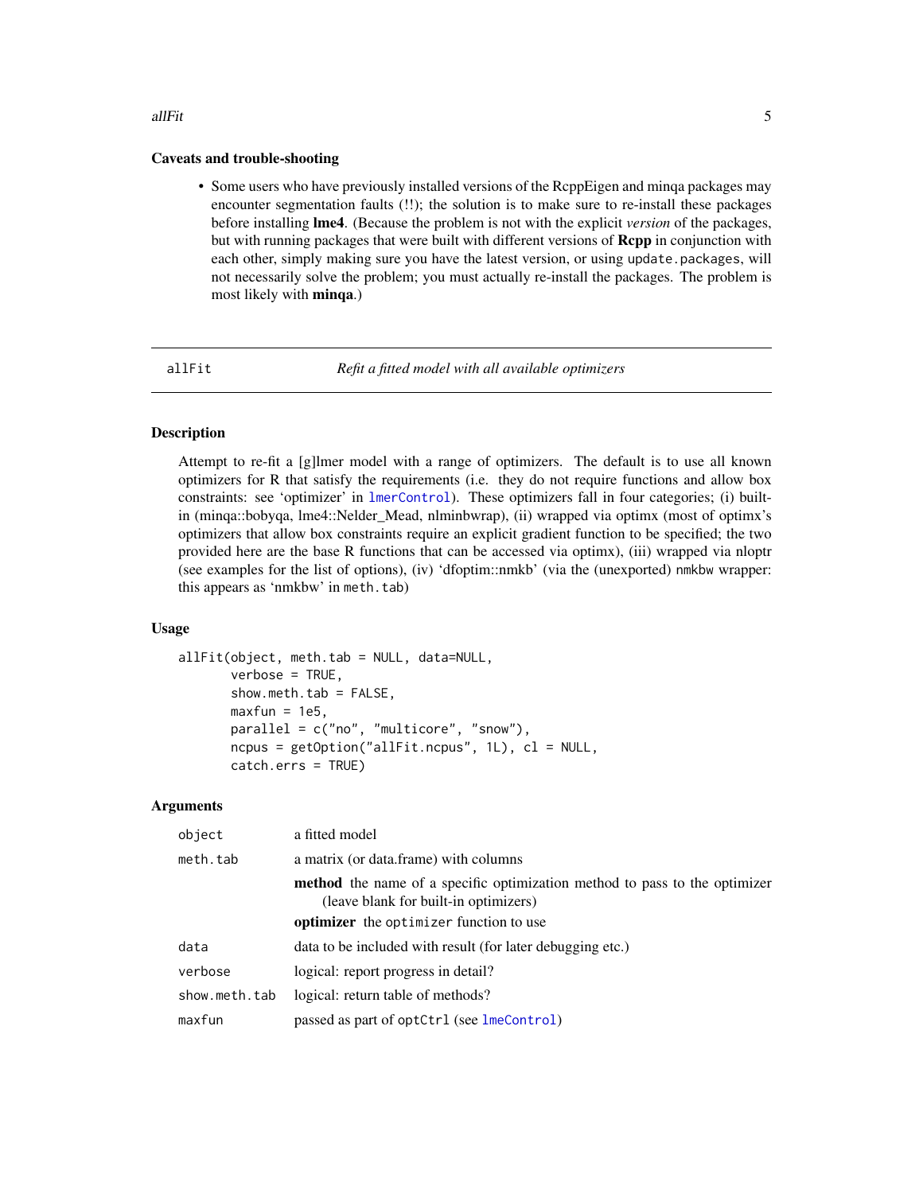### Caveats and trouble-shooting

- Some users who have previously installed versions of the RcppEigen and minqa packages may encounter segmentation faults (!!); the solution is to make sure to re-install these packages before installing **lme4**. (Because the problem is not with the explicit *version* of the packages, but with running packages that were built with different versions of **Rcpp** in conjunction with each other, simply making sure you have the latest version, or using `update.packages`, will not necessarily solve the problem; you must actually re-install the packages. The problem is most likely with **minqa**.)

---

## allFit — *Refit a fitted model with all available optimizers*

### Description

Attempt to re-fit a [g]lmer model with a range of optimizers. The default is to use all known optimizers for R that satisfy the requirements (i.e. they do not require functions and allow box constraints: see 'optimizer' in `lmerControl`). These optimizers fall in four categories; (i) built-in (minqa::bobyqa, lme4::Nelder_Mead, nlminbwrap), (ii) wrapped via optimx (most of optimx's optimizers that allow box constraints require an explicit gradient function to be specified; the two provided here are the base R functions that can be accessed via optimx), (iii) wrapped via nloptr (see examples for the list of options), (iv) 'dfoptim::nmkb' (via the (unexported) `nmkbw` wrapper: this appears as 'nmkbw' in `meth.tab`)

### Usage

```
allFit(object, meth.tab = NULL, data=NULL,
       verbose = TRUE,
       show.meth.tab = FALSE,
       maxfun = 1e5,
       parallel = c("no", "multicore", "snow"),
       ncpus = getOption("allFit.ncpus", 1L), cl = NULL,
       catch.errs = TRUE)
```

### Arguments

| | |
|---|---|
| `object` | a fitted model |
| `meth.tab` | a matrix (or data.frame) with columns<br>**method** the name of a specific optimization method to pass to the optimizer (leave blank for built-in optimizers)<br>**optimizer** the `optimizer` function to use |
| `data` | data to be included with result (for later debugging etc.) |
| `verbose` | logical: report progress in detail? |
| `show.meth.tab` | logical: return table of methods? |
| `maxfun` | passed as part of `optCtrl` (see `lmeControl`) |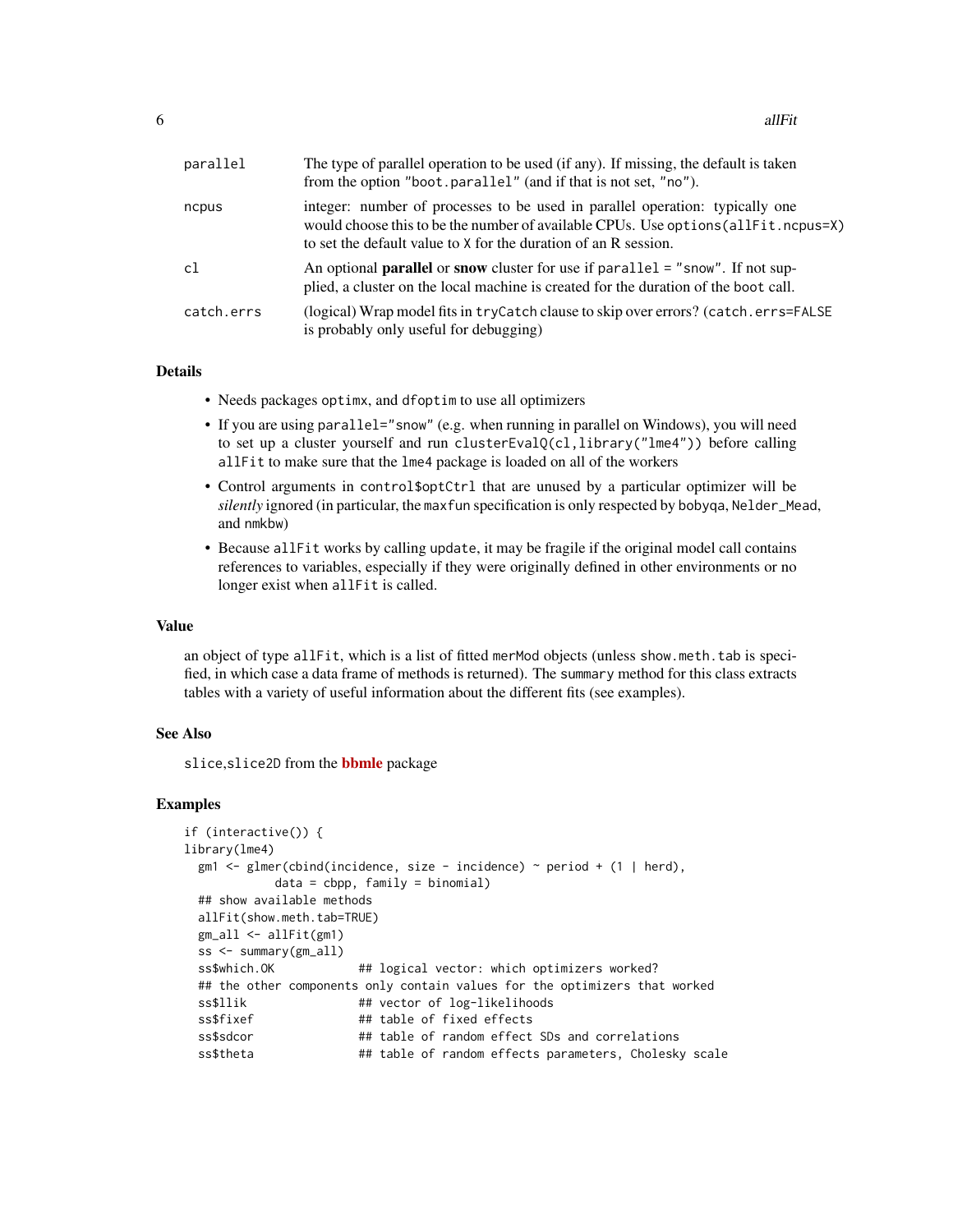| | |
|---|---|
| parallel | The type of parallel operation to be used (if any). If missing, the default is taken from the option "boot.parallel" (and if that is not set, "no"). |
| ncpus | integer: number of processes to be used in parallel operation: typically one would choose this to be the number of available CPUs. Use options(allFit.ncpus=X) to set the default value to X for the duration of an R session. |
| cl | An optional **parallel** or **snow** cluster for use if parallel = "snow". If not supplied, a cluster on the local machine is created for the duration of the boot call. |
| catch.errs | (logical) Wrap model fits in tryCatch clause to skip over errors? (catch.errs=FALSE is probably only useful for debugging) |

## Details

- Needs packages optimx, and dfoptim to use all optimizers
- If you are using parallel="snow" (e.g. when running in parallel on Windows), you will need to set up a cluster yourself and run clusterEvalQ(cl,library("lme4")) before calling allFit to make sure that the lme4 package is loaded on all of the workers
- Control arguments in control$optCtrl that are unused by a particular optimizer will be *silently* ignored (in particular, the maxfun specification is only respected by bobyqa, Nelder_Mead, and nmkbw)
- Because allFit works by calling update, it may be fragile if the original model call contains references to variables, especially if they were originally defined in other environments or no longer exist when allFit is called.

## Value

an object of type allFit, which is a list of fitted merMod objects (unless show.meth.tab is specified, in which case a data frame of methods is returned). The summary method for this class extracts tables with a variety of useful information about the different fits (see examples).

## See Also

slice,slice2D from the **bbmle** package

## Examples

```
if (interactive()) {
library(lme4)
  gm1 <- glmer(cbind(incidence, size - incidence) ~ period + (1 | herd),
             data = cbpp, family = binomial)
  ## show available methods
  allFit(show.meth.tab=TRUE)
  gm_all <- allFit(gm1)
  ss <- summary(gm_all)
  ss$which.OK            ## logical vector: which optimizers worked?
  ## the other components only contain values for the optimizers that worked
  ss$llik                ## vector of log-likelihoods
  ss$fixef               ## table of fixed effects
  ss$sdcor               ## table of random effect SDs and correlations
  ss$theta               ## table of random effects parameters, Cholesky scale
```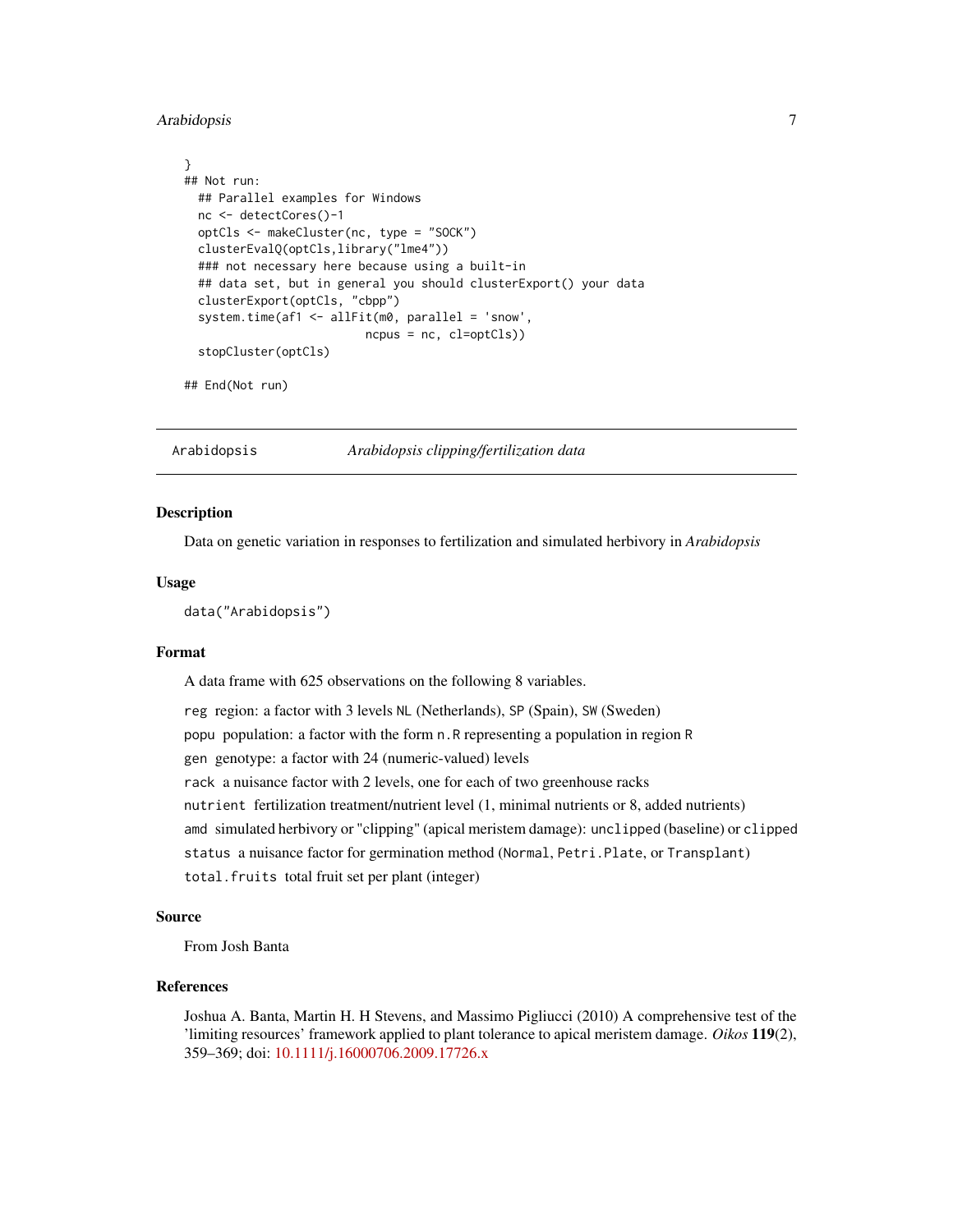```
}
## Not run:
  ## Parallel examples for Windows
  nc <- detectCores()-1
  optCls <- makeCluster(nc, type = "SOCK")
  clusterEvalQ(optCls,library("lme4"))
  ### not necessary here because using a built-in
  ## data set, but in general you should clusterExport() your data
  clusterExport(optCls, "cbpp")
  system.time(af1 <- allFit(m0, parallel = 'snow',
                        ncpus = nc, cl=optCls))
  stopCluster(optCls)

## End(Not run)
```

---

`Arabidopsis` *Arabidopsis clipping/fertilization data*

---

### Description

Data on genetic variation in responses to fertilization and simulated herbivory in *Arabidopsis*

### Usage

```
data("Arabidopsis")
```

### Format

A data frame with 625 observations on the following 8 variables.

- `reg` region: a factor with 3 levels `NL` (Netherlands), `SP` (Spain), `SW` (Sweden)
- `popu` population: a factor with the form `n.R` representing a population in region `R`
- `gen` genotype: a factor with 24 (numeric-valued) levels
- `rack` a nuisance factor with 2 levels, one for each of two greenhouse racks
- `nutrient` fertilization treatment/nutrient level (1, minimal nutrients or 8, added nutrients)
- `amd` simulated herbivory or "clipping" (apical meristem damage): `unclipped` (baseline) or `clipped`
- `status` a nuisance factor for germination method (`Normal`, `Petri.Plate`, or `Transplant`)
- `total.fruits` total fruit set per plant (integer)

### Source

From Josh Banta

### References

Joshua A. Banta, Martin H. H Stevens, and Massimo Pigliucci (2010) A comprehensive test of the 'limiting resources' framework applied to plant tolerance to apical meristem damage. *Oikos* **119**(2), 359–369; doi: 10.1111/j.16000706.2009.17726.x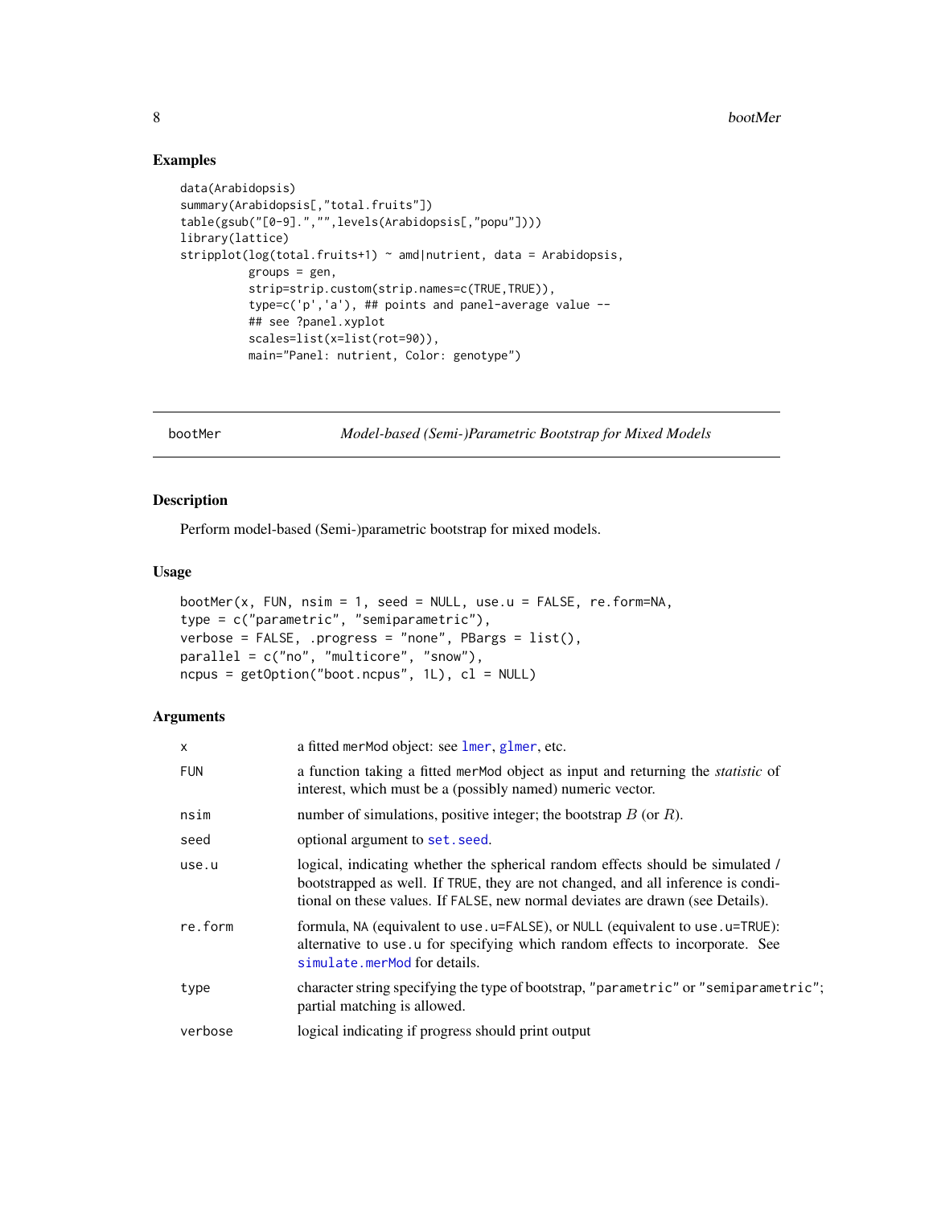## Examples

```
data(Arabidopsis)
summary(Arabidopsis[,"total.fruits"])
table(gsub("[0-9].","",levels(Arabidopsis[,"popu"])))
library(lattice)
stripplot(log(total.fruits+1) ~ amd|nutrient, data = Arabidopsis,
          groups = gen,
          strip=strip.custom(strip.names=c(TRUE,TRUE)),
          type=c('p','a'), ## points and panel-average value --
          ## see ?panel.xyplot
          scales=list(x=list(rot=90)),
          main="Panel: nutrient, Color: genotype")
```

---

# bootMer — *Model-based (Semi-)Parametric Bootstrap for Mixed Models*

## Description

Perform model-based (Semi-)parametric bootstrap for mixed models.

## Usage

```
bootMer(x, FUN, nsim = 1, seed = NULL, use.u = FALSE, re.form=NA,
type = c("parametric", "semiparametric"),
verbose = FALSE, .progress = "none", PBargs = list(),
parallel = c("no", "multicore", "snow"),
ncpus = getOption("boot.ncpus", 1L), cl = NULL)
```

## Arguments

| | |
|---|---|
| `x` | a fitted `merMod` object: see `lmer`, `glmer`, etc. |
| `FUN` | a function taking a fitted `merMod` object as input and returning the *statistic* of interest, which must be a (possibly named) numeric vector. |
| `nsim` | number of simulations, positive integer; the bootstrap $B$ (or $R$). |
| `seed` | optional argument to `set.seed`. |
| `use.u` | logical, indicating whether the spherical random effects should be simulated / bootstrapped as well. If `TRUE`, they are not changed, and all inference is conditional on these values. If `FALSE`, new normal deviates are drawn (see Details). |
| `re.form` | formula, `NA` (equivalent to `use.u=FALSE`), or `NULL` (equivalent to `use.u=TRUE`): alternative to `use.u` for specifying which random effects to incorporate. See `simulate.merMod` for details. |
| `type` | character string specifying the type of bootstrap, `"parametric"` or `"semiparametric"`; partial matching is allowed. |
| `verbose` | logical indicating if progress should print output |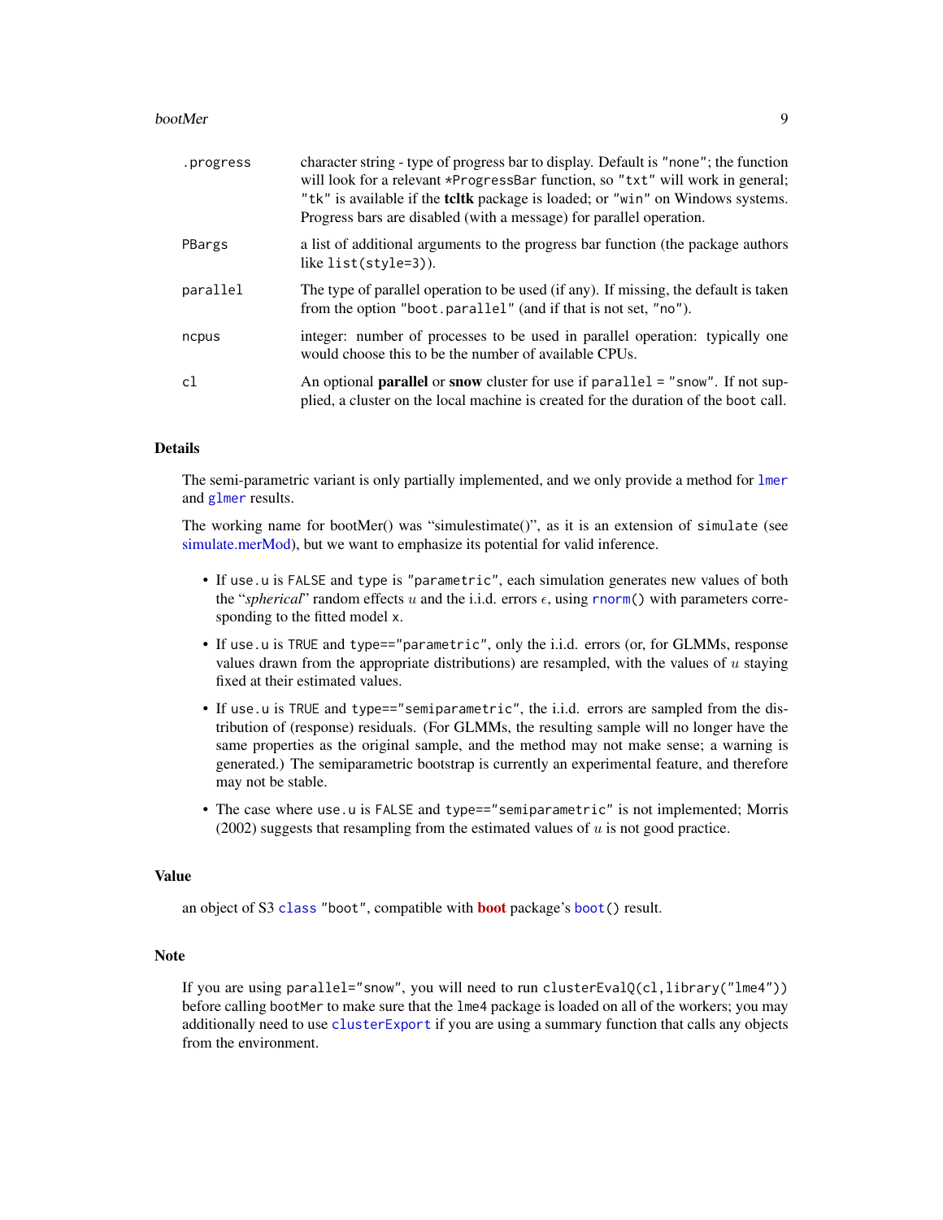| | |
|---|---|
| .progress | character string - type of progress bar to display. Default is "none"; the function will look for a relevant *ProgressBar function, so "txt" will work in general; "tk" is available if the **tcltk** package is loaded; or "win" on Windows systems. Progress bars are disabled (with a message) for parallel operation. |
| PBargs | a list of additional arguments to the progress bar function (the package authors like list(style=3)). |
| parallel | The type of parallel operation to be used (if any). If missing, the default is taken from the option "boot.parallel" (and if that is not set, "no"). |
| ncpus | integer: number of processes to be used in parallel operation: typically one would choose this to be the number of available CPUs. |
| cl | An optional **parallel** or **snow** cluster for use if parallel = "snow". If not supplied, a cluster on the local machine is created for the duration of the boot call. |

### Details

The semi-parametric variant is only partially implemented, and we only provide a method for lmer and glmer results.

The working name for bootMer() was "simulestimate()", as it is an extension of simulate (see simulate.merMod), but we want to emphasize its potential for valid inference.

- If use.u is FALSE and type is "parametric", each simulation generates new values of both the "*spherical*" random effects $u$ and the i.i.d. errors $\epsilon$, using rnorm() with parameters corresponding to the fitted model x.
- If use.u is TRUE and type=="parametric", only the i.i.d. errors (or, for GLMMs, response values drawn from the appropriate distributions) are resampled, with the values of $u$ staying fixed at their estimated values.
- If use.u is TRUE and type=="semiparametric", the i.i.d. errors are sampled from the distribution of (response) residuals. (For GLMMs, the resulting sample will no longer have the same properties as the original sample, and the method may not make sense; a warning is generated.) The semiparametric bootstrap is currently an experimental feature, and therefore may not be stable.
- The case where use.u is FALSE and type=="semiparametric" is not implemented; Morris (2002) suggests that resampling from the estimated values of $u$ is not good practice.

### Value

an object of S3 class "boot", compatible with **boot** package's boot() result.

### Note

If you are using parallel="snow", you will need to run clusterEvalQ(cl,library("lme4")) before calling bootMer to make sure that the lme4 package is loaded on all of the workers; you may additionally need to use clusterExport if you are using a summary function that calls any objects from the environment.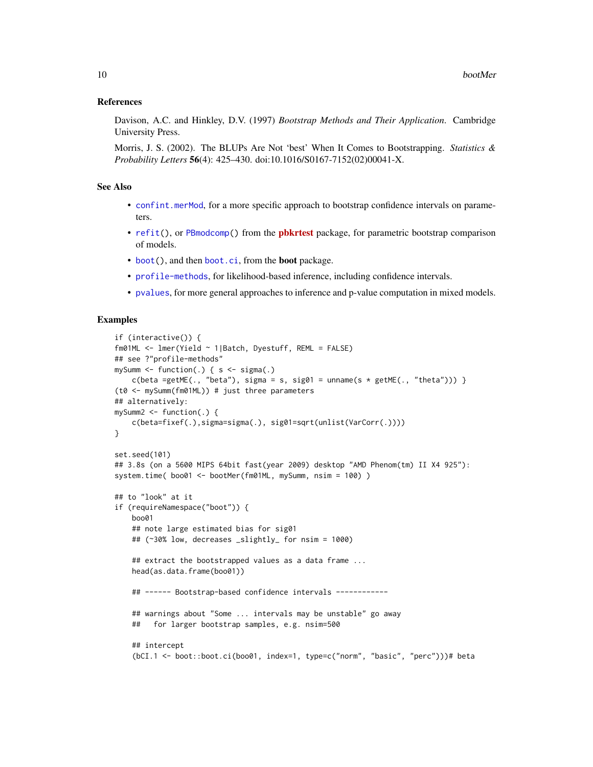### References

Davison, A.C. and Hinkley, D.V. (1997) *Bootstrap Methods and Their Application*. Cambridge University Press.

Morris, J. S. (2002). The BLUPs Are Not 'best' When It Comes to Bootstrapping. *Statistics & Probability Letters* **56**(4): 425–430. doi:10.1016/S0167-7152(02)00041-X.

### See Also

- `confint.merMod`, for a more specific approach to bootstrap confidence intervals on parameters.
- `refit()`, or `PBmodcomp()` from the **pbkrtest** package, for parametric bootstrap comparison of models.
- `boot()`, and then `boot.ci`, from the **boot** package.
- `profile-methods`, for likelihood-based inference, including confidence intervals.
- `pvalues`, for more general approaches to inference and p-value computation in mixed models.

### Examples

```
if (interactive()) {
fm01ML <- lmer(Yield ~ 1|Batch, Dyestuff, REML = FALSE)
## see ?"profile-methods"
mySumm <- function(.) { s <- sigma(.)
    c(beta =getME(., "beta"), sigma = s, sig01 = unname(s * getME(., "theta"))) }
(t0 <- mySumm(fm01ML)) # just three parameters
## alternatively:
mySumm2 <- function(.) {
    c(beta=fixef(.),sigma=sigma(.), sig01=sqrt(unlist(VarCorr(.))))
}

set.seed(101)
## 3.8s (on a 5600 MIPS 64bit fast(year 2009) desktop "AMD Phenom(tm) II X4 925"):
system.time( boo01 <- bootMer(fm01ML, mySumm, nsim = 100) )

## to "look" at it
if (requireNamespace("boot")) {
    boo01
    ## note large estimated bias for sig01
    ## (~30% low, decreases _slightly_ for nsim = 1000)

    ## extract the bootstrapped values as a data frame ...
    head(as.data.frame(boo01))

    ## ------ Bootstrap-based confidence intervals ------------

    ## warnings about "Some ... intervals may be unstable" go away
    ##   for larger bootstrap samples, e.g. nsim=500

    ## intercept
    (bCI.1 <- boot::boot.ci(boo01, index=1, type=c("norm", "basic", "perc")))# beta
```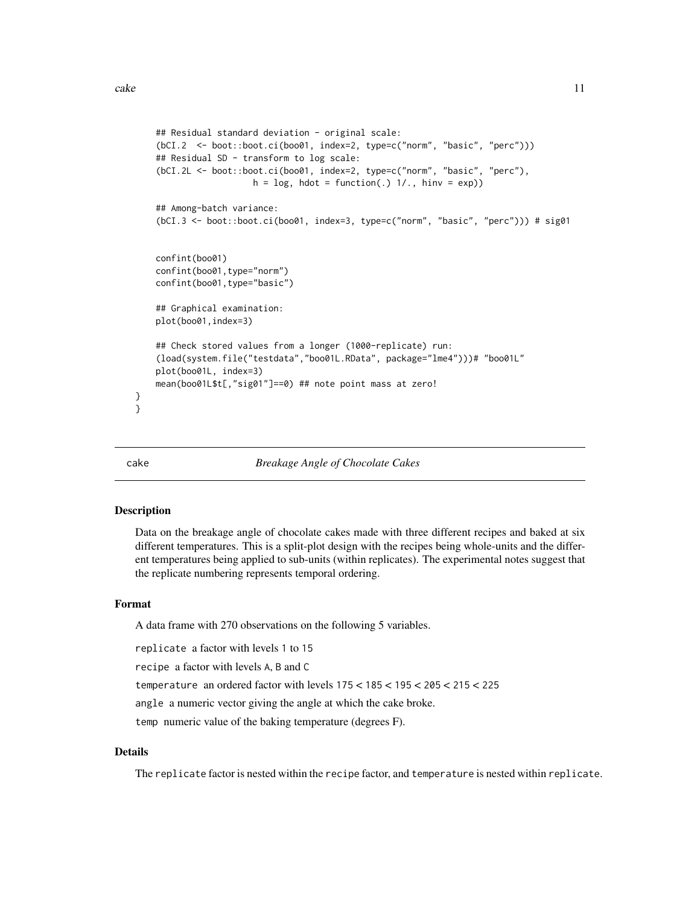```
    ## Residual standard deviation - original scale:
    (bCI.2  <- boot::boot.ci(boo01, index=2, type=c("norm", "basic", "perc")))
    ## Residual SD - transform to log scale:
    (bCI.2L <- boot::boot.ci(boo01, index=2, type=c("norm", "basic", "perc"),
                     h = log, hdot = function(.) 1/., hinv = exp))

    ## Among-batch variance:
    (bCI.3 <- boot::boot.ci(boo01, index=3, type=c("norm", "basic", "perc"))) # sig01


    confint(boo01)
    confint(boo01,type="norm")
    confint(boo01,type="basic")

    ## Graphical examination:
    plot(boo01,index=3)

    ## Check stored values from a longer (1000-replicate) run:
    (load(system.file("testdata","boo01L.RData", package="lme4")))# "boo01L"
    plot(boo01L, index=3)
    mean(boo01L$t[,"sig01"]==0) ## note point mass at zero!
}
}
```

## cake — *Breakage Angle of Chocolate Cakes*

### Description

Data on the breakage angle of chocolate cakes made with three different recipes and baked at six different temperatures. This is a split-plot design with the recipes being whole-units and the different temperatures being applied to sub-units (within replicates). The experimental notes suggest that the replicate numbering represents temporal ordering.

### Format

A data frame with 270 observations on the following 5 variables.

`replicate` a factor with levels 1 to 15

`recipe` a factor with levels A, B and C

`temperature` an ordered factor with levels 175 < 185 < 195 < 205 < 215 < 225

`angle` a numeric vector giving the angle at which the cake broke.

`temp` numeric value of the baking temperature (degrees F).

### Details

The `replicate` factor is nested within the `recipe` factor, and `temperature` is nested within `replicate`.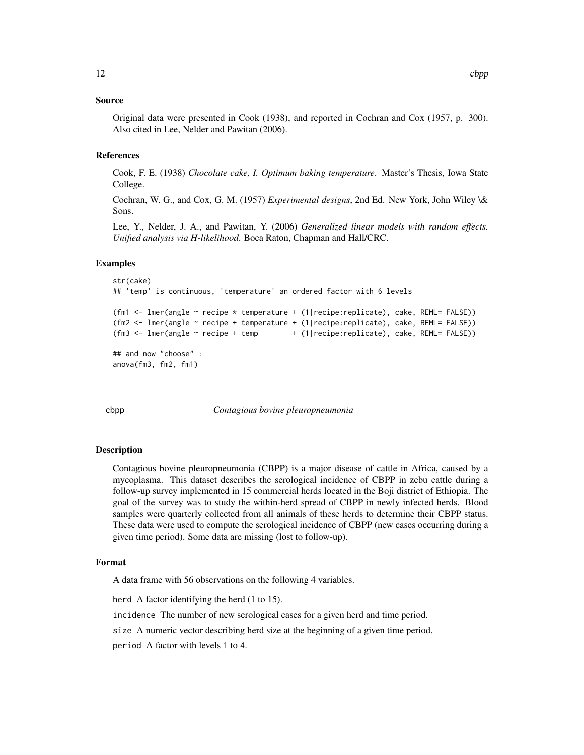### Source

Original data were presented in Cook (1938), and reported in Cochran and Cox (1957, p. 300). Also cited in Lee, Nelder and Pawitan (2006).

### References

Cook, F. E. (1938) *Chocolate cake, I. Optimum baking temperature*. Master's Thesis, Iowa State College.

Cochran, W. G., and Cox, G. M. (1957) *Experimental designs*, 2nd Ed. New York, John Wiley \& Sons.

Lee, Y., Nelder, J. A., and Pawitan, Y. (2006) *Generalized linear models with random effects. Unified analysis via H-likelihood.* Boca Raton, Chapman and Hall/CRC.

### Examples

```
str(cake)
## 'temp' is continuous, 'temperature' an ordered factor with 6 levels

(fm1 <- lmer(angle ~ recipe * temperature + (1|recipe:replicate), cake, REML= FALSE))
(fm2 <- lmer(angle ~ recipe + temperature + (1|recipe:replicate), cake, REML= FALSE))
(fm3 <- lmer(angle ~ recipe + temp        + (1|recipe:replicate), cake, REML= FALSE))

## and now "choose" :
anova(fm3, fm2, fm1)
```

---

## cbpp — *Contagious bovine pleuropneumonia*

### Description

Contagious bovine pleuropneumonia (CBPP) is a major disease of cattle in Africa, caused by a mycoplasma. This dataset describes the serological incidence of CBPP in zebu cattle during a follow-up survey implemented in 15 commercial herds located in the Boji district of Ethiopia. The goal of the survey was to study the within-herd spread of CBPP in newly infected herds. Blood samples were quarterly collected from all animals of these herds to determine their CBPP status. These data were used to compute the serological incidence of CBPP (new cases occurring during a given time period). Some data are missing (lost to follow-up).

### Format

A data frame with 56 observations on the following 4 variables.

`herd` A factor identifying the herd (1 to 15).

`incidence` The number of new serological cases for a given herd and time period.

`size` A numeric vector describing herd size at the beginning of a given time period.

`period` A factor with levels 1 to 4.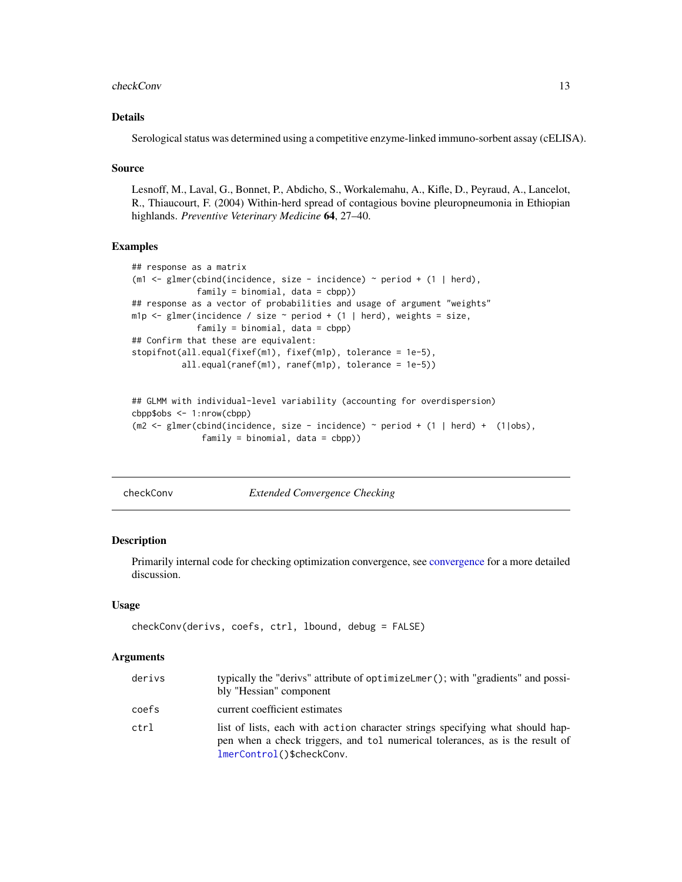### Details

Serological status was determined using a competitive enzyme-linked immuno-sorbent assay (cELISA).

### Source

Lesnoff, M., Laval, G., Bonnet, P., Abdicho, S., Workalemahu, A., Kifle, D., Peyraud, A., Lancelot, R., Thiaucourt, F. (2004) Within-herd spread of contagious bovine pleuropneumonia in Ethiopian highlands. *Preventive Veterinary Medicine* **64**, 27–40.

### Examples

```
## response as a matrix
(m1 <- glmer(cbind(incidence, size - incidence) ~ period + (1 | herd),
             family = binomial, data = cbpp))
## response as a vector of probabilities and usage of argument "weights"
m1p <- glmer(incidence / size ~ period + (1 | herd), weights = size,
             family = binomial, data = cbpp)
## Confirm that these are equivalent:
stopifnot(all.equal(fixef(m1), fixef(m1p), tolerance = 1e-5),
          all.equal(ranef(m1), ranef(m1p), tolerance = 1e-5))


## GLMM with individual-level variability (accounting for overdispersion)
cbpp$obs <- 1:nrow(cbpp)
(m2 <- glmer(cbind(incidence, size - incidence) ~ period + (1 | herd) +  (1|obs),
              family = binomial, data = cbpp))
```

---

## checkConv &nbsp;&nbsp;&nbsp;&nbsp; *Extended Convergence Checking*

---

### Description

Primarily internal code for checking optimization convergence, see convergence for a more detailed discussion.

### Usage

```
checkConv(derivs, coefs, ctrl, lbound, debug = FALSE)
```

### Arguments

| | |
|---|---|
| `derivs` | typically the "derivs" attribute of `optimizeLmer()`; with "gradients" and possibly "Hessian" component |
| `coefs` | current coefficient estimates |
| `ctrl` | list of lists, each with `action` character strings specifying what should happen when a check triggers, and `tol` numerical tolerances, as is the result of `lmerControl()$checkConv`. |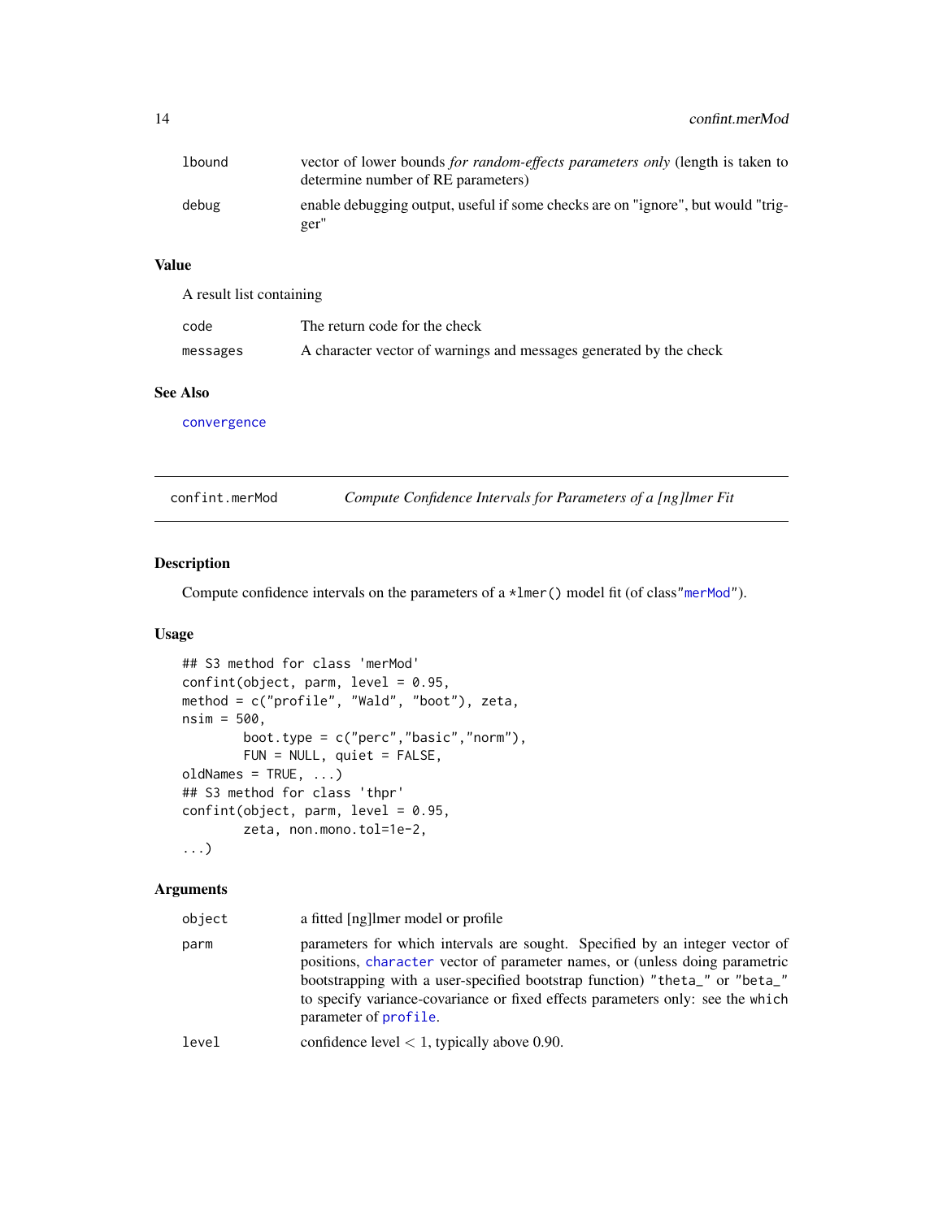| | |
|---|---|
| lbound | vector of lower bounds *for random-effects parameters only* (length is taken to determine number of RE parameters) |
| debug | enable debugging output, useful if some checks are on "ignore", but would "trigger" |

### Value

A result list containing

| | |
|---|---|
| code | The return code for the check |
| messages | A character vector of warnings and messages generated by the check |

### See Also

convergence

---

## confint.merMod — *Compute Confidence Intervals for Parameters of a [ng]lmer Fit*

### Description

Compute confidence intervals on the parameters of a *lmer() model fit (of class"merMod").

### Usage

```
## S3 method for class 'merMod'
confint(object, parm, level = 0.95,
method = c("profile", "Wald", "boot"), zeta,
nsim = 500,
        boot.type = c("perc","basic","norm"),
        FUN = NULL, quiet = FALSE,
oldNames = TRUE, ...)
## S3 method for class 'thpr'
confint(object, parm, level = 0.95,
        zeta, non.mono.tol=1e-2,
...)
```

### Arguments

| | |
|---|---|
| object | a fitted [ng]lmer model or profile |
| parm | parameters for which intervals are sought. Specified by an integer vector of positions, character vector of parameter names, or (unless doing parametric bootstrapping with a user-specified bootstrap function) "theta_" or "beta_" to specify variance-covariance or fixed effects parameters only: see the which parameter of profile. |
| level | confidence level $< 1$, typically above 0.90. |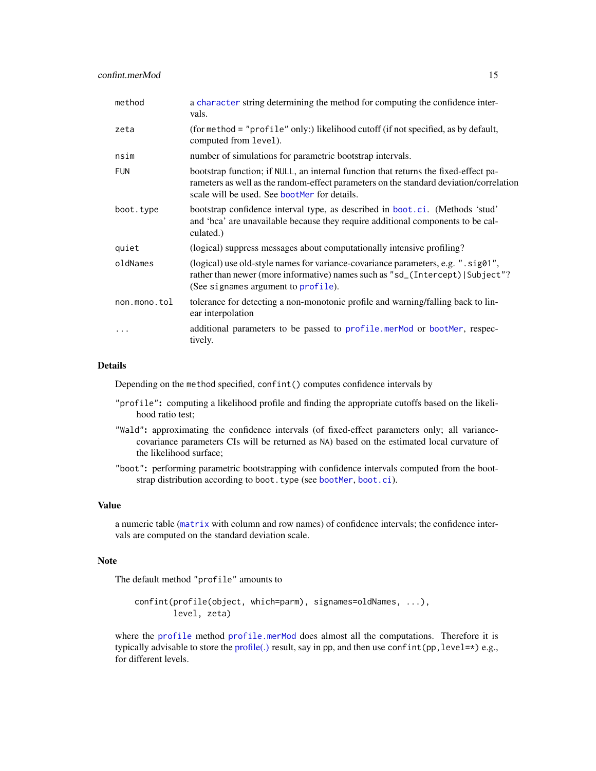| | |
|---|---|
| `method` | a `character` string determining the method for computing the confidence intervals. |
| `zeta` | (for `method = "profile"` only:) likelihood cutoff (if not specified, as by default, computed from `level`). |
| `nsim` | number of simulations for parametric bootstrap intervals. |
| `FUN` | bootstrap function; if `NULL`, an internal function that returns the fixed-effect parameters as well as the random-effect parameters on the standard deviation/correlation scale will be used. See `bootMer` for details. |
| `boot.type` | bootstrap confidence interval type, as described in `boot.ci`. (Methods 'stud' and 'bca' are unavailable because they require additional components to be calculated.) |
| `quiet` | (logical) suppress messages about computationally intensive profiling? |
| `oldNames` | (logical) use old-style names for variance-covariance parameters, e.g. `".sig01"`, rather than newer (more informative) names such as `"sd_(Intercept)|Subject"`? (See `signames` argument to `profile`). |
| `non.mono.tol` | tolerance for detecting a non-monotonic profile and warning/falling back to linear interpolation |
| `...` | additional parameters to be passed to `profile.merMod` or `bootMer`, respectively. |

## Details

Depending on the `method` specified, `confint()` computes confidence intervals by

- **`"profile"`:** computing a likelihood profile and finding the appropriate cutoffs based on the likelihood ratio test;
- **`"Wald"`:** approximating the confidence intervals (of fixed-effect parameters only; all variance-covariance parameters CIs will be returned as `NA`) based on the estimated local curvature of the likelihood surface;
- **`"boot"`:** performing parametric bootstrapping with confidence intervals computed from the bootstrap distribution according to `boot.type` (see `bootMer`, `boot.ci`).

## Value

a numeric table (`matrix` with column and row names) of confidence intervals; the confidence intervals are computed on the standard deviation scale.

## Note

The default method `"profile"` amounts to

```
confint(profile(object, which=parm), signames=oldNames, ...),
        level, zeta)
```

where the `profile` method `profile.merMod` does almost all the computations. Therefore it is typically advisable to store the profile(.) result, say in `pp`, and then use `confint(pp,level=*)` e.g., for different levels.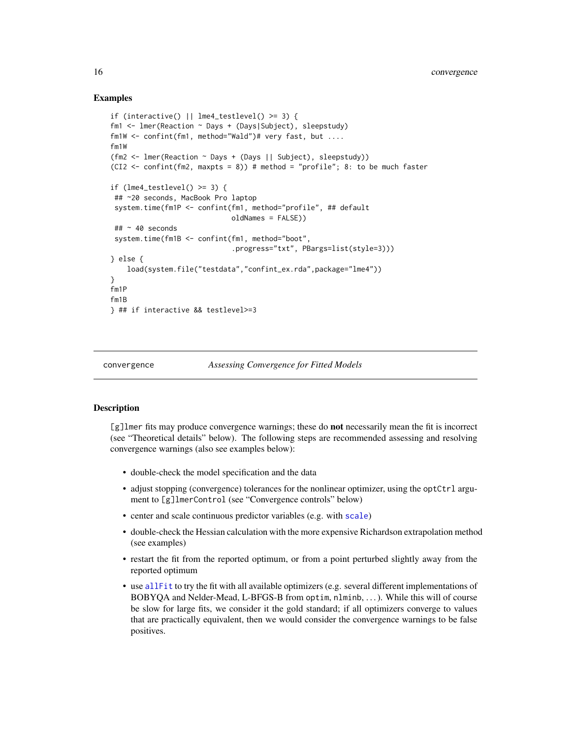### Examples

```
if (interactive() || lme4_testlevel() >= 3) {
fm1 <- lmer(Reaction ~ Days + (Days|Subject), sleepstudy)
fm1W <- confint(fm1, method="Wald")# very fast, but ....
fm1W
(fm2 <- lmer(Reaction ~ Days + (Days || Subject), sleepstudy))
(CI2 <- confint(fm2, maxpts = 8)) # method = "profile"; 8: to be much faster

if (lme4_testlevel() >= 3) {
 ## ~20 seconds, MacBook Pro laptop
 system.time(fm1P <- confint(fm1, method="profile", ## default
                             oldNames = FALSE))
 ## ~ 40 seconds
 system.time(fm1B <- confint(fm1, method="boot",
                             .progress="txt", PBargs=list(style=3)))
} else {
    load(system.file("testdata","confint_ex.rda",package="lme4"))
}
fm1P
fm1B
} ## if interactive && testlevel>=3
```

---

## convergence — *Assessing Convergence for Fitted Models*

---

### Description

[g]lmer fits may produce convergence warnings; these do **not** necessarily mean the fit is incorrect (see "Theoretical details" below). The following steps are recommended assessing and resolving convergence warnings (also see examples below):

- double-check the model specification and the data
- adjust stopping (convergence) tolerances for the nonlinear optimizer, using the `optCtrl` argument to `[g]lmerControl` (see "Convergence controls" below)
- center and scale continuous predictor variables (e.g. with `scale`)
- double-check the Hessian calculation with the more expensive Richardson extrapolation method (see examples)
- restart the fit from the reported optimum, or from a point perturbed slightly away from the reported optimum
- use `allFit` to try the fit with all available optimizers (e.g. several different implementations of BOBYQA and Nelder-Mead, L-BFGS-B from `optim`, `nlminb`, ...). While this will of course be slow for large fits, we consider it the gold standard; if all optimizers converge to values that are practically equivalent, then we would consider the convergence warnings to be false positives.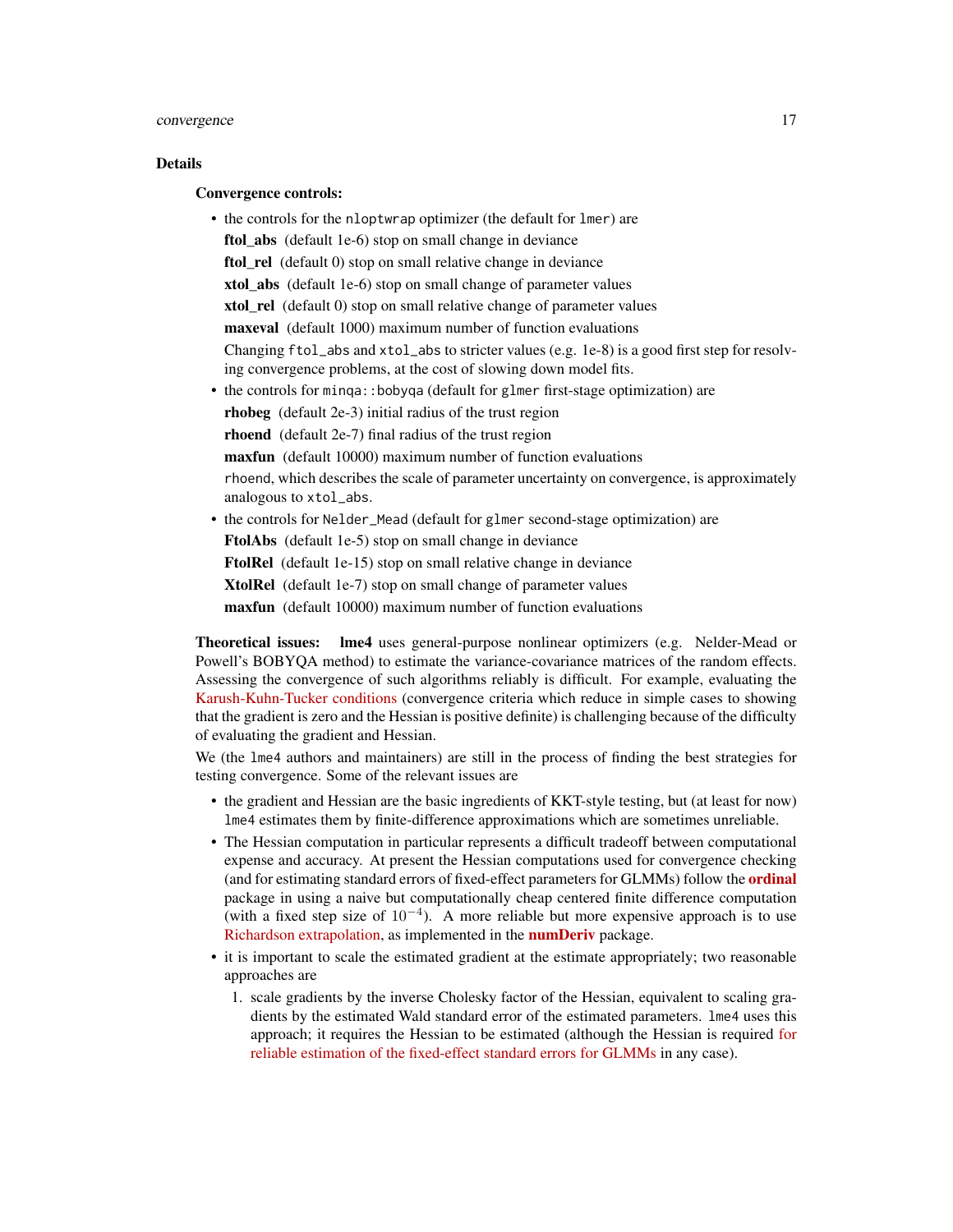### Details

**Convergence controls:**

- the controls for the `nloptwrap` optimizer (the default for `lmer`) are

  **ftol_abs** (default 1e-6) stop on small change in deviance

  **ftol_rel** (default 0) stop on small relative change in deviance

  **xtol_abs** (default 1e-6) stop on small change of parameter values

  **xtol_rel** (default 0) stop on small relative change of parameter values

  **maxeval** (default 1000) maximum number of function evaluations

  Changing `ftol_abs` and `xtol_abs` to stricter values (e.g. 1e-8) is a good first step for resolving convergence problems, at the cost of slowing down model fits.

- the controls for `minqa::bobyqa` (default for `glmer` first-stage optimization) are

  **rhobeg** (default 2e-3) initial radius of the trust region

  **rhoend** (default 2e-7) final radius of the trust region

  **maxfun** (default 10000) maximum number of function evaluations

  `rhoend`, which describes the scale of parameter uncertainty on convergence, is approximately analogous to `xtol_abs`.

- the controls for `Nelder_Mead` (default for `glmer` second-stage optimization) are

  **FtolAbs** (default 1e-5) stop on small change in deviance

  **FtolRel** (default 1e-15) stop on small relative change in deviance

  **XtolRel** (default 1e-7) stop on small change of parameter values

  **maxfun** (default 10000) maximum number of function evaluations

**Theoretical issues:** **lme4** uses general-purpose nonlinear optimizers (e.g. Nelder-Mead or Powell's BOBYQA method) to estimate the variance-covariance matrices of the random effects. Assessing the convergence of such algorithms reliably is difficult. For example, evaluating the Karush-Kuhn-Tucker conditions (convergence criteria which reduce in simple cases to showing that the gradient is zero and the Hessian is positive definite) is challenging because of the difficulty of evaluating the gradient and Hessian.

We (the `lme4` authors and maintainers) are still in the process of finding the best strategies for testing convergence. Some of the relevant issues are

- the gradient and Hessian are the basic ingredients of KKT-style testing, but (at least for now) `lme4` estimates them by finite-difference approximations which are sometimes unreliable.
- The Hessian computation in particular represents a difficult tradeoff between computational expense and accuracy. At present the Hessian computations used for convergence checking (and for estimating standard errors of fixed-effect parameters for GLMMs) follow the **ordinal** package in using a naive but computationally cheap centered finite difference computation (with a fixed step size of $10^{-4}$). A more reliable but more expensive approach is to use Richardson extrapolation, as implemented in the **numDeriv** package.
- it is important to scale the estimated gradient at the estimate appropriately; two reasonable approaches are
  1. scale gradients by the inverse Cholesky factor of the Hessian, equivalent to scaling gradients by the estimated Wald standard error of the estimated parameters. `lme4` uses this approach; it requires the Hessian to be estimated (although the Hessian is required for reliable estimation of the fixed-effect standard errors for GLMMs in any case).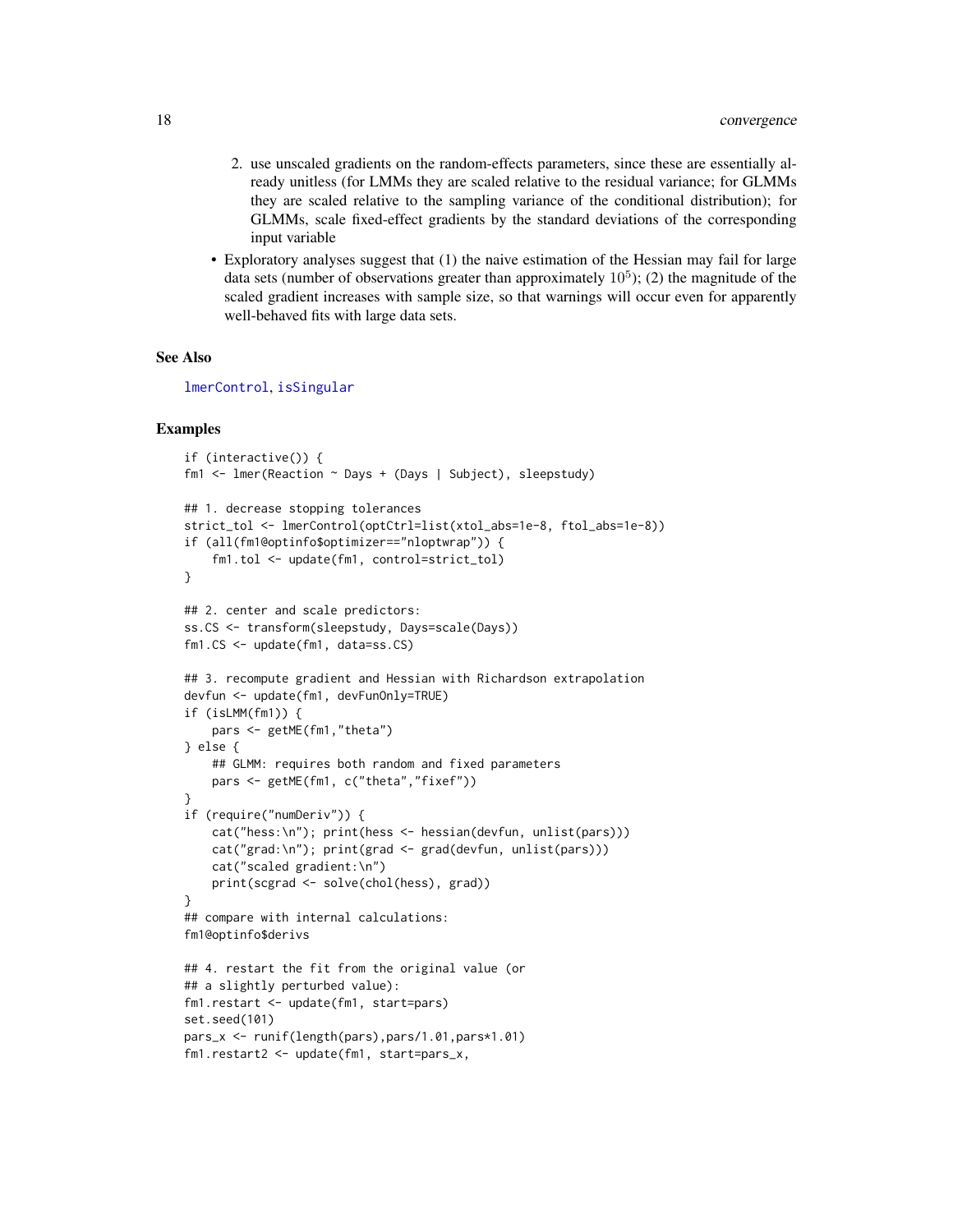2. use unscaled gradients on the random-effects parameters, since these are essentially already unitless (for LMMs they are scaled relative to the residual variance; for GLMMs they are scaled relative to the sampling variance of the conditional distribution); for GLMMs, scale fixed-effect gradients by the standard deviations of the corresponding input variable

- Exploratory analyses suggest that (1) the naive estimation of the Hessian may fail for large data sets (number of observations greater than approximately $10^5$); (2) the magnitude of the scaled gradient increases with sample size, so that warnings will occur even for apparently well-behaved fits with large data sets.

## See Also

lmerControl, isSingular

## Examples

```
if (interactive()) {
fm1 <- lmer(Reaction ~ Days + (Days | Subject), sleepstudy)

## 1. decrease stopping tolerances
strict_tol <- lmerControl(optCtrl=list(xtol_abs=1e-8, ftol_abs=1e-8))
if (all(fm1@optinfo$optimizer=="nloptwrap")) {
    fm1.tol <- update(fm1, control=strict_tol)
}

## 2. center and scale predictors:
ss.CS <- transform(sleepstudy, Days=scale(Days))
fm1.CS <- update(fm1, data=ss.CS)

## 3. recompute gradient and Hessian with Richardson extrapolation
devfun <- update(fm1, devFunOnly=TRUE)
if (isLMM(fm1)) {
    pars <- getME(fm1,"theta")
} else {
    ## GLMM: requires both random and fixed parameters
    pars <- getME(fm1, c("theta","fixef"))
}
if (require("numDeriv")) {
    cat("hess:\n"); print(hess <- hessian(devfun, unlist(pars)))
    cat("grad:\n"); print(grad <- grad(devfun, unlist(pars)))
    cat("scaled gradient:\n")
    print(scgrad <- solve(chol(hess), grad))
}
## compare with internal calculations:
fm1@optinfo$derivs

## 4. restart the fit from the original value (or
## a slightly perturbed value):
fm1.restart <- update(fm1, start=pars)
set.seed(101)
pars_x <- runif(length(pars),pars/1.01,pars*1.01)
fm1.restart2 <- update(fm1, start=pars_x,
```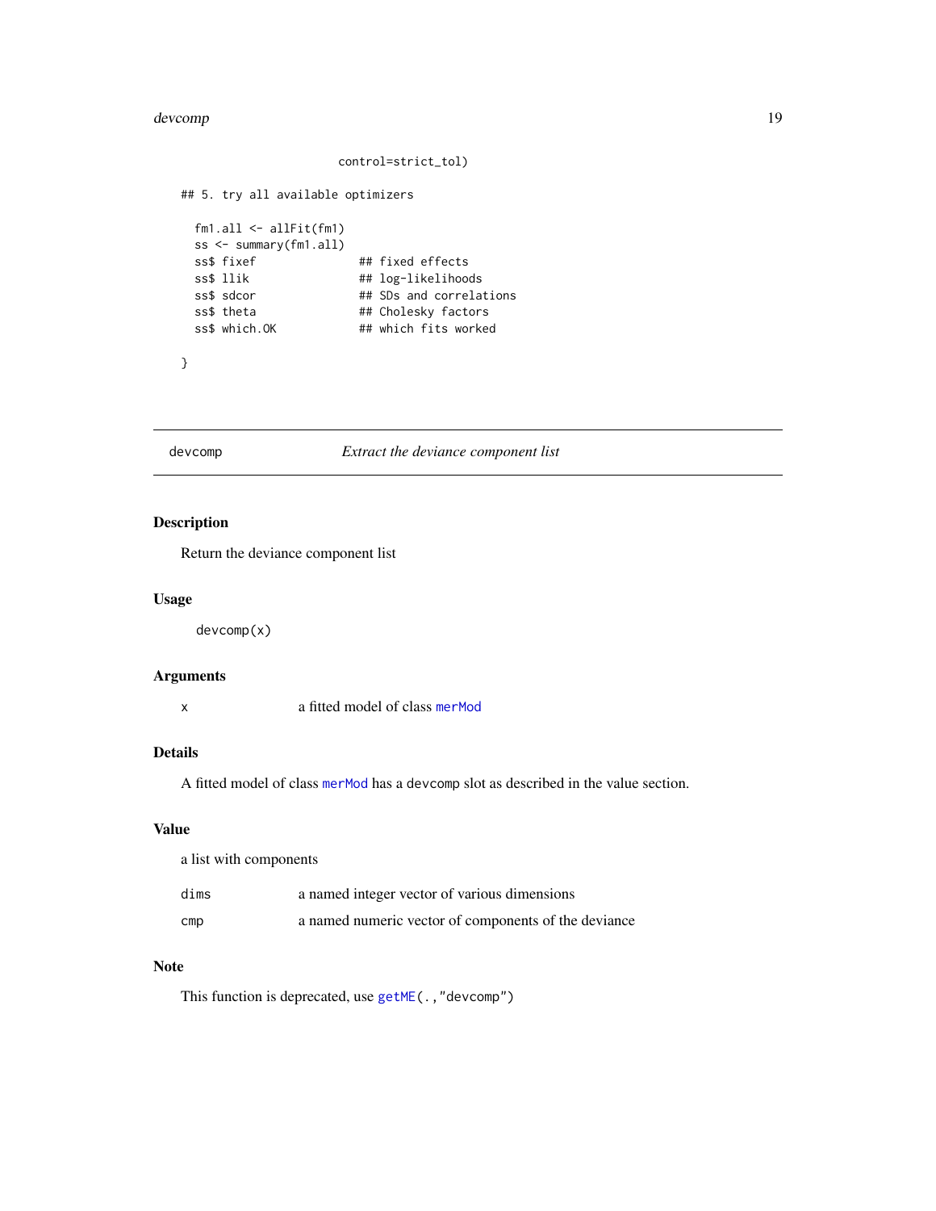```
                        control=strict_tol)

## 5. try all available optimizers

  fm1.all <- allFit(fm1)
  ss <- summary(fm1.all)
  ss$ fixef               ## fixed effects
  ss$ llik                ## log-likelihoods
  ss$ sdcor               ## SDs and correlations
  ss$ theta               ## Cholesky factors
  ss$ which.OK            ## which fits worked

}
```

---

devcomp — *Extract the deviance component list*

---

## Description

Return the deviance component list

## Usage

```
devcomp(x)
```

## Arguments

| | |
|---|---|
| x | a fitted model of class merMod |

## Details

A fitted model of class merMod has a devcomp slot as described in the value section.

## Value

a list with components

| | |
|---|---|
| dims | a named integer vector of various dimensions |
| cmp | a named numeric vector of components of the deviance |

## Note

This function is deprecated, use getME(.,"devcomp")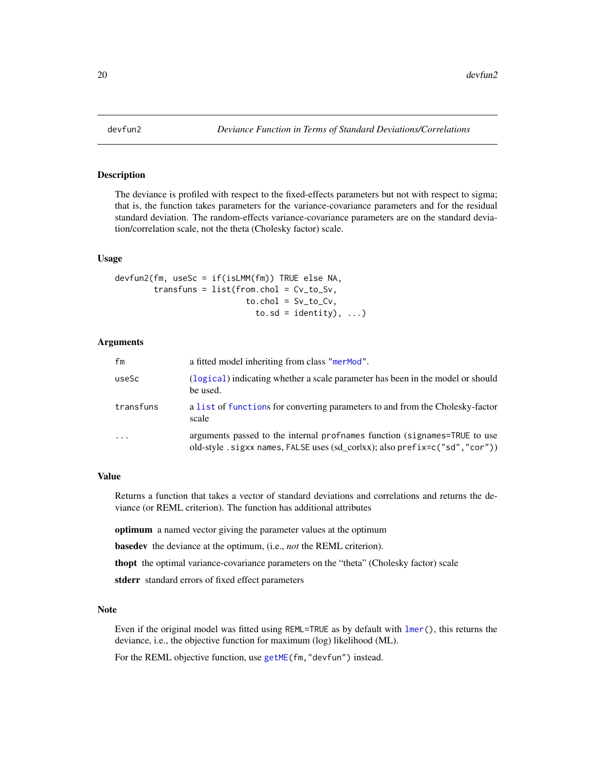devfun2 *Deviance Function in Terms of Standard Deviations/Correlations*

## Description

The deviance is profiled with respect to the fixed-effects parameters but not with respect to sigma; that is, the function takes parameters for the variance-covariance parameters and for the residual standard deviation. The random-effects variance-covariance parameters are on the standard deviation/correlation scale, not the theta (Cholesky factor) scale.

## Usage

```
devfun2(fm, useSc = if(isLMM(fm)) TRUE else NA,
        transfuns = list(from.chol = Cv_to_Sv,
                         to.chol = Sv_to_Cv,
                           to.sd = identity), ...)
```

## Arguments

| | |
|---|---|
| fm | a fitted model inheriting from class "merMod". |
| useSc | (logical) indicating whether a scale parameter has been in the model or should be used. |
| transfuns | a list of functions for converting parameters to and from the Cholesky-factor scale |
| ... | arguments passed to the internal profnames function (signames=TRUE to use old-style .sigxx names, FALSE uses (sd_cor\|xx); also prefix=c("sd","cor")) |

## Value

Returns a function that takes a vector of standard deviations and correlations and returns the deviance (or REML criterion). The function has additional attributes

**optimum** a named vector giving the parameter values at the optimum

**basedev** the deviance at the optimum, (i.e., *not* the REML criterion).

**thopt** the optimal variance-covariance parameters on the "theta" (Cholesky factor) scale

**stderr** standard errors of fixed effect parameters

## Note

Even if the original model was fitted using REML=TRUE as by default with lmer(), this returns the deviance, i.e., the objective function for maximum (log) likelihood (ML).

For the REML objective function, use getME(fm,"devfun") instead.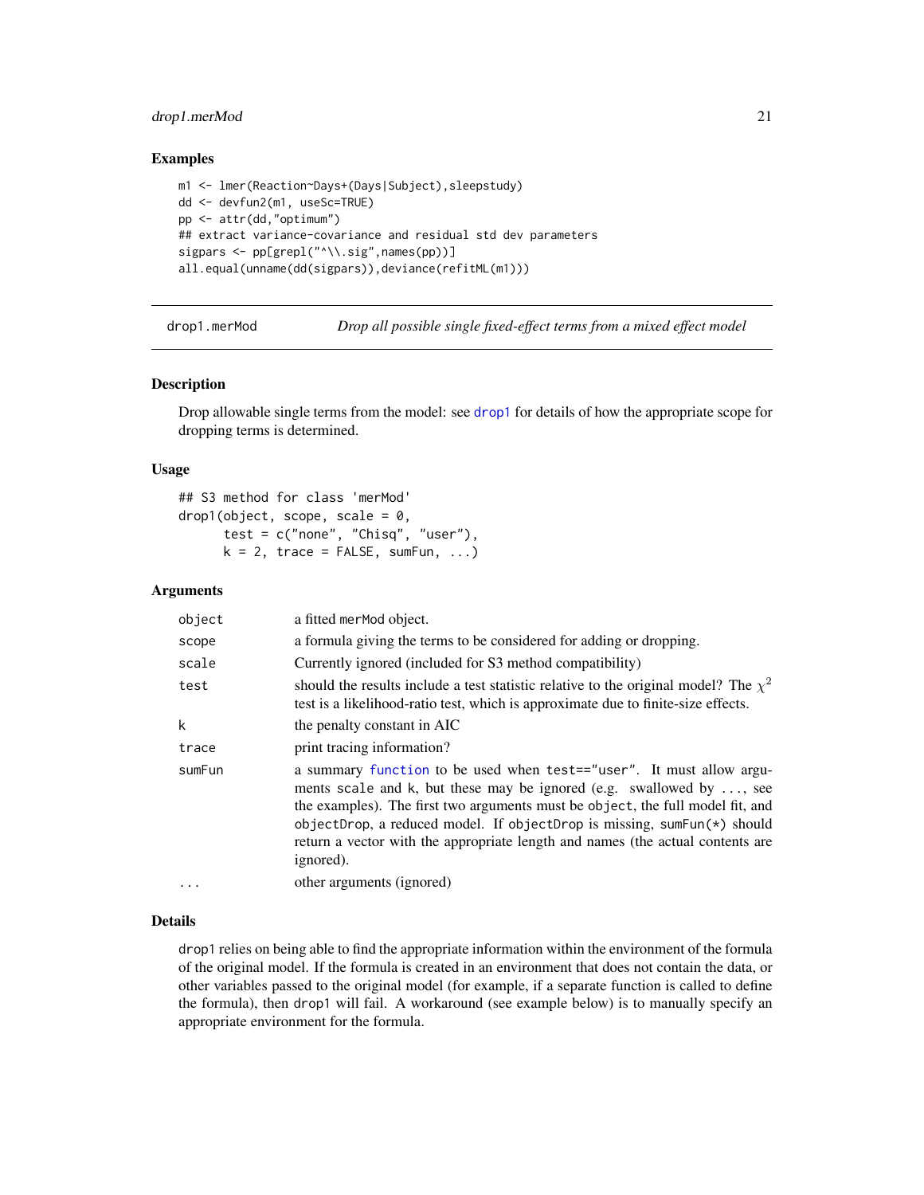### Examples

```
m1 <- lmer(Reaction~Days+(Days|Subject),sleepstudy)
dd <- devfun2(m1, useSc=TRUE)
pp <- attr(dd,"optimum")
## extract variance-covariance and residual std dev parameters
sigpars <- pp[grepl("^\\.sig",names(pp))]
all.equal(unname(dd(sigpars)),deviance(refitML(m1)))
```

---

## drop1.merMod — *Drop all possible single fixed-effect terms from a mixed effect model*

### Description

Drop allowable single terms from the model: see drop1 for details of how the appropriate scope for dropping terms is determined.

### Usage

```
## S3 method for class 'merMod'
drop1(object, scope, scale = 0,
      test = c("none", "Chisq", "user"),
      k = 2, trace = FALSE, sumFun, ...)
```

### Arguments

| | |
|---|---|
| object | a fitted merMod object. |
| scope | a formula giving the terms to be considered for adding or dropping. |
| scale | Currently ignored (included for S3 method compatibility) |
| test | should the results include a test statistic relative to the original model? The $\chi^2$ test is a likelihood-ratio test, which is approximate due to finite-size effects. |
| k | the penalty constant in AIC |
| trace | print tracing information? |
| sumFun | a summary function to be used when test=="user". It must allow arguments scale and k, but these may be ignored (e.g. swallowed by ..., see the examples). The first two arguments must be object, the full model fit, and objectDrop, a reduced model. If objectDrop is missing, sumFun(*) should return a vector with the appropriate length and names (the actual contents are ignored). |
| ... | other arguments (ignored) |

### Details

drop1 relies on being able to find the appropriate information within the environment of the formula of the original model. If the formula is created in an environment that does not contain the data, or other variables passed to the original model (for example, if a separate function is called to define the formula), then drop1 will fail. A workaround (see example below) is to manually specify an appropriate environment for the formula.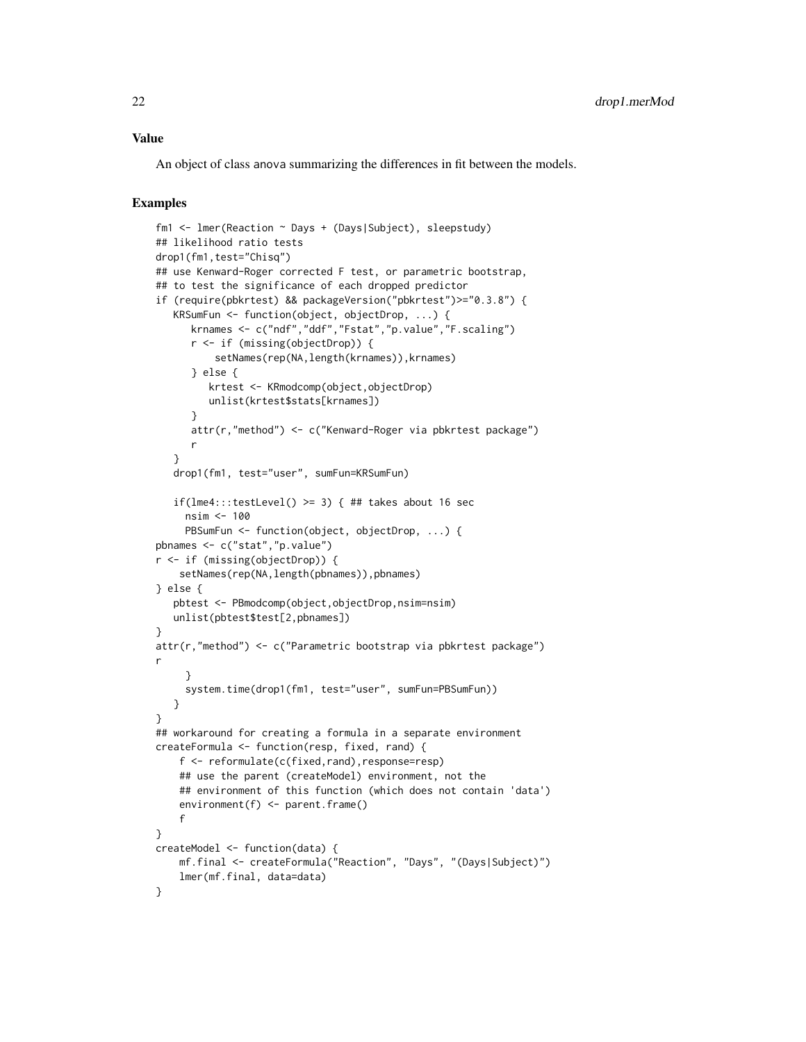## Value

An object of class anova summarizing the differences in fit between the models.

## Examples

```
fm1 <- lmer(Reaction ~ Days + (Days|Subject), sleepstudy)
## likelihood ratio tests
drop1(fm1,test="Chisq")
## use Kenward-Roger corrected F test, or parametric bootstrap,
## to test the significance of each dropped predictor
if (require(pbkrtest) && packageVersion("pbkrtest")>="0.3.8") {
   KRSumFun <- function(object, objectDrop, ...) {
      krnames <- c("ndf","ddf","Fstat","p.value","F.scaling")
      r <- if (missing(objectDrop)) {
          setNames(rep(NA,length(krnames)),krnames)
      } else {
         krtest <- KRmodcomp(object,objectDrop)
         unlist(krtest$stats[krnames])
      }
      attr(r,"method") <- c("Kenward-Roger via pbkrtest package")
      r
   }
   drop1(fm1, test="user", sumFun=KRSumFun)

   if(lme4:::testLevel() >= 3) { ## takes about 16 sec
     nsim <- 100
     PBSumFun <- function(object, objectDrop, ...) {
pbnames <- c("stat","p.value")
r <- if (missing(objectDrop)) {
    setNames(rep(NA,length(pbnames)),pbnames)
} else {
   pbtest <- PBmodcomp(object,objectDrop,nsim=nsim)
   unlist(pbtest$test[2,pbnames])
}
attr(r,"method") <- c("Parametric bootstrap via pbkrtest package")
r
     }
     system.time(drop1(fm1, test="user", sumFun=PBSumFun))
   }
}
## workaround for creating a formula in a separate environment
createFormula <- function(resp, fixed, rand) {
    f <- reformulate(c(fixed,rand),response=resp)
    ## use the parent (createModel) environment, not the
    ## environment of this function (which does not contain 'data')
    environment(f) <- parent.frame()
    f
}
createModel <- function(data) {
    mf.final <- createFormula("Reaction", "Days", "(Days|Subject)")
    lmer(mf.final, data=data)
}
```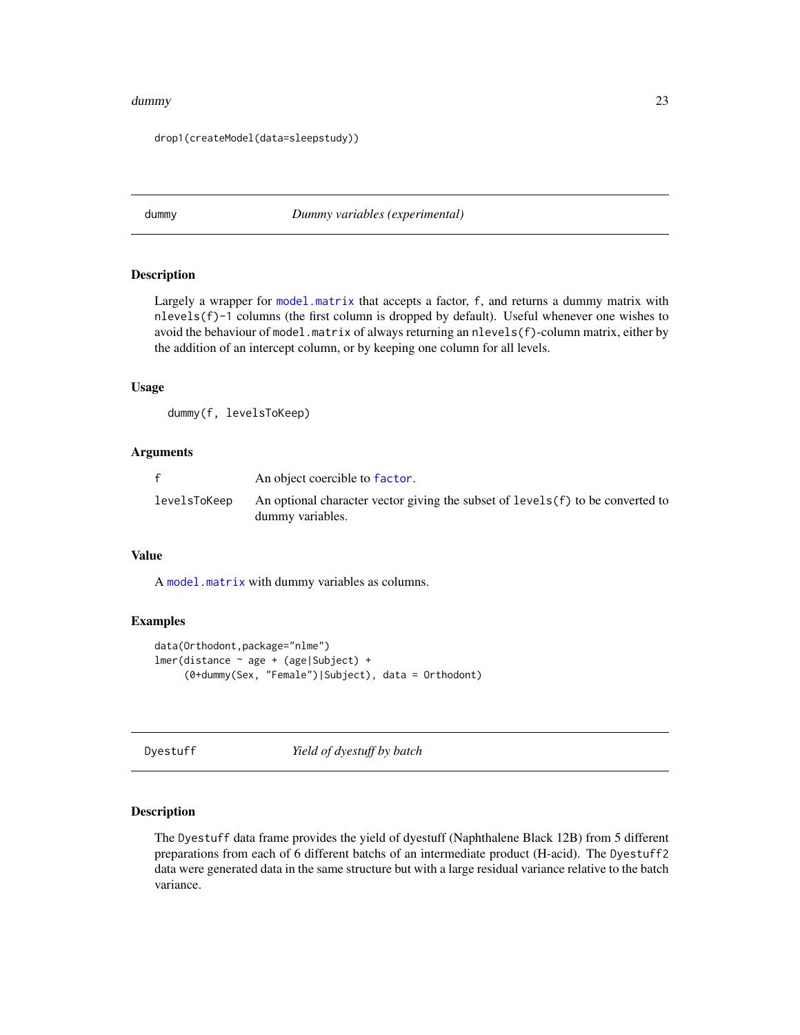```
drop1(createModel(data=sleepstudy))
```

## dummy — *Dummy variables (experimental)*

### Description

Largely a wrapper for `model.matrix` that accepts a factor, `f`, and returns a dummy matrix with `nlevels(f)-1` columns (the first column is dropped by default). Useful whenever one wishes to avoid the behaviour of `model.matrix` of always returning an `nlevels(f)`-column matrix, either by the addition of an intercept column, or by keeping one column for all levels.

### Usage

```
dummy(f, levelsToKeep)
```

### Arguments

| | |
|---|---|
| `f` | An object coercible to `factor`. |
| `levelsToKeep` | An optional character vector giving the subset of `levels(f)` to be converted to dummy variables. |

### Value

A `model.matrix` with dummy variables as columns.

### Examples

```
data(Orthodont,package="nlme")
lmer(distance ~ age + (age|Subject) +
     (0+dummy(Sex, "Female")|Subject), data = Orthodont)
```

## Dyestuff — *Yield of dyestuff by batch*

### Description

The `Dyestuff` data frame provides the yield of dyestuff (Naphthalene Black 12B) from 5 different preparations from each of 6 different batchs of an intermediate product (H-acid). The `Dyestuff2` data were generated data in the same structure but with a large residual variance relative to the batch variance.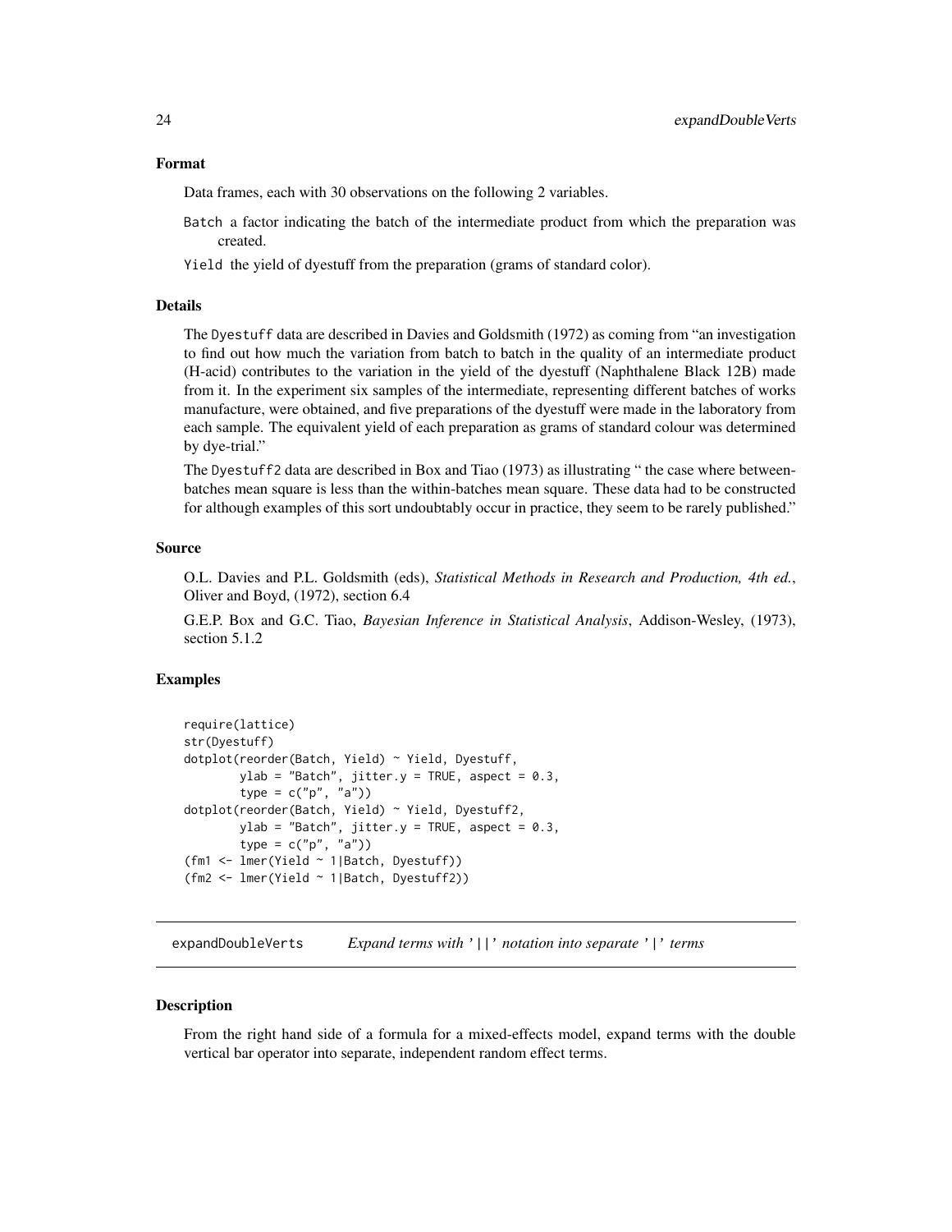### Format

Data frames, each with 30 observations on the following 2 variables.

`Batch` a factor indicating the batch of the intermediate product from which the preparation was created.

`Yield` the yield of dyestuff from the preparation (grams of standard color).

### Details

The `Dyestuff` data are described in Davies and Goldsmith (1972) as coming from "an investigation to find out how much the variation from batch to batch in the quality of an intermediate product (H-acid) contributes to the variation in the yield of the dyestuff (Naphthalene Black 12B) made from it. In the experiment six samples of the intermediate, representing different batches of works manufacture, were obtained, and five preparations of the dyestuff were made in the laboratory from each sample. The equivalent yield of each preparation as grams of standard colour was determined by dye-trial."

The `Dyestuff2` data are described in Box and Tiao (1973) as illustrating " the case where between-batches mean square is less than the within-batches mean square. These data had to be constructed for although examples of this sort undoubtably occur in practice, they seem to be rarely published."

### Source

O.L. Davies and P.L. Goldsmith (eds), *Statistical Methods in Research and Production, 4th ed.*, Oliver and Boyd, (1972), section 6.4

G.E.P. Box and G.C. Tiao, *Bayesian Inference in Statistical Analysis*, Addison-Wesley, (1973), section 5.1.2

### Examples

```
require(lattice)
str(Dyestuff)
dotplot(reorder(Batch, Yield) ~ Yield, Dyestuff,
        ylab = "Batch", jitter.y = TRUE, aspect = 0.3,
        type = c("p", "a"))
dotplot(reorder(Batch, Yield) ~ Yield, Dyestuff2,
        ylab = "Batch", jitter.y = TRUE, aspect = 0.3,
        type = c("p", "a"))
(fm1 <- lmer(Yield ~ 1|Batch, Dyestuff))
(fm2 <- lmer(Yield ~ 1|Batch, Dyestuff2))
```

---

## expandDoubleVerts *Expand terms with '||' notation into separate '|' terms*

### Description

From the right hand side of a formula for a mixed-effects model, expand terms with the double vertical bar operator into separate, independent random effect terms.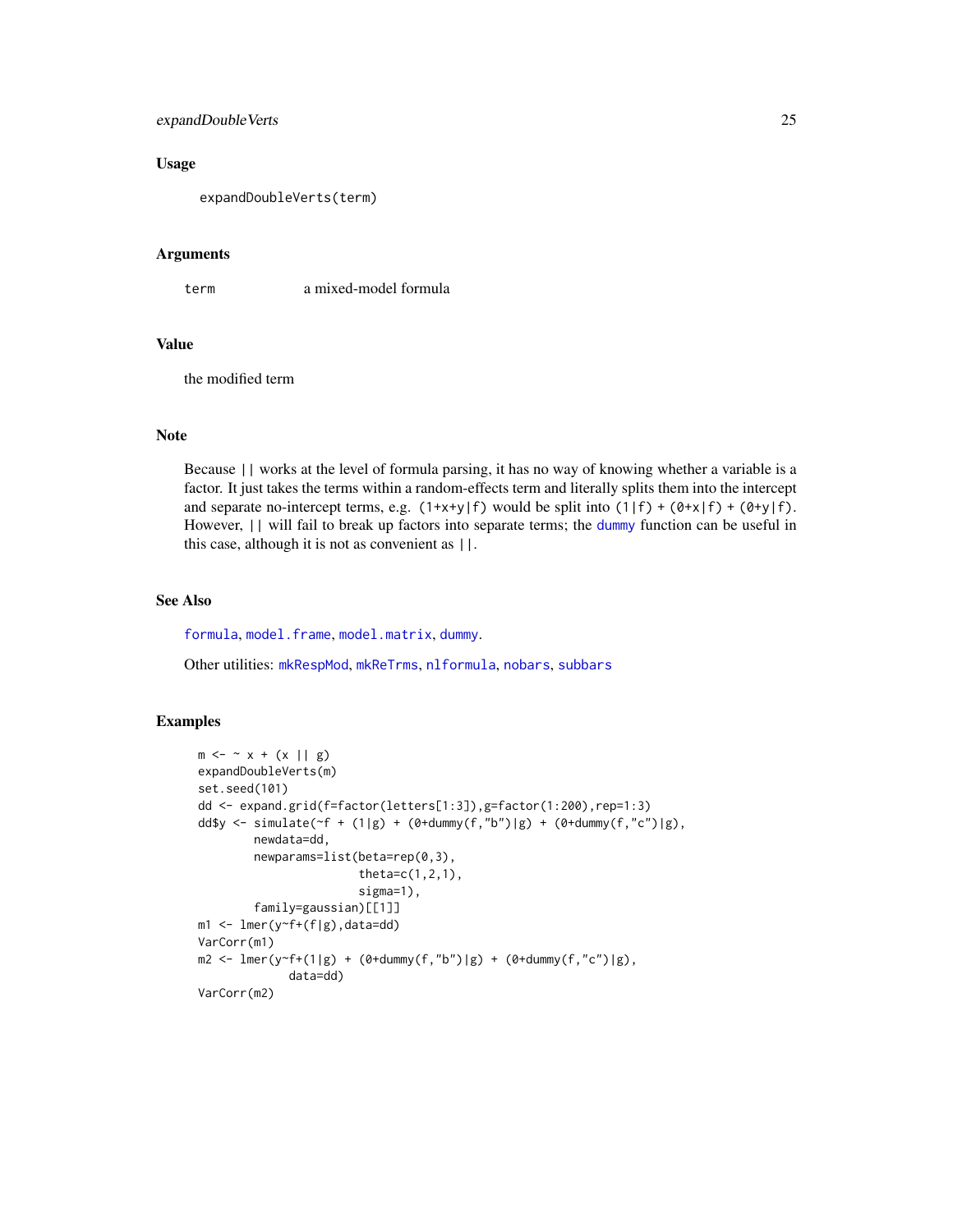### Usage

```
expandDoubleVerts(term)
```

### Arguments

| | |
|---|---|
| `term` | a mixed-model formula |

### Value

the modified term

### Note

Because `||` works at the level of formula parsing, it has no way of knowing whether a variable is a factor. It just takes the terms within a random-effects term and literally splits them into the intercept and separate no-intercept terms, e.g. `(1+x+y|f)` would be split into `(1|f) + (0+x|f) + (0+y|f)`. However, `||` will fail to break up factors into separate terms; the `dummy` function can be useful in this case, although it is not as convenient as `||`.

### See Also

`formula`, `model.frame`, `model.matrix`, `dummy`.

Other utilities: `mkRespMod`, `mkReTrms`, `nlformula`, `nobars`, `subbars`

### Examples

```
m <- ~ x + (x || g)
expandDoubleVerts(m)
set.seed(101)
dd <- expand.grid(f=factor(letters[1:3]),g=factor(1:200),rep=1:3)
dd$y <- simulate(~f + (1|g) + (0+dummy(f,"b")|g) + (0+dummy(f,"c")|g),
        newdata=dd,
        newparams=list(beta=rep(0,3),
                       theta=c(1,2,1),
                       sigma=1),
        family=gaussian)[[1]]
m1 <- lmer(y~f+(f|g),data=dd)
VarCorr(m1)
m2 <- lmer(y~f+(1|g) + (0+dummy(f,"b")|g) + (0+dummy(f,"c")|g),
           data=dd)
VarCorr(m2)
```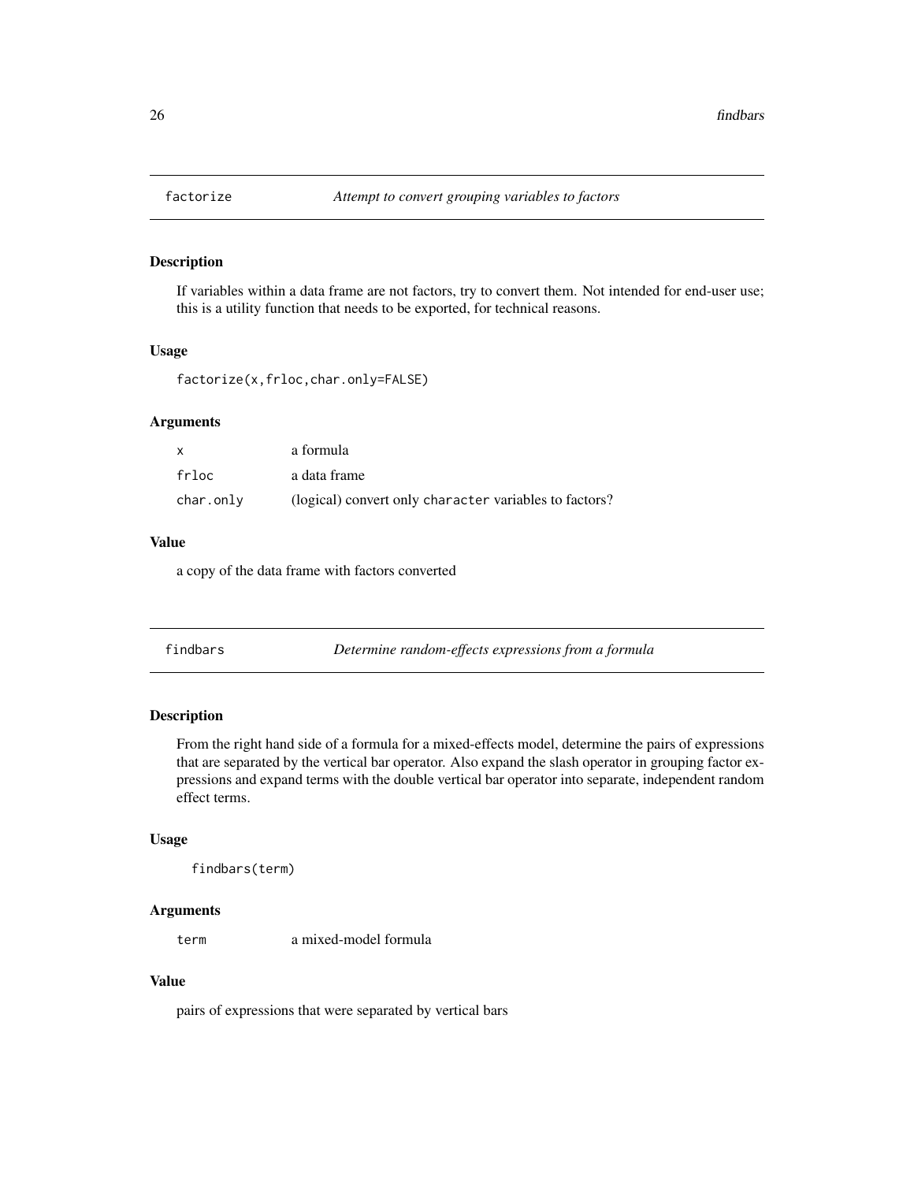## factorize *Attempt to convert grouping variables to factors*

### Description

If variables within a data frame are not factors, try to convert them. Not intended for end-user use; this is a utility function that needs to be exported, for technical reasons.

### Usage

```
factorize(x,frloc,char.only=FALSE)
```

### Arguments

| | |
|---|---|
| x | a formula |
| frloc | a data frame |
| char.only | (logical) convert only character variables to factors? |

### Value

a copy of the data frame with factors converted

## findbars *Determine random-effects expressions from a formula*

### Description

From the right hand side of a formula for a mixed-effects model, determine the pairs of expressions that are separated by the vertical bar operator. Also expand the slash operator in grouping factor expressions and expand terms with the double vertical bar operator into separate, independent random effect terms.

### Usage

```
findbars(term)
```

### Arguments

| | |
|---|---|
| term | a mixed-model formula |

### Value

pairs of expressions that were separated by vertical bars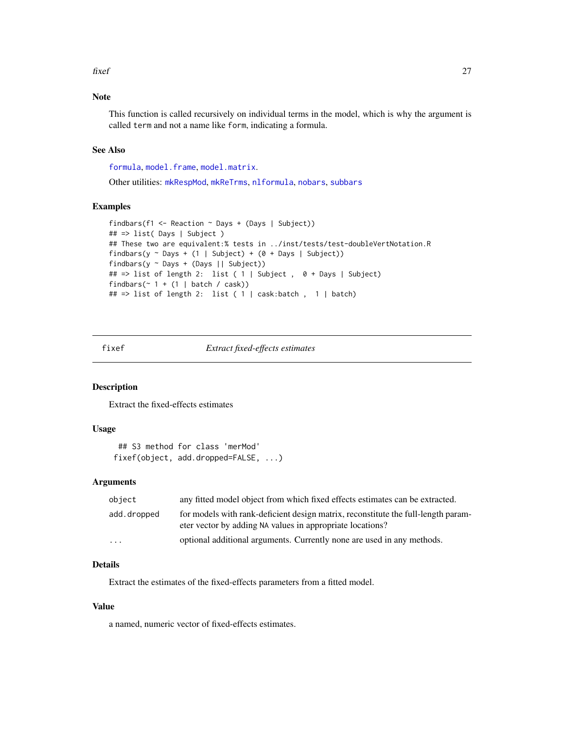### Note

This function is called recursively on individual terms in the model, which is why the argument is called `term` and not a name like `form`, indicating a formula.

### See Also

`formula`, `model.frame`, `model.matrix`.

Other utilities: `mkRespMod`, `mkReTrms`, `nlformula`, `nobars`, `subbars`

### Examples

```
findbars(f1 <- Reaction ~ Days + (Days | Subject))
## => list( Days | Subject )
## These two are equivalent:% tests in ../inst/tests/test-doubleVertNotation.R
findbars(y ~ Days + (1 | Subject) + (0 + Days | Subject))
findbars(y ~ Days + (Days || Subject))
## => list of length 2:  list ( 1 | Subject ,  0 + Days | Subject)
findbars(~ 1 + (1 | batch / cask))
## => list of length 2:  list ( 1 | cask:batch ,  1 | batch)
```

---

## fixef — *Extract fixed-effects estimates*

### Description

Extract the fixed-effects estimates

### Usage

```
  ## S3 method for class 'merMod'
 fixef(object, add.dropped=FALSE, ...)
```

### Arguments

| | |
|---|---|
| `object` | any fitted model object from which fixed effects estimates can be extracted. |
| `add.dropped` | for models with rank-deficient design matrix, reconstitute the full-length parameter vector by adding `NA` values in appropriate locations? |
| `...` | optional additional arguments. Currently none are used in any methods. |

### Details

Extract the estimates of the fixed-effects parameters from a fitted model.

### Value

a named, numeric vector of fixed-effects estimates.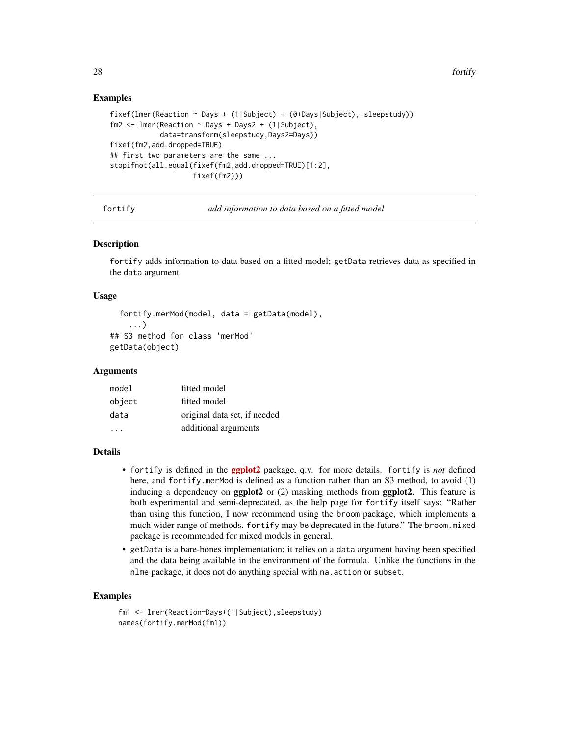### Examples

```
fixef(lmer(Reaction ~ Days + (1|Subject) + (0+Days|Subject), sleepstudy))
fm2 <- lmer(Reaction ~ Days + Days2 + (1|Subject),
            data=transform(sleepstudy,Days2=Days))
fixef(fm2,add.dropped=TRUE)
## first two parameters are the same ...
stopifnot(all.equal(fixef(fm2,add.dropped=TRUE)[1:2],
                    fixef(fm2)))
```

---

## fortify — *add information to data based on a fitted model*

### Description

`fortify` adds information to data based on a fitted model; `getData` retrieves data as specified in the `data` argument

### Usage

```
  fortify.merMod(model, data = getData(model),
    ...)
## S3 method for class 'merMod'
getData(object)
```

### Arguments

| | |
|---|---|
| `model` | fitted model |
| `object` | fitted model |
| `data` | original data set, if needed |
| `...` | additional arguments |

### Details

- `fortify` is defined in the **ggplot2** package, q.v. for more details. `fortify` is *not* defined here, and `fortify.merMod` is defined as a function rather than an S3 method, to avoid (1) inducing a dependency on **ggplot2** or (2) masking methods from **ggplot2**. This feature is both experimental and semi-deprecated, as the help page for `fortify` itself says: "Rather than using this function, I now recommend using the `broom` package, which implements a much wider range of methods. `fortify` may be deprecated in the future." The `broom.mixed` package is recommended for mixed models in general.
- `getData` is a bare-bones implementation; it relies on a `data` argument having been specified and the data being available in the environment of the formula. Unlike the functions in the `nlme` package, it does not do anything special with `na.action` or `subset`.

### Examples

```
fm1 <- lmer(Reaction~Days+(1|Subject),sleepstudy)
names(fortify.merMod(fm1))
```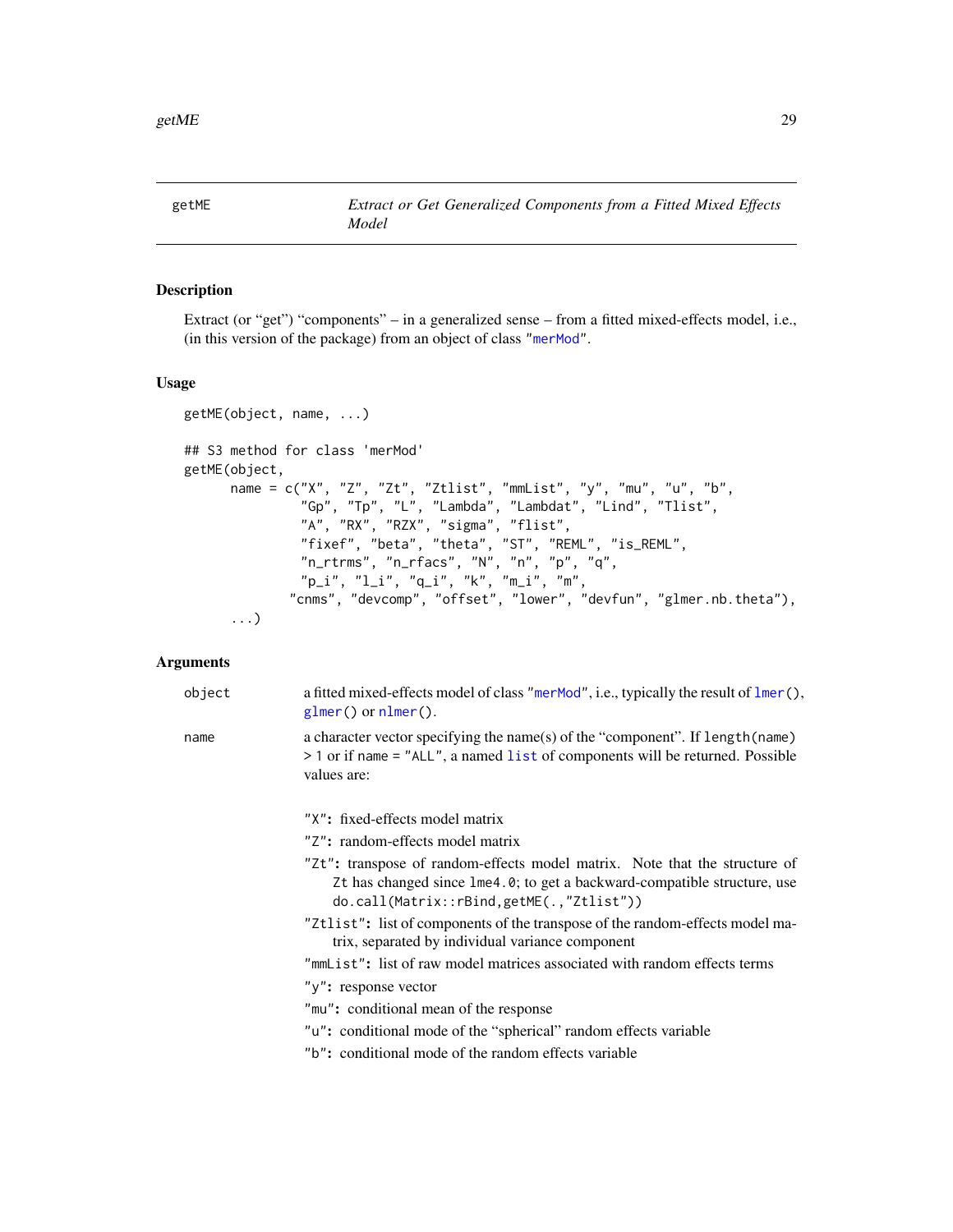| getME | *Extract or Get Generalized Components from a Fitted Mixed Effects Model* |
|---|---|

## Description

Extract (or "get") "components" – in a generalized sense – from a fitted mixed-effects model, i.e., (in this version of the package) from an object of class "merMod".

## Usage

```
getME(object, name, ...)

## S3 method for class 'merMod'
getME(object,
      name = c("X", "Z", "Zt", "Ztlist", "mmList", "y", "mu", "u", "b",
               "Gp", "Tp", "L", "Lambda", "Lambdat", "Lind", "Tlist",
               "A", "RX", "RZX", "sigma", "flist",
               "fixef", "beta", "theta", "ST", "REML", "is_REML",
               "n_rtrms", "n_rfacs", "N", "n", "p", "q",
               "p_i", "l_i", "q_i", "k", "m_i", "m",
             "cnms", "devcomp", "offset", "lower", "devfun", "glmer.nb.theta"),
      ...)
```

## Arguments

`object` a fitted mixed-effects model of class "merMod", i.e., typically the result of `lmer()`, `glmer()` or `nlmer()`.

`name` a character vector specifying the name(s) of the "component". If `length(name) > 1` or if `name = "ALL"`, a named `list` of components will be returned. Possible values are:

- `"X"`: fixed-effects model matrix
- `"Z"`: random-effects model matrix
- `"Zt"`: transpose of random-effects model matrix. Note that the structure of `Zt` has changed since `lme4.0`; to get a backward-compatible structure, use `do.call(Matrix::rBind,getME(.,"Ztlist"))`
- `"Ztlist"`: list of components of the transpose of the random-effects model matrix, separated by individual variance component
- `"mmList"`: list of raw model matrices associated with random effects terms
- `"y"`: response vector
- `"mu"`: conditional mean of the response
- `"u"`: conditional mode of the "spherical" random effects variable
- `"b"`: conditional mode of the random effects variable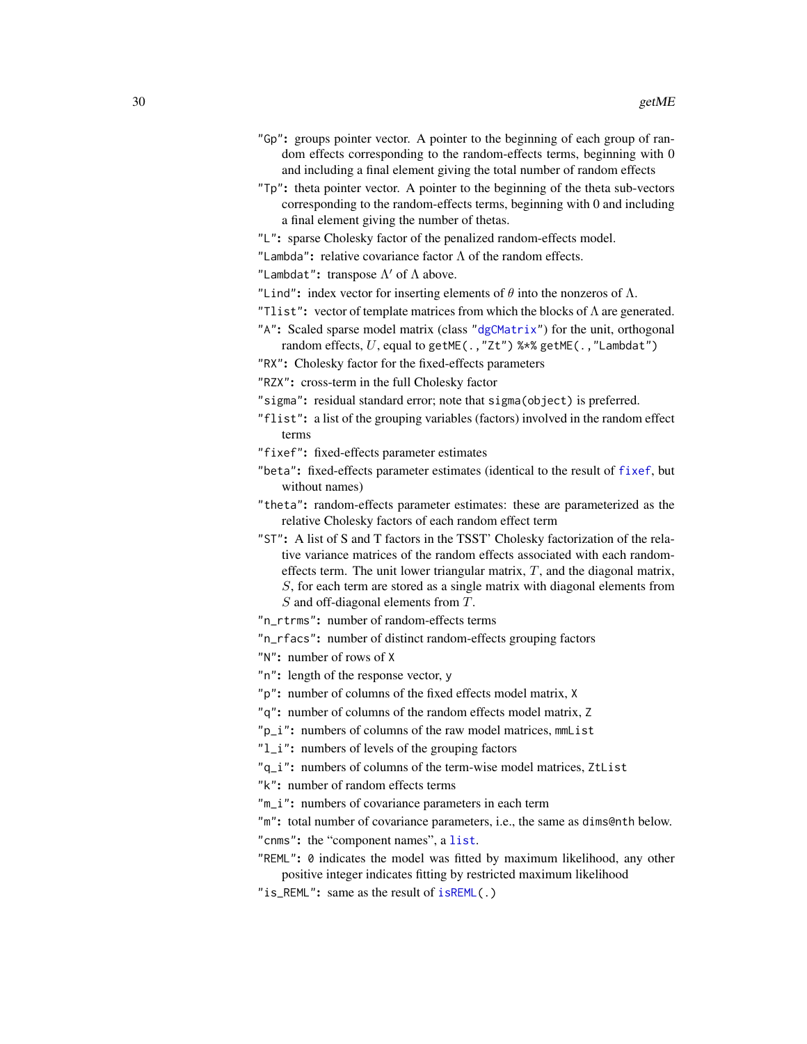"Gp": groups pointer vector. A pointer to the beginning of each group of random effects corresponding to the random-effects terms, beginning with 0 and including a final element giving the total number of random effects

"Tp": theta pointer vector. A pointer to the beginning of the theta sub-vectors corresponding to the random-effects terms, beginning with 0 and including a final element giving the number of thetas.

"L": sparse Cholesky factor of the penalized random-effects model.

"Lambda": relative covariance factor $\Lambda$ of the random effects.

"Lambdat": transpose $\Lambda'$ of $\Lambda$ above.

"Lind": index vector for inserting elements of $\theta$ into the nonzeros of $\Lambda$.

"Tlist": vector of template matrices from which the blocks of $\Lambda$ are generated.

"A": Scaled sparse model matrix (class "dgCMatrix") for the unit, orthogonal random effects, $U$, equal to `getME(.,"Zt") %*% getME(.,"Lambdat")`

"RX": Cholesky factor for the fixed-effects parameters

"RZX": cross-term in the full Cholesky factor

"sigma": residual standard error; note that `sigma(object)` is preferred.

"flist": a list of the grouping variables (factors) involved in the random effect terms

"fixef": fixed-effects parameter estimates

"beta": fixed-effects parameter estimates (identical to the result of fixef, but without names)

"theta": random-effects parameter estimates: these are parameterized as the relative Cholesky factors of each random effect term

"ST": A list of S and T factors in the TSST' Cholesky factorization of the relative variance matrices of the random effects associated with each random-effects term. The unit lower triangular matrix, $T$, and the diagonal matrix, $S$, for each term are stored as a single matrix with diagonal elements from $S$ and off-diagonal elements from $T$.

"n_rtrms": number of random-effects terms

"n_rfacs": number of distinct random-effects grouping factors

"N": number of rows of `X`

"n": length of the response vector, `y`

"p": number of columns of the fixed effects model matrix, `X`

"q": number of columns of the random effects model matrix, `Z`

"p_i": numbers of columns of the raw model matrices, `mmList`

"l_i": numbers of levels of the grouping factors

"q_i": numbers of columns of the term-wise model matrices, `ZtList`

"k": number of random effects terms

"m_i": numbers of covariance parameters in each term

"m": total number of covariance parameters, i.e., the same as `dims@nth` below.

"cnms": the "component names", a list.

"REML": `0` indicates the model was fitted by maximum likelihood, any other positive integer indicates fitting by restricted maximum likelihood

"is_REML": same as the result of `isREML(.)`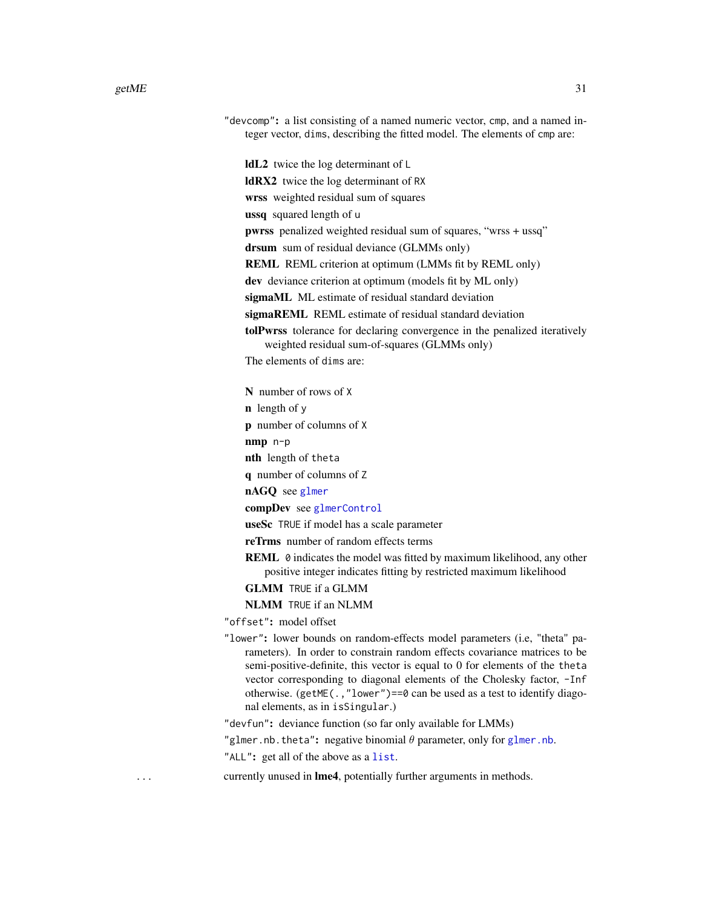"devcomp": a list consisting of a named numeric vector, `cmp`, and a named integer vector, `dims`, describing the fitted model. The elements of `cmp` are:

- **ldL2** twice the log determinant of `L`
- **ldRX2** twice the log determinant of `RX`
- **wrss** weighted residual sum of squares
- **ussq** squared length of `u`
- **pwrss** penalized weighted residual sum of squares, "wrss + ussq"
- **drsum** sum of residual deviance (GLMMs only)
- **REML** REML criterion at optimum (LMMs fit by REML only)
- **dev** deviance criterion at optimum (models fit by ML only)
- **sigmaML** ML estimate of residual standard deviation
- **sigmaREML** REML estimate of residual standard deviation
- **tolPwrss** tolerance for declaring convergence in the penalized iteratively weighted residual sum-of-squares (GLMMs only)

The elements of `dims` are:

- **N** number of rows of `X`
- **n** length of `y`
- **p** number of columns of `X`
- **nmp** `n-p`
- **nth** length of `theta`
- **q** number of columns of `Z`
- **nAGQ** see `glmer`
- **compDev** see `glmerControl`
- **useSc** `TRUE` if model has a scale parameter
- **reTrms** number of random effects terms
- **REML** `0` indicates the model was fitted by maximum likelihood, any other positive integer indicates fitting by restricted maximum likelihood
- **GLMM** `TRUE` if a GLMM
- **NLMM** `TRUE` if an NLMM

"offset": model offset

"lower": lower bounds on random-effects model parameters (i.e, "theta" parameters). In order to constrain random effects covariance matrices to be semi-positive-definite, this vector is equal to 0 for elements of the `theta` vector corresponding to diagonal elements of the Cholesky factor, `-Inf` otherwise. (`getME(.,"lower")==0` can be used as a test to identify diagonal elements, as in `isSingular`.)

"devfun": deviance function (so far only available for LMMs)

"glmer.nb.theta": negative binomial $\theta$ parameter, only for `glmer.nb`.

"ALL": get all of the above as a `list`.

`...` currently unused in **lme4**, potentially further arguments in methods.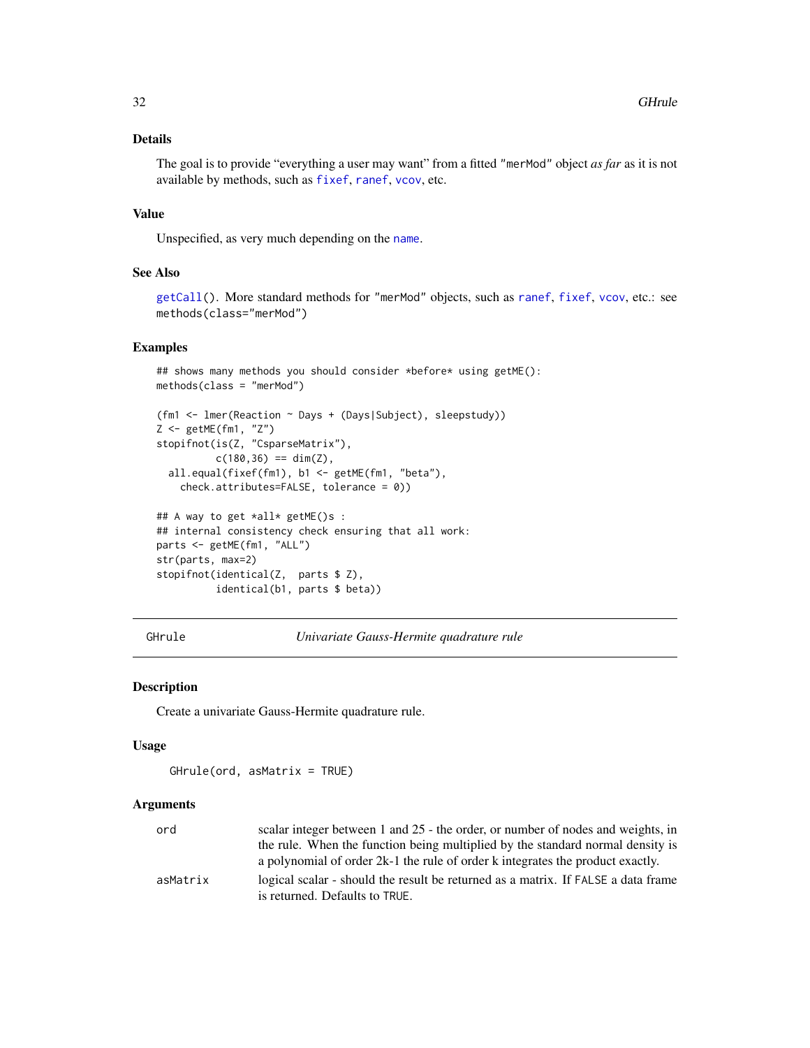### Details

The goal is to provide “everything a user may want” from a fitted "merMod" object *as far* as it is not available by methods, such as fixef, ranef, vcov, etc.

### Value

Unspecified, as very much depending on the name.

### See Also

getCall(). More standard methods for "merMod" objects, such as ranef, fixef, vcov, etc.: see methods(class="merMod")

### Examples

```
## shows many methods you should consider *before* using getME():
methods(class = "merMod")

(fm1 <- lmer(Reaction ~ Days + (Days|Subject), sleepstudy))
Z <- getME(fm1, "Z")
stopifnot(is(Z, "CsparseMatrix"),
          c(180,36) == dim(Z),
  all.equal(fixef(fm1), b1 <- getME(fm1, "beta"),
    check.attributes=FALSE, tolerance = 0))

## A way to get *all* getME()s :
## internal consistency check ensuring that all work:
parts <- getME(fm1, "ALL")
str(parts, max=2)
stopifnot(identical(Z,  parts $ Z),
          identical(b1, parts $ beta))
```

---

## GHrule — *Univariate Gauss-Hermite quadrature rule*

### Description

Create a univariate Gauss-Hermite quadrature rule.

### Usage

```
GHrule(ord, asMatrix = TRUE)
```

### Arguments

| | |
|---|---|
| ord | scalar integer between 1 and 25 - the order, or number of nodes and weights, in the rule. When the function being multiplied by the standard normal density is a polynomial of order 2k-1 the rule of order k integrates the product exactly. |
| asMatrix | logical scalar - should the result be returned as a matrix. If FALSE a data frame is returned. Defaults to TRUE. |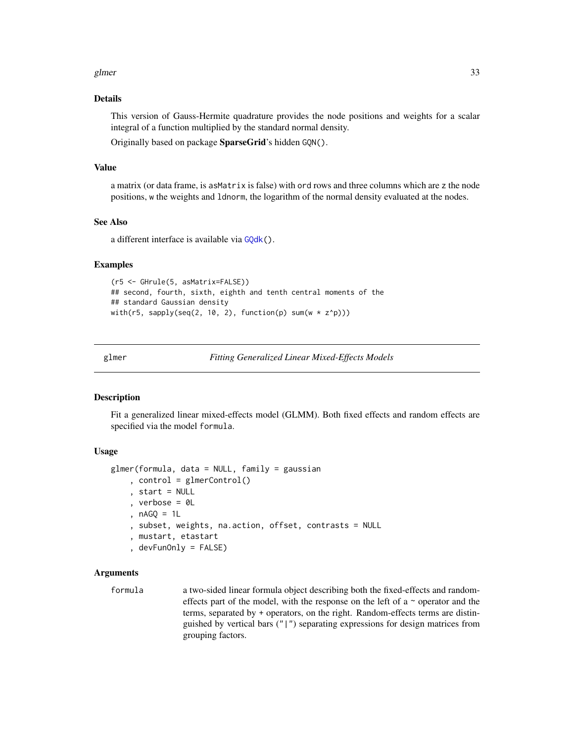### Details

This version of Gauss-Hermite quadrature provides the node positions and weights for a scalar integral of a function multiplied by the standard normal density.

Originally based on package **SparseGrid**'s hidden `GQN()`.

### Value

a matrix (or data frame, is `asMatrix` is false) with `ord` rows and three columns which are `z` the node positions, `w` the weights and `ldnorm`, the logarithm of the normal density evaluated at the nodes.

### See Also

a different interface is available via `GQdk()`.

### Examples

```
(r5 <- GHrule(5, asMatrix=FALSE))
## second, fourth, sixth, eighth and tenth central moments of the
## standard Gaussian density
with(r5, sapply(seq(2, 10, 2), function(p) sum(w * z^p)))
```

---

## glmer — *Fitting Generalized Linear Mixed-Effects Models*

### Description

Fit a generalized linear mixed-effects model (GLMM). Both fixed effects and random effects are specified via the model `formula`.

### Usage

```
glmer(formula, data = NULL, family = gaussian
    , control = glmerControl()
    , start = NULL
    , verbose = 0L
    , nAGQ = 1L
    , subset, weights, na.action, offset, contrasts = NULL
    , mustart, etastart
    , devFunOnly = FALSE)
```

### Arguments

| | |
|---|---|
| `formula` | a two-sided linear formula object describing both the fixed-effects and random-effects part of the model, with the response on the left of a ~ operator and the terms, separated by + operators, on the right. Random-effects terms are distinguished by vertical bars ("\|") separating expressions for design matrices from grouping factors. |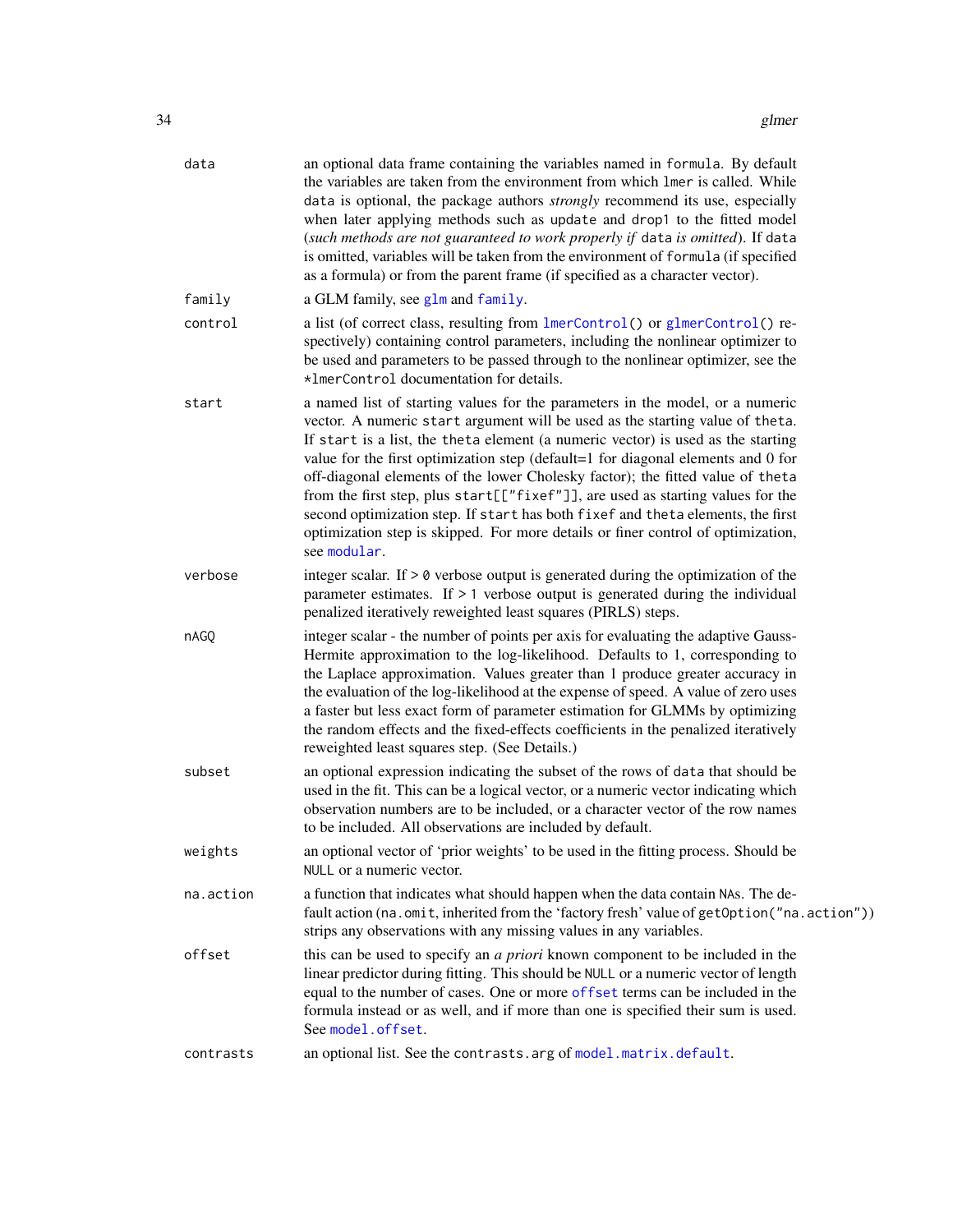| | |
|---|---|
| `data` | an optional data frame containing the variables named in `formula`. By default the variables are taken from the environment from which `lmer` is called. While `data` is optional, the package authors *strongly* recommend its use, especially when later applying methods such as `update` and `drop1` to the fitted model (*such methods are not guaranteed to work properly if* `data` *is omitted*). If `data` is omitted, variables will be taken from the environment of `formula` (if specified as a formula) or from the parent frame (if specified as a character vector). |
| `family` | a GLM family, see `glm` and `family`. |
| `control` | a list (of correct class, resulting from `lmerControl()` or `glmerControl()` respectively) containing control parameters, including the nonlinear optimizer to be used and parameters to be passed through to the nonlinear optimizer, see the `*lmerControl` documentation for details. |
| `start` | a named list of starting values for the parameters in the model, or a numeric vector. A numeric `start` argument will be used as the starting value of `theta`. If `start` is a list, the `theta` element (a numeric vector) is used as the starting value for the first optimization step (default=1 for diagonal elements and 0 for off-diagonal elements of the lower Cholesky factor); the fitted value of `theta` from the first step, plus `start[["fixef"]]`, are used as starting values for the second optimization step. If `start` has both `fixef` and `theta` elements, the first optimization step is skipped. For more details or finer control of optimization, see `modular`. |
| `verbose` | integer scalar. If `> 0` verbose output is generated during the optimization of the parameter estimates. If `> 1` verbose output is generated during the individual penalized iteratively reweighted least squares (PIRLS) steps. |
| `nAGQ` | integer scalar - the number of points per axis for evaluating the adaptive Gauss-Hermite approximation to the log-likelihood. Defaults to 1, corresponding to the Laplace approximation. Values greater than 1 produce greater accuracy in the evaluation of the log-likelihood at the expense of speed. A value of zero uses a faster but less exact form of parameter estimation for GLMMs by optimizing the random effects and the fixed-effects coefficients in the penalized iteratively reweighted least squares step. (See Details.) |
| `subset` | an optional expression indicating the subset of the rows of `data` that should be used in the fit. This can be a logical vector, or a numeric vector indicating which observation numbers are to be included, or a character vector of the row names to be included. All observations are included by default. |
| `weights` | an optional vector of 'prior weights' to be used in the fitting process. Should be `NULL` or a numeric vector. |
| `na.action` | a function that indicates what should happen when the data contain `NA`s. The default action (`na.omit`, inherited from the 'factory fresh' value of `getOption("na.action")`) strips any observations with any missing values in any variables. |
| `offset` | this can be used to specify an *a priori* known component to be included in the linear predictor during fitting. This should be `NULL` or a numeric vector of length equal to the number of cases. One or more `offset` terms can be included in the formula instead or as well, and if more than one is specified their sum is used. See `model.offset`. |
| `contrasts` | an optional list. See the `contrasts.arg` of `model.matrix.default`. |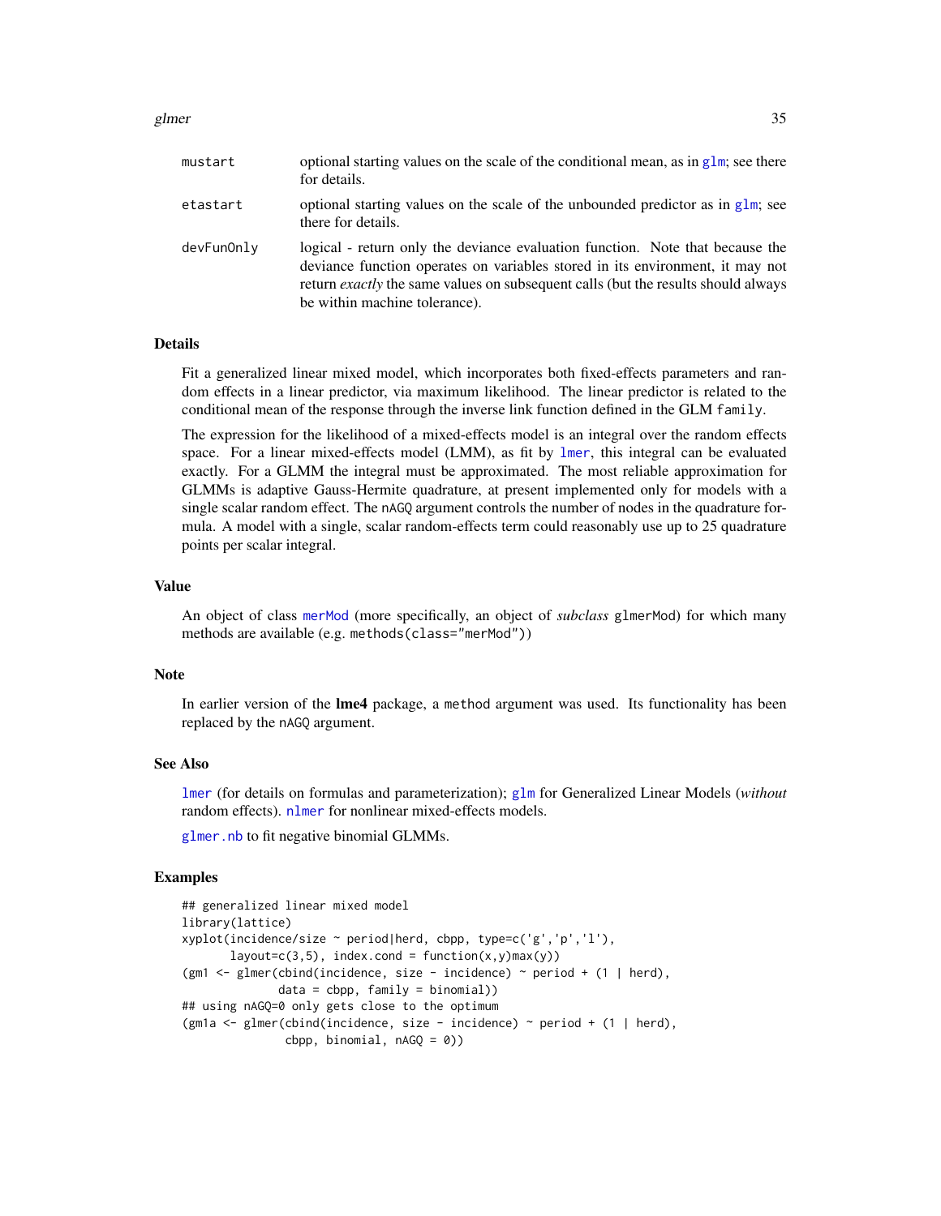| | |
|---|---|
| mustart | optional starting values on the scale of the conditional mean, as in glm; see there for details. |
| etastart | optional starting values on the scale of the unbounded predictor as in glm; see there for details. |
| devFunOnly | logical - return only the deviance evaluation function. Note that because the deviance function operates on variables stored in its environment, it may not return *exactly* the same values on subsequent calls (but the results should always be within machine tolerance). |

## Details

Fit a generalized linear mixed model, which incorporates both fixed-effects parameters and random effects in a linear predictor, via maximum likelihood. The linear predictor is related to the conditional mean of the response through the inverse link function defined in the GLM `family`.

The expression for the likelihood of a mixed-effects model is an integral over the random effects space. For a linear mixed-effects model (LMM), as fit by lmer, this integral can be evaluated exactly. For a GLMM the integral must be approximated. The most reliable approximation for GLMMs is adaptive Gauss-Hermite quadrature, at present implemented only for models with a single scalar random effect. The `nAGQ` argument controls the number of nodes in the quadrature formula. A model with a single, scalar random-effects term could reasonably use up to 25 quadrature points per scalar integral.

## Value

An object of class merMod (more specifically, an object of *subclass* `glmerMod`) for which many methods are available (e.g. `methods(class="merMod")`)

## Note

In earlier version of the **lme4** package, a `method` argument was used. Its functionality has been replaced by the `nAGQ` argument.

## See Also

lmer (for details on formulas and parameterization); glm for Generalized Linear Models (*without* random effects). nlmer for nonlinear mixed-effects models.

glmer.nb to fit negative binomial GLMMs.

## Examples

```
## generalized linear mixed model
library(lattice)
xyplot(incidence/size ~ period|herd, cbpp, type=c('g','p','l'),
       layout=c(3,5), index.cond = function(x,y)max(y))
(gm1 <- glmer(cbind(incidence, size - incidence) ~ period + (1 | herd),
              data = cbpp, family = binomial))
## using nAGQ=0 only gets close to the optimum
(gm1a <- glmer(cbind(incidence, size - incidence) ~ period + (1 | herd),
               cbpp, binomial, nAGQ = 0))
```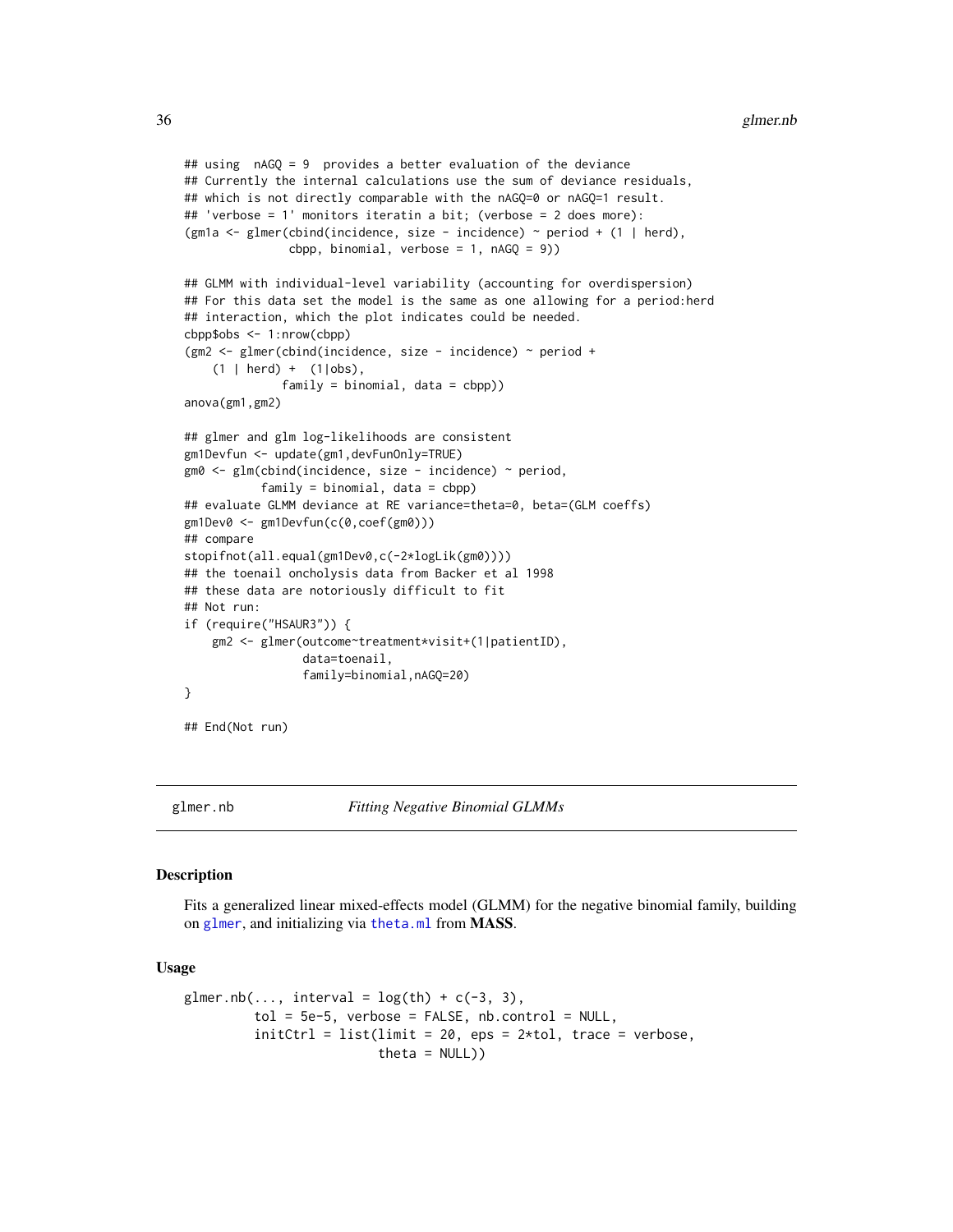```
## using  nAGQ = 9  provides a better evaluation of the deviance
## Currently the internal calculations use the sum of deviance residuals,
## which is not directly comparable with the nAGQ=0 or nAGQ=1 result.
## 'verbose = 1' monitors iteratin a bit; (verbose = 2 does more):
(gm1a <- glmer(cbind(incidence, size - incidence) ~ period + (1 | herd),
               cbpp, binomial, verbose = 1, nAGQ = 9))

## GLMM with individual-level variability (accounting for overdispersion)
## For this data set the model is the same as one allowing for a period:herd
## interaction, which the plot indicates could be needed.
cbpp$obs <- 1:nrow(cbpp)
(gm2 <- glmer(cbind(incidence, size - incidence) ~ period +
    (1 | herd) +  (1|obs),
              family = binomial, data = cbpp))
anova(gm1,gm2)

## glmer and glm log-likelihoods are consistent
gm1Devfun <- update(gm1,devFunOnly=TRUE)
gm0 <- glm(cbind(incidence, size - incidence) ~ period,
           family = binomial, data = cbpp)
## evaluate GLMM deviance at RE variance=theta=0, beta=(GLM coeffs)
gm1Dev0 <- gm1Devfun(c(0,coef(gm0)))
## compare
stopifnot(all.equal(gm1Dev0,c(-2*logLik(gm0))))
## the toenail oncholysis data from Backer et al 1998
## these data are notoriously difficult to fit
## Not run:
if (require("HSAUR3")) {
    gm2 <- glmer(outcome~treatment*visit+(1|patientID),
                 data=toenail,
                 family=binomial,nAGQ=20)
}

## End(Not run)
```

---

glmer.nb *Fitting Negative Binomial GLMMs*

---

### Description

Fits a generalized linear mixed-effects model (GLMM) for the negative binomial family, building on `glmer`, and initializing via `theta.ml` from **MASS**.

### Usage

```
glmer.nb(..., interval = log(th) + c(-3, 3),
         tol = 5e-5, verbose = FALSE, nb.control = NULL,
         initCtrl = list(limit = 20, eps = 2*tol, trace = verbose,
                         theta = NULL))
```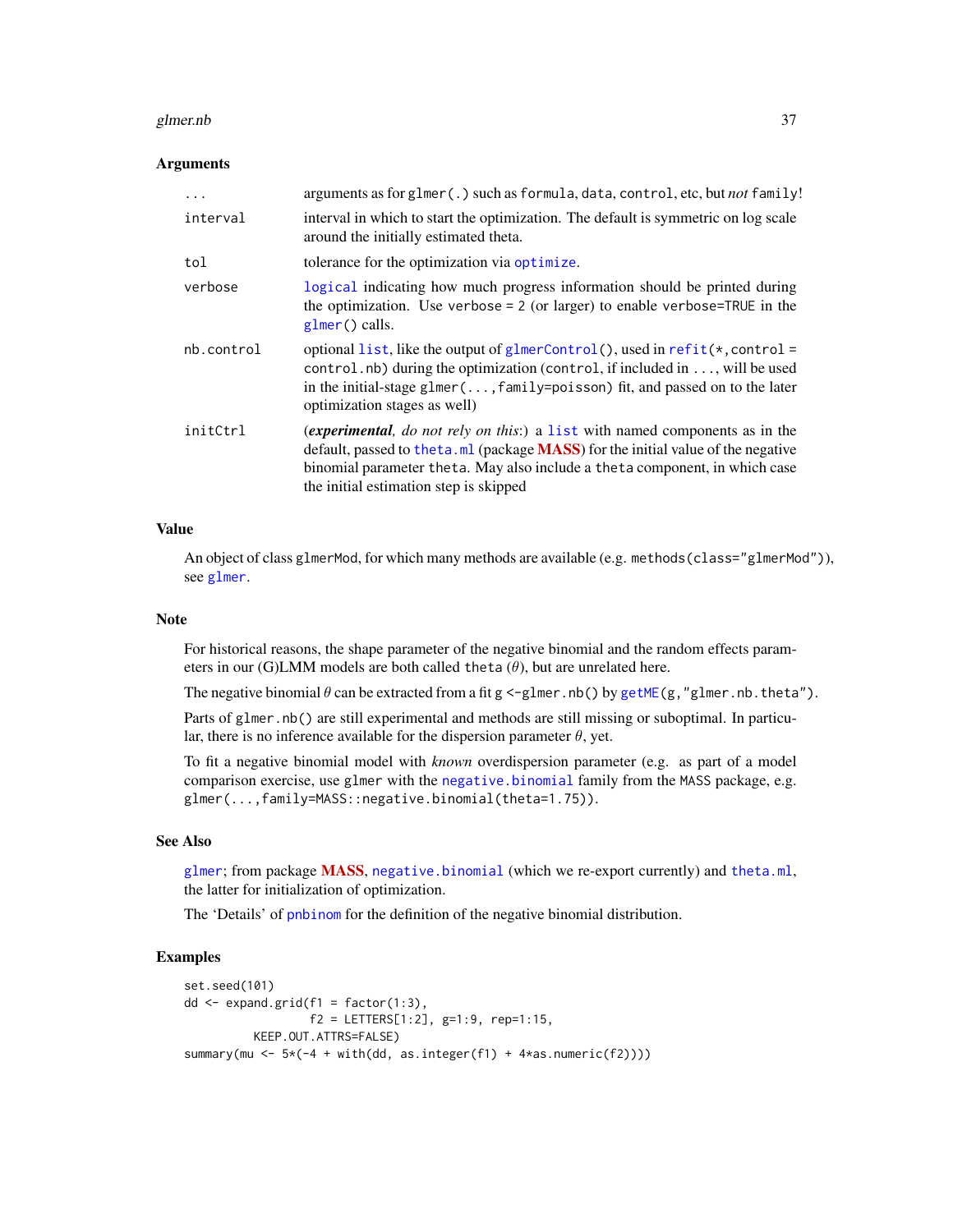### Arguments

| | |
|---|---|
| `...` | arguments as for `glmer(.)` such as `formula`, `data`, `control`, etc, but *not* `family`! |
| `interval` | interval in which to start the optimization. The default is symmetric on log scale around the initially estimated theta. |
| `tol` | tolerance for the optimization via `optimize`. |
| `verbose` | `logical` indicating how much progress information should be printed during the optimization. Use `verbose = 2` (or larger) to enable `verbose=TRUE` in the `glmer()` calls. |
| `nb.control` | optional `list`, like the output of `glmerControl()`, used in `refit(*,control = control.nb)` during the optimization (`control`, if included in `...`, will be used in the initial-stage `glmer(...,family=poisson)` fit, and passed on to the later optimization stages as well) |
| `initCtrl` | (***experimental**, do not rely on this*:) a `list` with named components as in the default, passed to `theta.ml` (package **MASS**) for the initial value of the negative binomial parameter `theta`. May also include a `theta` component, in which case the initial estimation step is skipped |

### Value

An object of class `glmerMod`, for which many methods are available (e.g. `methods(class="glmerMod")`), see `glmer`.

### Note

For historical reasons, the shape parameter of the negative binomial and the random effects parameters in our (G)LMM models are both called `theta` ($\theta$), but are unrelated here.

The negative binomial $\theta$ can be extracted from a fit `g <-glmer.nb()` by `getME(g,"glmer.nb.theta")`.

Parts of `glmer.nb()` are still experimental and methods are still missing or suboptimal. In particular, there is no inference available for the dispersion parameter $\theta$, yet.

To fit a negative binomial model with *known* overdispersion parameter (e.g. as part of a model comparison exercise, use `glmer` with the `negative.binomial` family from the `MASS` package, e.g. `glmer(...,family=MASS::negative.binomial(theta=1.75))`.

### See Also

`glmer`; from package **MASS**, `negative.binomial` (which we re-export currently) and `theta.ml`, the latter for initialization of optimization.

The 'Details' of `pnbinom` for the definition of the negative binomial distribution.

### Examples

```
set.seed(101)
dd <- expand.grid(f1 = factor(1:3),
                  f2 = LETTERS[1:2], g=1:9, rep=1:15,
          KEEP.OUT.ATTRS=FALSE)
summary(mu <- 5*(-4 + with(dd, as.integer(f1) + 4*as.numeric(f2))))
```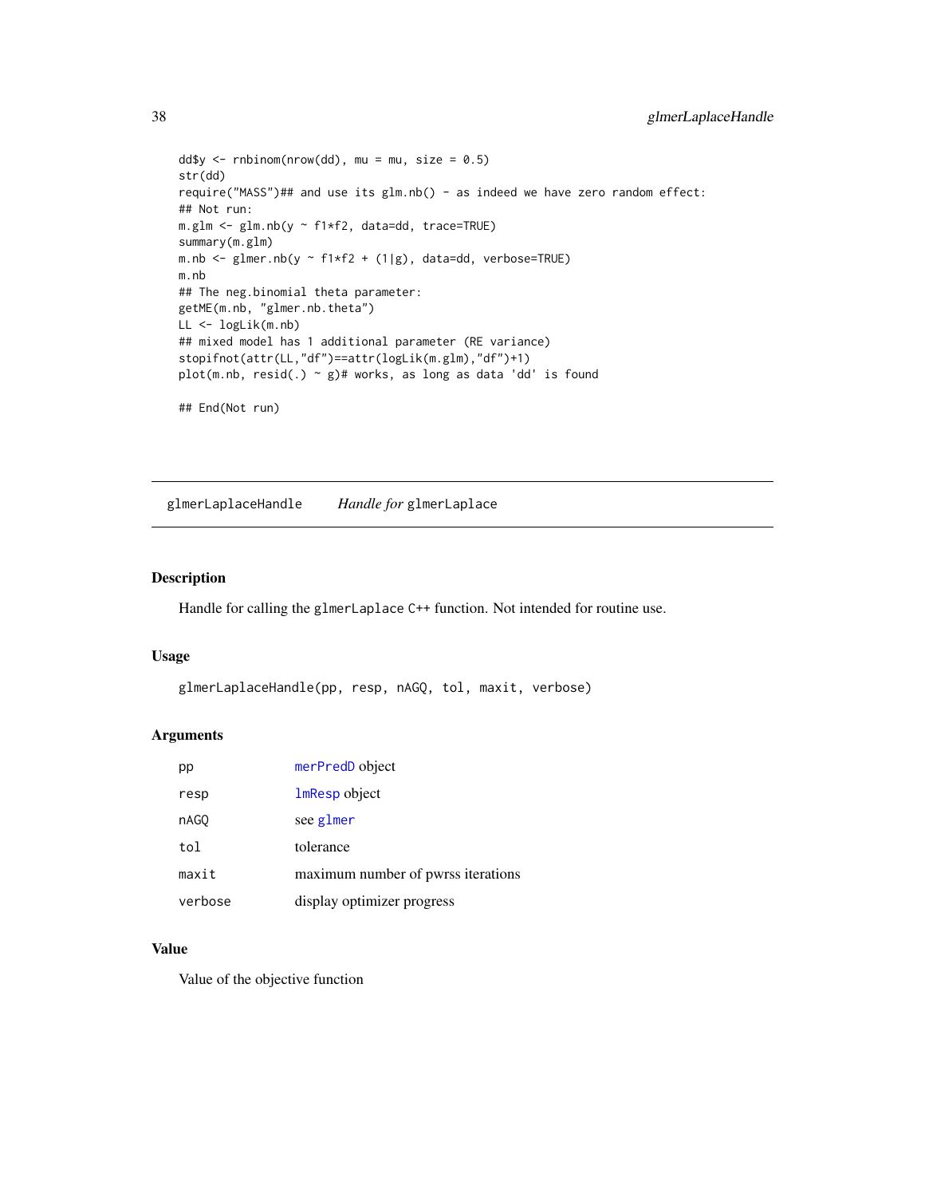```
dd$y <- rnbinom(nrow(dd), mu = mu, size = 0.5)
str(dd)
require("MASS")## and use its glm.nb() - as indeed we have zero random effect:
## Not run:
m.glm <- glm.nb(y ~ f1*f2, data=dd, trace=TRUE)
summary(m.glm)
m.nb <- glmer.nb(y ~ f1*f2 + (1|g), data=dd, verbose=TRUE)
m.nb
## The neg.binomial theta parameter:
getME(m.nb, "glmer.nb.theta")
LL <- logLik(m.nb)
## mixed model has 1 additional parameter (RE variance)
stopifnot(attr(LL,"df")==attr(logLik(m.glm),"df")+1)
plot(m.nb, resid(.) ~ g)# works, as long as data 'dd' is found

## End(Not run)
```

---

## glmerLaplaceHandle — *Handle for* `glmerLaplace`

### Description

Handle for calling the `glmerLaplace` C++ function. Not intended for routine use.

### Usage

```
glmerLaplaceHandle(pp, resp, nAGQ, tol, maxit, verbose)
```

### Arguments

| | |
|---|---|
| `pp` | `merPredD` object |
| `resp` | `lmResp` object |
| `nAGQ` | see `glmer` |
| `tol` | tolerance |
| `maxit` | maximum number of pwrss iterations |
| `verbose` | display optimizer progress |

### Value

Value of the objective function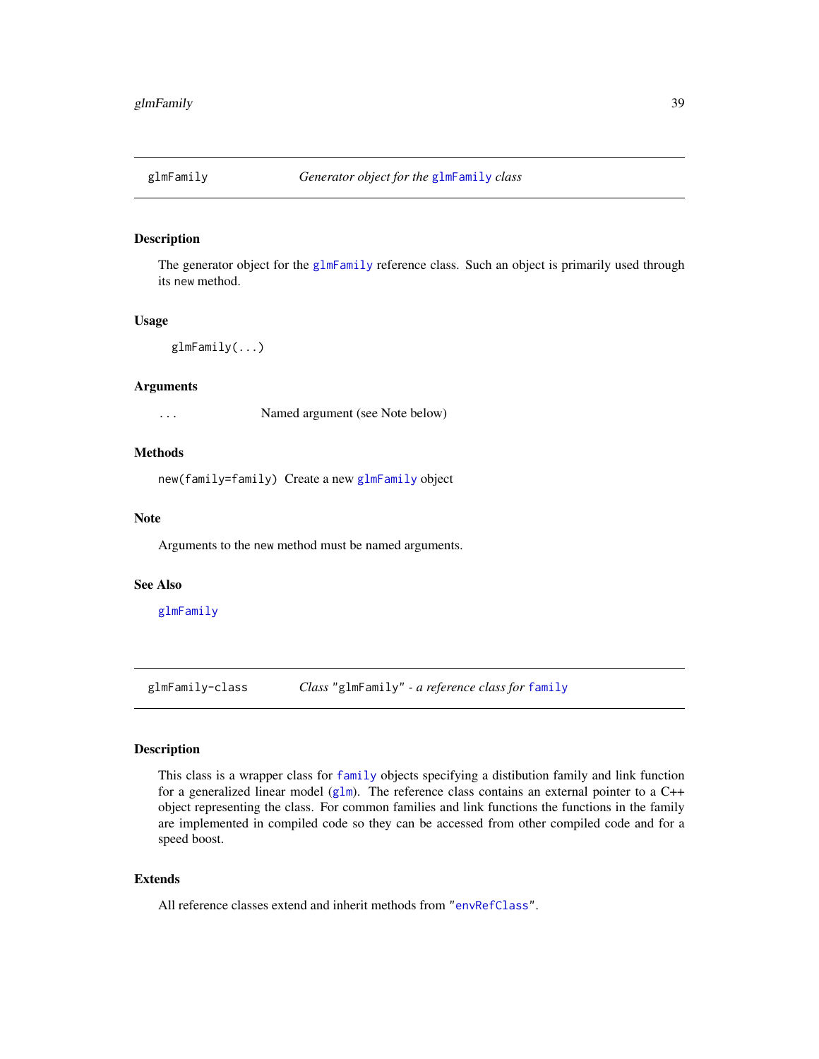## glmFamily — *Generator object for the glmFamily class*

### Description

The generator object for the glmFamily reference class. Such an object is primarily used through its new method.

### Usage

```
glmFamily(...)
```

### Arguments

| | |
|---|---|
| ... | Named argument (see Note below) |

### Methods

`new(family=family)` Create a new glmFamily object

### Note

Arguments to the new method must be named arguments.

### See Also

glmFamily

## glmFamily-class — *Class "glmFamily" - a reference class for family*

### Description

This class is a wrapper class for family objects specifying a distibution family and link function for a generalized linear model (glm). The reference class contains an external pointer to a C++ object representing the class. For common families and link functions the functions in the family are implemented in compiled code so they can be accessed from other compiled code and for a speed boost.

### Extends

All reference classes extend and inherit methods from "envRefClass".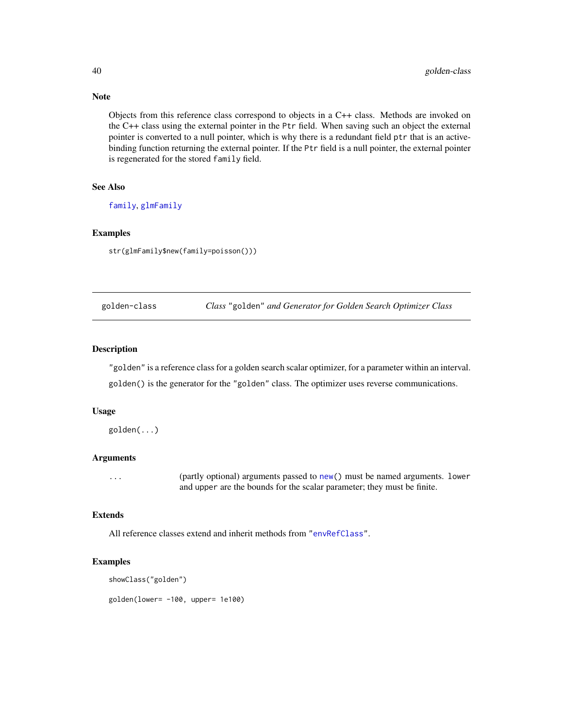### Note

Objects from this reference class correspond to objects in a C++ class. Methods are invoked on the C++ class using the external pointer in the `Ptr` field. When saving such an object the external pointer is converted to a null pointer, which is why there is a redundant field `ptr` that is an active-binding function returning the external pointer. If the `Ptr` field is a null pointer, the external pointer is regenerated for the stored `family` field.

### See Also

`family`, `glmFamily`

### Examples

```
str(glmFamily$new(family=poisson()))
```

---

## golden-class — *Class "golden" and Generator for Golden Search Optimizer Class*

---

### Description

`"golden"` is a reference class for a golden search scalar optimizer, for a parameter within an interval.

`golden()` is the generator for the `"golden"` class. The optimizer uses reverse communications.

### Usage

```
golden(...)
```

### Arguments

| | |
|---|---|
| `...` | (partly optional) arguments passed to `new()` must be named arguments. `lower` and `upper` are the bounds for the scalar parameter; they must be finite. |

### Extends

All reference classes extend and inherit methods from `"envRefClass"`.

### Examples

```
showClass("golden")

golden(lower= -100, upper= 1e100)
```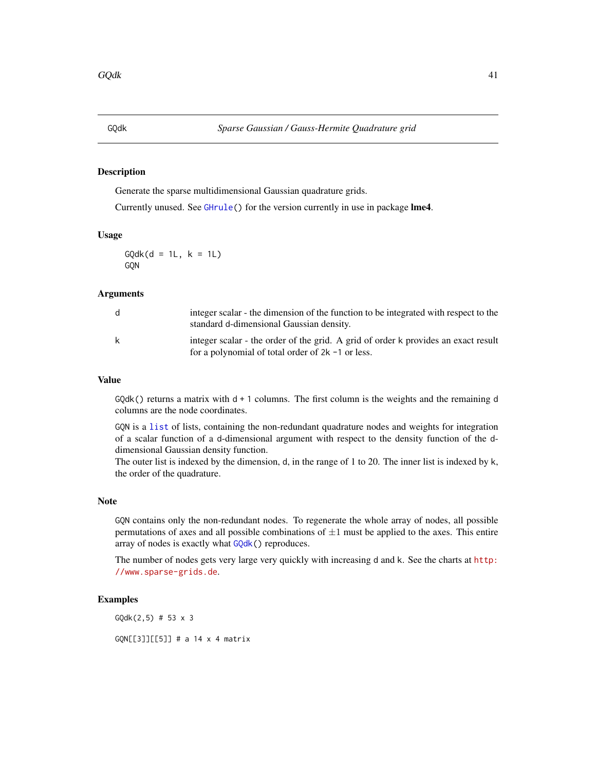## GQdk — *Sparse Gaussian / Gauss-Hermite Quadrature grid*

### Description

Generate the sparse multidimensional Gaussian quadrature grids.

Currently unused. See `GHrule()` for the version currently in use in package **lme4**.

### Usage

```
GQdk(d = 1L, k = 1L)
GQN
```

### Arguments

| | |
|---|---|
| d | integer scalar - the dimension of the function to be integrated with respect to the standard d-dimensional Gaussian density. |
| k | integer scalar - the order of the grid. A grid of order k provides an exact result for a polynomial of total order of 2k -1 or less. |

### Value

`GQdk()` returns a matrix with d + 1 columns. The first column is the weights and the remaining d columns are the node coordinates.

`GQN` is a `list` of lists, containing the non-redundant quadrature nodes and weights for integration of a scalar function of a d-dimensional argument with respect to the density function of the d-dimensional Gaussian density function.
The outer list is indexed by the dimension, d, in the range of 1 to 20. The inner list is indexed by k, the order of the quadrature.

### Note

`GQN` contains only the non-redundant nodes. To regenerate the whole array of nodes, all possible permutations of axes and all possible combinations of $\pm 1$ must be applied to the axes. This entire array of nodes is exactly what `GQdk()` reproduces.

The number of nodes gets very large very quickly with increasing d and k. See the charts at http://www.sparse-grids.de.

### Examples

```
GQdk(2,5) # 53 x 3

GQN[[3]][[5]] # a 14 x 4 matrix
```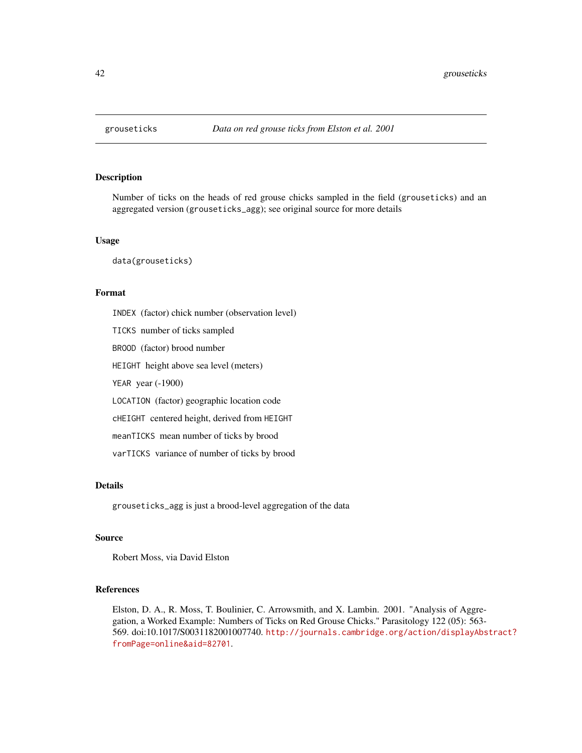# grouseticks — *Data on red grouse ticks from Elston et al. 2001*

## Description

Number of ticks on the heads of red grouse chicks sampled in the field (`grouseticks`) and an aggregated version (`grouseticks_agg`); see original source for more details

## Usage

```
data(grouseticks)
```

## Format

- `INDEX` (factor) chick number (observation level)
- `TICKS` number of ticks sampled
- `BROOD` (factor) brood number
- `HEIGHT` height above sea level (meters)
- `YEAR` year (-1900)
- `LOCATION` (factor) geographic location code
- `cHEIGHT` centered height, derived from `HEIGHT`
- `meanTICKS` mean number of ticks by brood
- `varTICKS` variance of number of ticks by brood

## Details

`grouseticks_agg` is just a brood-level aggregation of the data

## Source

Robert Moss, via David Elston

## References

Elston, D. A., R. Moss, T. Boulinier, C. Arrowsmith, and X. Lambin. 2001. "Analysis of Aggregation, a Worked Example: Numbers of Ticks on Red Grouse Chicks." Parasitology 122 (05): 563-569. doi:10.1017/S0031182001007740. http://journals.cambridge.org/action/displayAbstract?fromPage=online&aid=82701.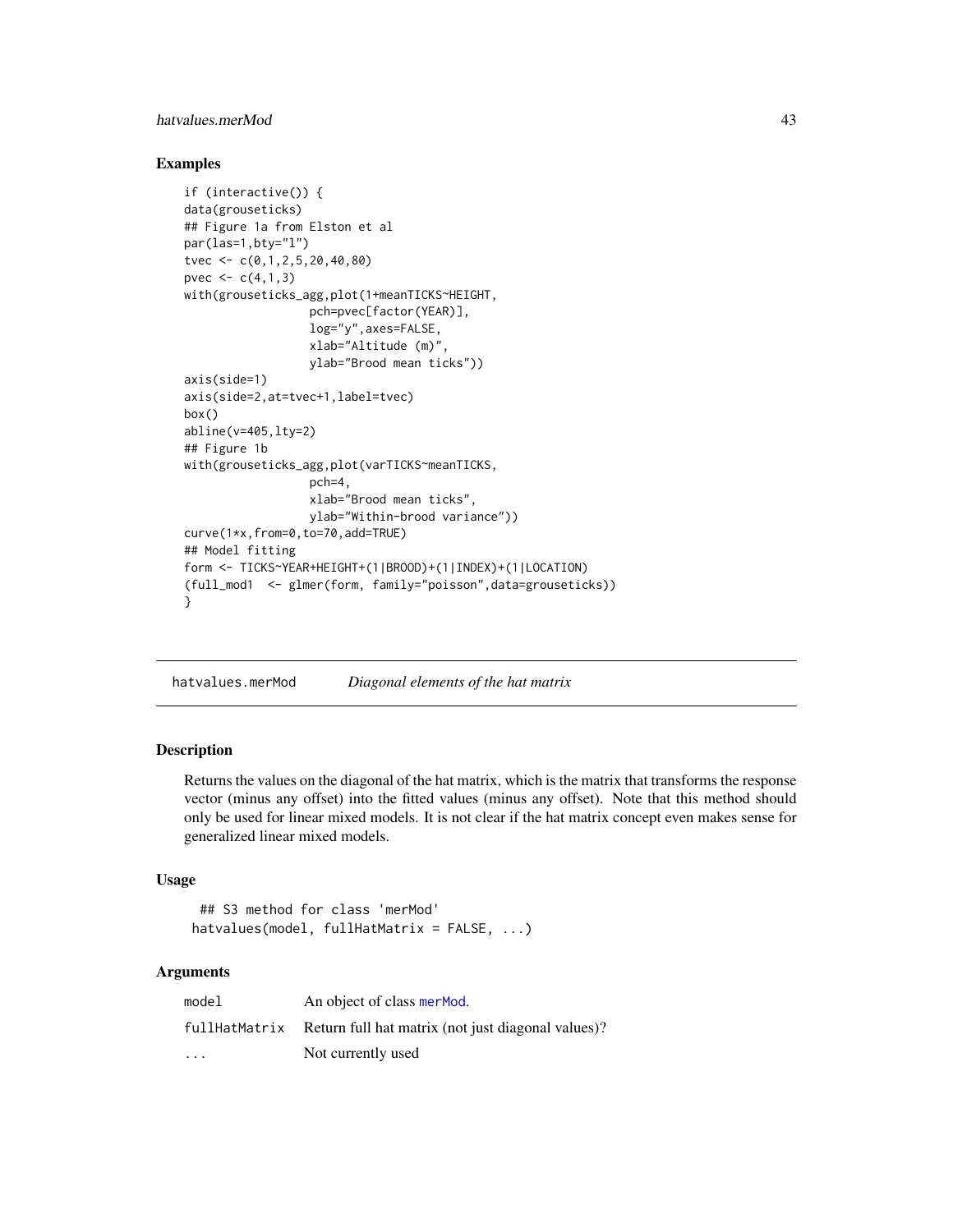## Examples

```
if (interactive()) {
data(grouseticks)
## Figure 1a from Elston et al
par(las=1,bty="l")
tvec <- c(0,1,2,5,20,40,80)
pvec <- c(4,1,3)
with(grouseticks_agg,plot(1+meanTICKS~HEIGHT,
                  pch=pvec[factor(YEAR)],
                  log="y",axes=FALSE,
                  xlab="Altitude (m)",
                  ylab="Brood mean ticks"))
axis(side=1)
axis(side=2,at=tvec+1,label=tvec)
box()
abline(v=405,lty=2)
## Figure 1b
with(grouseticks_agg,plot(varTICKS~meanTICKS,
                  pch=4,
                  xlab="Brood mean ticks",
                  ylab="Within-brood variance"))
curve(1*x,from=0,to=70,add=TRUE)
## Model fitting
form <- TICKS~YEAR+HEIGHT+(1|BROOD)+(1|INDEX)+(1|LOCATION)
(full_mod1  <- glmer(form, family="poisson",data=grouseticks))
}
```

---

`hatvalues.merMod` *Diagonal elements of the hat matrix*

---

### Description

Returns the values on the diagonal of the hat matrix, which is the matrix that transforms the response vector (minus any offset) into the fitted values (minus any offset). Note that this method should only be used for linear mixed models. It is not clear if the hat matrix concept even makes sense for generalized linear mixed models.

### Usage

```
## S3 method for class 'merMod'
hatvalues(model, fullHatMatrix = FALSE, ...)
```

### Arguments

| | |
|---|---|
| `model` | An object of class `merMod`. |
| `fullHatMatrix` | Return full hat matrix (not just diagonal values)? |
| `...` | Not currently used |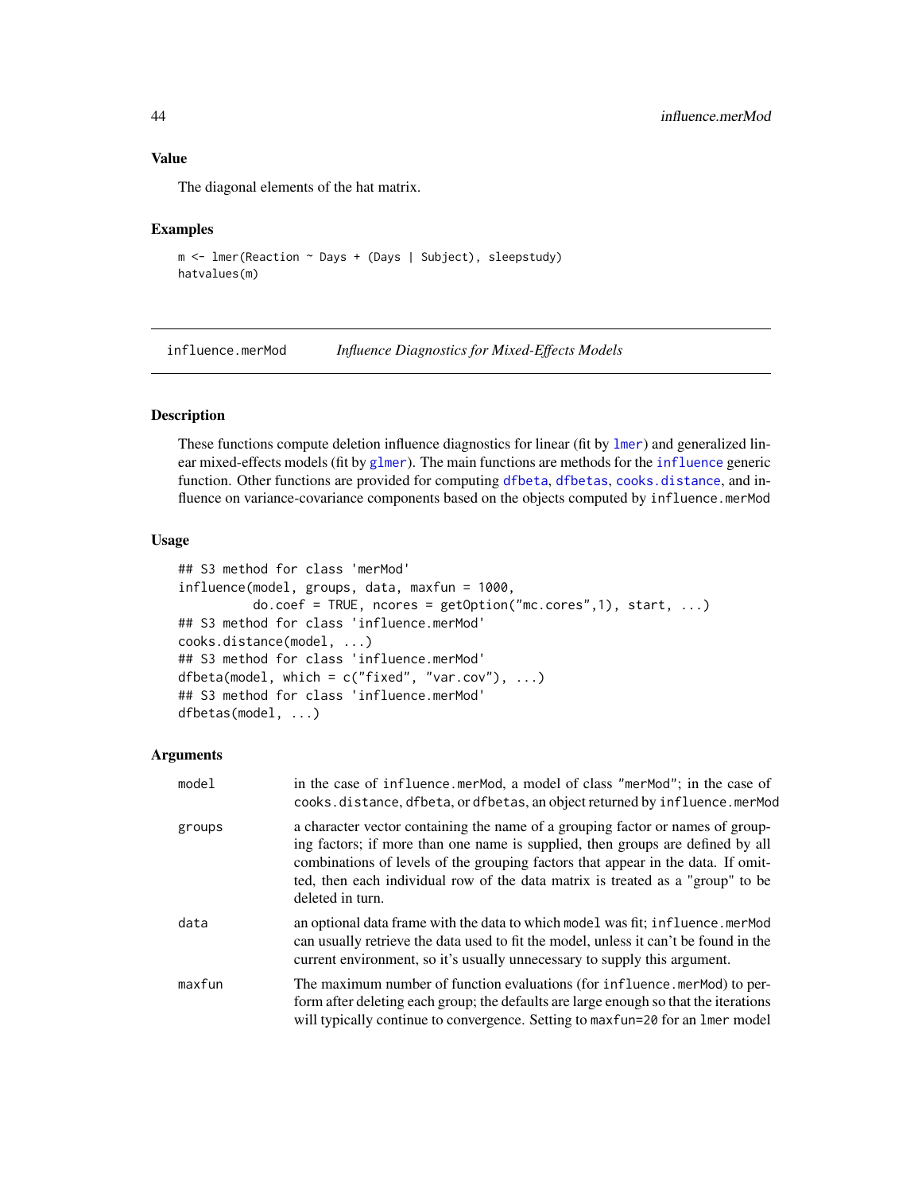## Value

The diagonal elements of the hat matrix.

## Examples

```
m <- lmer(Reaction ~ Days + (Days | Subject), sleepstudy)
hatvalues(m)
```

---

# influence.merMod — *Influence Diagnostics for Mixed-Effects Models*

## Description

These functions compute deletion influence diagnostics for linear (fit by `lmer`) and generalized linear mixed-effects models (fit by `glmer`). The main functions are methods for the `influence` generic function. Other functions are provided for computing `dfbeta`, `dfbetas`, `cooks.distance`, and influence on variance-covariance components based on the objects computed by `influence.merMod`

## Usage

```
## S3 method for class 'merMod'
influence(model, groups, data, maxfun = 1000,
          do.coef = TRUE, ncores = getOption("mc.cores",1), start, ...)
## S3 method for class 'influence.merMod'
cooks.distance(model, ...)
## S3 method for class 'influence.merMod'
dfbeta(model, which = c("fixed", "var.cov"), ...)
## S3 method for class 'influence.merMod'
dfbetas(model, ...)
```

## Arguments

| | |
|---|---|
| `model` | in the case of `influence.merMod`, a model of class `"merMod"`; in the case of `cooks.distance`, `dfbeta`, or `dfbetas`, an object returned by `influence.merMod` |
| `groups` | a character vector containing the name of a grouping factor or names of grouping factors; if more than one name is supplied, then groups are defined by all combinations of levels of the grouping factors that appear in the data. If omitted, then each individual row of the data matrix is treated as a "group" to be deleted in turn. |
| `data` | an optional data frame with the data to which `model` was fit; `influence.merMod` can usually retrieve the data used to fit the model, unless it can't be found in the current environment, so it's usually unnecessary to supply this argument. |
| `maxfun` | The maximum number of function evaluations (for `influence.merMod`) to perform after deleting each group; the defaults are large enough so that the iterations will typically continue to convergence. Setting to `maxfun=20` for an `lmer` model |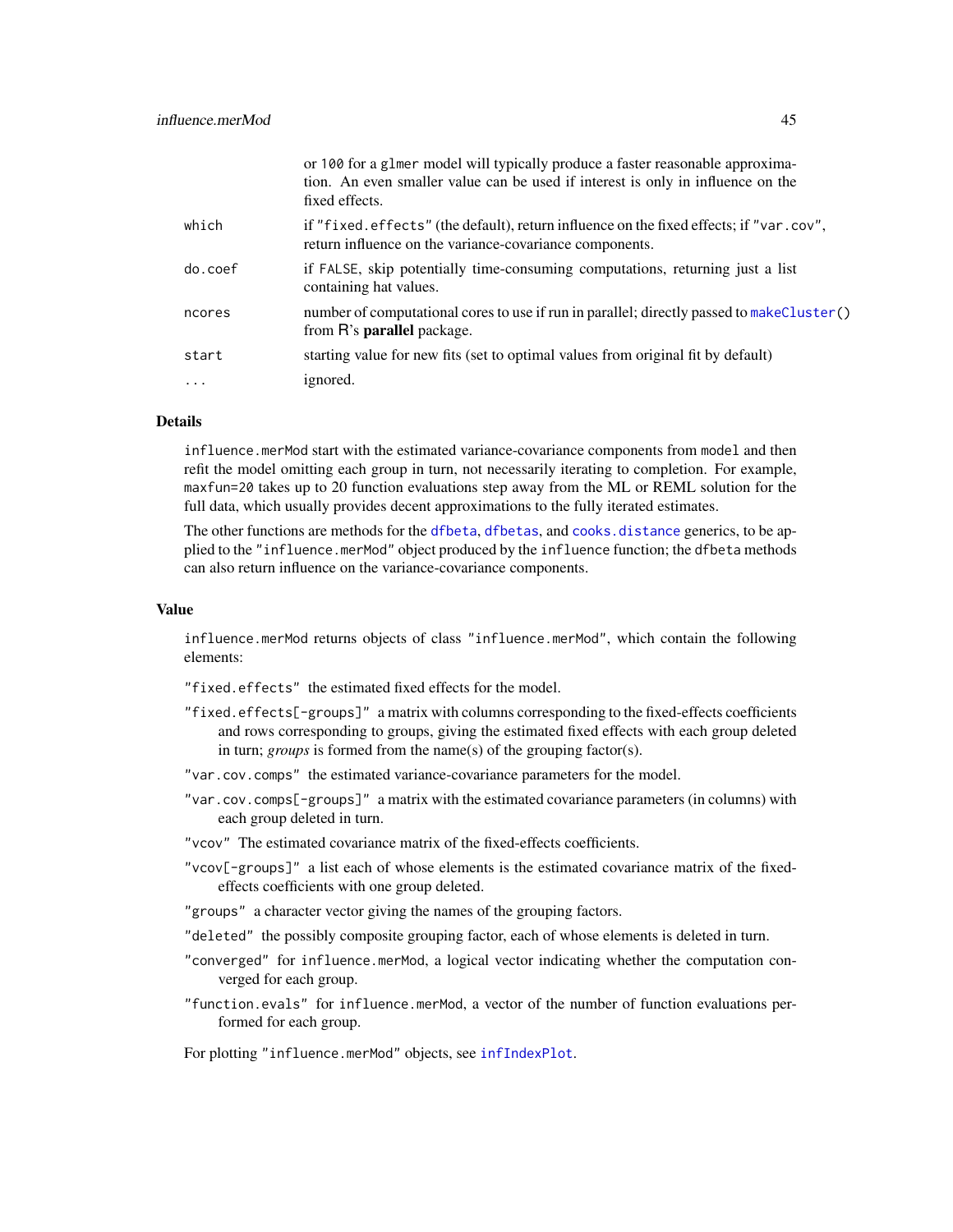or `100` for a `glmer` model will typically produce a faster reasonable approximation. An even smaller value can be used if interest is only in influence on the fixed effects.

| | |
|---|---|
| `which` | if `"fixed.effects"` (the default), return influence on the fixed effects; if `"var.cov"`, return influence on the variance-covariance components. |
| `do.coef` | if `FALSE`, skip potentially time-consuming computations, returning just a list containing hat values. |
| `ncores` | number of computational cores to use if run in parallel; directly passed to `makeCluster()` from R's **parallel** package. |
| `start` | starting value for new fits (set to optimal values from original fit by default) |
| `...` | ignored. |

## Details

`influence.merMod` start with the estimated variance-covariance components from `model` and then refit the model omitting each group in turn, not necessarily iterating to completion. For example, `maxfun=20` takes up to 20 function evaluations step away from the ML or REML solution for the full data, which usually provides decent approximations to the fully iterated estimates.

The other functions are methods for the `dfbeta`, `dfbetas`, and `cooks.distance` generics, to be applied to the `"influence.merMod"` object produced by the `influence` function; the `dfbeta` methods can also return influence on the variance-covariance components.

## Value

`influence.merMod` returns objects of class `"influence.merMod"`, which contain the following elements:

- `"fixed.effects"` the estimated fixed effects for the model.
- `"fixed.effects[-groups]"` a matrix with columns corresponding to the fixed-effects coefficients and rows corresponding to groups, giving the estimated fixed effects with each group deleted in turn; *groups* is formed from the name(s) of the grouping factor(s).
- `"var.cov.comps"` the estimated variance-covariance parameters for the model.
- `"var.cov.comps[-groups]"` a matrix with the estimated covariance parameters (in columns) with each group deleted in turn.
- `"vcov"` The estimated covariance matrix of the fixed-effects coefficients.
- `"vcov[-groups]"` a list each of whose elements is the estimated covariance matrix of the fixed-effects coefficients with one group deleted.
- `"groups"` a character vector giving the names of the grouping factors.
- `"deleted"` the possibly composite grouping factor, each of whose elements is deleted in turn.
- `"converged"` for `influence.merMod`, a logical vector indicating whether the computation converged for each group.
- `"function.evals"` for `influence.merMod`, a vector of the number of function evaluations performed for each group.

For plotting `"influence.merMod"` objects, see `infIndexPlot`.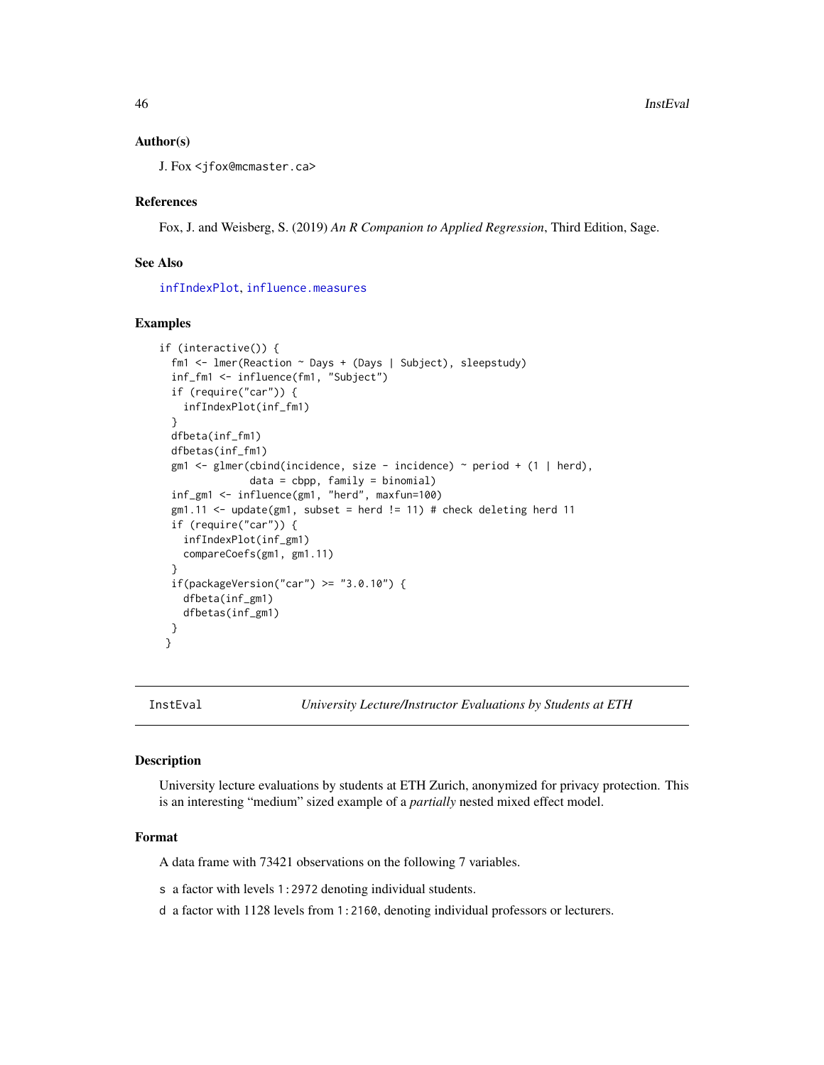### Author(s)

J. Fox <jfox@mcmaster.ca>

### References

Fox, J. and Weisberg, S. (2019) *An R Companion to Applied Regression*, Third Edition, Sage.

### See Also

infIndexPlot, influence.measures

### Examples

```
if (interactive()) {
  fm1 <- lmer(Reaction ~ Days + (Days | Subject), sleepstudy)
  inf_fm1 <- influence(fm1, "Subject")
  if (require("car")) {
    infIndexPlot(inf_fm1)
  }
  dfbeta(inf_fm1)
  dfbetas(inf_fm1)
  gm1 <- glmer(cbind(incidence, size - incidence) ~ period + (1 | herd),
               data = cbpp, family = binomial)
  inf_gm1 <- influence(gm1, "herd", maxfun=100)
  gm1.11 <- update(gm1, subset = herd != 11) # check deleting herd 11
  if (require("car")) {
    infIndexPlot(inf_gm1)
    compareCoefs(gm1, gm1.11)
  }
  if(packageVersion("car") >= "3.0.10") {
    dfbeta(inf_gm1)
    dfbetas(inf_gm1)
  }
 }
```

## InstEval — *University Lecture/Instructor Evaluations by Students at ETH*

### Description

University lecture evaluations by students at ETH Zurich, anonymized for privacy protection. This is an interesting "medium" sized example of a *partially* nested mixed effect model.

### Format

A data frame with 73421 observations on the following 7 variables.

- s a factor with levels 1:2972 denoting individual students.
- d a factor with 1128 levels from 1:2160, denoting individual professors or lecturers.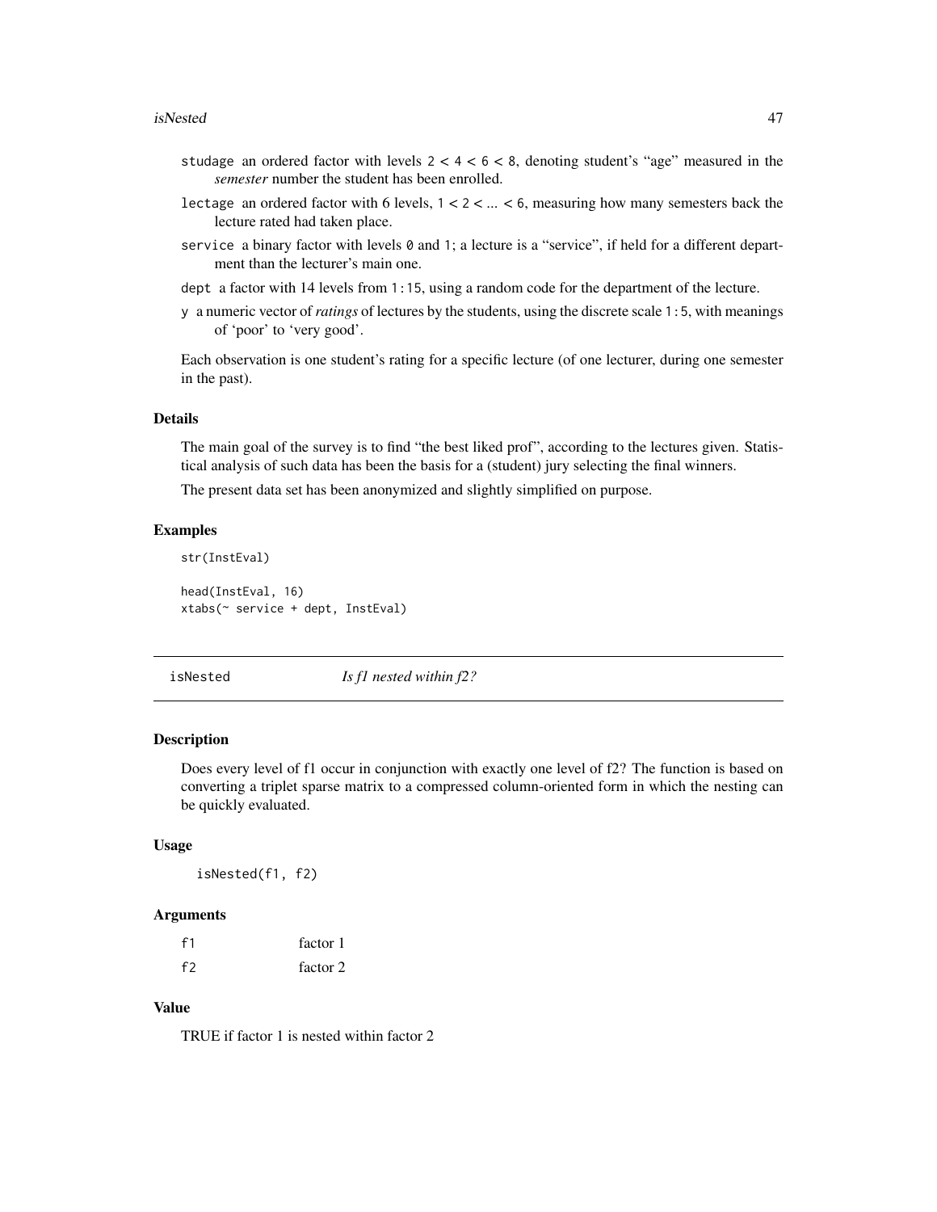- `studage` an ordered factor with levels `2` < `4` < `6` < `8`, denoting student's "age" measured in the *semester* number the student has been enrolled.
- `lectage` an ordered factor with 6 levels, `1` < `2` < ... < `6`, measuring how many semesters back the lecture rated had taken place.
- `service` a binary factor with levels `0` and `1`; a lecture is a "service", if held for a different department than the lecturer's main one.
- `dept` a factor with 14 levels from `1:15`, using a random code for the department of the lecture.
- `y` a numeric vector of *ratings* of lectures by the students, using the discrete scale `1:5`, with meanings of 'poor' to 'very good'.

Each observation is one student's rating for a specific lecture (of one lecturer, during one semester in the past).

### Details

The main goal of the survey is to find "the best liked prof", according to the lectures given. Statistical analysis of such data has been the basis for a (student) jury selecting the final winners.

The present data set has been anonymized and slightly simplified on purpose.

### Examples

```
str(InstEval)

head(InstEval, 16)
xtabs(~ service + dept, InstEval)
```

---

## isNested — *Is f1 nested within f2?*

### Description

Does every level of f1 occur in conjunction with exactly one level of f2? The function is based on converting a triplet sparse matrix to a compressed column-oriented form in which the nesting can be quickly evaluated.

### Usage

```
isNested(f1, f2)
```

### Arguments

| | |
|---|---|
| f1 | factor 1 |
| f2 | factor 2 |

### Value

TRUE if factor 1 is nested within factor 2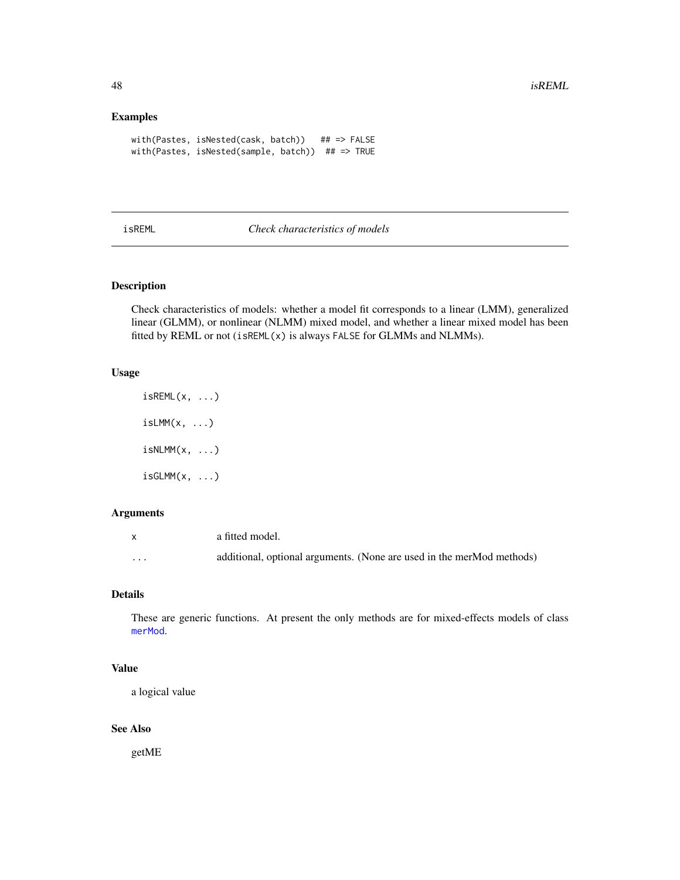## Examples

```
with(Pastes, isNested(cask, batch))   ## => FALSE
with(Pastes, isNested(sample, batch))  ## => TRUE
```

---

isREML *Check characteristics of models*

---

## Description

Check characteristics of models: whether a model fit corresponds to a linear (LMM), generalized linear (GLMM), or nonlinear (NLMM) mixed model, and whether a linear mixed model has been fitted by REML or not (`isREML(x)` is always `FALSE` for GLMMs and NLMMs).

## Usage

```
isREML(x, ...)

isLMM(x, ...)

isNLMM(x, ...)

isGLMM(x, ...)
```

## Arguments

| | |
|---|---|
| x | a fitted model. |
| ... | additional, optional arguments. (None are used in the merMod methods) |

## Details

These are generic functions. At present the only methods are for mixed-effects models of class `merMod`.

## Value

a logical value

## See Also

getME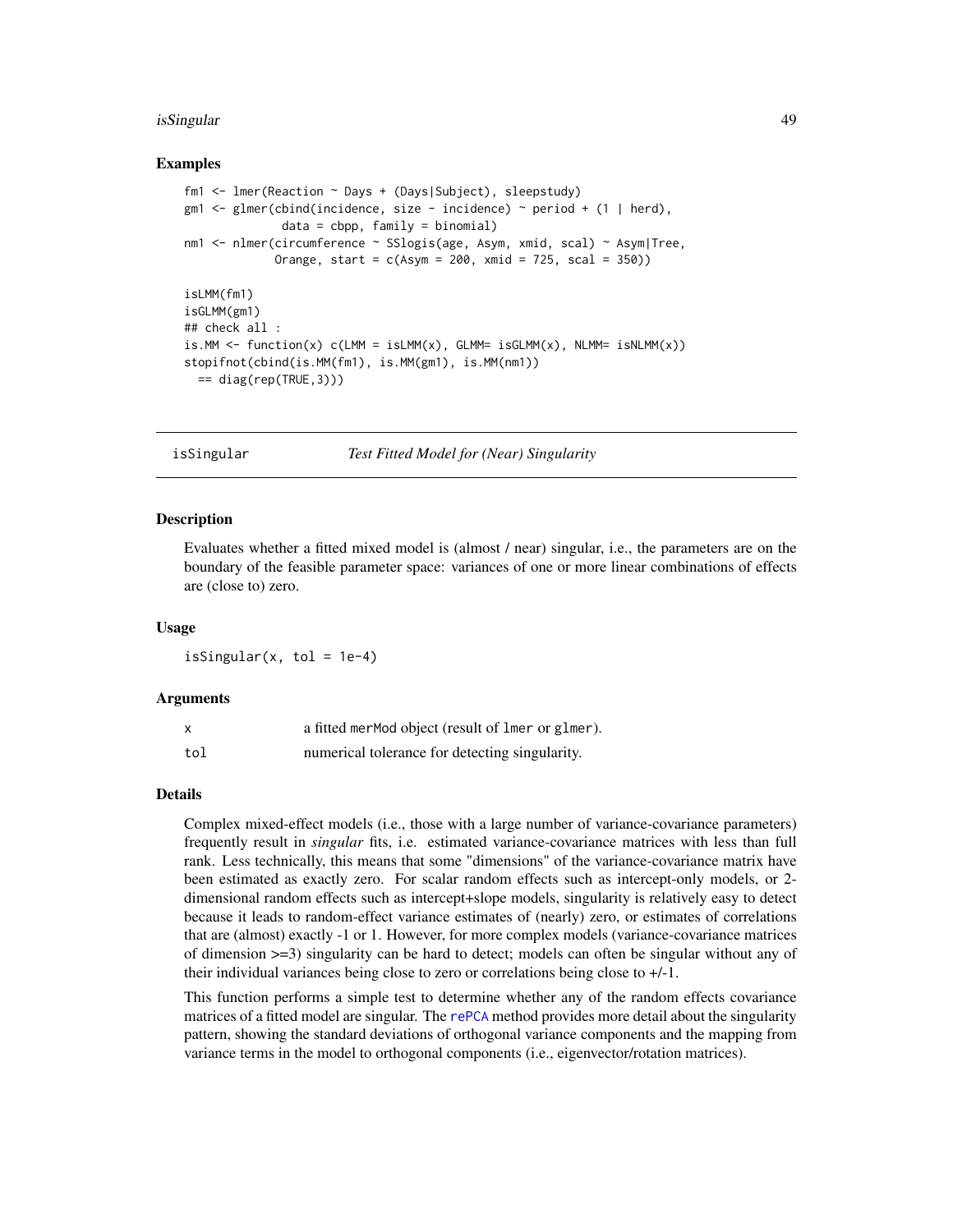## Examples

```
fm1 <- lmer(Reaction ~ Days + (Days|Subject), sleepstudy)
gm1 <- glmer(cbind(incidence, size - incidence) ~ period + (1 | herd),
             data = cbpp, family = binomial)
nm1 <- nlmer(circumference ~ SSlogis(age, Asym, xmid, scal) ~ Asym|Tree,
            Orange, start = c(Asym = 200, xmid = 725, scal = 350))

isLMM(fm1)
isGLMM(gm1)
## check all :
is.MM <- function(x) c(LMM = isLMM(x), GLMM= isGLMM(x), NLMM= isNLMM(x))
stopifnot(cbind(is.MM(fm1), is.MM(gm1), is.MM(nm1))
  == diag(rep(TRUE,3)))
```

---

## isSingular — *Test Fitted Model for (Near) Singularity*

### Description

Evaluates whether a fitted mixed model is (almost / near) singular, i.e., the parameters are on the boundary of the feasible parameter space: variances of one or more linear combinations of effects are (close to) zero.

### Usage

```
isSingular(x, tol = 1e-4)
```

### Arguments

| | |
|---|---|
| x | a fitted merMod object (result of lmer or glmer). |
| tol | numerical tolerance for detecting singularity. |

### Details

Complex mixed-effect models (i.e., those with a large number of variance-covariance parameters) frequently result in *singular* fits, i.e. estimated variance-covariance matrices with less than full rank. Less technically, this means that some "dimensions" of the variance-covariance matrix have been estimated as exactly zero. For scalar random effects such as intercept-only models, or 2-dimensional random effects such as intercept+slope models, singularity is relatively easy to detect because it leads to random-effect variance estimates of (nearly) zero, or estimates of correlations that are (almost) exactly -1 or 1. However, for more complex models (variance-covariance matrices of dimension >=3) singularity can be hard to detect; models can often be singular without any of their individual variances being close to zero or correlations being close to +/-1.

This function performs a simple test to determine whether any of the random effects covariance matrices of a fitted model are singular. The rePCA method provides more detail about the singularity pattern, showing the standard deviations of orthogonal variance components and the mapping from variance terms in the model to orthogonal components (i.e., eigenvector/rotation matrices).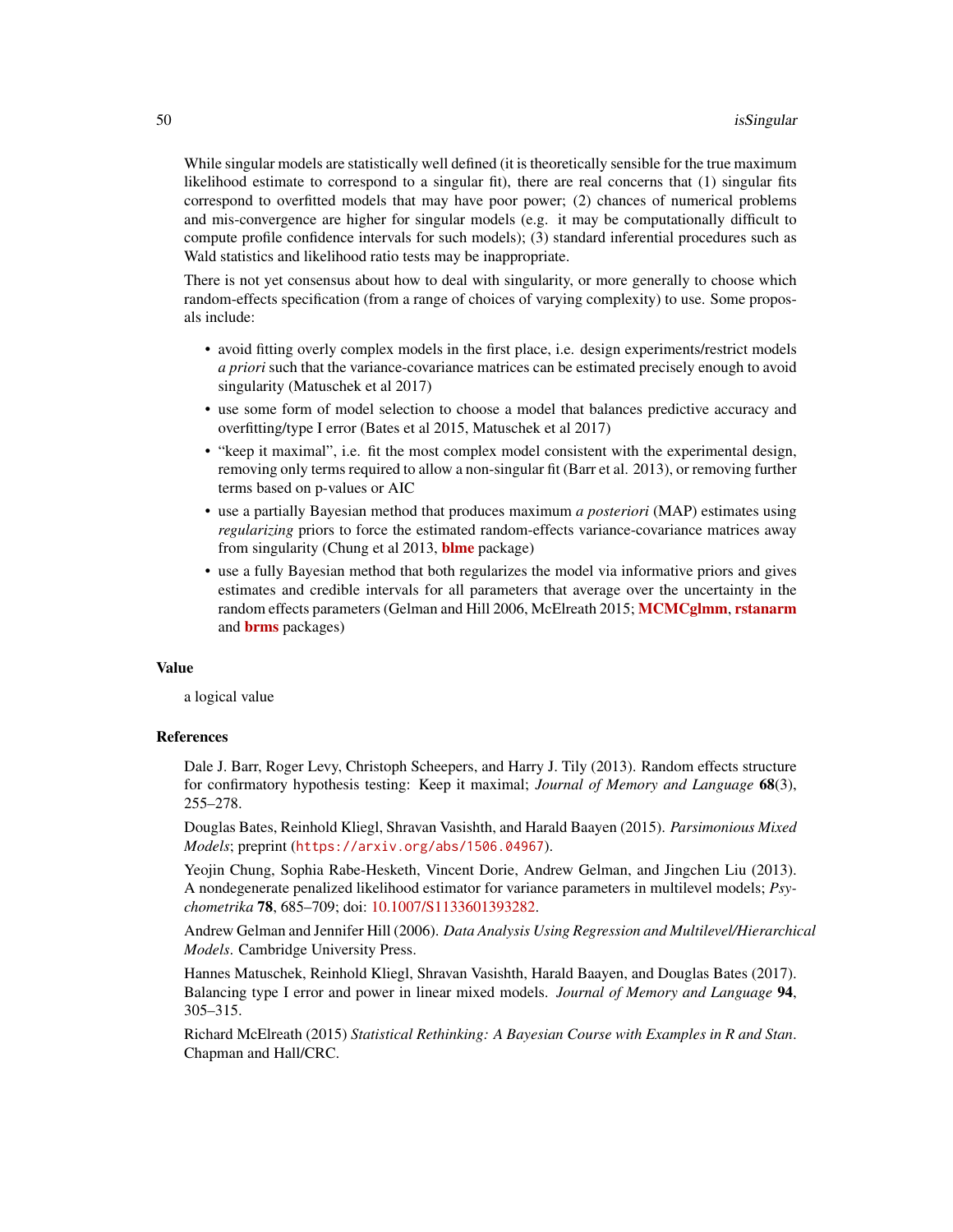While singular models are statistically well defined (it is theoretically sensible for the true maximum likelihood estimate to correspond to a singular fit), there are real concerns that (1) singular fits correspond to overfitted models that may have poor power; (2) chances of numerical problems and mis-convergence are higher for singular models (e.g. it may be computationally difficult to compute profile confidence intervals for such models); (3) standard inferential procedures such as Wald statistics and likelihood ratio tests may be inappropriate.

There is not yet consensus about how to deal with singularity, or more generally to choose which random-effects specification (from a range of choices of varying complexity) to use. Some proposals include:

- avoid fitting overly complex models in the first place, i.e. design experiments/restrict models *a priori* such that the variance-covariance matrices can be estimated precisely enough to avoid singularity (Matuschek et al 2017)
- use some form of model selection to choose a model that balances predictive accuracy and overfitting/type I error (Bates et al 2015, Matuschek et al 2017)
- "keep it maximal", i.e. fit the most complex model consistent with the experimental design, removing only terms required to allow a non-singular fit (Barr et al. 2013), or removing further terms based on p-values or AIC
- use a partially Bayesian method that produces maximum *a posteriori* (MAP) estimates using *regularizing* priors to force the estimated random-effects variance-covariance matrices away from singularity (Chung et al 2013, **blme** package)
- use a fully Bayesian method that both regularizes the model via informative priors and gives estimates and credible intervals for all parameters that average over the uncertainty in the random effects parameters (Gelman and Hill 2006, McElreath 2015; **MCMCglmm**, **rstanarm** and **brms** packages)

## Value

a logical value

## References

Dale J. Barr, Roger Levy, Christoph Scheepers, and Harry J. Tily (2013). Random effects structure for confirmatory hypothesis testing: Keep it maximal; *Journal of Memory and Language* **68**(3), 255–278.

Douglas Bates, Reinhold Kliegl, Shravan Vasishth, and Harald Baayen (2015). *Parsimonious Mixed Models*; preprint (`https://arxiv.org/abs/1506.04967`).

Yeojin Chung, Sophia Rabe-Hesketh, Vincent Dorie, Andrew Gelman, and Jingchen Liu (2013). A nondegenerate penalized likelihood estimator for variance parameters in multilevel models; *Psychometrika* **78**, 685–709; doi: 10.1007/S1133601393282.

Andrew Gelman and Jennifer Hill (2006). *Data Analysis Using Regression and Multilevel/Hierarchical Models*. Cambridge University Press.

Hannes Matuschek, Reinhold Kliegl, Shravan Vasishth, Harald Baayen, and Douglas Bates (2017). Balancing type I error and power in linear mixed models. *Journal of Memory and Language* **94**, 305–315.

Richard McElreath (2015) *Statistical Rethinking: A Bayesian Course with Examples in R and Stan*. Chapman and Hall/CRC.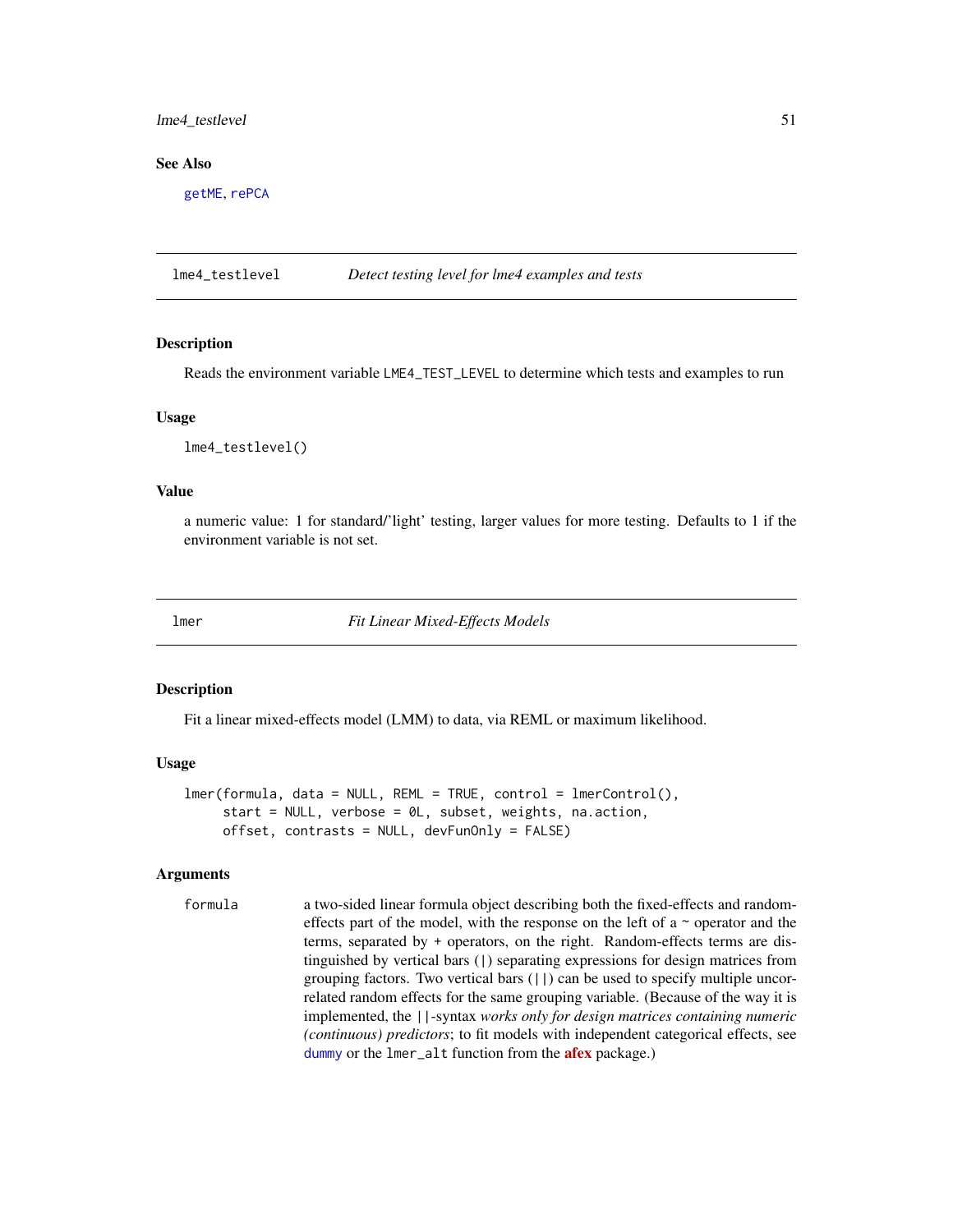## See Also

getME, rePCA

---

## lme4_testlevel — *Detect testing level for lme4 examples and tests*

### Description

Reads the environment variable LME4_TEST_LEVEL to determine which tests and examples to run

### Usage

```
lme4_testlevel()
```

### Value

a numeric value: 1 for standard/'light' testing, larger values for more testing. Defaults to 1 if the environment variable is not set.

---

## lmer — *Fit Linear Mixed-Effects Models*

### Description

Fit a linear mixed-effects model (LMM) to data, via REML or maximum likelihood.

### Usage

```
lmer(formula, data = NULL, REML = TRUE, control = lmerControl(),
     start = NULL, verbose = 0L, subset, weights, na.action,
     offset, contrasts = NULL, devFunOnly = FALSE)
```

### Arguments

formula — a two-sided linear formula object describing both the fixed-effects and random-effects part of the model, with the response on the left of a ~ operator and the terms, separated by + operators, on the right. Random-effects terms are distinguished by vertical bars (|) separating expressions for design matrices from grouping factors. Two vertical bars (||) can be used to specify multiple uncorrelated random effects for the same grouping variable. (Because of the way it is implemented, the ||-syntax *works only for design matrices containing numeric (continuous) predictors*; to fit models with independent categorical effects, see dummy or the lmer_alt function from the **afex** package.)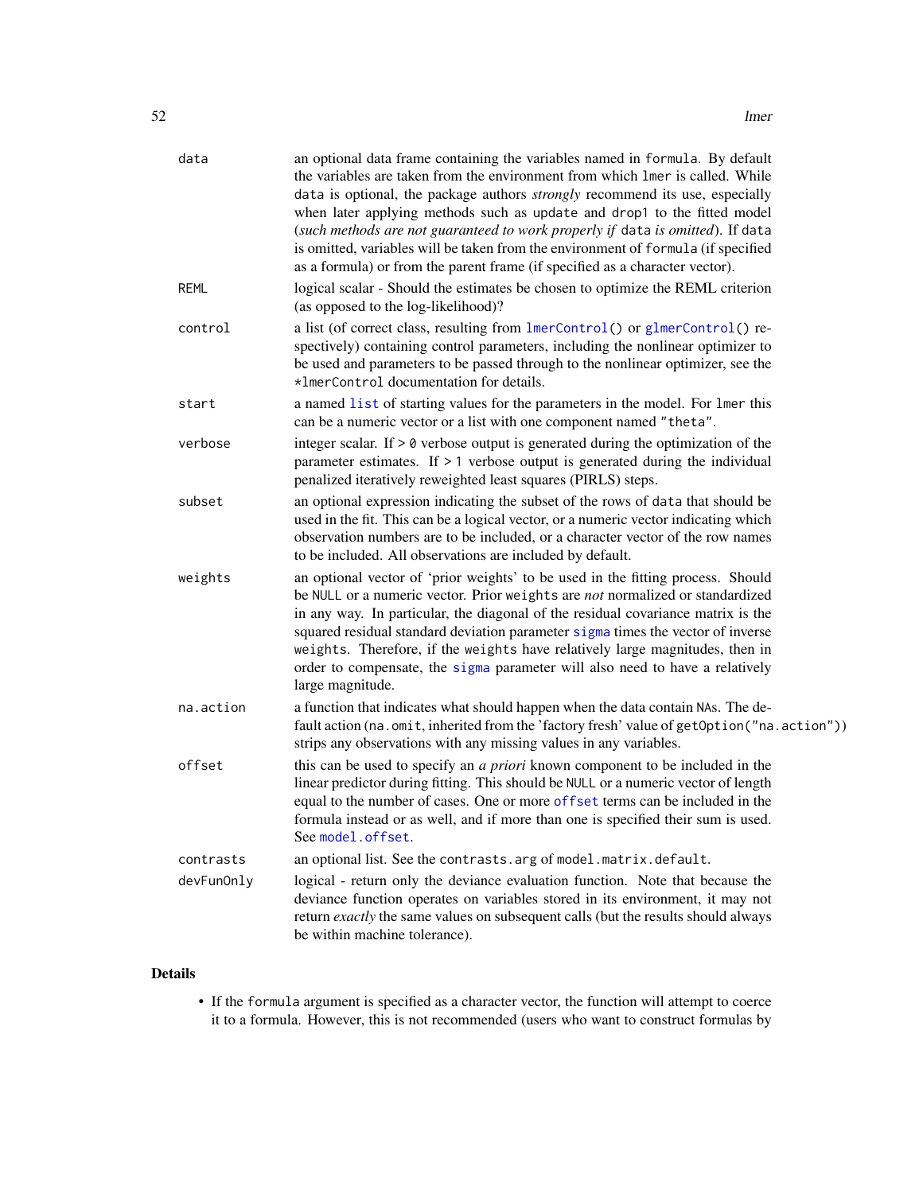| | |
|---|---|
| `data` | an optional data frame containing the variables named in `formula`. By default the variables are taken from the environment from which `lmer` is called. While `data` is optional, the package authors *strongly* recommend its use, especially when later applying methods such as `update` and `drop1` to the fitted model (*such methods are not guaranteed to work properly if* `data` *is omitted*). If `data` is omitted, variables will be taken from the environment of `formula` (if specified as a formula) or from the parent frame (if specified as a character vector). |
| `REML` | logical scalar - Should the estimates be chosen to optimize the REML criterion (as opposed to the log-likelihood)? |
| `control` | a list (of correct class, resulting from `lmerControl()` or `glmerControl()` respectively) containing control parameters, including the nonlinear optimizer to be used and parameters to be passed through to the nonlinear optimizer, see the `*lmerControl` documentation for details. |
| `start` | a named `list` of starting values for the parameters in the model. For `lmer` this can be a numeric vector or a list with one component named `"theta"`. |
| `verbose` | integer scalar. If `> 0` verbose output is generated during the optimization of the parameter estimates. If `> 1` verbose output is generated during the individual penalized iteratively reweighted least squares (PIRLS) steps. |
| `subset` | an optional expression indicating the subset of the rows of `data` that should be used in the fit. This can be a logical vector, or a numeric vector indicating which observation numbers are to be included, or a character vector of the row names to be included. All observations are included by default. |
| `weights` | an optional vector of 'prior weights' to be used in the fitting process. Should be `NULL` or a numeric vector. Prior `weights` are *not* normalized or standardized in any way. In particular, the diagonal of the residual covariance matrix is the squared residual standard deviation parameter `sigma` times the vector of inverse `weights`. Therefore, if the `weights` have relatively large magnitudes, then in order to compensate, the `sigma` parameter will also need to have a relatively large magnitude. |
| `na.action` | a function that indicates what should happen when the data contain `NA`s. The default action (`na.omit`, inherited from the 'factory fresh' value of `getOption("na.action")`) strips any observations with any missing values in any variables. |
| `offset` | this can be used to specify an *a priori* known component to be included in the linear predictor during fitting. This should be `NULL` or a numeric vector of length equal to the number of cases. One or more `offset` terms can be included in the formula instead or as well, and if more than one is specified their sum is used. See `model.offset`. |
| `contrasts` | an optional list. See the `contrasts.arg` of `model.matrix.default`. |
| `devFunOnly` | logical - return only the deviance evaluation function. Note that because the deviance function operates on variables stored in its environment, it may not return *exactly* the same values on subsequent calls (but the results should always be within machine tolerance). |

## Details

- If the `formula` argument is specified as a character vector, the function will attempt to coerce it to a formula. However, this is not recommended (users who want to construct formulas by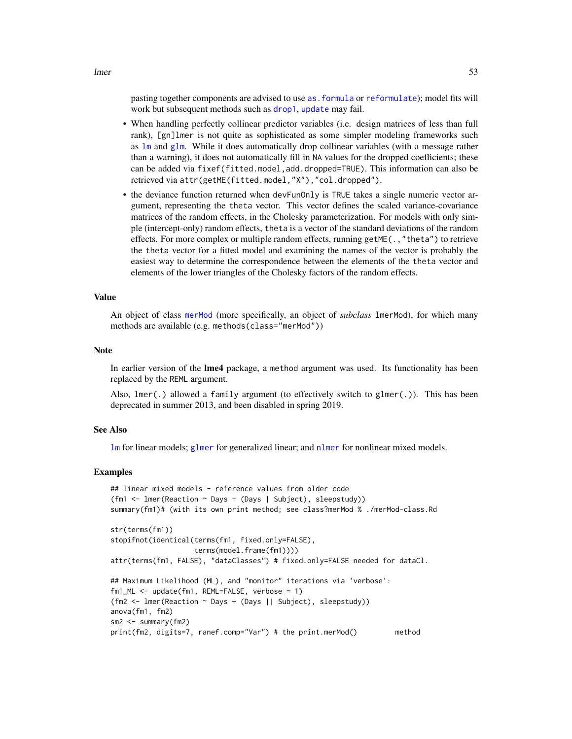pasting together components are advised to use `as.formula` or `reformulate`); model fits will work but subsequent methods such as `drop1`, `update` may fail.

- When handling perfectly collinear predictor variables (i.e. design matrices of less than full rank), `[gn]lmer` is not quite as sophisticated as some simpler modeling frameworks such as `lm` and `glm`. While it does automatically drop collinear variables (with a message rather than a warning), it does not automatically fill in `NA` values for the dropped coefficients; these can be added via `fixef(fitted.model,add.dropped=TRUE)`. This information can also be retrieved via `attr(getME(fitted.model,"X"),"col.dropped")`.
- the deviance function returned when `devFunOnly` is `TRUE` takes a single numeric vector argument, representing the `theta` vector. This vector defines the scaled variance-covariance matrices of the random effects, in the Cholesky parameterization. For models with only simple (intercept-only) random effects, `theta` is a vector of the standard deviations of the random effects. For more complex or multiple random effects, running `getME(.,"theta")` to retrieve the `theta` vector for a fitted model and examining the names of the vector is probably the easiest way to determine the correspondence between the elements of the `theta` vector and elements of the lower triangles of the Cholesky factors of the random effects.

## Value

An object of class `merMod` (more specifically, an object of *subclass* `lmerMod`), for which many methods are available (e.g. `methods(class="merMod")`)

## Note

In earlier version of the **lme4** package, a `method` argument was used. Its functionality has been replaced by the `REML` argument.

Also, `lmer(.)` allowed a `family` argument (to effectively switch to `glmer(.)`). This has been deprecated in summer 2013, and been disabled in spring 2019.

## See Also

`lm` for linear models; `glmer` for generalized linear; and `nlmer` for nonlinear mixed models.

## Examples

```
## linear mixed models - reference values from older code
(fm1 <- lmer(Reaction ~ Days + (Days | Subject), sleepstudy))
summary(fm1)# (with its own print method; see class?merMod % ./merMod-class.Rd

str(terms(fm1))
stopifnot(identical(terms(fm1, fixed.only=FALSE),
                    terms(model.frame(fm1))))
attr(terms(fm1, FALSE), "dataClasses") # fixed.only=FALSE needed for dataCl.

## Maximum Likelihood (ML), and "monitor" iterations via 'verbose':
fm1_ML <- update(fm1, REML=FALSE, verbose = 1)
(fm2 <- lmer(Reaction ~ Days + (Days || Subject), sleepstudy))
anova(fm1, fm2)
sm2 <- summary(fm2)
print(fm2, digits=7, ranef.comp="Var") # the print.merMod()         method
```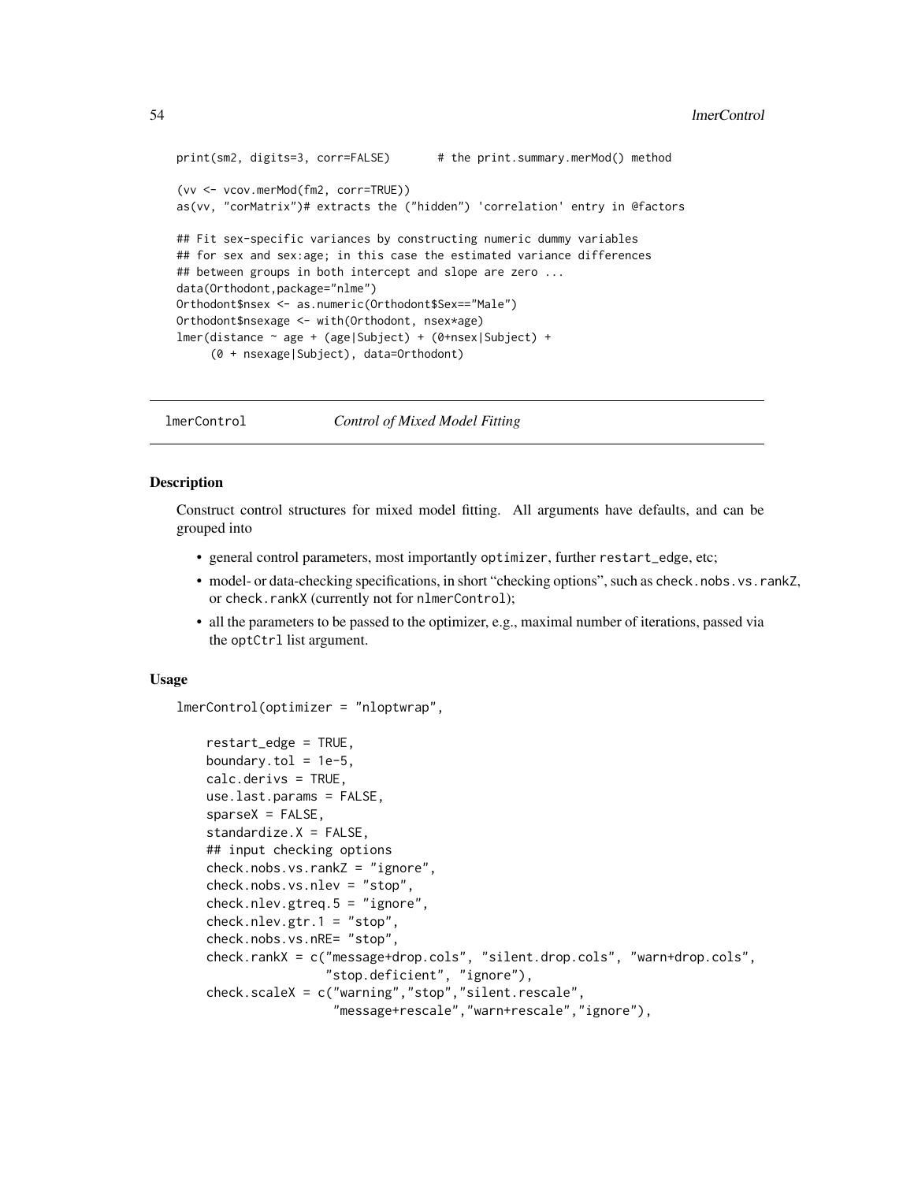```
print(sm2, digits=3, corr=FALSE)       # the print.summary.merMod() method

(vv <- vcov.merMod(fm2, corr=TRUE))
as(vv, "corMatrix")# extracts the ("hidden") 'correlation' entry in @factors

## Fit sex-specific variances by constructing numeric dummy variables
## for sex and sex:age; in this case the estimated variance differences
## between groups in both intercept and slope are zero ...
data(Orthodont,package="nlme")
Orthodont$nsex <- as.numeric(Orthodont$Sex=="Male")
Orthodont$nsexage <- with(Orthodont, nsex*age)
lmer(distance ~ age + (age|Subject) + (0+nsex|Subject) +
     (0 + nsexage|Subject), data=Orthodont)
```

---

lmerControl *Control of Mixed Model Fitting*

---

## Description

Construct control structures for mixed model fitting. All arguments have defaults, and can be grouped into

- general control parameters, most importantly optimizer, further restart_edge, etc;
- model- or data-checking specifications, in short "checking options", such as check.nobs.vs.rankZ, or check.rankX (currently not for nlmerControl);
- all the parameters to be passed to the optimizer, e.g., maximal number of iterations, passed via the optCtrl list argument.

## Usage

```
lmerControl(optimizer = "nloptwrap",

    restart_edge = TRUE,
    boundary.tol = 1e-5,
    calc.derivs = TRUE,
    use.last.params = FALSE,
    sparseX = FALSE,
    standardize.X = FALSE,
    ## input checking options
    check.nobs.vs.rankZ = "ignore",
    check.nobs.vs.nlev = "stop",
    check.nlev.gtreq.5 = "ignore",
    check.nlev.gtr.1 = "stop",
    check.nobs.vs.nRE= "stop",
    check.rankX = c("message+drop.cols", "silent.drop.cols", "warn+drop.cols",
                    "stop.deficient", "ignore"),
    check.scaleX = c("warning","stop","silent.rescale",
                     "message+rescale","warn+rescale","ignore"),
```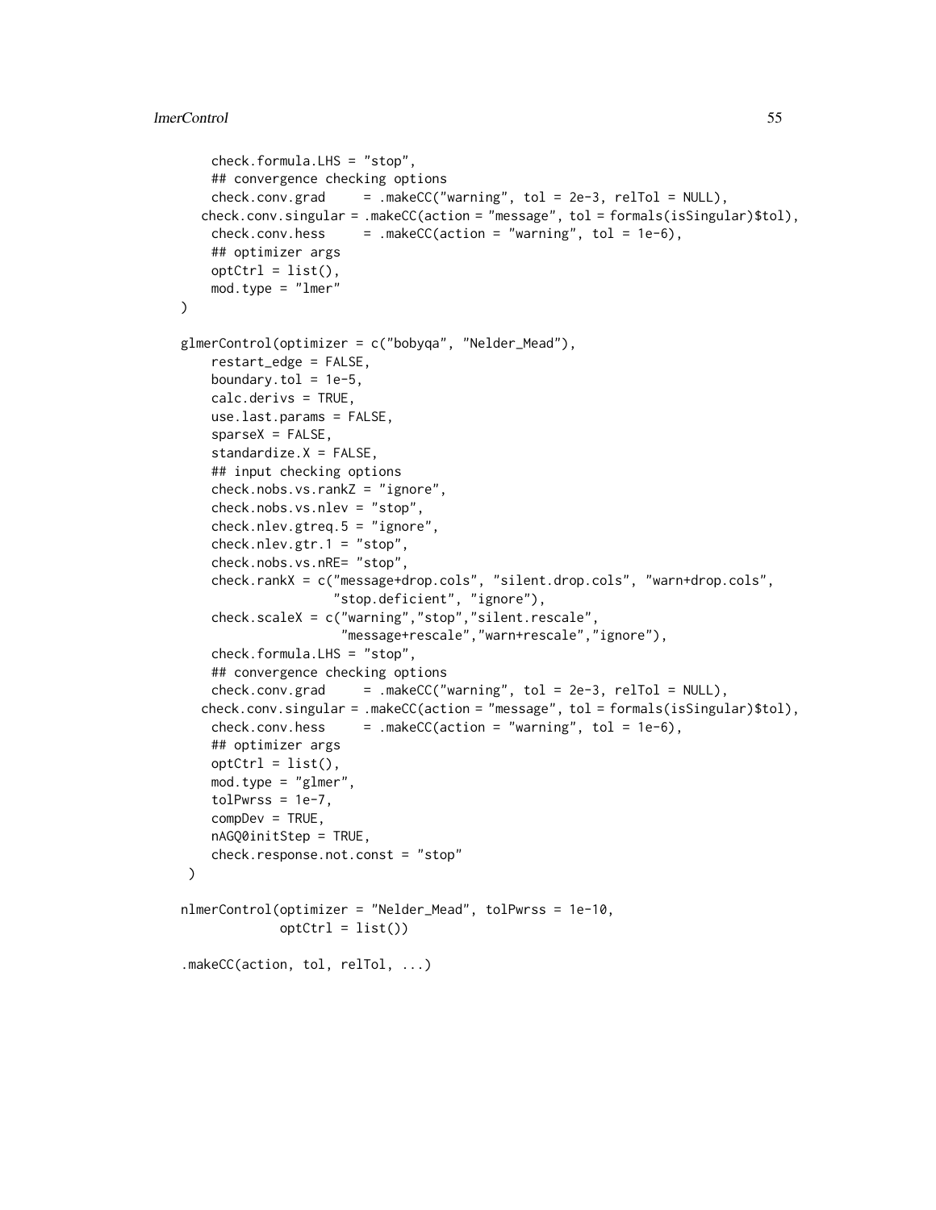```
    check.formula.LHS = "stop",
    ## convergence checking options
    check.conv.grad     = .makeCC("warning", tol = 2e-3, relTol = NULL),
   check.conv.singular = .makeCC(action = "message", tol = formals(isSingular)$tol),
    check.conv.hess     = .makeCC(action = "warning", tol = 1e-6),
    ## optimizer args
    optCtrl = list(),
    mod.type = "lmer"
)

glmerControl(optimizer = c("bobyqa", "Nelder_Mead"),
    restart_edge = FALSE,
    boundary.tol = 1e-5,
    calc.derivs = TRUE,
    use.last.params = FALSE,
    sparseX = FALSE,
    standardize.X = FALSE,
    ## input checking options
    check.nobs.vs.rankZ = "ignore",
    check.nobs.vs.nlev = "stop",
    check.nlev.gtreq.5 = "ignore",
    check.nlev.gtr.1 = "stop",
    check.nobs.vs.nRE= "stop",
    check.rankX = c("message+drop.cols", "silent.drop.cols", "warn+drop.cols",
                    "stop.deficient", "ignore"),
    check.scaleX = c("warning","stop","silent.rescale",
                     "message+rescale","warn+rescale","ignore"),
    check.formula.LHS = "stop",
    ## convergence checking options
    check.conv.grad     = .makeCC("warning", tol = 2e-3, relTol = NULL),
   check.conv.singular = .makeCC(action = "message", tol = formals(isSingular)$tol),
    check.conv.hess     = .makeCC(action = "warning", tol = 1e-6),
    ## optimizer args
    optCtrl = list(),
    mod.type = "glmer",
    tolPwrss = 1e-7,
    compDev = TRUE,
    nAGQ0initStep = TRUE,
    check.response.not.const = "stop"
 )

nlmerControl(optimizer = "Nelder_Mead", tolPwrss = 1e-10,
             optCtrl = list())

.makeCC(action, tol, relTol, ...)
```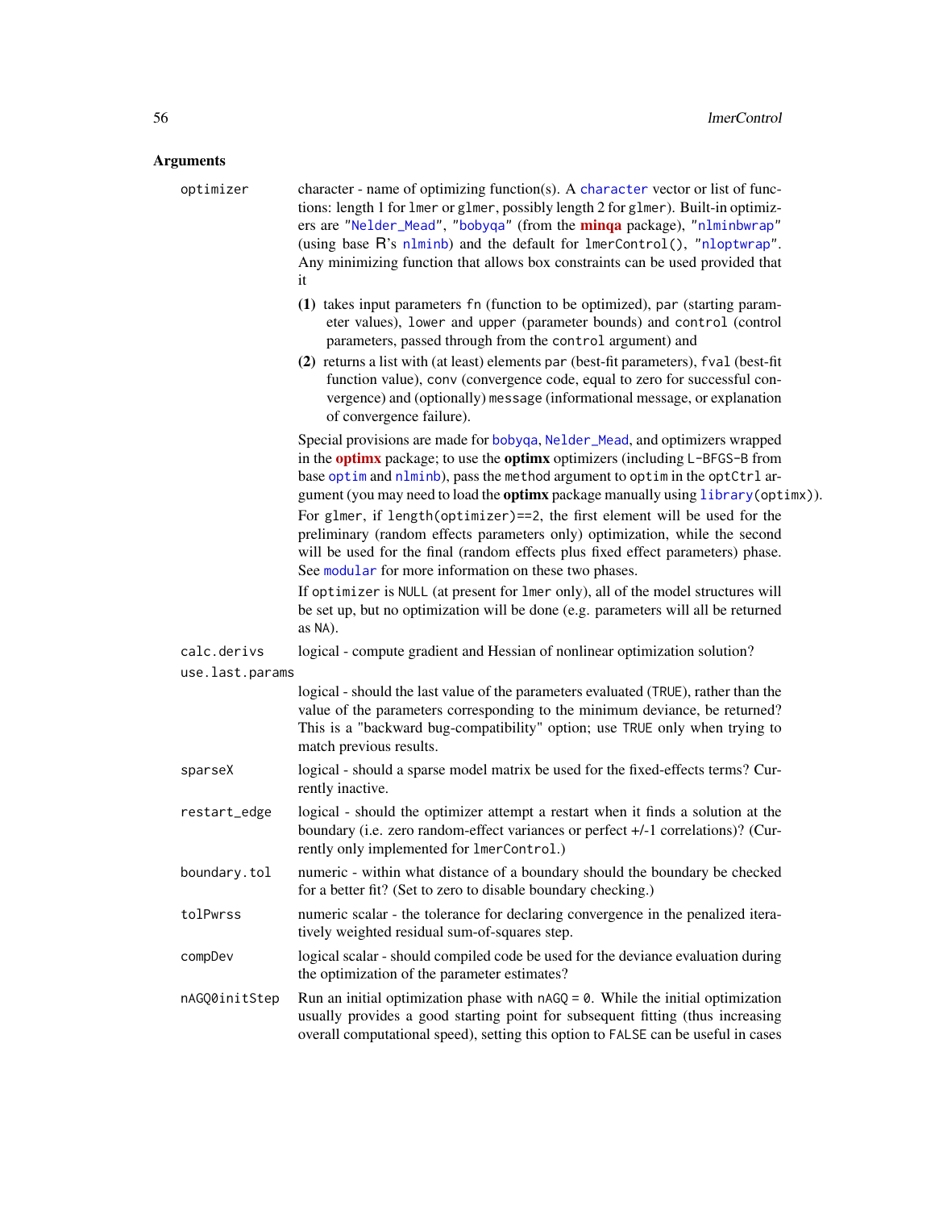## Arguments

**optimizer** — character - name of optimizing function(s). A `character` vector or list of functions: length 1 for `lmer` or `glmer`, possibly length 2 for `glmer`). Built-in optimizers are `"Nelder_Mead"`, `"bobyqa"` (from the **minqa** package), `"nlminbwrap"` (using base R's `nlminb`) and the default for `lmerControl()`, `"nloptwrap"`. Any minimizing function that allows box constraints can be used provided that it

- **(1)** takes input parameters `fn` (function to be optimized), `par` (starting parameter values), `lower` and `upper` (parameter bounds) and `control` (control parameters, passed through from the `control` argument) and
- **(2)** returns a list with (at least) elements `par` (best-fit parameters), `fval` (best-fit function value), `conv` (convergence code, equal to zero for successful convergence) and (optionally) `message` (informational message, or explanation of convergence failure).

Special provisions are made for `bobyqa`, `Nelder_Mead`, and optimizers wrapped in the **optimx** package; to use the **optimx** optimizers (including `L-BFGS-B` from base `optim` and `nlminb`), pass the `method` argument to `optim` in the `optCtrl` argument (you may need to load the **optimx** package manually using `library(optimx)`).

For `glmer`, if `length(optimizer)==2`, the first element will be used for the preliminary (random effects parameters only) optimization, while the second will be used for the final (random effects plus fixed effect parameters) phase. See `modular` for more information on these two phases.

If `optimizer` is `NULL` (at present for `lmer` only), all of the model structures will be set up, but no optimization will be done (e.g. parameters will all be returned as `NA`).

**calc.derivs** — logical - compute gradient and Hessian of nonlinear optimization solution?

**use.last.params** — logical - should the last value of the parameters evaluated (`TRUE`), rather than the value of the parameters corresponding to the minimum deviance, be returned? This is a "backward bug-compatibility" option; use `TRUE` only when trying to match previous results.

**sparseX** — logical - should a sparse model matrix be used for the fixed-effects terms? Currently inactive.

**restart_edge** — logical - should the optimizer attempt a restart when it finds a solution at the boundary (i.e. zero random-effect variances or perfect +/-1 correlations)? (Currently only implemented for `lmerControl`.)

**boundary.tol** — numeric - within what distance of a boundary should the boundary be checked for a better fit? (Set to zero to disable boundary checking.)

**tolPwrss** — numeric scalar - the tolerance for declaring convergence in the penalized iteratively weighted residual sum-of-squares step.

**compDev** — logical scalar - should compiled code be used for the deviance evaluation during the optimization of the parameter estimates?

**nAGQ0initStep** — Run an initial optimization phase with `nAGQ = 0`. While the initial optimization usually provides a good starting point for subsequent fitting (thus increasing overall computational speed), setting this option to `FALSE` can be useful in cases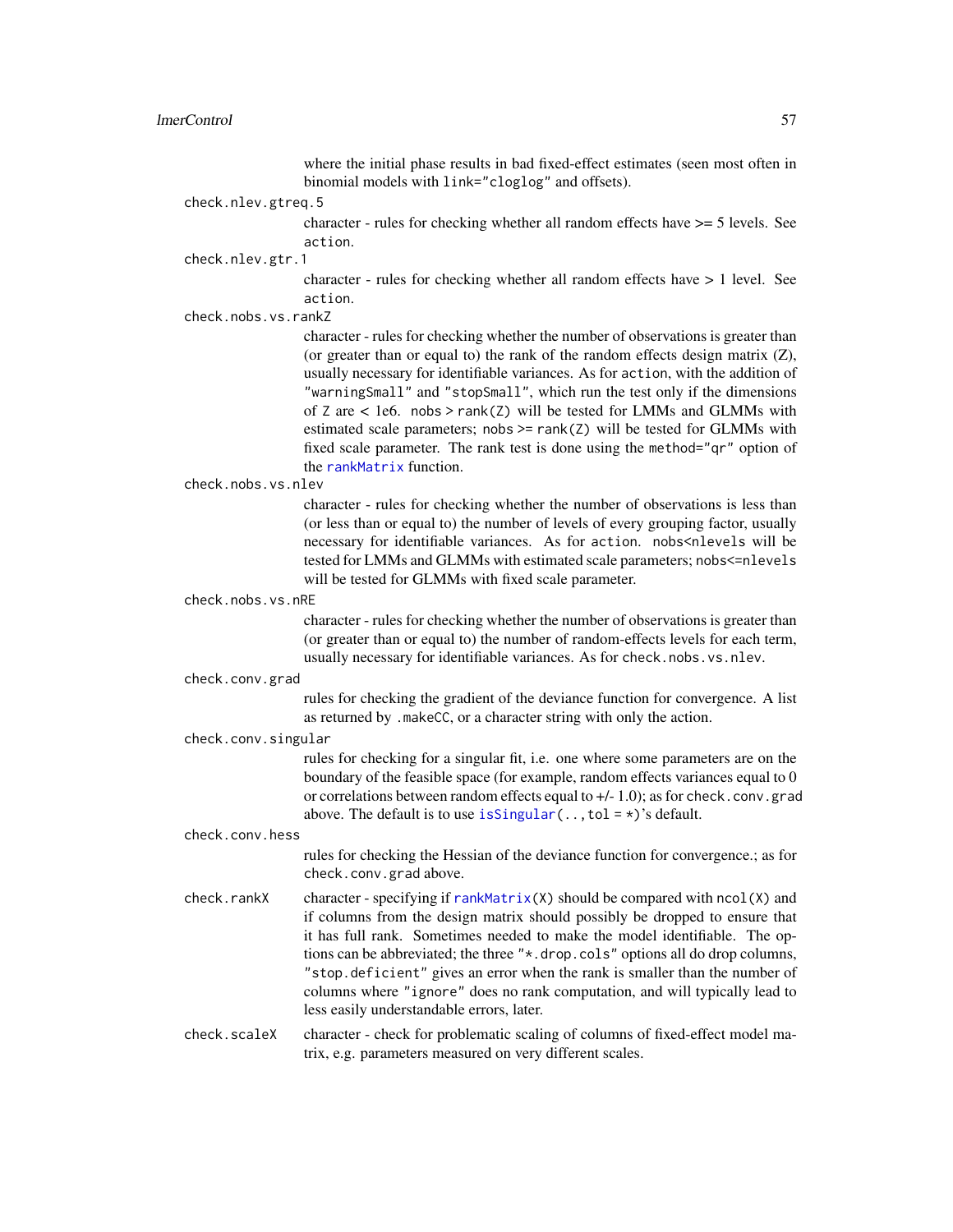where the initial phase results in bad fixed-effect estimates (seen most often in binomial models with `link="cloglog"` and offsets).

`check.nlev.gtreq.5`
: character - rules for checking whether all random effects have >= 5 levels. See `action`.

`check.nlev.gtr.1`
: character - rules for checking whether all random effects have > 1 level. See `action`.

`check.nobs.vs.rankZ`
: character - rules for checking whether the number of observations is greater than (or greater than or equal to) the rank of the random effects design matrix (Z), usually necessary for identifiable variances. As for `action`, with the addition of `"warningSmall"` and `"stopSmall"`, which run the test only if the dimensions of `Z` are < 1e6. `nobs > rank(Z)` will be tested for LMMs and GLMMs with estimated scale parameters; `nobs >= rank(Z)` will be tested for GLMMs with fixed scale parameter. The rank test is done using the `method="qr"` option of the `rankMatrix` function.

`check.nobs.vs.nlev`
: character - rules for checking whether the number of observations is less than (or less than or equal to) the number of levels of every grouping factor, usually necessary for identifiable variances. As for `action`. `nobs<nlevels` will be tested for LMMs and GLMMs with estimated scale parameters; `nobs<=nlevels` will be tested for GLMMs with fixed scale parameter.

`check.nobs.vs.nRE`
: character - rules for checking whether the number of observations is greater than (or greater than or equal to) the number of random-effects levels for each term, usually necessary for identifiable variances. As for `check.nobs.vs.nlev`.

`check.conv.grad`
: rules for checking the gradient of the deviance function for convergence. A list as returned by `.makeCC`, or a character string with only the action.

`check.conv.singular`
: rules for checking for a singular fit, i.e. one where some parameters are on the boundary of the feasible space (for example, random effects variances equal to 0 or correlations between random effects equal to +/- 1.0); as for `check.conv.grad` above. The default is to use `isSingular(.., tol = *)`'s default.

`check.conv.hess`
: rules for checking the Hessian of the deviance function for convergence.; as for `check.conv.grad` above.

`check.rankX`
: character - specifying if `rankMatrix(X)` should be compared with `ncol(X)` and if columns from the design matrix should possibly be dropped to ensure that it has full rank. Sometimes needed to make the model identifiable. The options can be abbreviated; the three `"*.drop.cols"` options all do drop columns, `"stop.deficient"` gives an error when the rank is smaller than the number of columns where `"ignore"` does no rank computation, and will typically lead to less easily understandable errors, later.

`check.scaleX`
: character - check for problematic scaling of columns of fixed-effect model matrix, e.g. parameters measured on very different scales.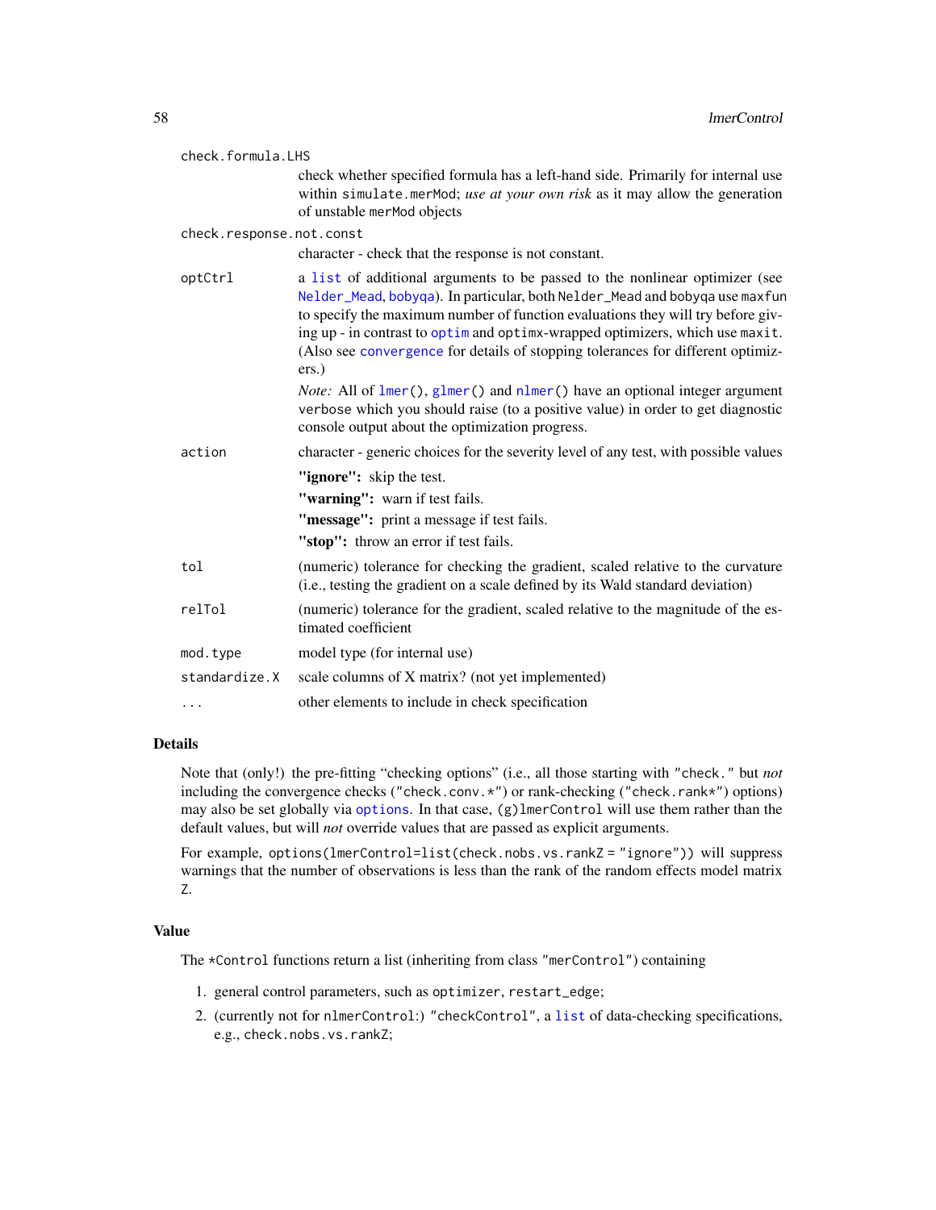`check.formula.LHS`
: check whether specified formula has a left-hand side. Primarily for internal use within `simulate.merMod`; *use at your own risk* as it may allow the generation of unstable `merMod` objects

`check.response.not.const`
: character - check that the response is not constant.

`optCtrl`
: a `list` of additional arguments to be passed to the nonlinear optimizer (see `Nelder_Mead`, `bobyqa`). In particular, both `Nelder_Mead` and `bobyqa` use `maxfun` to specify the maximum number of function evaluations they will try before giving up - in contrast to `optim` and `optimx`-wrapped optimizers, which use `maxit`. (Also see `convergence` for details of stopping tolerances for different optimizers.)

  *Note:* All of `lmer()`, `glmer()` and `nlmer()` have an optional integer argument `verbose` which you should raise (to a positive value) in order to get diagnostic console output about the optimization progress.

`action`
: character - generic choices for the severity level of any test, with possible values

  **"ignore":** skip the test.

  **"warning":** warn if test fails.

  **"message":** print a message if test fails.

  **"stop":** throw an error if test fails.

`tol`
: (numeric) tolerance for checking the gradient, scaled relative to the curvature (i.e., testing the gradient on a scale defined by its Wald standard deviation)

`relTol`
: (numeric) tolerance for the gradient, scaled relative to the magnitude of the estimated coefficient

`mod.type`
: model type (for internal use)

`standardize.X`
: scale columns of X matrix? (not yet implemented)

`...`
: other elements to include in check specification

## Details

Note that (only!) the pre-fitting "checking options" (i.e., all those starting with `"check."` but *not* including the convergence checks (`"check.conv.*"`) or rank-checking (`"check.rank*"`) options) may also be set globally via `options`. In that case, `(g)lmerControl` will use them rather than the default values, but will *not* override values that are passed as explicit arguments.

For example, `options(lmerControl=list(check.nobs.vs.rankZ = "ignore"))` will suppress warnings that the number of observations is less than the rank of the random effects model matrix `Z`.

## Value

The `*Control` functions return a list (inheriting from class `"merControl"`) containing

1. general control parameters, such as `optimizer`, `restart_edge`;
2. (currently not for `nlmerControl`:) `"checkControl"`, a `list` of data-checking specifications, e.g., `check.nobs.vs.rankZ`;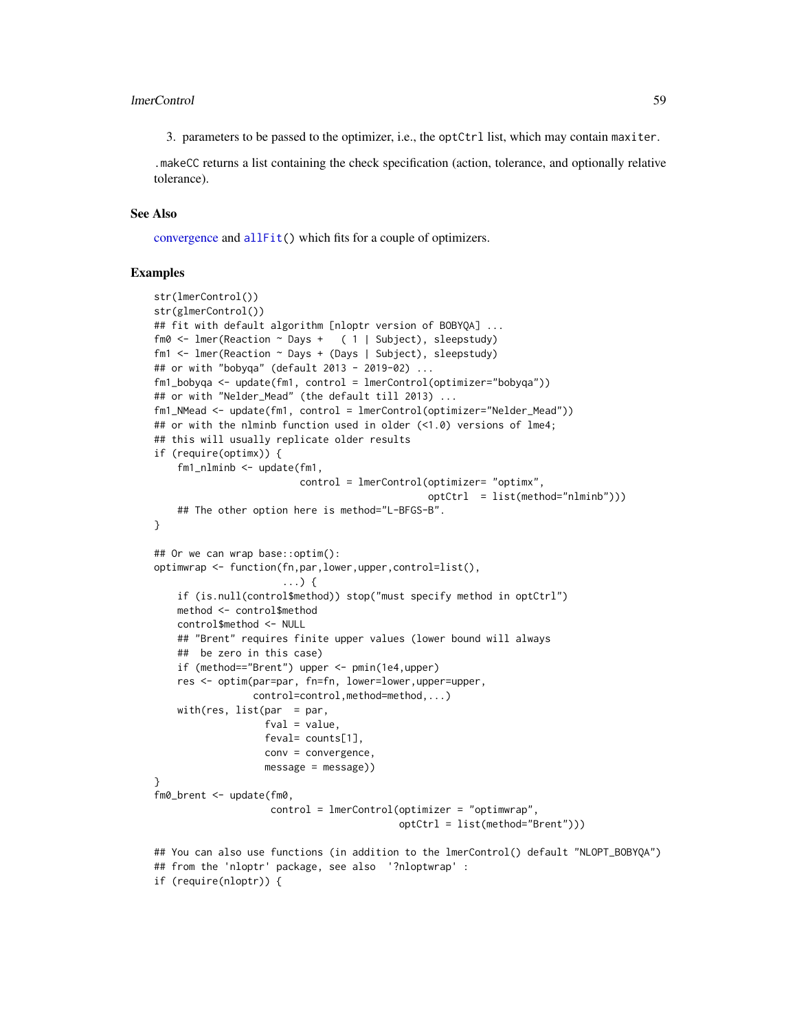3. parameters to be passed to the optimizer, i.e., the `optCtrl` list, which may contain `maxiter`.

`.makeCC` returns a list containing the check specification (action, tolerance, and optionally relative tolerance).

### See Also

convergence and `allFit()` which fits for a couple of optimizers.

### Examples

```
str(lmerControl())
str(glmerControl())
## fit with default algorithm [nloptr version of BOBYQA] ...
fm0 <- lmer(Reaction ~ Days +   ( 1 | Subject), sleepstudy)
fm1 <- lmer(Reaction ~ Days + (Days | Subject), sleepstudy)
## or with "bobyqa" (default 2013 - 2019-02) ...
fm1_bobyqa <- update(fm1, control = lmerControl(optimizer="bobyqa"))
## or with "Nelder_Mead" (the default till 2013) ...
fm1_NMead <- update(fm1, control = lmerControl(optimizer="Nelder_Mead"))
## or with the nlminb function used in older (<1.0) versions of lme4;
## this will usually replicate older results
if (require(optimx)) {
    fm1_nlminb <- update(fm1,
                         control = lmerControl(optimizer= "optimx",
                                               optCtrl  = list(method="nlminb")))
    ## The other option here is method="L-BFGS-B".
}

## Or we can wrap base::optim():
optimwrap <- function(fn,par,lower,upper,control=list(),
                      ...) {
    if (is.null(control$method)) stop("must specify method in optCtrl")
    method <- control$method
    control$method <- NULL
    ## "Brent" requires finite upper values (lower bound will always
    ##  be zero in this case)
    if (method=="Brent") upper <- pmin(1e4,upper)
    res <- optim(par=par, fn=fn, lower=lower,upper=upper,
                 control=control,method=method,...)
    with(res, list(par  = par,
                   fval = value,
                   feval= counts[1],
                   conv = convergence,
                   message = message))
}
fm0_brent <- update(fm0,
                    control = lmerControl(optimizer = "optimwrap",
                                          optCtrl = list(method="Brent")))

## You can also use functions (in addition to the lmerControl() default "NLOPT_BOBYQA")
## from the 'nloptr' package, see also  '?nloptwrap' :
if (require(nloptr)) {
```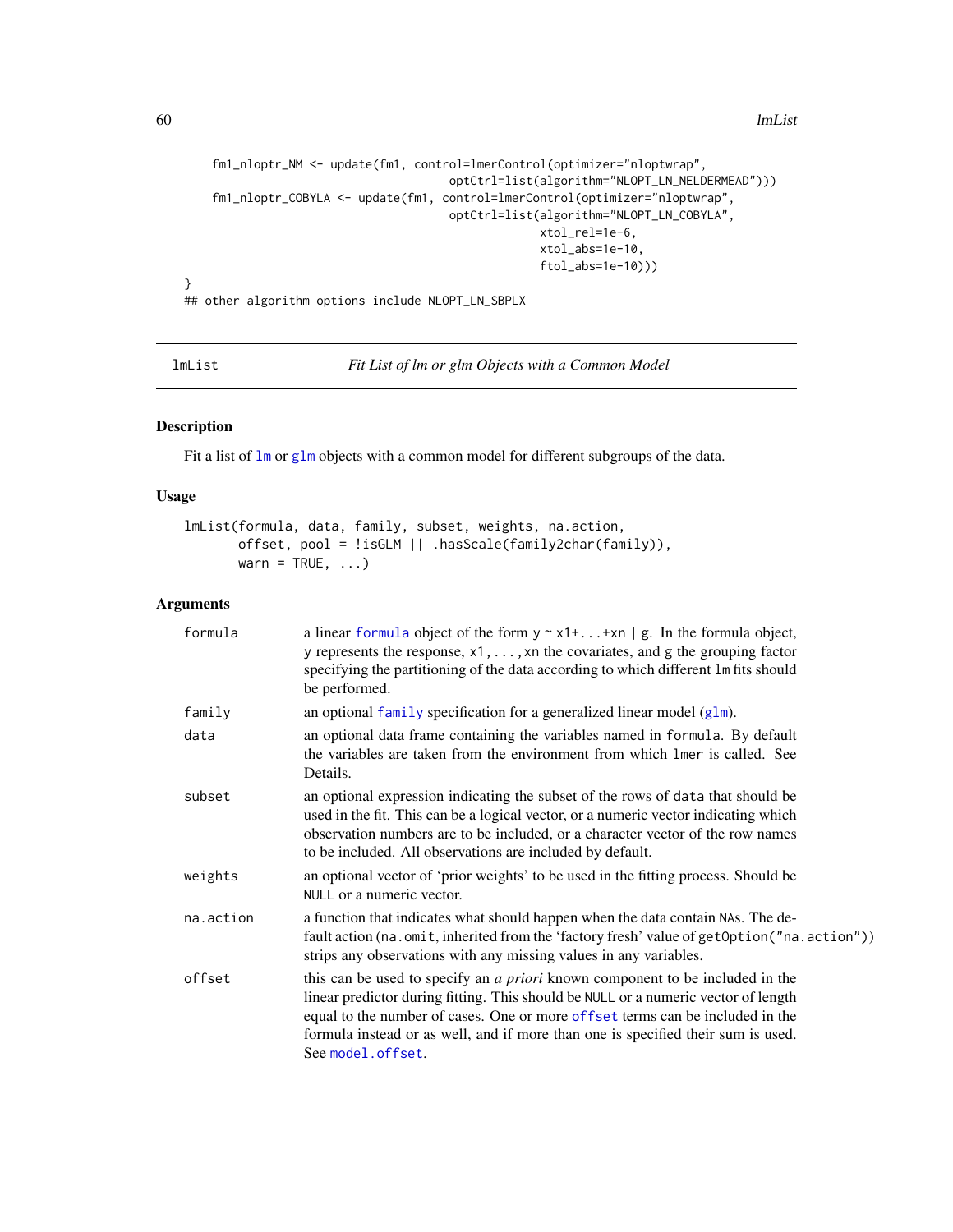```
    fm1_nloptr_NM <- update(fm1, control=lmerControl(optimizer="nloptwrap",
                                      optCtrl=list(algorithm="NLOPT_LN_NELDERMEAD")))
    fm1_nloptr_COBYLA <- update(fm1, control=lmerControl(optimizer="nloptwrap",
                                      optCtrl=list(algorithm="NLOPT_LN_COBYLA",
                                                   xtol_rel=1e-6,
                                                   xtol_abs=1e-10,
                                                   ftol_abs=1e-10)))
}
## other algorithm options include NLOPT_LN_SBPLX
```

---

lmList — *Fit List of lm or glm Objects with a Common Model*

---

### Description

Fit a list of `lm` or `glm` objects with a common model for different subgroups of the data.

### Usage

```
lmList(formula, data, family, subset, weights, na.action,
       offset, pool = !isGLM || .hasScale(family2char(family)),
       warn = TRUE, ...)
```

### Arguments

| | |
|---|---|
| `formula` | a linear `formula` object of the form `y ~ x1+...+xn | g`. In the formula object, `y` represents the response, `x1,...,xn` the covariates, and `g` the grouping factor specifying the partitioning of the data according to which different `lm` fits should be performed. |
| `family` | an optional `family` specification for a generalized linear model (`glm`). |
| `data` | an optional data frame containing the variables named in `formula`. By default the variables are taken from the environment from which `lmer` is called. See Details. |
| `subset` | an optional expression indicating the subset of the rows of `data` that should be used in the fit. This can be a logical vector, or a numeric vector indicating which observation numbers are to be included, or a character vector of the row names to be included. All observations are included by default. |
| `weights` | an optional vector of 'prior weights' to be used in the fitting process. Should be `NULL` or a numeric vector. |
| `na.action` | a function that indicates what should happen when the data contain `NA`s. The default action (`na.omit`, inherited from the 'factory fresh' value of `getOption("na.action")`) strips any observations with any missing values in any variables. |
| `offset` | this can be used to specify an *a priori* known component to be included in the linear predictor during fitting. This should be `NULL` or a numeric vector of length equal to the number of cases. One or more `offset` terms can be included in the formula instead or as well, and if more than one is specified their sum is used. See `model.offset`. |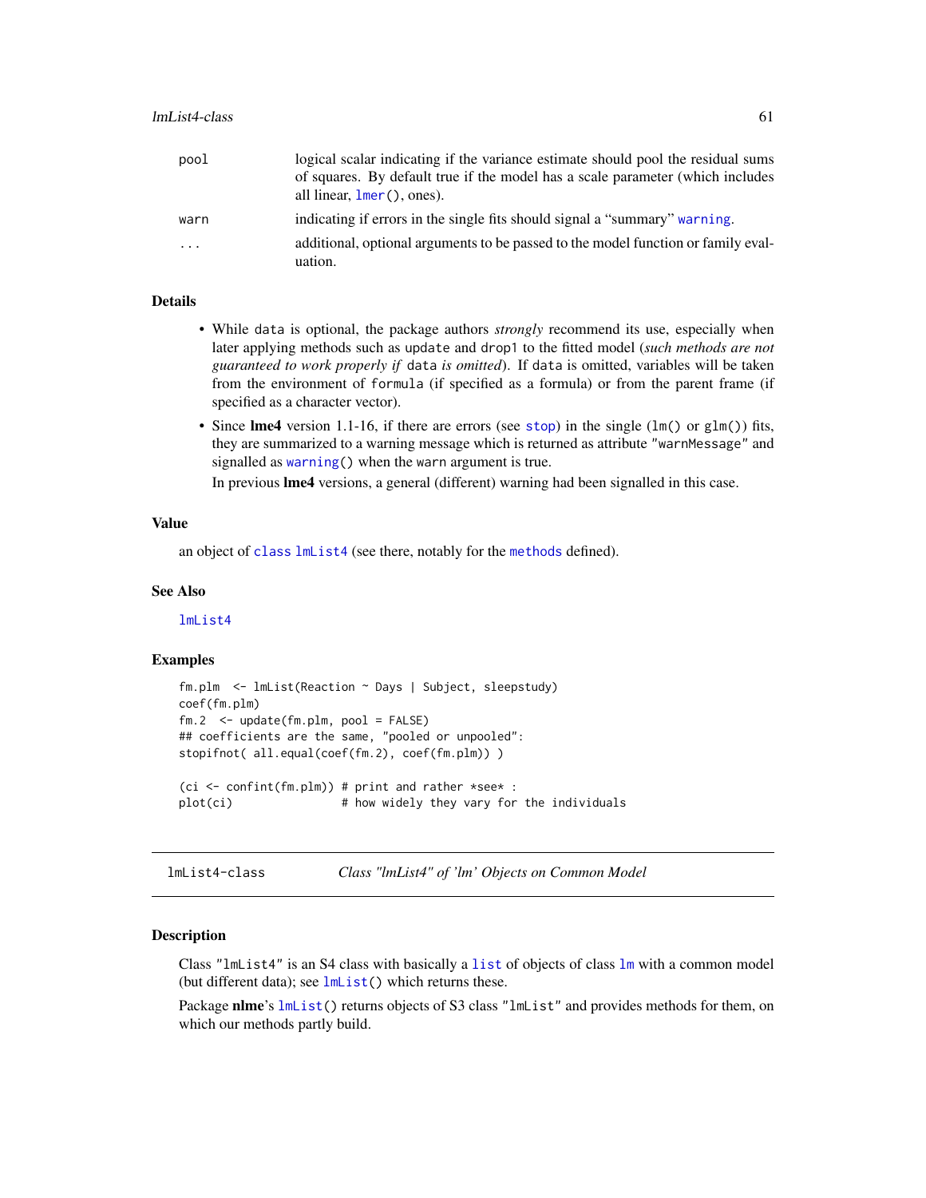| | |
|---|---|
| pool | logical scalar indicating if the variance estimate should pool the residual sums of squares. By default true if the model has a scale parameter (which includes all linear, `lmer()`, ones). |
| warn | indicating if errors in the single fits should signal a "summary" `warning`. |
| ... | additional, optional arguments to be passed to the model function or family evaluation. |

### Details

- While `data` is optional, the package authors *strongly* recommend its use, especially when later applying methods such as `update` and `drop1` to the fitted model (*such methods are not guaranteed to work properly if* `data` *is omitted*). If `data` is omitted, variables will be taken from the environment of `formula` (if specified as a formula) or from the parent frame (if specified as a character vector).
- Since **lme4** version 1.1-16, if there are errors (see `stop`) in the single (`lm()` or `glm()`) fits, they are summarized to a warning message which is returned as attribute `"warnMessage"` and signalled as `warning()` when the `warn` argument is true.

  In previous **lme4** versions, a general (different) warning had been signalled in this case.

### Value

an object of `class` `lmList4` (see there, notably for the `methods` defined).

### See Also

`lmList4`

### Examples

```
fm.plm  <- lmList(Reaction ~ Days | Subject, sleepstudy)
coef(fm.plm)
fm.2  <- update(fm.plm, pool = FALSE)
## coefficients are the same, "pooled or unpooled":
stopifnot( all.equal(coef(fm.2), coef(fm.plm)) )

(ci <- confint(fm.plm)) # print and rather *see* :
plot(ci)                # how widely they vary for the individuals
```

---

## lmList4-class    *Class "lmList4" of 'lm' Objects on Common Model*

### Description

Class `"lmList4"` is an S4 class with basically a `list` of objects of class `lm` with a common model (but different data); see `lmList()` which returns these.

Package **nlme**'s `lmList()` returns objects of S3 class `"lmList"` and provides methods for them, on which our methods partly build.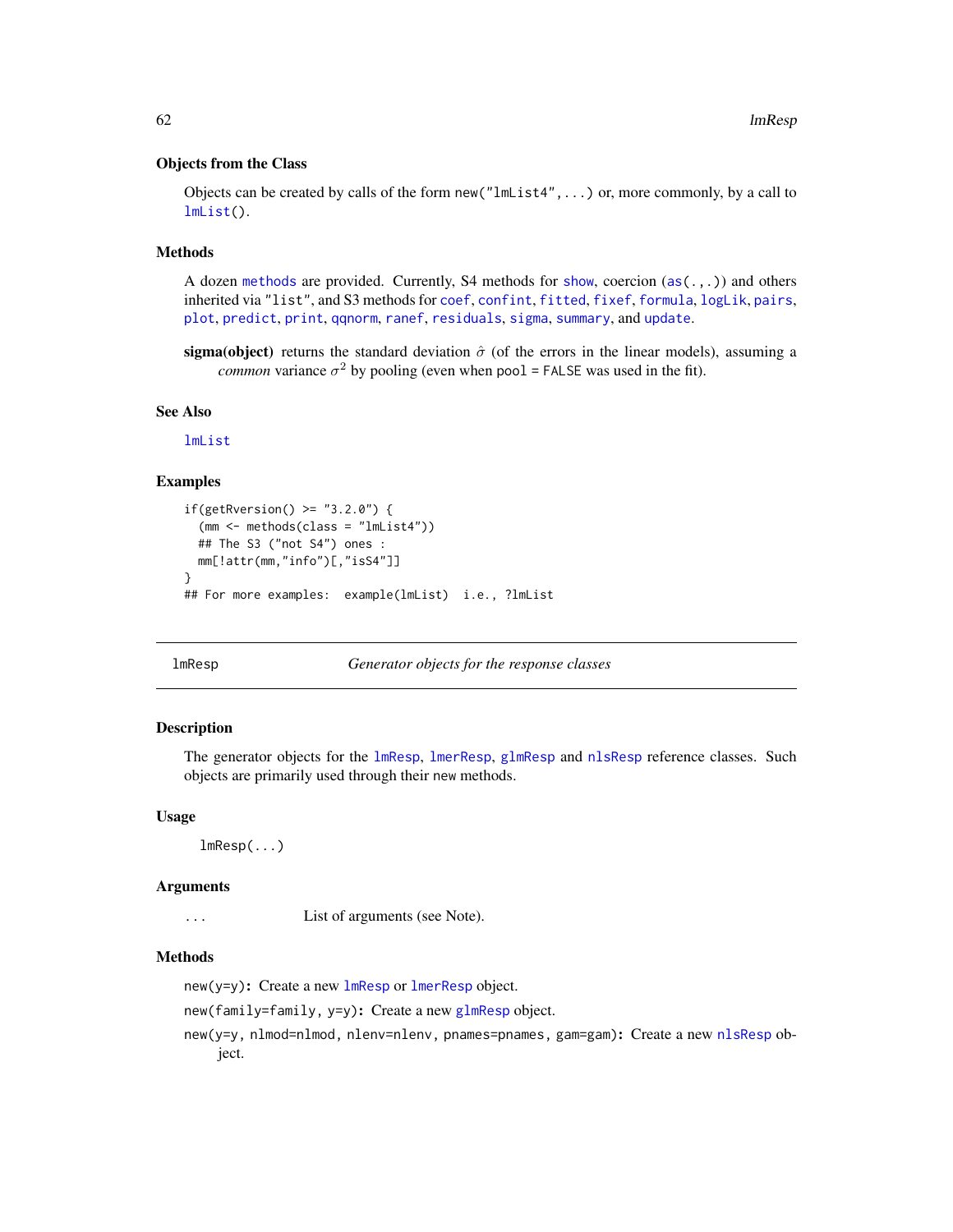### Objects from the Class

Objects can be created by calls of the form `new("lmList4",...)` or, more commonly, by a call to `lmList()`.

### Methods

A dozen `methods` are provided. Currently, S4 methods for `show`, coercion (`as(.,.)`) and others inherited via `"list"`, and S3 methods for `coef`, `confint`, `fitted`, `fixef`, `formula`, `logLik`, `pairs`, `plot`, `predict`, `print`, `qqnorm`, `ranef`, `residuals`, `sigma`, `summary`, and `update`.

**sigma(object)** returns the standard deviation $\hat{\sigma}$ (of the errors in the linear models), assuming a *common* variance $\sigma^2$ by pooling (even when `pool = FALSE` was used in the fit).

### See Also

`lmList`

### Examples

```
if(getRversion() >= "3.2.0") {
  (mm <- methods(class = "lmList4"))
  ## The S3 ("not S4") ones :
  mm[!attr(mm,"info")[,"isS4"]]
}
## For more examples:  example(lmList)  i.e., ?lmList
```

---

## lmResp — *Generator objects for the response classes*

### Description

The generator objects for the `lmResp`, `lmerResp`, `glmResp` and `nlsResp` reference classes. Such objects are primarily used through their `new` methods.

### Usage

```
lmResp(...)
```

### Arguments

| | |
|---|---|
| `...` | List of arguments (see Note). |

### Methods

`new(y=y)`**:** Create a new `lmResp` or `lmerResp` object.

`new(family=family, y=y)`**:** Create a new `glmResp` object.

`new(y=y, nlmod=nlmod, nlenv=nlenv, pnames=pnames, gam=gam)`**:** Create a new `nlsResp` object.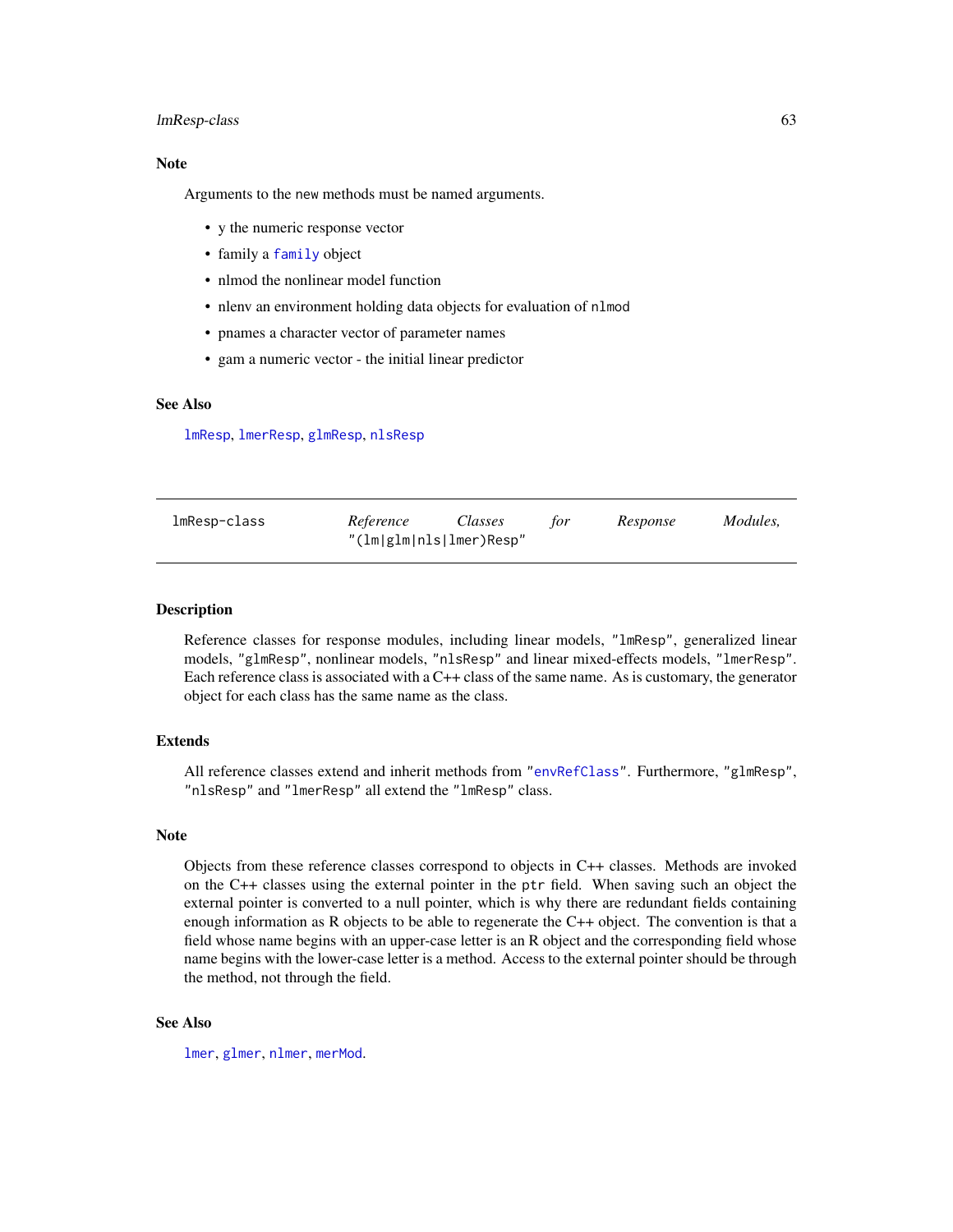### Note

Arguments to the `new` methods must be named arguments.

- y the numeric response vector
- family a `family` object
- nlmod the nonlinear model function
- nlenv an environment holding data objects for evaluation of `nlmod`
- pnames a character vector of parameter names
- gam a numeric vector - the initial linear predictor

### See Also

`lmResp`, `lmerResp`, `glmResp`, `nlsResp`

---

## lmResp-class — *Reference Classes for Response Modules,* `"(lm|glm|nls|lmer)Resp"`

---

### Description

Reference classes for response modules, including linear models, `"lmResp"`, generalized linear models, `"glmResp"`, nonlinear models, `"nlsResp"` and linear mixed-effects models, `"lmerResp"`. Each reference class is associated with a C++ class of the same name. As is customary, the generator object for each class has the same name as the class.

### Extends

All reference classes extend and inherit methods from `"envRefClass"`. Furthermore, `"glmResp"`, `"nlsResp"` and `"lmerResp"` all extend the `"lmResp"` class.

### Note

Objects from these reference classes correspond to objects in C++ classes. Methods are invoked on the C++ classes using the external pointer in the `ptr` field. When saving such an object the external pointer is converted to a null pointer, which is why there are redundant fields containing enough information as R objects to be able to regenerate the C++ object. The convention is that a field whose name begins with an upper-case letter is an R object and the corresponding field whose name begins with the lower-case letter is a method. Access to the external pointer should be through the method, not through the field.

### See Also

`lmer`, `glmer`, `nlmer`, `merMod`.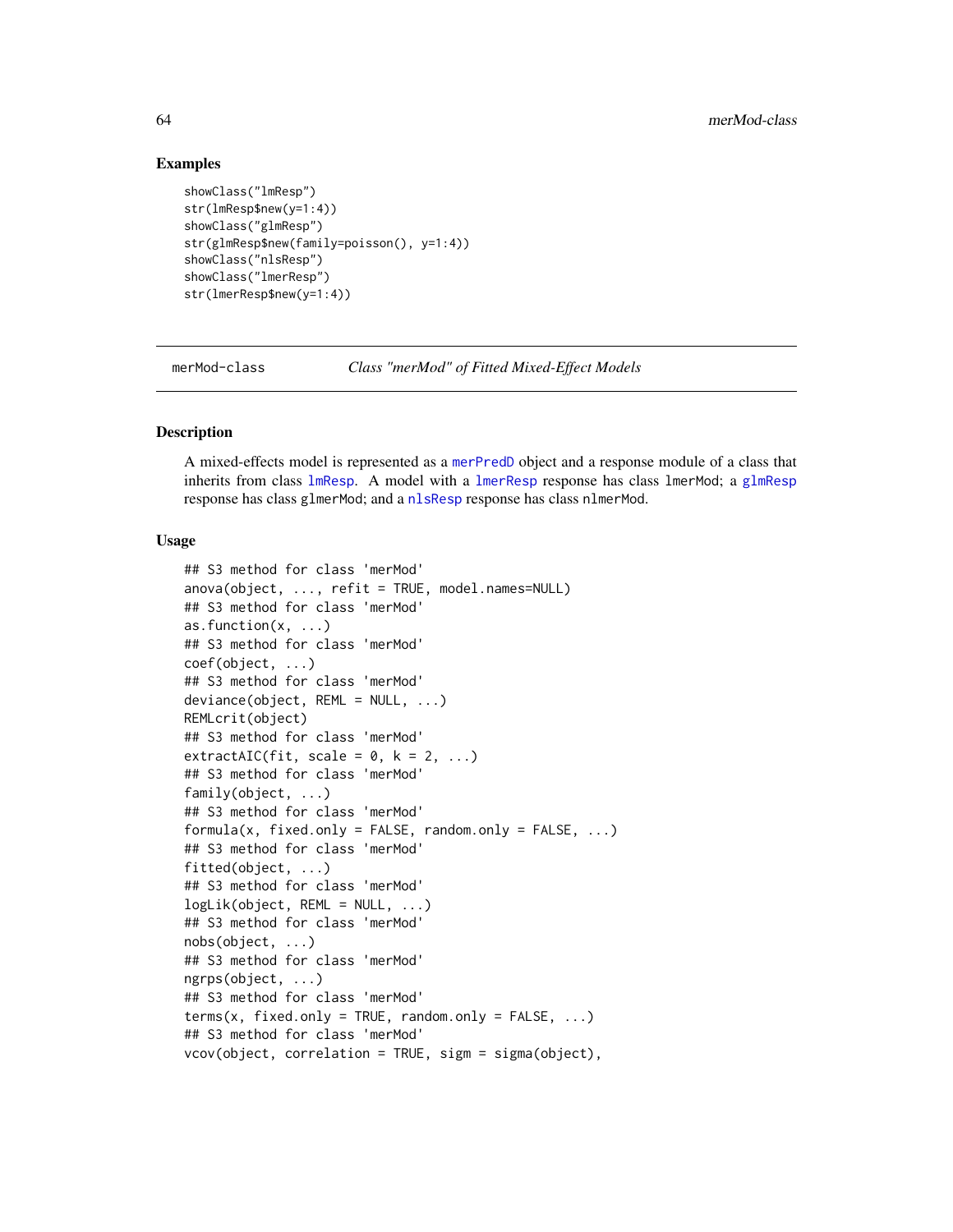### Examples

```
showClass("lmResp")
str(lmResp$new(y=1:4))
showClass("glmResp")
str(glmResp$new(family=poisson(), y=1:4))
showClass("nlsResp")
showClass("lmerResp")
str(lmerResp$new(y=1:4))
```

---

## merMod-class    *Class "merMod" of Fitted Mixed-Effect Models*

---

### Description

A mixed-effects model is represented as a merPredD object and a response module of a class that inherits from class lmResp. A model with a lmerResp response has class lmerMod; a glmResp response has class glmerMod; and a nlsResp response has class nlmerMod.

### Usage

```
## S3 method for class 'merMod'
anova(object, ..., refit = TRUE, model.names=NULL)
## S3 method for class 'merMod'
as.function(x, ...)
## S3 method for class 'merMod'
coef(object, ...)
## S3 method for class 'merMod'
deviance(object, REML = NULL, ...)
REMLcrit(object)
## S3 method for class 'merMod'
extractAIC(fit, scale = 0, k = 2, ...)
## S3 method for class 'merMod'
family(object, ...)
## S3 method for class 'merMod'
formula(x, fixed.only = FALSE, random.only = FALSE, ...)
## S3 method for class 'merMod'
fitted(object, ...)
## S3 method for class 'merMod'
logLik(object, REML = NULL, ...)
## S3 method for class 'merMod'
nobs(object, ...)
## S3 method for class 'merMod'
ngrps(object, ...)
## S3 method for class 'merMod'
terms(x, fixed.only = TRUE, random.only = FALSE, ...)
## S3 method for class 'merMod'
vcov(object, correlation = TRUE, sigm = sigma(object),
```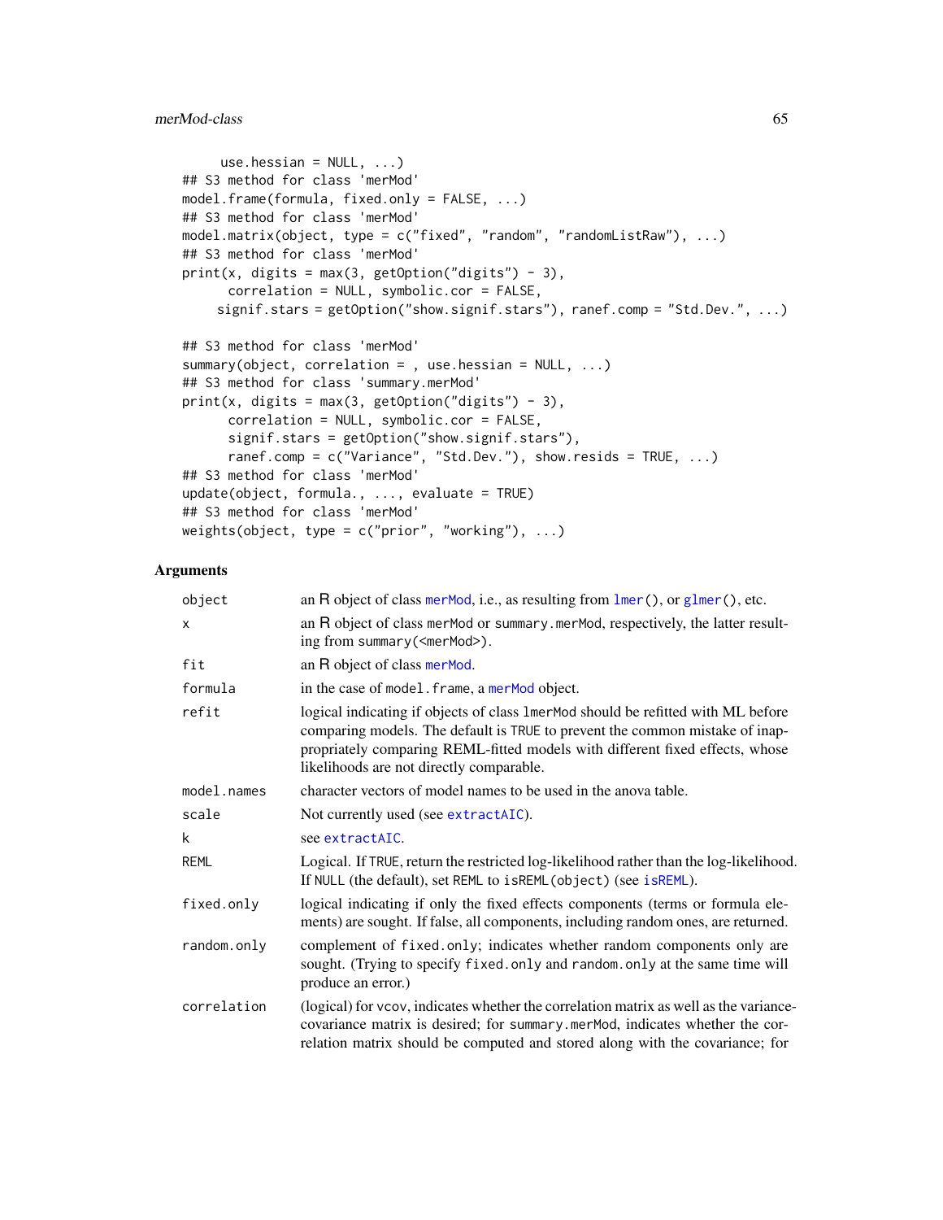```
     use.hessian = NULL, ...)
## S3 method for class 'merMod'
model.frame(formula, fixed.only = FALSE, ...)
## S3 method for class 'merMod'
model.matrix(object, type = c("fixed", "random", "randomListRaw"), ...)
## S3 method for class 'merMod'
print(x, digits = max(3, getOption("digits") - 3),
      correlation = NULL, symbolic.cor = FALSE,
     signif.stars = getOption("show.signif.stars"), ranef.comp = "Std.Dev.", ...)

## S3 method for class 'merMod'
summary(object, correlation = , use.hessian = NULL, ...)
## S3 method for class 'summary.merMod'
print(x, digits = max(3, getOption("digits") - 3),
      correlation = NULL, symbolic.cor = FALSE,
      signif.stars = getOption("show.signif.stars"),
      ranef.comp = c("Variance", "Std.Dev."), show.resids = TRUE, ...)
## S3 method for class 'merMod'
update(object, formula., ..., evaluate = TRUE)
## S3 method for class 'merMod'
weights(object, type = c("prior", "working"), ...)
```

## Arguments

| | |
|---|---|
| `object` | an R object of class `merMod`, i.e., as resulting from `lmer()`, or `glmer()`, etc. |
| `x` | an R object of class `merMod` or `summary.merMod`, respectively, the latter resulting from `summary(<merMod>)`. |
| `fit` | an R object of class `merMod`. |
| `formula` | in the case of `model.frame`, a `merMod` object. |
| `refit` | logical indicating if objects of class `lmerMod` should be refitted with ML before comparing models. The default is `TRUE` to prevent the common mistake of inappropriately comparing REML-fitted models with different fixed effects, whose likelihoods are not directly comparable. |
| `model.names` | character vectors of model names to be used in the anova table. |
| `scale` | Not currently used (see `extractAIC`). |
| `k` | see `extractAIC`. |
| `REML` | Logical. If `TRUE`, return the restricted log-likelihood rather than the log-likelihood. If `NULL` (the default), set `REML` to `isREML(object)` (see `isREML`). |
| `fixed.only` | logical indicating if only the fixed effects components (terms or formula elements) are sought. If false, all components, including random ones, are returned. |
| `random.only` | complement of `fixed.only`; indicates whether random components only are sought. (Trying to specify `fixed.only` and `random.only` at the same time will produce an error.) |
| `correlation` | (logical) for `vcov`, indicates whether the correlation matrix as well as the variance-covariance matrix is desired; for `summary.merMod`, indicates whether the correlation matrix should be computed and stored along with the covariance; for |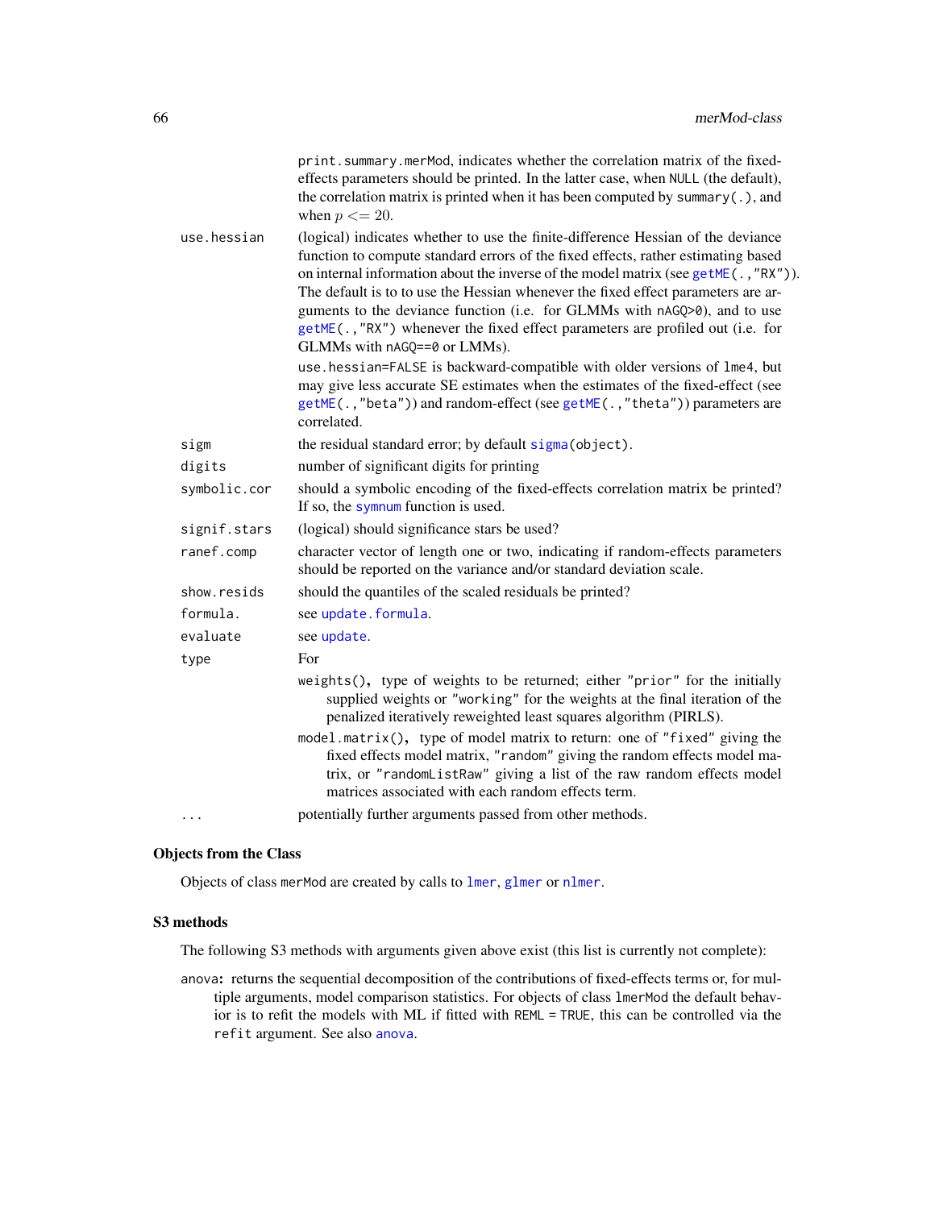print.summary.merMod, indicates whether the correlation matrix of the fixed-effects parameters should be printed. In the latter case, when NULL (the default), the correlation matrix is printed when it has been computed by summary(.), and when $p <= 20$.

use.hessian
: (logical) indicates whether to use the finite-difference Hessian of the deviance function to compute standard errors of the fixed effects, rather estimating based on internal information about the inverse of the model matrix (see getME(.,"RX")). The default is to to use the Hessian whenever the fixed effect parameters are arguments to the deviance function (i.e. for GLMMs with nAGQ>0), and to use getME(.,"RX") whenever the fixed effect parameters are profiled out (i.e. for GLMMs with nAGQ==0 or LMMs).

  use.hessian=FALSE is backward-compatible with older versions of lme4, but may give less accurate SE estimates when the estimates of the fixed-effect (see getME(.,"beta")) and random-effect (see getME(.,"theta")) parameters are correlated.

sigm
: the residual standard error; by default sigma(object).

digits
: number of significant digits for printing

symbolic.cor
: should a symbolic encoding of the fixed-effects correlation matrix be printed? If so, the symnum function is used.

signif.stars
: (logical) should significance stars be used?

ranef.comp
: character vector of length one or two, indicating if random-effects parameters should be reported on the variance and/or standard deviation scale.

show.resids
: should the quantiles of the scaled residuals be printed?

formula.
: see update.formula.

evaluate
: see update.

type
: For

  weights(), type of weights to be returned; either "prior" for the initially supplied weights or "working" for the weights at the final iteration of the penalized iteratively reweighted least squares algorithm (PIRLS).

  model.matrix(), type of model matrix to return: one of "fixed" giving the fixed effects model matrix, "random" giving the random effects model matrix, or "randomListRaw" giving a list of the raw random effects model matrices associated with each random effects term.

...
: potentially further arguments passed from other methods.

### Objects from the Class

Objects of class merMod are created by calls to lmer, glmer or nlmer.

### S3 methods

The following S3 methods with arguments given above exist (this list is currently not complete):

**anova:** returns the sequential decomposition of the contributions of fixed-effects terms or, for multiple arguments, model comparison statistics. For objects of class lmerMod the default behavior is to refit the models with ML if fitted with REML = TRUE, this can be controlled via the refit argument. See also anova.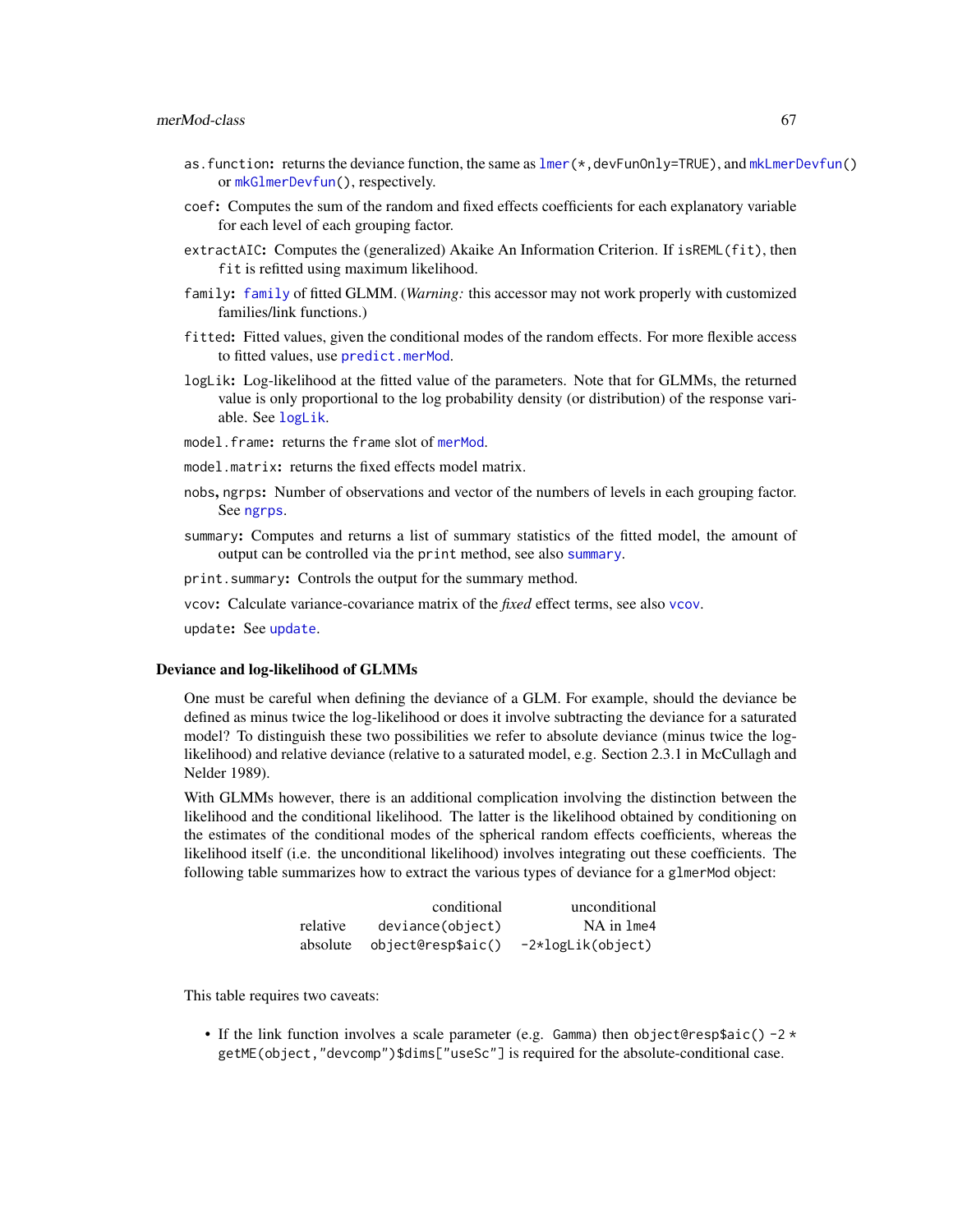- `as.function`: returns the deviance function, the same as `lmer(*,devFunOnly=TRUE)`, and `mkLmerDevfun()` or `mkGlmerDevfun()`, respectively.
- `coef`: Computes the sum of the random and fixed effects coefficients for each explanatory variable for each level of each grouping factor.
- `extractAIC`: Computes the (generalized) Akaike An Information Criterion. If `isREML(fit)`, then `fit` is refitted using maximum likelihood.
- `family`: `family` of fitted GLMM. (*Warning:* this accessor may not work properly with customized families/link functions.)
- `fitted`: Fitted values, given the conditional modes of the random effects. For more flexible access to fitted values, use `predict.merMod`.
- `logLik`: Log-likelihood at the fitted value of the parameters. Note that for GLMMs, the returned value is only proportional to the log probability density (or distribution) of the response variable. See `logLik`.
- `model.frame`: returns the `frame` slot of `merMod`.
- `model.matrix`: returns the fixed effects model matrix.
- `nobs`, `ngrps`: Number of observations and vector of the numbers of levels in each grouping factor. See `ngrps`.
- `summary`: Computes and returns a list of summary statistics of the fitted model, the amount of output can be controlled via the `print` method, see also `summary`.
- `print.summary`: Controls the output for the summary method.
- `vcov`: Calculate variance-covariance matrix of the *fixed* effect terms, see also `vcov`.
- `update`: See `update`.

### Deviance and log-likelihood of GLMMs

One must be careful when defining the deviance of a GLM. For example, should the deviance be defined as minus twice the log-likelihood or does it involve subtracting the deviance for a saturated model? To distinguish these two possibilities we refer to absolute deviance (minus twice the log-likelihood) and relative deviance (relative to a saturated model, e.g. Section 2.3.1 in McCullagh and Nelder 1989).

With GLMMs however, there is an additional complication involving the distinction between the likelihood and the conditional likelihood. The latter is the likelihood obtained by conditioning on the estimates of the conditional modes of the spherical random effects coefficients, whereas the likelihood itself (i.e. the unconditional likelihood) involves integrating out these coefficients. The following table summarizes how to extract the various types of deviance for a `glmerMod` object:

| | conditional | unconditional |
|---|---|---|
| relative | `deviance(object)` | NA in `lme4` |
| absolute | `object@resp$aic()` | `-2*logLik(object)` |

This table requires two caveats:

- If the link function involves a scale parameter (e.g. `Gamma`) then `object@resp$aic() -2 * getME(object,"devcomp")$dims["useSc"]` is required for the absolute-conditional case.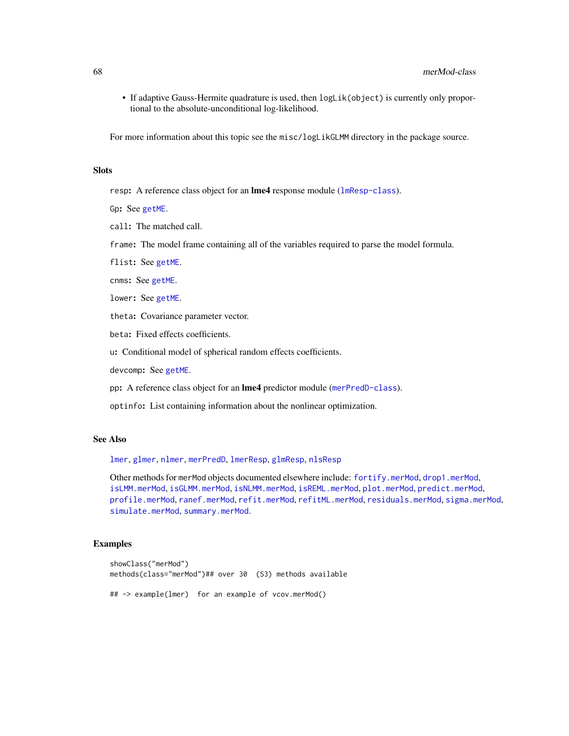- If adaptive Gauss-Hermite quadrature is used, then `logLik(object)` is currently only proportional to the absolute-unconditional log-likelihood.

For more information about this topic see the `misc/logLikGLMM` directory in the package source.

## Slots

`resp`: A reference class object for an **lme4** response module (`lmResp-class`).

`Gp`: See `getME`.

`call`: The matched call.

`frame`: The model frame containing all of the variables required to parse the model formula.

`flist`: See `getME`.

`cnms`: See `getME`.

`lower`: See `getME`.

`theta`: Covariance parameter vector.

`beta`: Fixed effects coefficients.

`u`: Conditional model of spherical random effects coefficients.

`devcomp`: See `getME`.

`pp`: A reference class object for an **lme4** predictor module (`merPredD-class`).

`optinfo`: List containing information about the nonlinear optimization.

## See Also

`lmer`, `glmer`, `nlmer`, `merPredD`, `lmerResp`, `glmResp`, `nlsResp`

Other methods for `merMod` objects documented elsewhere include: `fortify.merMod`, `drop1.merMod`, `isLMM.merMod`, `isGLMM.merMod`, `isNLMM.merMod`, `isREML.merMod`, `plot.merMod`, `predict.merMod`, `profile.merMod`, `ranef.merMod`, `refit.merMod`, `refitML.merMod`, `residuals.merMod`, `sigma.merMod`, `simulate.merMod`, `summary.merMod`.

## Examples

```
showClass("merMod")
methods(class="merMod")## over 30  (S3) methods available

## -> example(lmer)  for an example of vcov.merMod()
```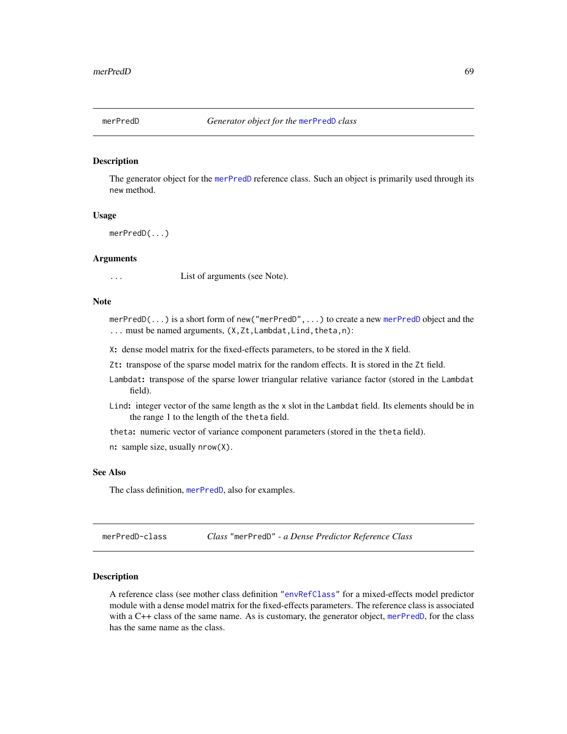## merPredD — *Generator object for the merPredD class*

### Description

The generator object for the merPredD reference class. Such an object is primarily used through its `new` method.

### Usage

```
merPredD(...)
```

### Arguments

`...` List of arguments (see Note).

### Note

`merPredD(...)` is a short form of `new("merPredD",...)` to create a new merPredD object and the `...` must be named arguments, (`X,Zt,Lambdat,Lind,theta,n`):

`X`: dense model matrix for the fixed-effects parameters, to be stored in the `X` field.

`Zt`: transpose of the sparse model matrix for the random effects. It is stored in the `Zt` field.

`Lambdat`: transpose of the sparse lower triangular relative variance factor (stored in the `Lambdat` field).

`Lind`: integer vector of the same length as the `x` slot in the `Lambdat` field. Its elements should be in the range 1 to the length of the `theta` field.

`theta`: numeric vector of variance component parameters (stored in the `theta` field).

`n`: sample size, usually `nrow(X)`.

### See Also

The class definition, merPredD, also for examples.

## merPredD-class — *Class "merPredD" - a Dense Predictor Reference Class*

### Description

A reference class (see mother class definition "envRefClass" for a mixed-effects model predictor module with a dense model matrix for the fixed-effects parameters. The reference class is associated with a C++ class of the same name. As is customary, the generator object, merPredD, for the class has the same name as the class.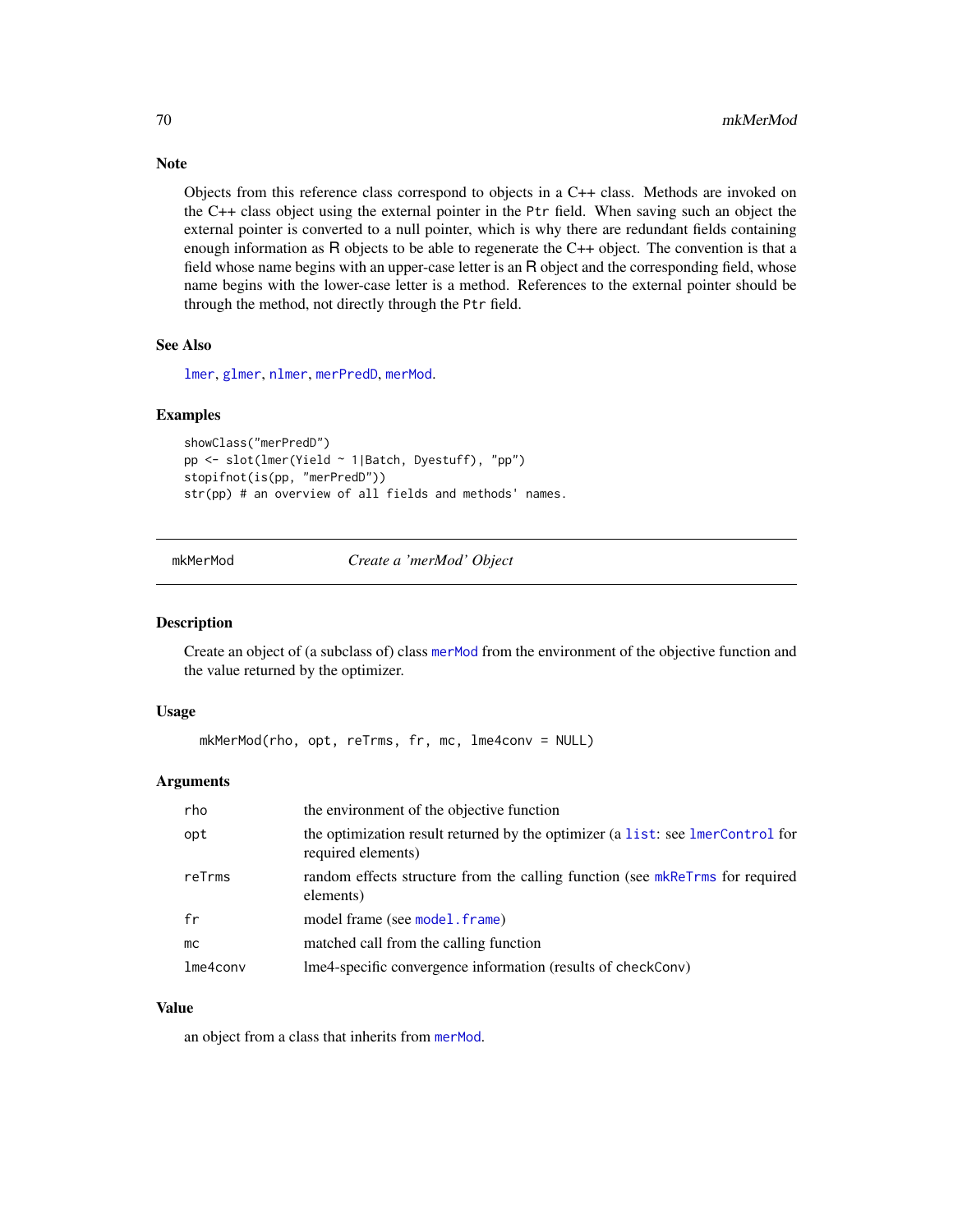### Note

Objects from this reference class correspond to objects in a C++ class. Methods are invoked on the C++ class object using the external pointer in the `Ptr` field. When saving such an object the external pointer is converted to a null pointer, which is why there are redundant fields containing enough information as R objects to be able to regenerate the C++ object. The convention is that a field whose name begins with an upper-case letter is an R object and the corresponding field, whose name begins with the lower-case letter is a method. References to the external pointer should be through the method, not directly through the `Ptr` field.

### See Also

`lmer`, `glmer`, `nlmer`, `merPredD`, `merMod`.

### Examples

```
showClass("merPredD")
pp <- slot(lmer(Yield ~ 1|Batch, Dyestuff), "pp")
stopifnot(is(pp, "merPredD"))
str(pp) # an overview of all fields and methods' names.
```

---

## mkMerMod — *Create a 'merMod' Object*

### Description

Create an object of (a subclass of) class `merMod` from the environment of the objective function and the value returned by the optimizer.

### Usage

```
mkMerMod(rho, opt, reTrms, fr, mc, lme4conv = NULL)
```

### Arguments

| | |
|---|---|
| `rho` | the environment of the objective function |
| `opt` | the optimization result returned by the optimizer (a `list`: see `lmerControl` for required elements) |
| `reTrms` | random effects structure from the calling function (see `mkReTrms` for required elements) |
| `fr` | model frame (see `model.frame`) |
| `mc` | matched call from the calling function |
| `lme4conv` | lme4-specific convergence information (results of checkConv) |

### Value

an object from a class that inherits from `merMod`.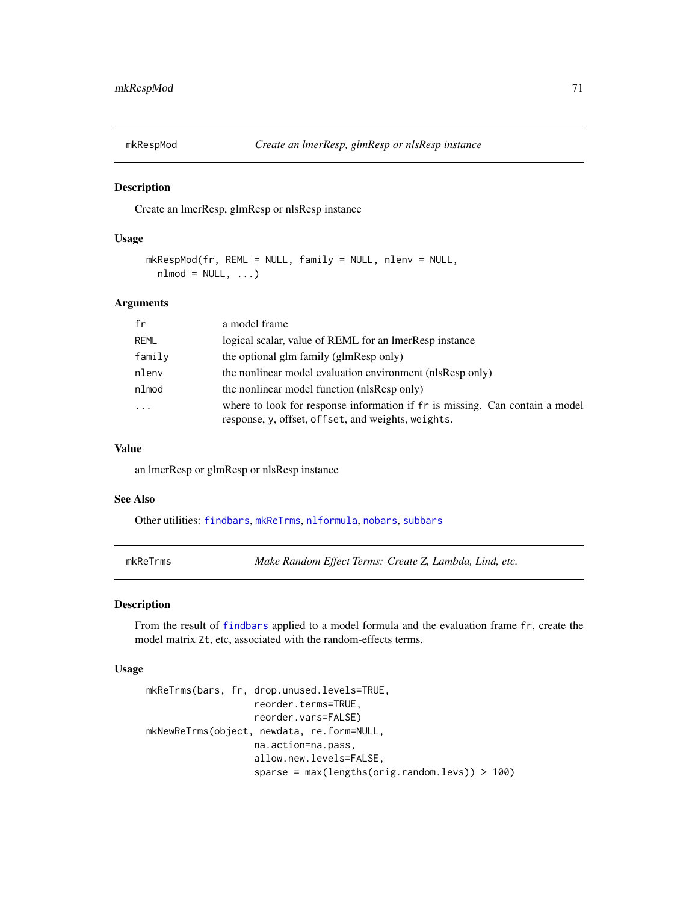## mkRespMod — *Create an lmerResp, glmResp or nlsResp instance*

### Description

Create an lmerResp, glmResp or nlsResp instance

### Usage

```
mkRespMod(fr, REML = NULL, family = NULL, nlenv = NULL,
  nlmod = NULL, ...)
```

### Arguments

| | |
|---|---|
| `fr` | a model frame |
| `REML` | logical scalar, value of REML for an lmerResp instance |
| `family` | the optional glm family (glmResp only) |
| `nlenv` | the nonlinear model evaluation environment (nlsResp only) |
| `nlmod` | the nonlinear model function (nlsResp only) |
| `...` | where to look for response information if `fr` is missing. Can contain a model response, `y`, offset, `offset`, and weights, `weights`. |

### Value

an lmerResp or glmResp or nlsResp instance

### See Also

Other utilities: `findbars`, `mkReTrms`, `nlformula`, `nobars`, `subbars`

## mkReTrms — *Make Random Effect Terms: Create Z, Lambda, Lind, etc.*

### Description

From the result of `findbars` applied to a model formula and the evaluation frame `fr`, create the model matrix `Zt`, etc, associated with the random-effects terms.

### Usage

```
mkReTrms(bars, fr, drop.unused.levels=TRUE,
                   reorder.terms=TRUE,
                   reorder.vars=FALSE)
mkNewReTrms(object, newdata, re.form=NULL,
                   na.action=na.pass,
                   allow.new.levels=FALSE,
                   sparse = max(lengths(orig.random.levs)) > 100)
```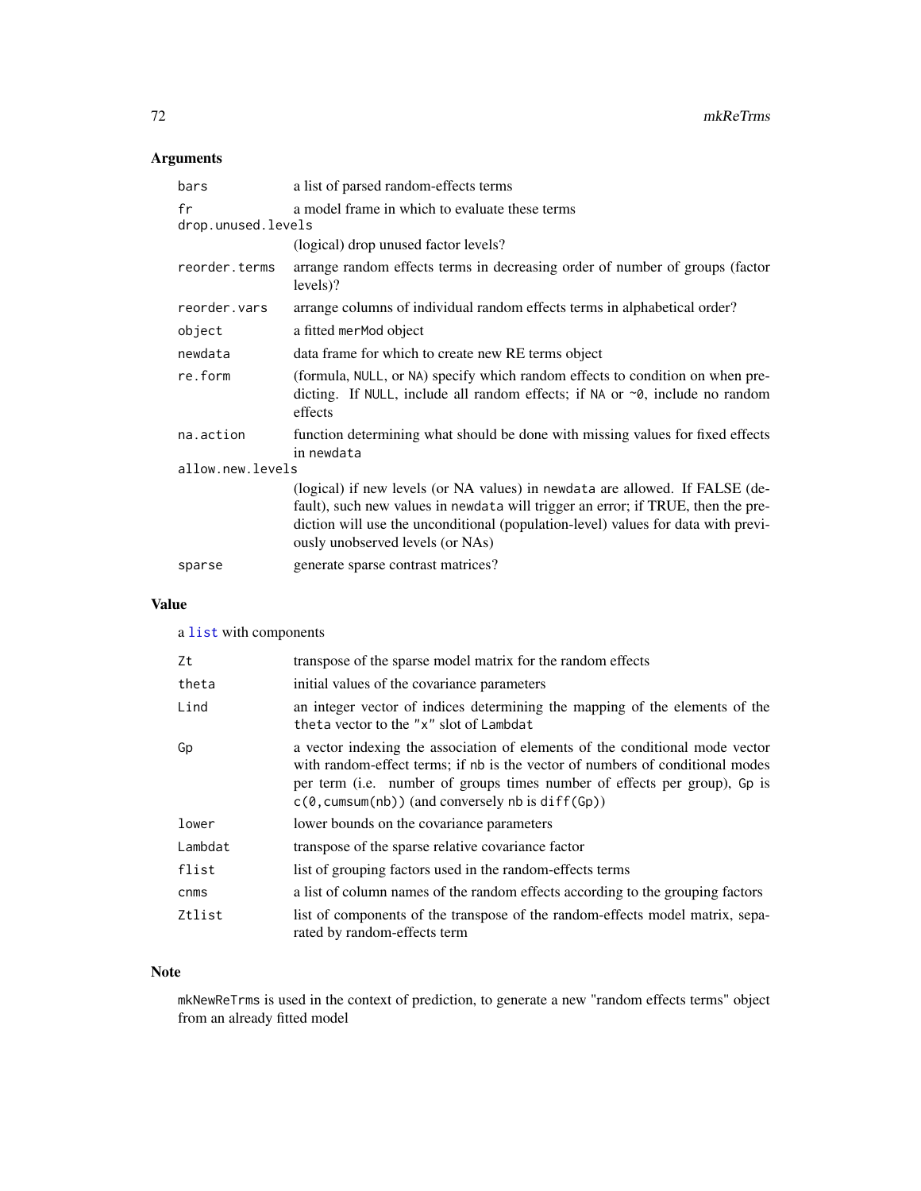## Arguments

| | |
|---|---|
| `bars` | a list of parsed random-effects terms |
| `fr` | a model frame in which to evaluate these terms |
| `drop.unused.levels` | (logical) drop unused factor levels? |
| `reorder.terms` | arrange random effects terms in decreasing order of number of groups (factor levels)? |
| `reorder.vars` | arrange columns of individual random effects terms in alphabetical order? |
| `object` | a fitted `merMod` object |
| `newdata` | data frame for which to create new RE terms object |
| `re.form` | (formula, `NULL`, or `NA`) specify which random effects to condition on when predicting. If `NULL`, include all random effects; if `NA` or `~0`, include no random effects |
| `na.action` | function determining what should be done with missing values for fixed effects in `newdata` |
| `allow.new.levels` | (logical) if new levels (or NA values) in `newdata` are allowed. If FALSE (default), such new values in `newdata` will trigger an error; if TRUE, then the prediction will use the unconditional (population-level) values for data with previously unobserved levels (or NAs) |
| `sparse` | generate sparse contrast matrices? |

## Value

a `list` with components

| | |
|---|---|
| `Zt` | transpose of the sparse model matrix for the random effects |
| `theta` | initial values of the covariance parameters |
| `Lind` | an integer vector of indices determining the mapping of the elements of the `theta` vector to the `"x"` slot of `Lambdat` |
| `Gp` | a vector indexing the association of elements of the conditional mode vector with random-effect terms; if `nb` is the vector of numbers of conditional modes per term (i.e. number of groups times number of effects per group), `Gp` is `c(0,cumsum(nb))` (and conversely `nb` is `diff(Gp)`) |
| `lower` | lower bounds on the covariance parameters |
| `Lambdat` | transpose of the sparse relative covariance factor |
| `flist` | list of grouping factors used in the random-effects terms |
| `cnms` | a list of column names of the random effects according to the grouping factors |
| `Ztlist` | list of components of the transpose of the random-effects model matrix, separated by random-effects term |

## Note

`mkNewReTrms` is used in the context of prediction, to generate a new "random effects terms" object from an already fitted model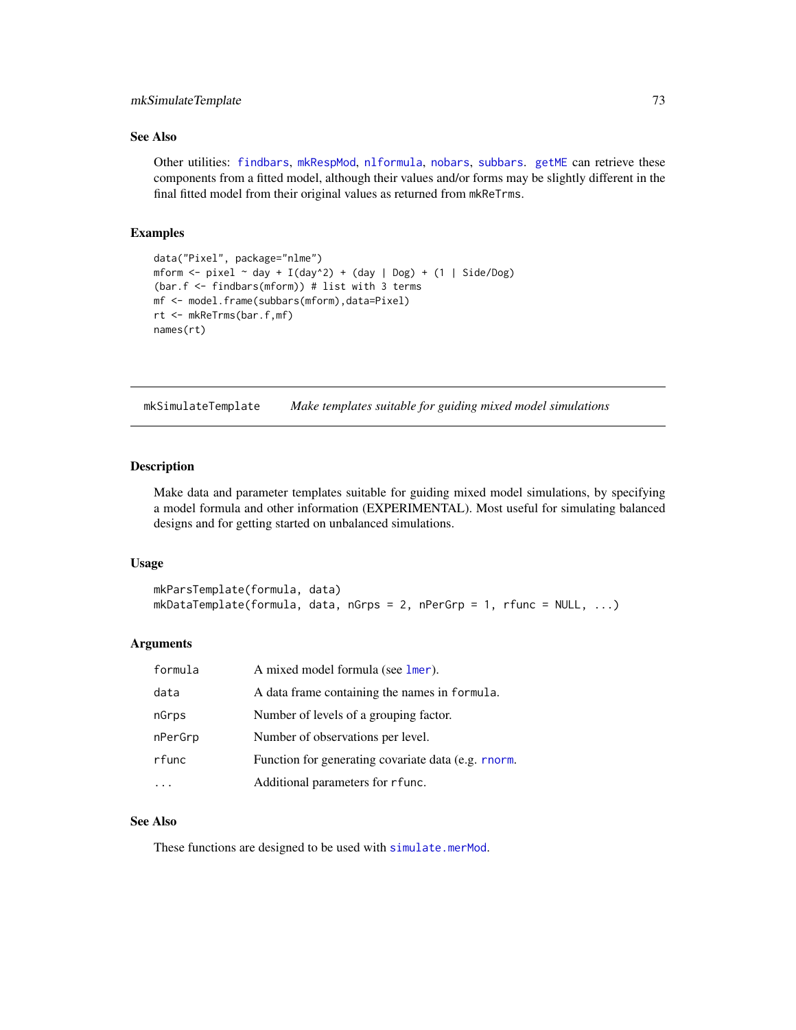### See Also

Other utilities: `findbars`, `mkRespMod`, `nlformula`, `nobars`, `subbars`. `getME` can retrieve these components from a fitted model, although their values and/or forms may be slightly different in the final fitted model from their original values as returned from `mkReTrms`.

### Examples

```
data("Pixel", package="nlme")
mform <- pixel ~ day + I(day^2) + (day | Dog) + (1 | Side/Dog)
(bar.f <- findbars(mform)) # list with 3 terms
mf <- model.frame(subbars(mform),data=Pixel)
rt <- mkReTrms(bar.f,mf)
names(rt)
```

---

## mkSimulateTemplate *Make templates suitable for guiding mixed model simulations*

---

### Description

Make data and parameter templates suitable for guiding mixed model simulations, by specifying a model formula and other information (EXPERIMENTAL). Most useful for simulating balanced designs and for getting started on unbalanced simulations.

### Usage

```
mkParsTemplate(formula, data)
mkDataTemplate(formula, data, nGrps = 2, nPerGrp = 1, rfunc = NULL, ...)
```

### Arguments

| | |
|---|---|
| `formula` | A mixed model formula (see `lmer`). |
| `data` | A data frame containing the names in `formula`. |
| `nGrps` | Number of levels of a grouping factor. |
| `nPerGrp` | Number of observations per level. |
| `rfunc` | Function for generating covariate data (e.g. `rnorm`. |
| `...` | Additional parameters for `rfunc`. |

### See Also

These functions are designed to be used with `simulate.merMod`.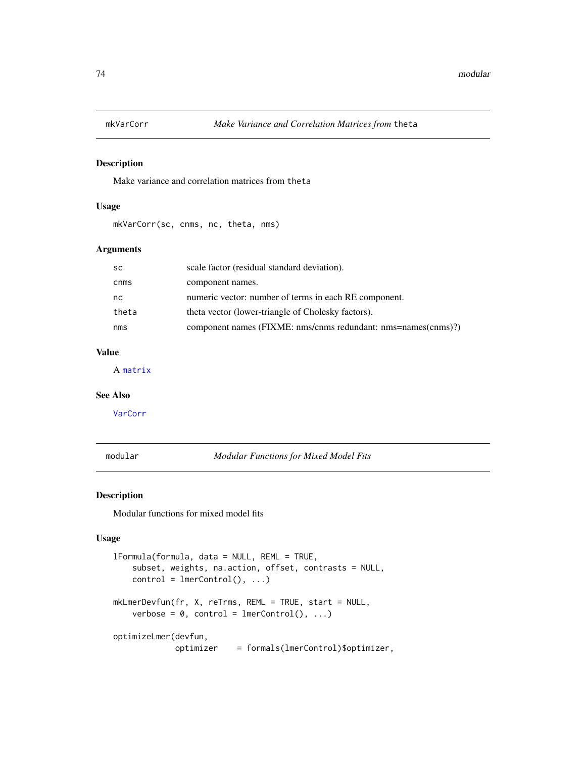## mkVarCorr — *Make Variance and Correlation Matrices from* `theta`

### Description

Make variance and correlation matrices from `theta`

### Usage

```
mkVarCorr(sc, cnms, nc, theta, nms)
```

### Arguments

| | |
|---|---|
| `sc` | scale factor (residual standard deviation). |
| `cnms` | component names. |
| `nc` | numeric vector: number of terms in each RE component. |
| `theta` | theta vector (lower-triangle of Cholesky factors). |
| `nms` | component names (FIXME: nms/cnms redundant: nms=names(cnms)?) |

### Value

A `matrix`

### See Also

`VarCorr`

## modular — *Modular Functions for Mixed Model Fits*

### Description

Modular functions for mixed model fits

### Usage

```
lFormula(formula, data = NULL, REML = TRUE,
    subset, weights, na.action, offset, contrasts = NULL,
    control = lmerControl(), ...)

mkLmerDevfun(fr, X, reTrms, REML = TRUE, start = NULL,
    verbose = 0, control = lmerControl(), ...)

optimizeLmer(devfun,
             optimizer    = formals(lmerControl)$optimizer,
```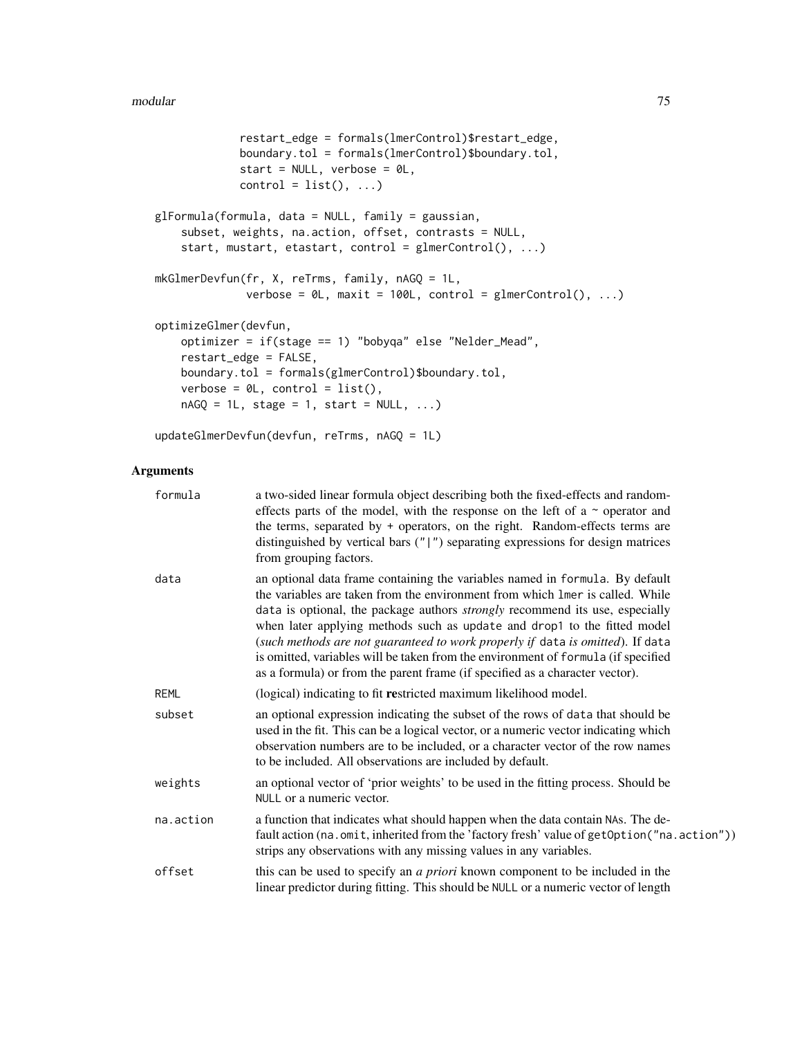```
              restart_edge = formals(lmerControl)$restart_edge,
              boundary.tol = formals(lmerControl)$boundary.tol,
              start = NULL, verbose = 0L,
              control = list(), ...)

glFormula(formula, data = NULL, family = gaussian,
    subset, weights, na.action, offset, contrasts = NULL,
    start, mustart, etastart, control = glmerControl(), ...)

mkGlmerDevfun(fr, X, reTrms, family, nAGQ = 1L,
              verbose = 0L, maxit = 100L, control = glmerControl(), ...)

optimizeGlmer(devfun,
    optimizer = if(stage == 1) "bobyqa" else "Nelder_Mead",
    restart_edge = FALSE,
    boundary.tol = formals(glmerControl)$boundary.tol,
    verbose = 0L, control = list(),
    nAGQ = 1L, stage = 1, start = NULL, ...)

updateGlmerDevfun(devfun, reTrms, nAGQ = 1L)
```

## Arguments

`formula` a two-sided linear formula object describing both the fixed-effects and random-effects parts of the model, with the response on the left of a ~ operator and the terms, separated by + operators, on the right. Random-effects terms are distinguished by vertical bars ("|") separating expressions for design matrices from grouping factors.

`data` an optional data frame containing the variables named in `formula`. By default the variables are taken from the environment from which `lmer` is called. While `data` is optional, the package authors *strongly* recommend its use, especially when later applying methods such as `update` and `drop1` to the fitted model (*such methods are not guaranteed to work properly if* `data` *is omitted*). If `data` is omitted, variables will be taken from the environment of `formula` (if specified as a formula) or from the parent frame (if specified as a character vector).

`REML` (logical) indicating to fit **re**stricted maximum likelihood model.

`subset` an optional expression indicating the subset of the rows of `data` that should be used in the fit. This can be a logical vector, or a numeric vector indicating which observation numbers are to be included, or a character vector of the row names to be included. All observations are included by default.

`weights` an optional vector of 'prior weights' to be used in the fitting process. Should be `NULL` or a numeric vector.

`na.action` a function that indicates what should happen when the data contain `NA`s. The default action (`na.omit`, inherited from the 'factory fresh' value of `getOption("na.action")`) strips any observations with any missing values in any variables.

`offset` this can be used to specify an *a priori* known component to be included in the linear predictor during fitting. This should be `NULL` or a numeric vector of length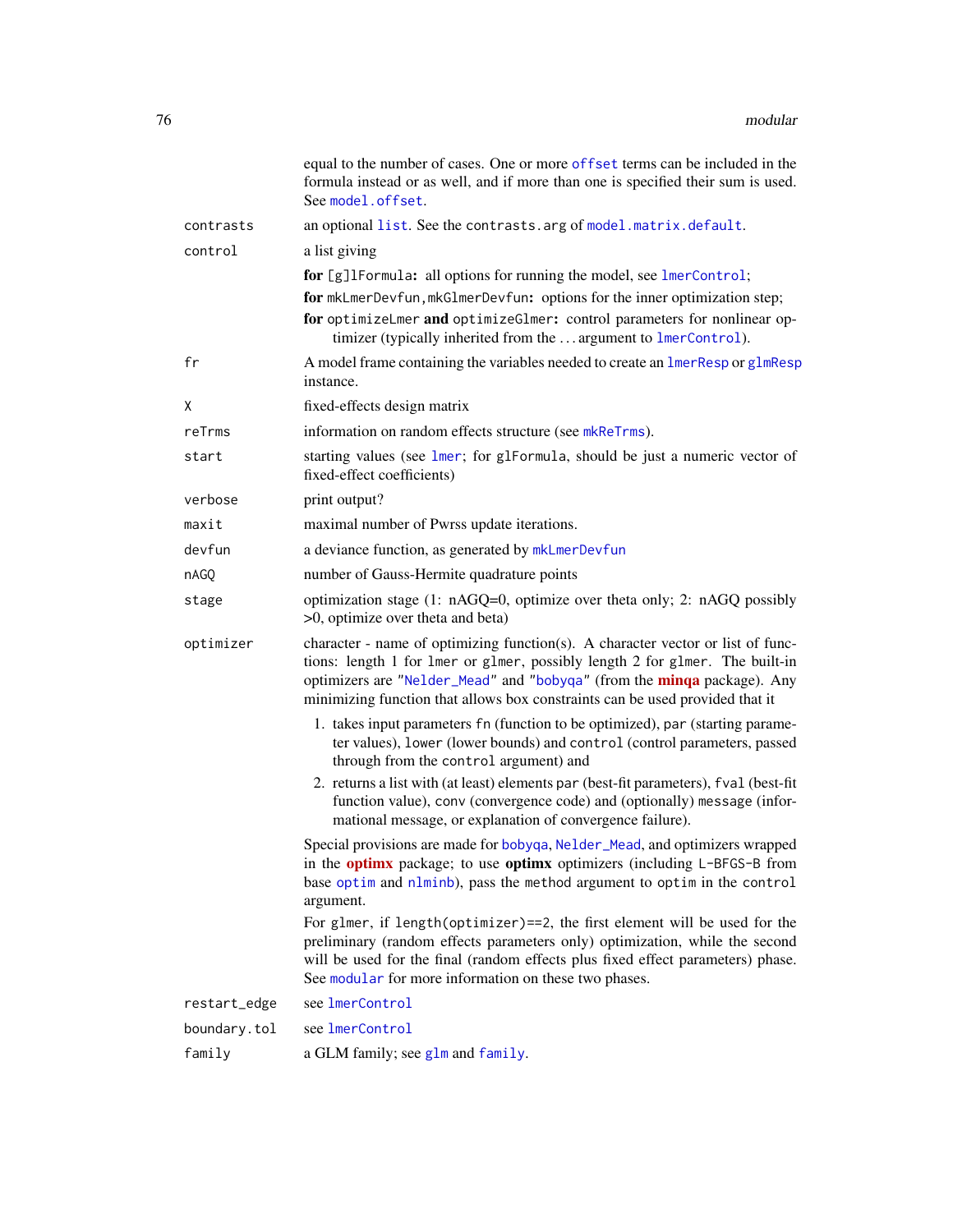equal to the number of cases. One or more `offset` terms can be included in the formula instead or as well, and if more than one is specified their sum is used. See `model.offset`.

`contrasts`
: an optional `list`. See the `contrasts.arg` of `model.matrix.default`.

`control`
: a list giving

  **for** `[g]lFormula`**:** all options for running the model, see `lmerControl`;

  **for** `mkLmerDevfun,mkGlmerDevfun`**:** options for the inner optimization step;

  **for** `optimizeLmer` **and** `optimizeGlmer`**:** control parameters for nonlinear optimizer (typically inherited from the ... argument to `lmerControl`).

`fr`
: A model frame containing the variables needed to create an `lmerResp` or `glmResp` instance.

`X`
: fixed-effects design matrix

`reTrms`
: information on random effects structure (see `mkReTrms`).

`start`
: starting values (see `lmer`; for `glFormula`, should be just a numeric vector of fixed-effect coefficients)

`verbose`
: print output?

`maxit`
: maximal number of Pwrss update iterations.

`devfun`
: a deviance function, as generated by `mkLmerDevfun`

`nAGQ`
: number of Gauss-Hermite quadrature points

`stage`
: optimization stage (1: nAGQ=0, optimize over theta only; 2: nAGQ possibly >0, optimize over theta and beta)

`optimizer`
: character - name of optimizing function(s). A character vector or list of functions: length 1 for `lmer` or `glmer`, possibly length 2 for `glmer`. The built-in optimizers are `"Nelder_Mead"` and `"bobyqa"` (from the **minqa** package). Any minimizing function that allows box constraints can be used provided that it

  1. takes input parameters `fn` (function to be optimized), `par` (starting parameter values), `lower` (lower bounds) and `control` (control parameters, passed through from the `control` argument) and
  2. returns a list with (at least) elements `par` (best-fit parameters), `fval` (best-fit function value), `conv` (convergence code) and (optionally) `message` (informational message, or explanation of convergence failure).

  Special provisions are made for `bobyqa`, `Nelder_Mead`, and optimizers wrapped in the **optimx** package; to use **optimx** optimizers (including `L-BFGS-B` from base `optim` and `nlminb`), pass the `method` argument to `optim` in the `control` argument.

  For `glmer`, if `length(optimizer)==2`, the first element will be used for the preliminary (random effects parameters only) optimization, while the second will be used for the final (random effects plus fixed effect parameters) phase. See `modular` for more information on these two phases.

`restart_edge`
: see `lmerControl`

`boundary.tol`
: see `lmerControl`

`family`
: a GLM family; see `glm` and `family`.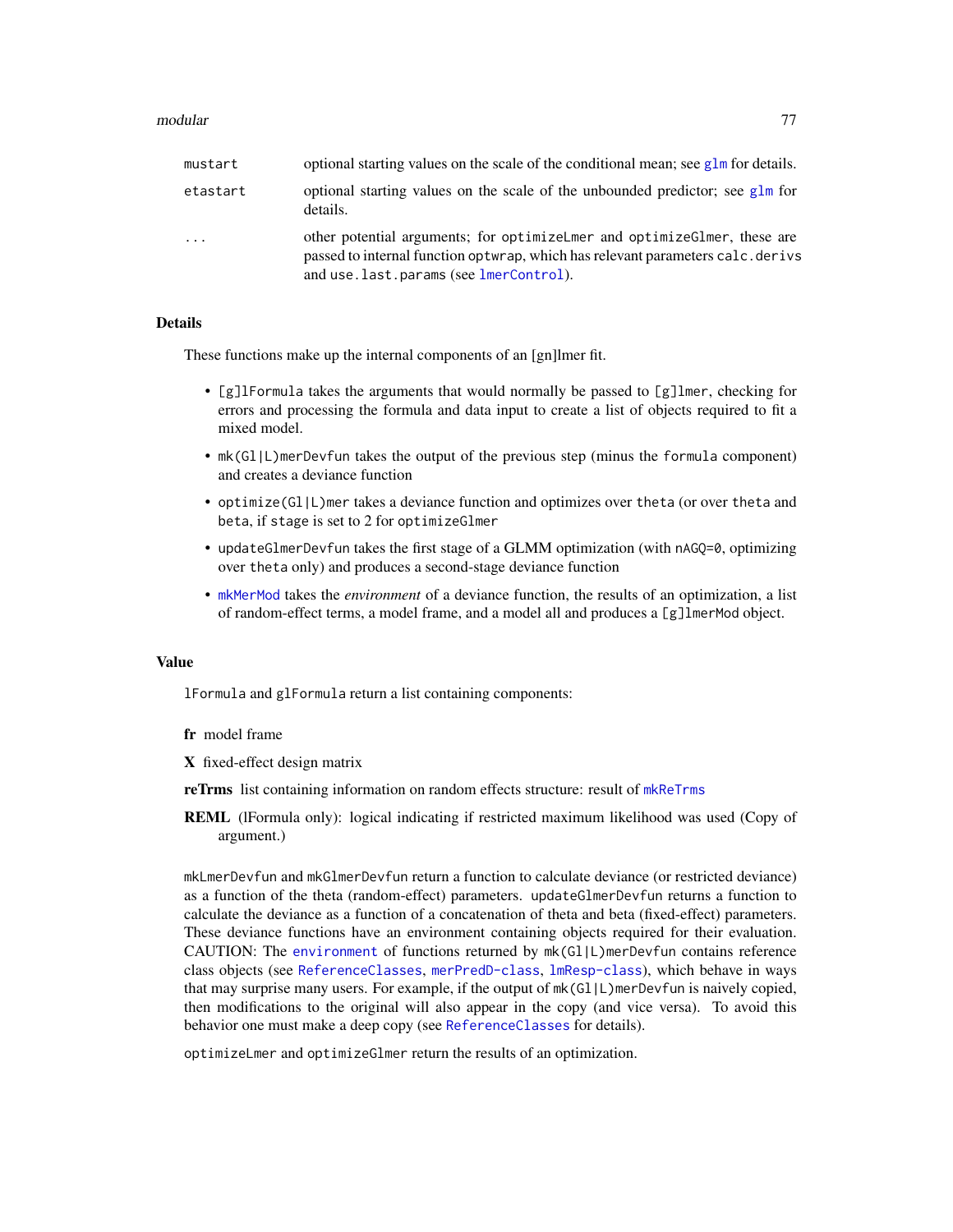| | |
|---|---|
| mustart | optional starting values on the scale of the conditional mean; see glm for details. |
| etastart | optional starting values on the scale of the unbounded predictor; see glm for details. |
| ... | other potential arguments; for optimizeLmer and optimizeGlmer, these are passed to internal function optwrap, which has relevant parameters calc.derivs and use.last.params (see lmerControl). |

## Details

These functions make up the internal components of an [gn]lmer fit.

- [g]lFormula takes the arguments that would normally be passed to [g]lmer, checking for errors and processing the formula and data input to create a list of objects required to fit a mixed model.
- mk(Gl|L)merDevfun takes the output of the previous step (minus the formula component) and creates a deviance function
- optimize(Gl|L)mer takes a deviance function and optimizes over theta (or over theta and beta, if stage is set to 2 for optimizeGlmer
- updateGlmerDevfun takes the first stage of a GLMM optimization (with nAGQ=0, optimizing over theta only) and produces a second-stage deviance function
- mkMerMod takes the *environment* of a deviance function, the results of an optimization, a list of random-effect terms, a model frame, and a model all and produces a [g]lmerMod object.

## Value

lFormula and glFormula return a list containing components:

**fr** model frame

**X** fixed-effect design matrix

**reTrms** list containing information on random effects structure: result of mkReTrms

**REML** (lFormula only): logical indicating if restricted maximum likelihood was used (Copy of argument.)

mkLmerDevfun and mkGlmerDevfun return a function to calculate deviance (or restricted deviance) as a function of the theta (random-effect) parameters. updateGlmerDevfun returns a function to calculate the deviance as a function of a concatenation of theta and beta (fixed-effect) parameters. These deviance functions have an environment containing objects required for their evaluation. CAUTION: The environment of functions returned by mk(Gl|L)merDevfun contains reference class objects (see ReferenceClasses, merPredD-class, lmResp-class), which behave in ways that may surprise many users. For example, if the output of mk(Gl|L)merDevfun is naively copied, then modifications to the original will also appear in the copy (and vice versa). To avoid this behavior one must make a deep copy (see ReferenceClasses for details).

optimizeLmer and optimizeGlmer return the results of an optimization.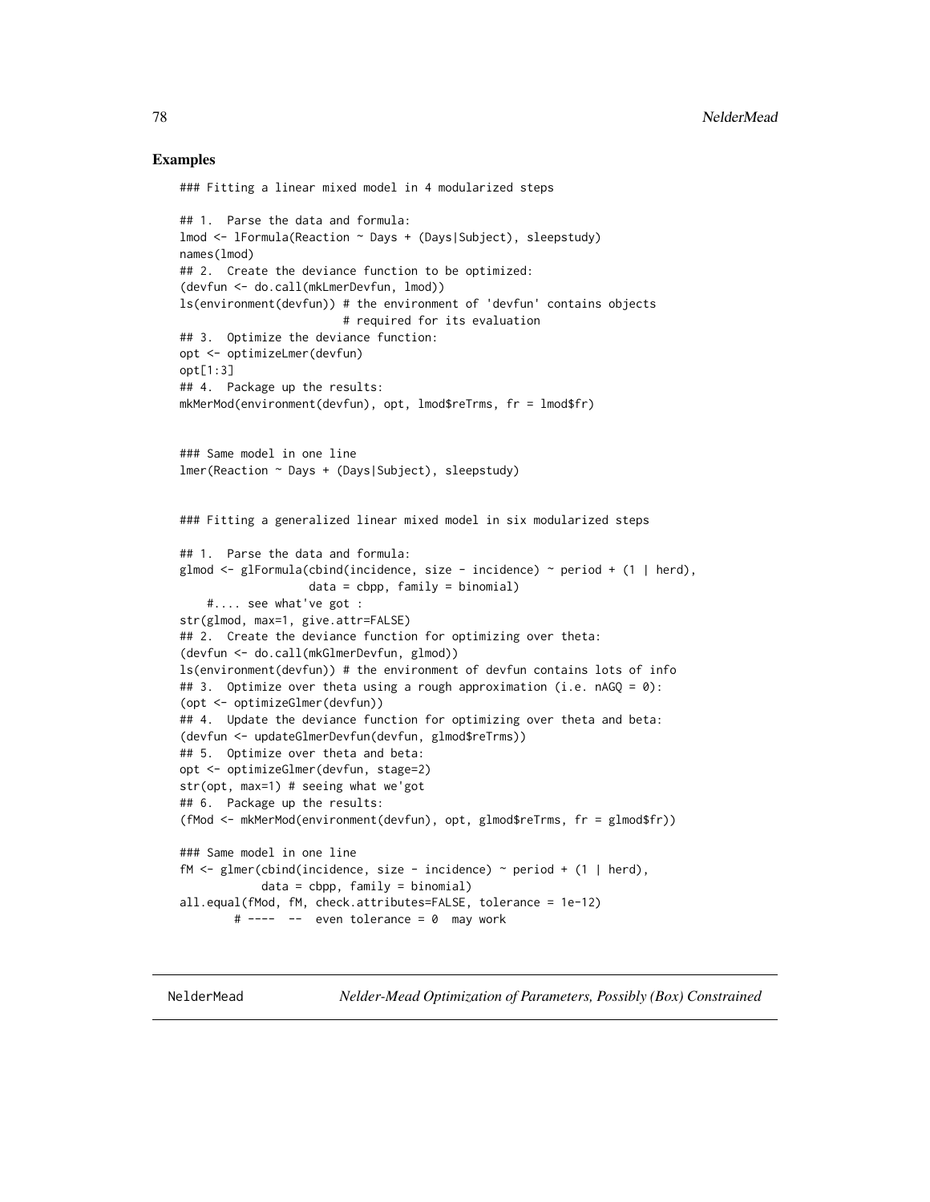## Examples

```
### Fitting a linear mixed model in 4 modularized steps

## 1.  Parse the data and formula:
lmod <- lFormula(Reaction ~ Days + (Days|Subject), sleepstudy)
names(lmod)
## 2.  Create the deviance function to be optimized:
(devfun <- do.call(mkLmerDevfun, lmod))
ls(environment(devfun)) # the environment of 'devfun' contains objects
                        # required for its evaluation
## 3.  Optimize the deviance function:
opt <- optimizeLmer(devfun)
opt[1:3]
## 4.  Package up the results:
mkMerMod(environment(devfun), opt, lmod$reTrms, fr = lmod$fr)


### Same model in one line
lmer(Reaction ~ Days + (Days|Subject), sleepstudy)


### Fitting a generalized linear mixed model in six modularized steps

## 1.  Parse the data and formula:
glmod <- glFormula(cbind(incidence, size - incidence) ~ period + (1 | herd),
                   data = cbpp, family = binomial)
    #.... see what've got :
str(glmod, max=1, give.attr=FALSE)
## 2.  Create the deviance function for optimizing over theta:
(devfun <- do.call(mkGlmerDevfun, glmod))
ls(environment(devfun)) # the environment of devfun contains lots of info
## 3.  Optimize over theta using a rough approximation (i.e. nAGQ = 0):
(opt <- optimizeGlmer(devfun))
## 4.  Update the deviance function for optimizing over theta and beta:
(devfun <- updateGlmerDevfun(devfun, glmod$reTrms))
## 5.  Optimize over theta and beta:
opt <- optimizeGlmer(devfun, stage=2)
str(opt, max=1) # seeing what we'got
## 6.  Package up the results:
(fMod <- mkMerMod(environment(devfun), opt, glmod$reTrms, fr = glmod$fr))

### Same model in one line
fM <- glmer(cbind(incidence, size - incidence) ~ period + (1 | herd),
            data = cbpp, family = binomial)
all.equal(fMod, fM, check.attributes=FALSE, tolerance = 1e-12)
        # ----  --  even tolerance = 0  may work
```

---

NelderMead — *Nelder-Mead Optimization of Parameters, Possibly (Box) Constrained*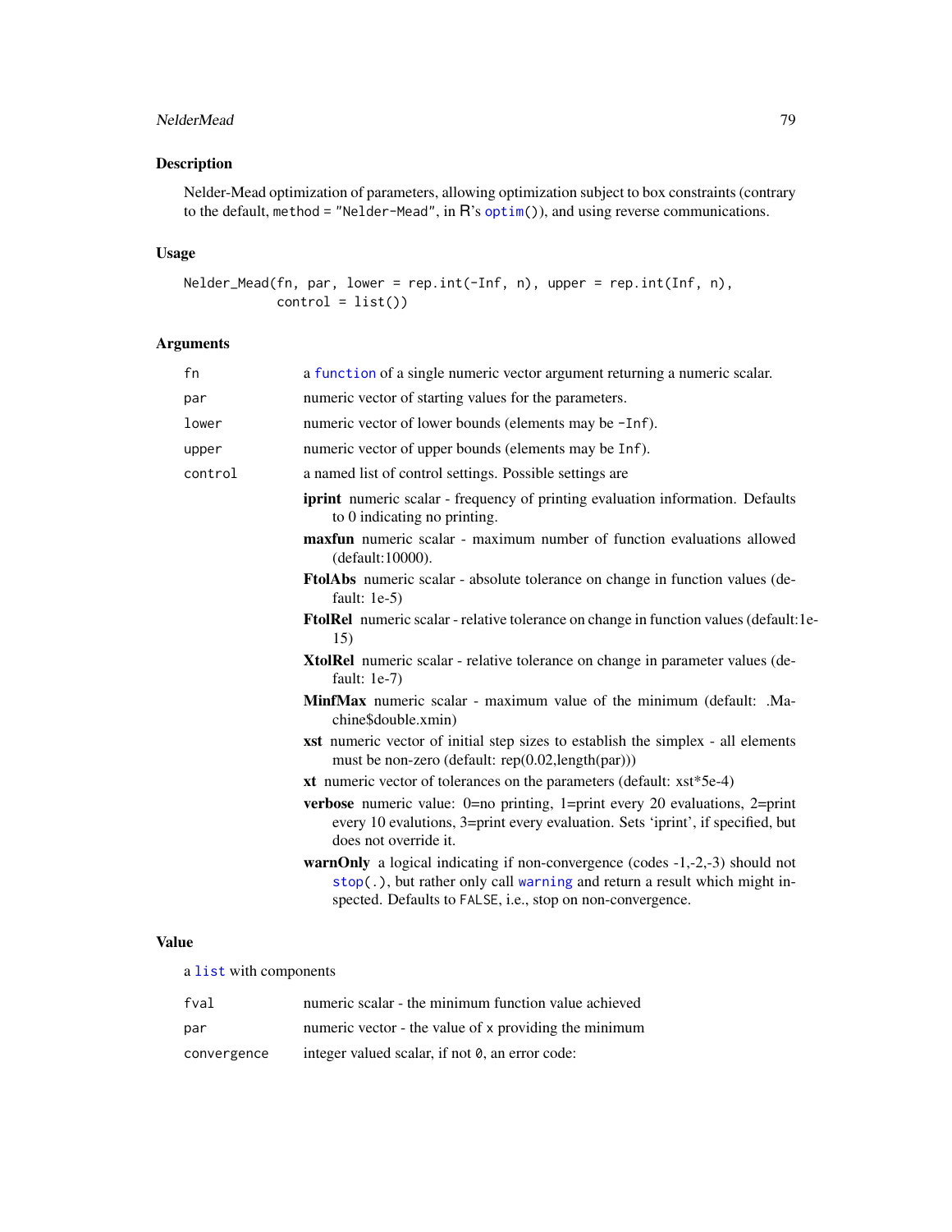## Description

Nelder-Mead optimization of parameters, allowing optimization subject to box constraints (contrary to the default, `method = "Nelder-Mead"`, in R's `optim()`), and using reverse communications.

## Usage

```
Nelder_Mead(fn, par, lower = rep.int(-Inf, n), upper = rep.int(Inf, n),
            control = list())
```

## Arguments

| | |
|---|---|
| `fn` | a `function` of a single numeric vector argument returning a numeric scalar. |
| `par` | numeric vector of starting values for the parameters. |
| `lower` | numeric vector of lower bounds (elements may be `-Inf`). |
| `upper` | numeric vector of upper bounds (elements may be `Inf`). |
| `control` | a named list of control settings. Possible settings are |

- **iprint** numeric scalar - frequency of printing evaluation information. Defaults to 0 indicating no printing.
- **maxfun** numeric scalar - maximum number of function evaluations allowed (default:10000).
- **FtolAbs** numeric scalar - absolute tolerance on change in function values (default: 1e-5)
- **FtolRel** numeric scalar - relative tolerance on change in function values (default:1e-15)
- **XtolRel** numeric scalar - relative tolerance on change in parameter values (default: 1e-7)
- **MinfMax** numeric scalar - maximum value of the minimum (default: .Machine$double.xmin)
- **xst** numeric vector of initial step sizes to establish the simplex - all elements must be non-zero (default: rep(0.02,length(par)))
- **xt** numeric vector of tolerances on the parameters (default: xst*5e-4)
- **verbose** numeric value: 0=no printing, 1=print every 20 evaluations, 2=print every 10 evalutions, 3=print every evaluation. Sets 'iprint', if specified, but does not override it.
- **warnOnly** a logical indicating if non-convergence (codes -1,-2,-3) should not `stop(.)`, but rather only call `warning` and return a result which might inspected. Defaults to `FALSE`, i.e., stop on non-convergence.

## Value

a `list` with components

| | |
|---|---|
| `fval` | numeric scalar - the minimum function value achieved |
| `par` | numeric vector - the value of `x` providing the minimum |
| `convergence` | integer valued scalar, if not `0`, an error code: |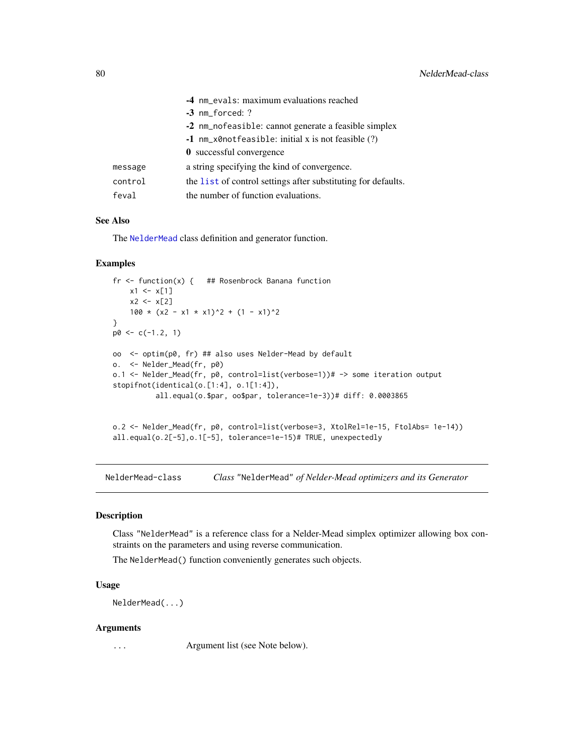- **-4** `nm_evals`: maximum evaluations reached
- **-3** `nm_forced`: ?
- **-2** `nm_nofeasible`: cannot generate a feasible simplex
- **-1** `nm_x0notfeasible`: initial x is not feasible (?)
- **0** successful convergence

| | |
|---|---|
| `message` | a string specifying the kind of convergence. |
| `control` | the `list` of control settings after substituting for defaults. |
| `feval` | the number of function evaluations. |

## See Also

The `NelderMead` class definition and generator function.

## Examples

```
fr <- function(x) {   ## Rosenbrock Banana function
    x1 <- x[1]
    x2 <- x[2]
    100 * (x2 - x1 * x1)^2 + (1 - x1)^2
}
p0 <- c(-1.2, 1)

oo  <- optim(p0, fr) ## also uses Nelder-Mead by default
o.  <- Nelder_Mead(fr, p0)
o.1 <- Nelder_Mead(fr, p0, control=list(verbose=1))# -> some iteration output
stopifnot(identical(o.[1:4], o.1[1:4]),
          all.equal(o.$par, oo$par, tolerance=1e-3))# diff: 0.0003865


o.2 <- Nelder_Mead(fr, p0, control=list(verbose=3, XtolRel=1e-15, FtolAbs= 1e-14))
all.equal(o.2[-5],o.1[-5], tolerance=1e-15)# TRUE, unexpectedly
```

---

# NelderMead-class — *Class "NelderMead" of Nelder-Mead optimizers and its Generator*

## Description

Class "NelderMead" is a reference class for a Nelder-Mead simplex optimizer allowing box constraints on the parameters and using reverse communication.

The `NelderMead()` function conveniently generates such objects.

## Usage

```
NelderMead(...)
```

## Arguments

| | |
|---|---|
| `...` | Argument list (see Note below). |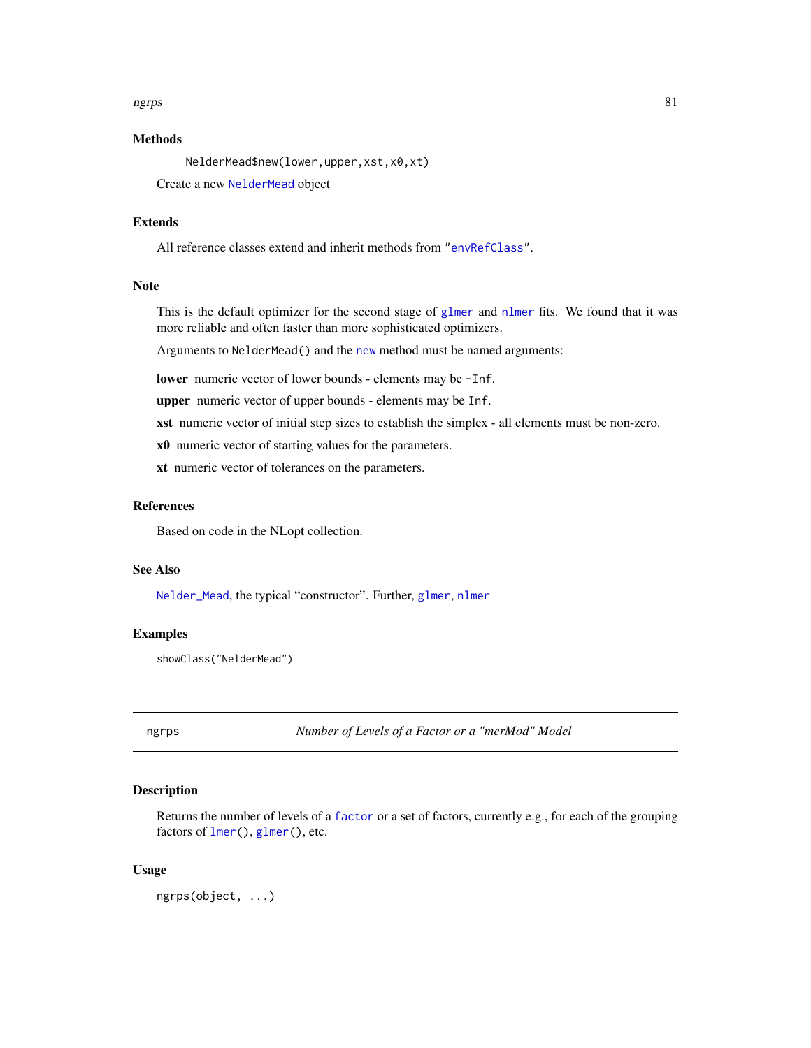## Methods

```
NelderMead$new(lower,upper,xst,x0,xt)
```

Create a new NelderMead object

## Extends

All reference classes extend and inherit methods from "envRefClass".

## Note

This is the default optimizer for the second stage of glmer and nlmer fits. We found that it was more reliable and often faster than more sophisticated optimizers.

Arguments to `NelderMead()` and the new method must be named arguments:

**lower** numeric vector of lower bounds - elements may be `-Inf`.

**upper** numeric vector of upper bounds - elements may be `Inf`.

**xst** numeric vector of initial step sizes to establish the simplex - all elements must be non-zero.

**x0** numeric vector of starting values for the parameters.

**xt** numeric vector of tolerances on the parameters.

## References

Based on code in the NLopt collection.

## See Also

Nelder_Mead, the typical "constructor". Further, glmer, nlmer

## Examples

```
showClass("NelderMead")
```

---

# ngrps — *Number of Levels of a Factor or a "merMod" Model*

## Description

Returns the number of levels of a factor or a set of factors, currently e.g., for each of the grouping factors of `lmer()`, `glmer()`, etc.

## Usage

```
ngrps(object, ...)
```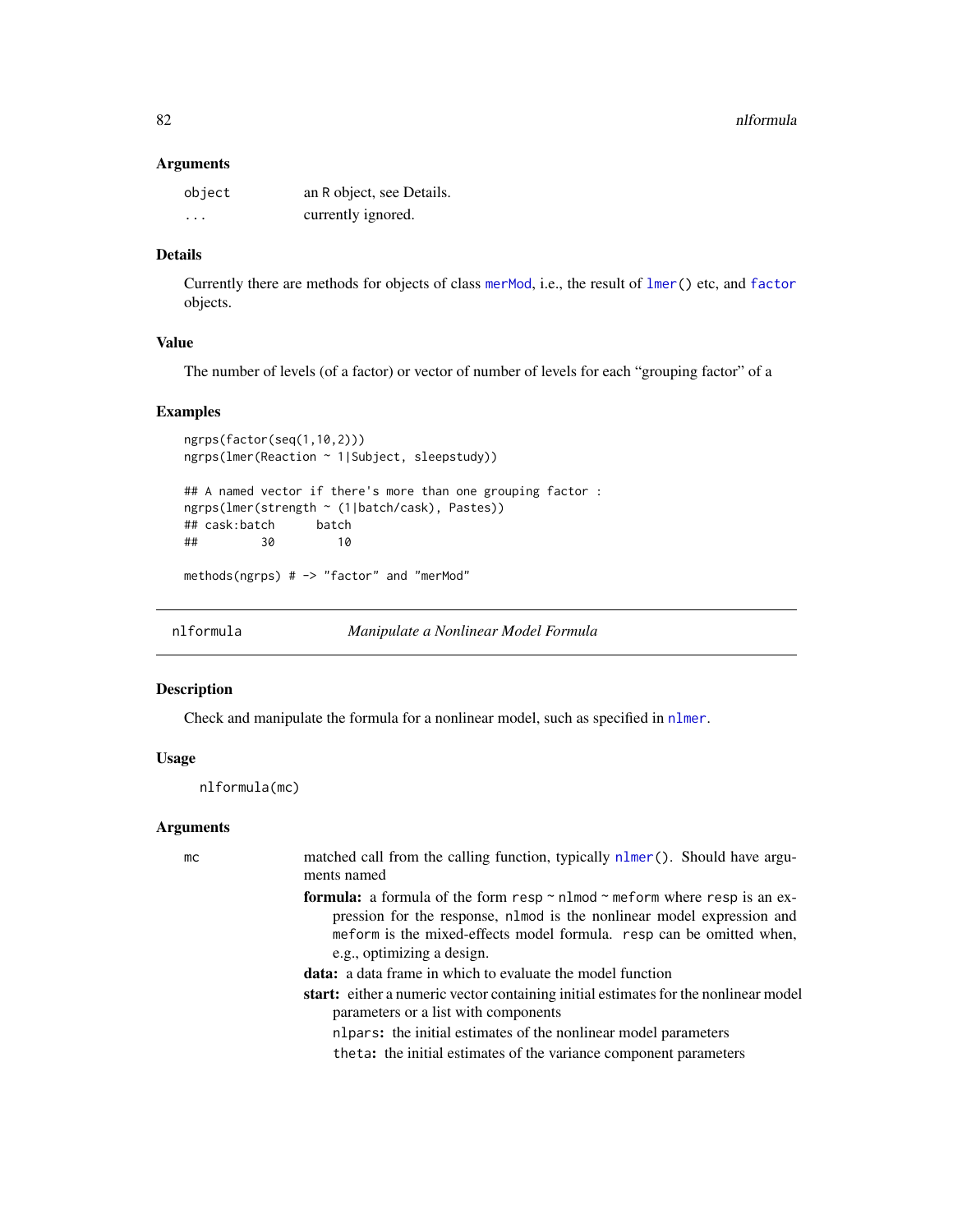### Arguments

| | |
|---|---|
| `object` | an R object, see Details. |
| `...` | currently ignored. |

### Details

Currently there are methods for objects of class `merMod`, i.e., the result of `lmer()` etc, and `factor` objects.

### Value

The number of levels (of a factor) or vector of number of levels for each "grouping factor" of a

### Examples

```
ngrps(factor(seq(1,10,2)))
ngrps(lmer(Reaction ~ 1|Subject, sleepstudy))

## A named vector if there's more than one grouping factor :
ngrps(lmer(strength ~ (1|batch/cask), Pastes))
## cask:batch      batch
##         30         10

methods(ngrps) # -> "factor" and "merMod"
```

## nlformula — *Manipulate a Nonlinear Model Formula*

### Description

Check and manipulate the formula for a nonlinear model, such as specified in `nlmer`.

### Usage

```
nlformula(mc)
```

### Arguments

`mc` — matched call from the calling function, typically `nlmer()`. Should have arguments named

- **formula:** a formula of the form `resp ~ nlmod ~ meform` where `resp` is an expression for the response, `nlmod` is the nonlinear model expression and `meform` is the mixed-effects model formula. `resp` can be omitted when, e.g., optimizing a design.
- **data:** a data frame in which to evaluate the model function
- **start:** either a numeric vector containing initial estimates for the nonlinear model parameters or a list with components
  - `nlpars`**:** the initial estimates of the nonlinear model parameters
  - `theta`**:** the initial estimates of the variance component parameters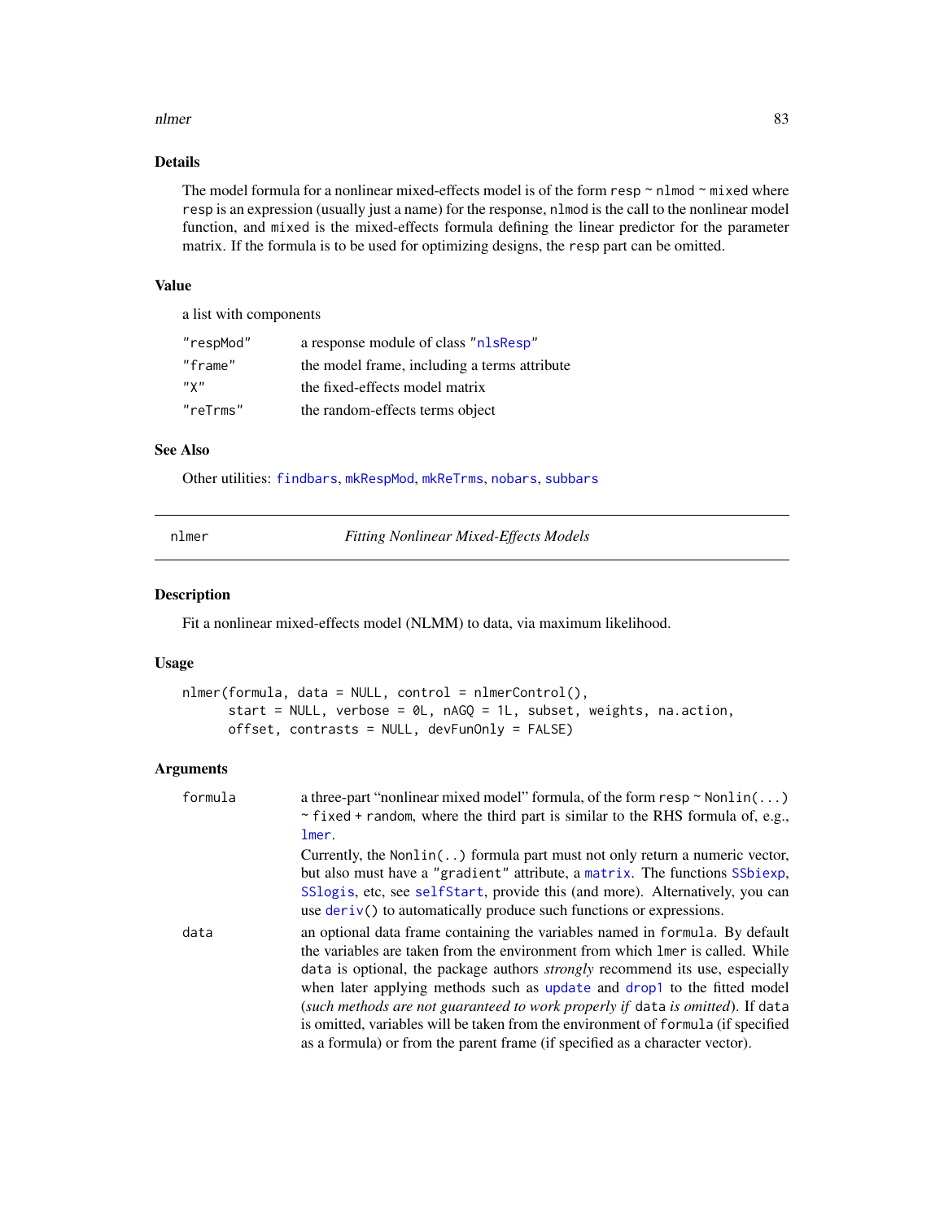### Details

The model formula for a nonlinear mixed-effects model is of the form `resp ~ nlmod ~ mixed` where `resp` is an expression (usually just a name) for the response, `nlmod` is the call to the nonlinear model function, and `mixed` is the mixed-effects formula defining the linear predictor for the parameter matrix. If the formula is to be used for optimizing designs, the `resp` part can be omitted.

### Value

a list with components

| | |
|---|---|
| `"respMod"` | a response module of class "`nlsResp`" |
| `"frame"` | the model frame, including a terms attribute |
| `"X"` | the fixed-effects model matrix |
| `"reTrms"` | the random-effects terms object |

### See Also

Other utilities: `findbars`, `mkRespMod`, `mkReTrms`, `nobars`, `subbars`

---

## nlmer — *Fitting Nonlinear Mixed-Effects Models*

### Description

Fit a nonlinear mixed-effects model (NLMM) to data, via maximum likelihood.

### Usage

```
nlmer(formula, data = NULL, control = nlmerControl(),
      start = NULL, verbose = 0L, nAGQ = 1L, subset, weights, na.action,
      offset, contrasts = NULL, devFunOnly = FALSE)
```

### Arguments

`formula` — a three-part "nonlinear mixed model" formula, of the form `resp ~ Nonlin(...) ~ fixed + random`, where the third part is similar to the RHS formula of, e.g., `lmer`.

Currently, the `Nonlin(..)` formula part must not only return a numeric vector, but also must have a `"gradient"` attribute, a `matrix`. The functions `SSbiexp`, `SSlogis`, etc, see `selfStart`, provide this (and more). Alternatively, you can use `deriv()` to automatically produce such functions or expressions.

`data` — an optional data frame containing the variables named in `formula`. By default the variables are taken from the environment from which `lmer` is called. While `data` is optional, the package authors *strongly* recommend its use, especially when later applying methods such as `update` and `drop1` to the fitted model (*such methods are not guaranteed to work properly if* `data` *is omitted*). If `data` is omitted, variables will be taken from the environment of `formula` (if specified as a formula) or from the parent frame (if specified as a character vector).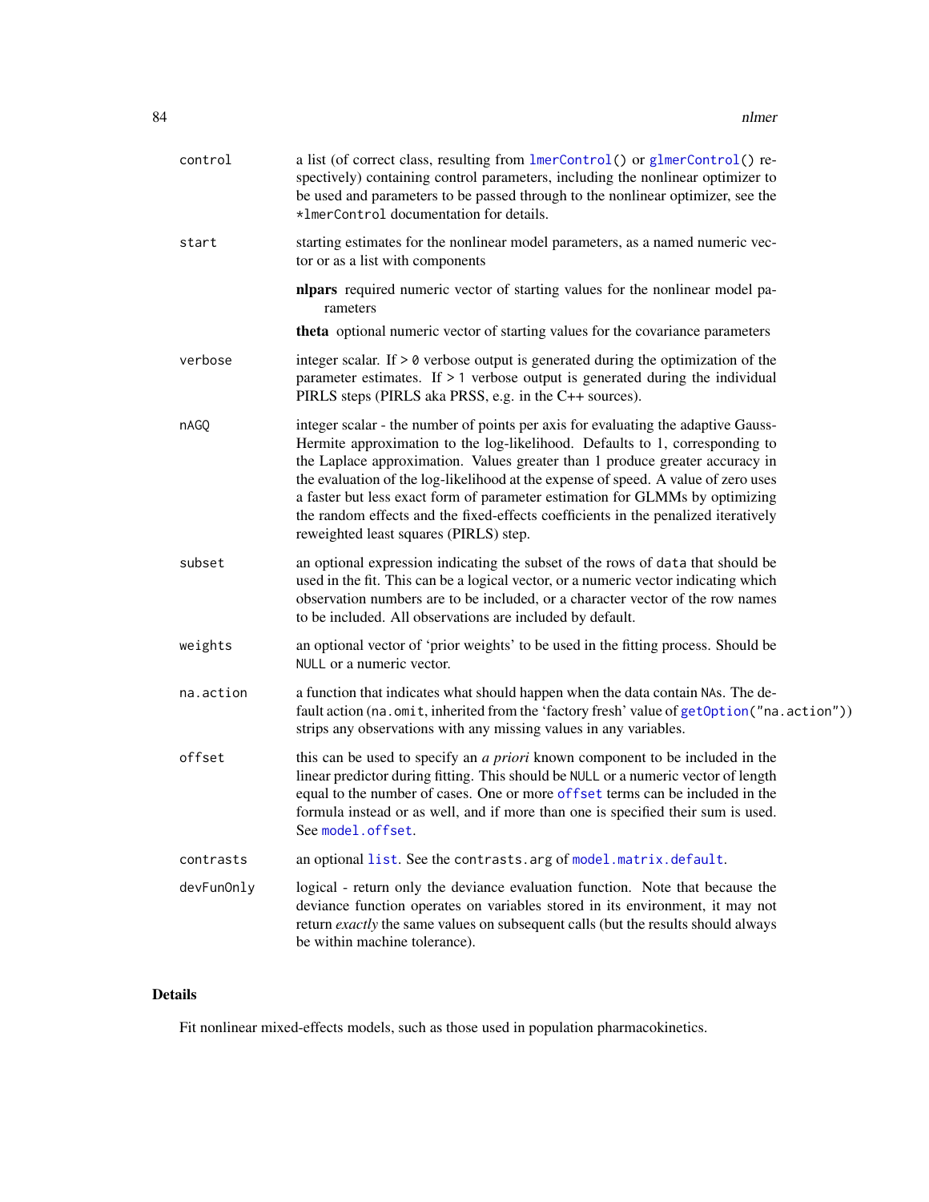| | |
|---|---|
| `control` | a list (of correct class, resulting from `lmerControl()` or `glmerControl()` respectively) containing control parameters, including the nonlinear optimizer to be used and parameters to be passed through to the nonlinear optimizer, see the `*lmerControl` documentation for details. |
| `start` | starting estimates for the nonlinear model parameters, as a named numeric vector or as a list with components<br>**nlpars** required numeric vector of starting values for the nonlinear model parameters<br>**theta** optional numeric vector of starting values for the covariance parameters |
| `verbose` | integer scalar. If `> 0` verbose output is generated during the optimization of the parameter estimates. If `> 1` verbose output is generated during the individual PIRLS steps (PIRLS aka PRSS, e.g. in the C++ sources). |
| `nAGQ` | integer scalar - the number of points per axis for evaluating the adaptive Gauss-Hermite approximation to the log-likelihood. Defaults to 1, corresponding to the Laplace approximation. Values greater than 1 produce greater accuracy in the evaluation of the log-likelihood at the expense of speed. A value of zero uses a faster but less exact form of parameter estimation for GLMMs by optimizing the random effects and the fixed-effects coefficients in the penalized iteratively reweighted least squares (PIRLS) step. |
| `subset` | an optional expression indicating the subset of the rows of `data` that should be used in the fit. This can be a logical vector, or a numeric vector indicating which observation numbers are to be included, or a character vector of the row names to be included. All observations are included by default. |
| `weights` | an optional vector of 'prior weights' to be used in the fitting process. Should be `NULL` or a numeric vector. |
| `na.action` | a function that indicates what should happen when the data contain `NA`s. The default action (`na.omit`, inherited from the 'factory fresh' value of `getOption("na.action")`) strips any observations with any missing values in any variables. |
| `offset` | this can be used to specify an *a priori* known component to be included in the linear predictor during fitting. This should be `NULL` or a numeric vector of length equal to the number of cases. One or more `offset` terms can be included in the formula instead or as well, and if more than one is specified their sum is used. See `model.offset`. |
| `contrasts` | an optional `list`. See the `contrasts.arg` of `model.matrix.default`. |
| `devFunOnly` | logical - return only the deviance evaluation function. Note that because the deviance function operates on variables stored in its environment, it may not return *exactly* the same values on subsequent calls (but the results should always be within machine tolerance). |

## Details

Fit nonlinear mixed-effects models, such as those used in population pharmacokinetics.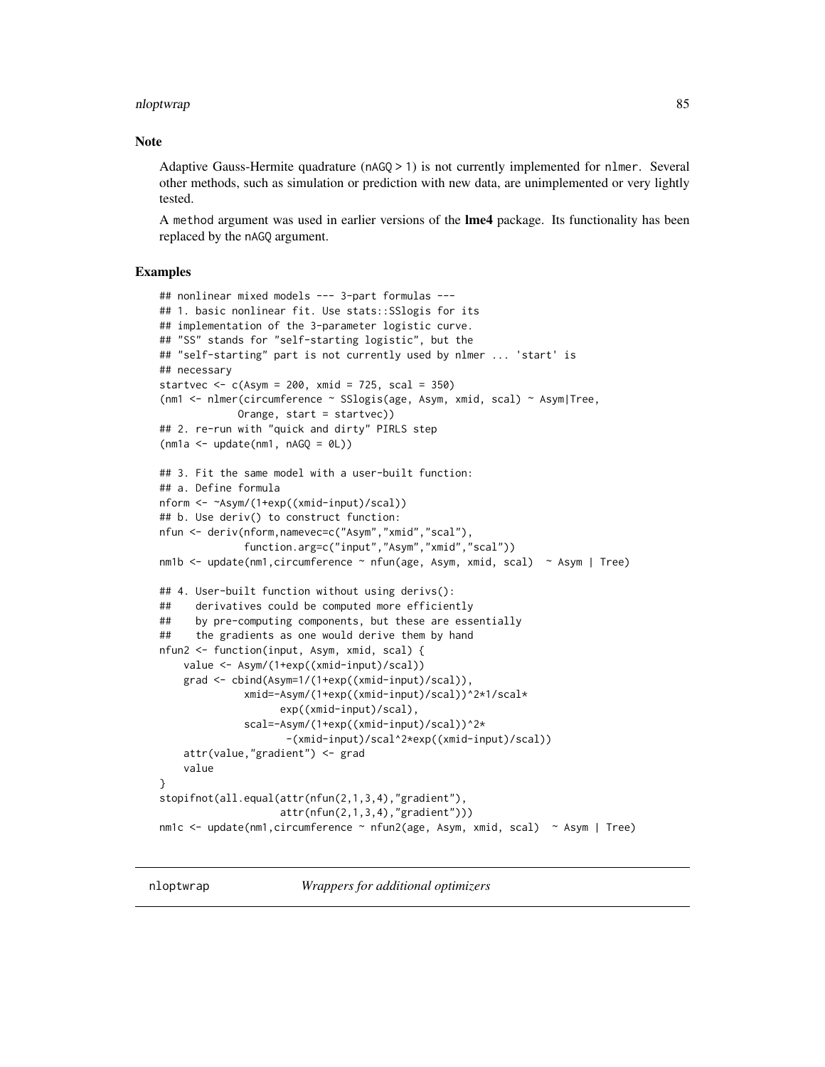## Note

Adaptive Gauss-Hermite quadrature (`nAGQ > 1`) is not currently implemented for `nlmer`. Several other methods, such as simulation or prediction with new data, are unimplemented or very lightly tested.

A `method` argument was used in earlier versions of the **lme4** package. Its functionality has been replaced by the `nAGQ` argument.

## Examples

```
## nonlinear mixed models --- 3-part formulas ---
## 1. basic nonlinear fit. Use stats::SSlogis for its
## implementation of the 3-parameter logistic curve.
## "SS" stands for "self-starting logistic", but the
## "self-starting" part is not currently used by nlmer ... 'start' is
## necessary
startvec <- c(Asym = 200, xmid = 725, scal = 350)
(nm1 <- nlmer(circumference ~ SSlogis(age, Asym, xmid, scal) ~ Asym|Tree,
             Orange, start = startvec))
## 2. re-run with "quick and dirty" PIRLS step
(nm1a <- update(nm1, nAGQ = 0L))

## 3. Fit the same model with a user-built function:
## a. Define formula
nform <- ~Asym/(1+exp((xmid-input)/scal))
## b. Use deriv() to construct function:
nfun <- deriv(nform,namevec=c("Asym","xmid","scal"),
              function.arg=c("input","Asym","xmid","scal"))
nm1b <- update(nm1,circumference ~ nfun(age, Asym, xmid, scal)  ~ Asym | Tree)

## 4. User-built function without using derivs():
##    derivatives could be computed more efficiently
##    by pre-computing components, but these are essentially
##    the gradients as one would derive them by hand
nfun2 <- function(input, Asym, xmid, scal) {
    value <- Asym/(1+exp((xmid-input)/scal))
    grad <- cbind(Asym=1/(1+exp((xmid-input)/scal)),
              xmid=-Asym/(1+exp((xmid-input)/scal))^2*1/scal*
                    exp((xmid-input)/scal),
              scal=-Asym/(1+exp((xmid-input)/scal))^2*
                     -(xmid-input)/scal^2*exp((xmid-input)/scal))
    attr(value,"gradient") <- grad
    value
}
stopifnot(all.equal(attr(nfun(2,1,3,4),"gradient"),
                    attr(nfun(2,1,3,4),"gradient")))
nm1c <- update(nm1,circumference ~ nfun2(age, Asym, xmid, scal)  ~ Asym | Tree)
```

---

# nloptwrap — *Wrappers for additional optimizers*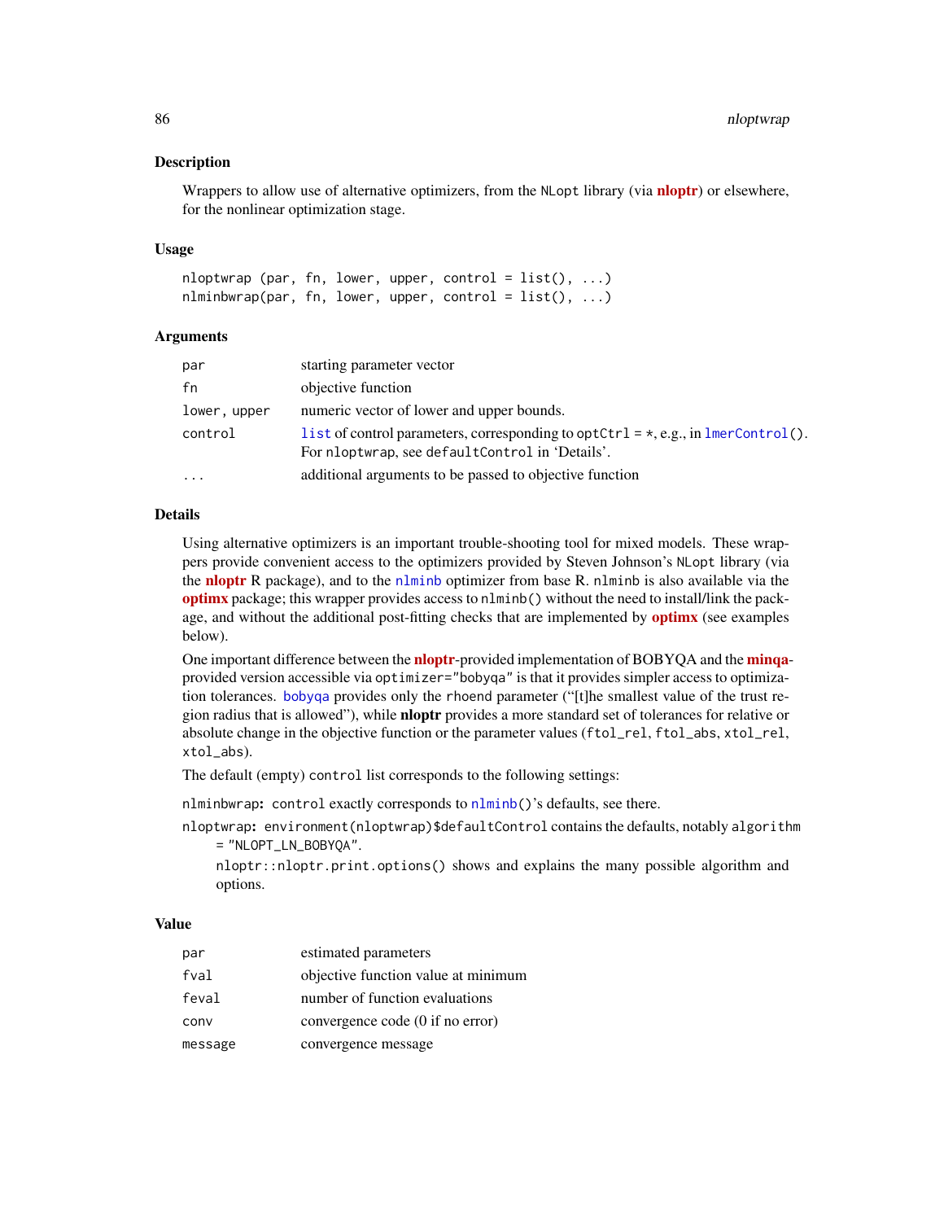## Description

Wrappers to allow use of alternative optimizers, from the NLopt library (via **nloptr**) or elsewhere, for the nonlinear optimization stage.

## Usage

```
nloptwrap (par, fn, lower, upper, control = list(), ...)
nlminbwrap(par, fn, lower, upper, control = list(), ...)
```

## Arguments

| | |
|---|---|
| `par` | starting parameter vector |
| `fn` | objective function |
| `lower, upper` | numeric vector of lower and upper bounds. |
| `control` | `list` of control parameters, corresponding to `optCtrl = *`, e.g., in `lmerControl()`. For `nloptwrap`, see `defaultControl` in 'Details'. |
| `...` | additional arguments to be passed to objective function |

## Details

Using alternative optimizers is an important trouble-shooting tool for mixed models. These wrappers provide convenient access to the optimizers provided by Steven Johnson's `NLopt` library (via the **nloptr** R package), and to the `nlminb` optimizer from base R. `nlminb` is also available via the **optimx** package; this wrapper provides access to `nlminb()` without the need to install/link the package, and without the additional post-fitting checks that are implemented by **optimx** (see examples below).

One important difference between the **nloptr**-provided implementation of BOBYQA and the **minqa**-provided version accessible via `optimizer="bobyqa"` is that it provides simpler access to optimization tolerances. `bobyqa` provides only the `rhoend` parameter ("[t]he smallest value of the trust region radius that is allowed"), while **nloptr** provides a more standard set of tolerances for relative or absolute change in the objective function or the parameter values (`ftol_rel`, `ftol_abs`, `xtol_rel`, `xtol_abs`).

The default (empty) `control` list corresponds to the following settings:

`nlminbwrap`: `control` exactly corresponds to `nlminb()`'s defaults, see there.

`nloptwrap`: `environment(nloptwrap)$defaultControl` contains the defaults, notably `algorithm = "NLOPT_LN_BOBYQA"`.

`nloptr::nloptr.print.options()` shows and explains the many possible algorithm and options.

## Value

| | |
|---|---|
| `par` | estimated parameters |
| `fval` | objective function value at minimum |
| `feval` | number of function evaluations |
| `conv` | convergence code (0 if no error) |
| `message` | convergence message |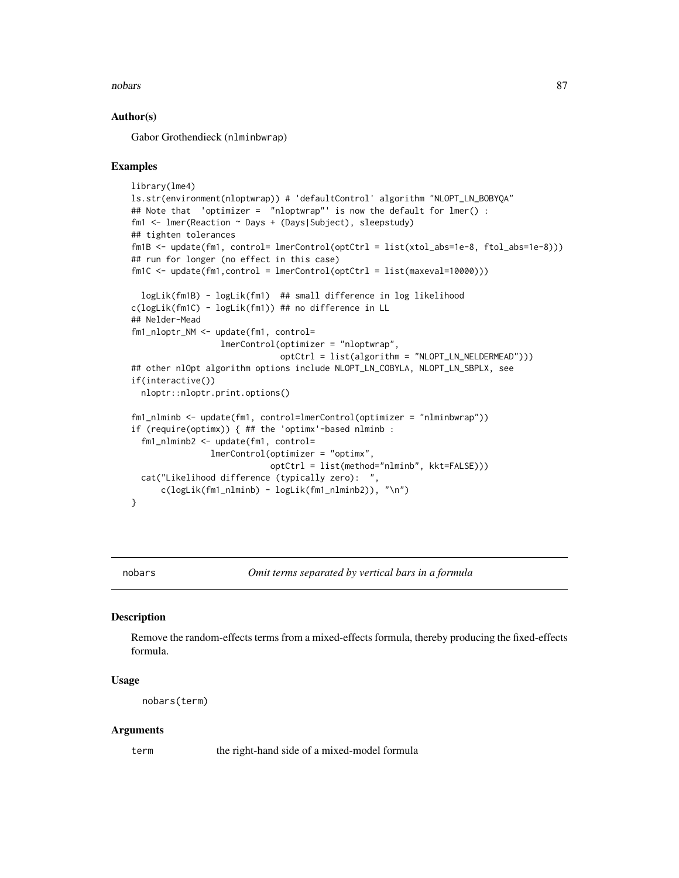### Author(s)

Gabor Grothendieck (nlminbwrap)

### Examples

```
library(lme4)
ls.str(environment(nloptwrap)) # 'defaultControl' algorithm "NLOPT_LN_BOBYQA"
## Note that  'optimizer =  "nloptwrap"' is now the default for lmer() :
fm1 <- lmer(Reaction ~ Days + (Days|Subject), sleepstudy)
## tighten tolerances
fm1B <- update(fm1, control= lmerControl(optCtrl = list(xtol_abs=1e-8, ftol_abs=1e-8)))
## run for longer (no effect in this case)
fm1C <- update(fm1,control = lmerControl(optCtrl = list(maxeval=10000)))

  logLik(fm1B) - logLik(fm1)  ## small difference in log likelihood
c(logLik(fm1C) - logLik(fm1)) ## no difference in LL
## Nelder-Mead
fm1_nloptr_NM <- update(fm1, control=
                  lmerControl(optimizer = "nloptwrap",
                              optCtrl = list(algorithm = "NLOPT_LN_NELDERMEAD")))
## other nlOpt algorithm options include NLOPT_LN_COBYLA, NLOPT_LN_SBPLX, see
if(interactive())
  nloptr::nloptr.print.options()

fm1_nlminb <- update(fm1, control=lmerControl(optimizer = "nlminbwrap"))
if (require(optimx)) { ## the 'optimx'-based nlminb :
  fm1_nlminb2 <- update(fm1, control=
                lmerControl(optimizer = "optimx",
                            optCtrl = list(method="nlminb", kkt=FALSE)))
  cat("Likelihood difference (typically zero):  ",
      c(logLik(fm1_nlminb) - logLik(fm1_nlminb2)), "\n")
}
```

---

## nobars — *Omit terms separated by vertical bars in a formula*

### Description

Remove the random-effects terms from a mixed-effects formula, thereby producing the fixed-effects formula.

### Usage

```
nobars(term)
```

### Arguments

| | |
|---|---|
| term | the right-hand side of a mixed-model formula |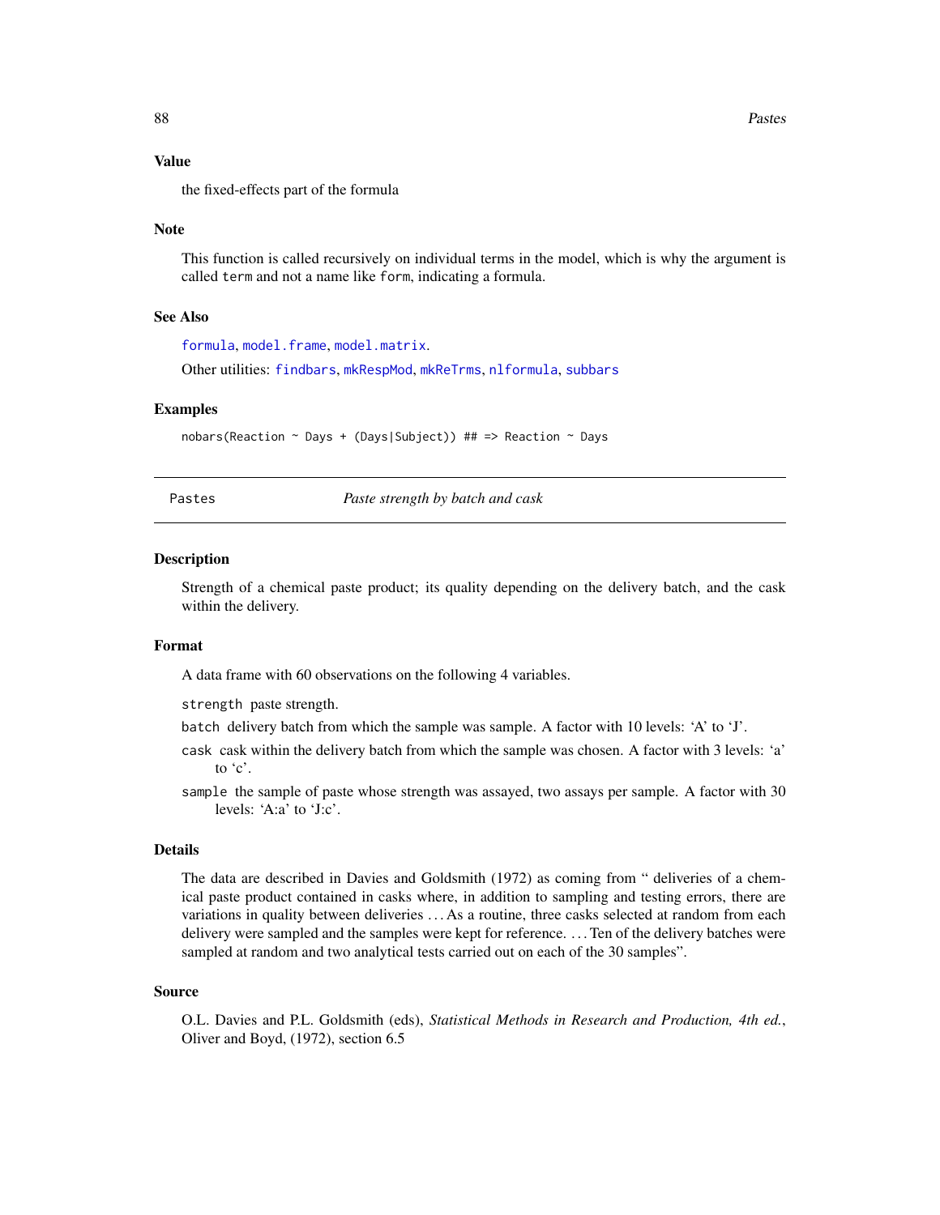### Value

the fixed-effects part of the formula

### Note

This function is called recursively on individual terms in the model, which is why the argument is called `term` and not a name like `form`, indicating a formula.

### See Also

`formula`, `model.frame`, `model.matrix`.

Other utilities: `findbars`, `mkRespMod`, `mkReTrms`, `nlformula`, `subbars`

### Examples

```
nobars(Reaction ~ Days + (Days|Subject)) ## => Reaction ~ Days
```

---

## Pastes — *Paste strength by batch and cask*

### Description

Strength of a chemical paste product; its quality depending on the delivery batch, and the cask within the delivery.

### Format

A data frame with 60 observations on the following 4 variables.

- `strength` paste strength.
- `batch` delivery batch from which the sample was sample. A factor with 10 levels: 'A' to 'J'.
- `cask` cask within the delivery batch from which the sample was chosen. A factor with 3 levels: 'a' to 'c'.
- `sample` the sample of paste whose strength was assayed, two assays per sample. A factor with 30 levels: 'A:a' to 'J:c'.

### Details

The data are described in Davies and Goldsmith (1972) as coming from " deliveries of a chemical paste product contained in casks where, in addition to sampling and testing errors, there are variations in quality between deliveries ... As a routine, three casks selected at random from each delivery were sampled and the samples were kept for reference. ... Ten of the delivery batches were sampled at random and two analytical tests carried out on each of the 30 samples".

### Source

O.L. Davies and P.L. Goldsmith (eds), *Statistical Methods in Research and Production, 4th ed.*, Oliver and Boyd, (1972), section 6.5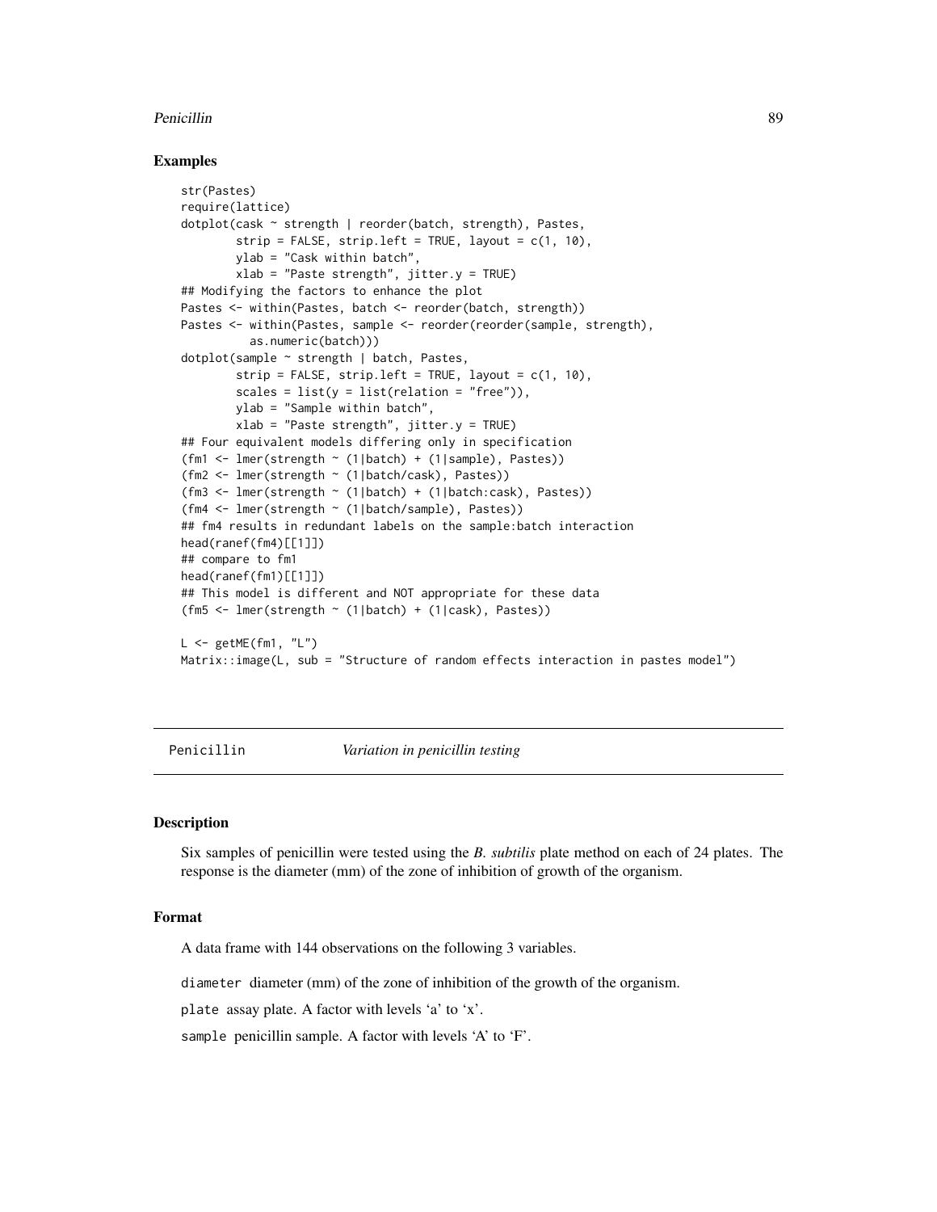### Examples

```
str(Pastes)
require(lattice)
dotplot(cask ~ strength | reorder(batch, strength), Pastes,
        strip = FALSE, strip.left = TRUE, layout = c(1, 10),
        ylab = "Cask within batch",
        xlab = "Paste strength", jitter.y = TRUE)
## Modifying the factors to enhance the plot
Pastes <- within(Pastes, batch <- reorder(batch, strength))
Pastes <- within(Pastes, sample <- reorder(reorder(sample, strength),
          as.numeric(batch)))
dotplot(sample ~ strength | batch, Pastes,
        strip = FALSE, strip.left = TRUE, layout = c(1, 10),
        scales = list(y = list(relation = "free")),
        ylab = "Sample within batch",
        xlab = "Paste strength", jitter.y = TRUE)
## Four equivalent models differing only in specification
(fm1 <- lmer(strength ~ (1|batch) + (1|sample), Pastes))
(fm2 <- lmer(strength ~ (1|batch/cask), Pastes))
(fm3 <- lmer(strength ~ (1|batch) + (1|batch:cask), Pastes))
(fm4 <- lmer(strength ~ (1|batch/sample), Pastes))
## fm4 results in redundant labels on the sample:batch interaction
head(ranef(fm4)[[1]])
## compare to fm1
head(ranef(fm1)[[1]])
## This model is different and NOT appropriate for these data
(fm5 <- lmer(strength ~ (1|batch) + (1|cask), Pastes))

L <- getME(fm1, "L")
Matrix::image(L, sub = "Structure of random effects interaction in pastes model")
```

---

## Penicillin *Variation in penicillin testing*

---

### Description

Six samples of penicillin were tested using the *B. subtilis* plate method on each of 24 plates. The response is the diameter (mm) of the zone of inhibition of growth of the organism.

### Format

A data frame with 144 observations on the following 3 variables.

`diameter` diameter (mm) of the zone of inhibition of the growth of the organism.

`plate` assay plate. A factor with levels 'a' to 'x'.

`sample` penicillin sample. A factor with levels 'A' to 'F'.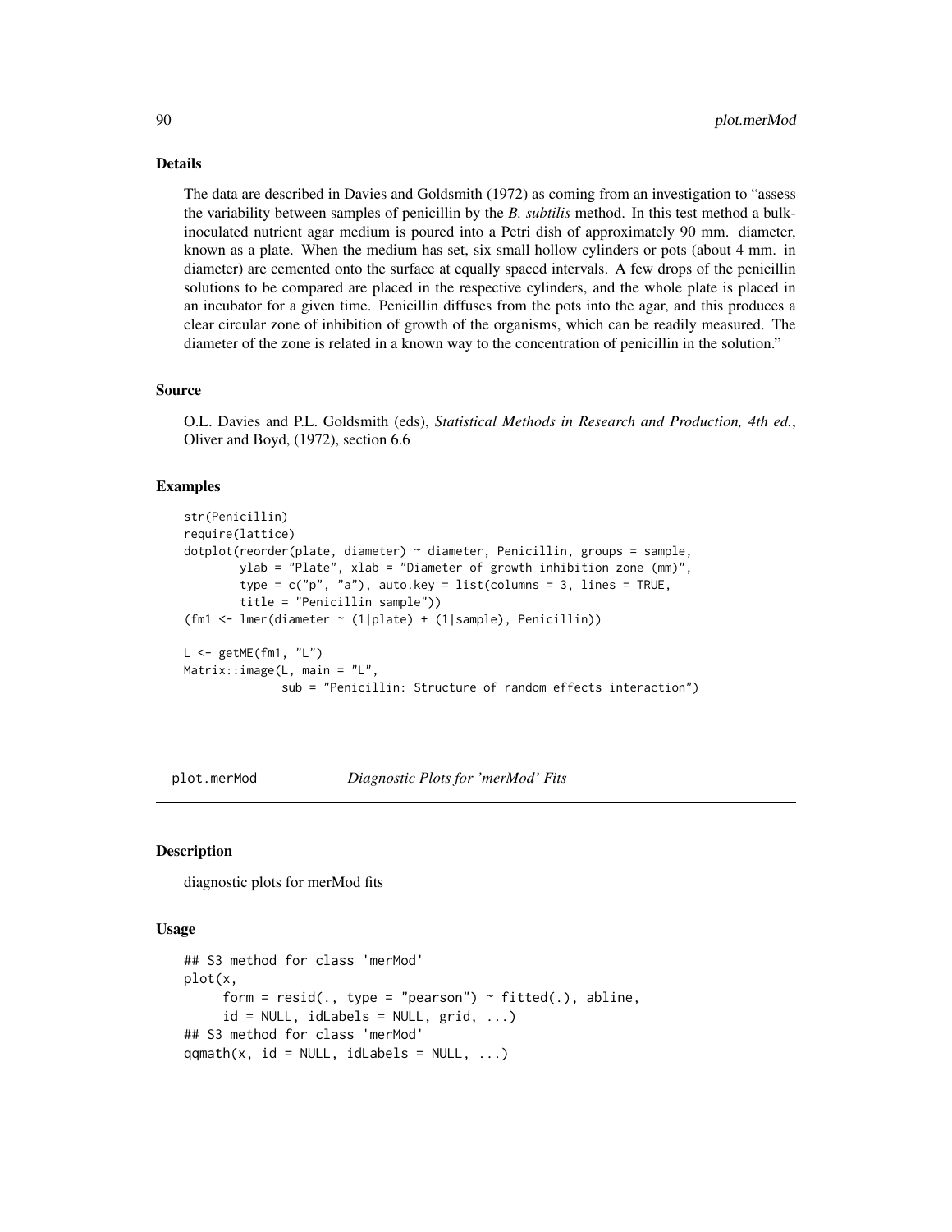## Details

The data are described in Davies and Goldsmith (1972) as coming from an investigation to "assess the variability between samples of penicillin by the *B. subtilis* method. In this test method a bulk-inoculated nutrient agar medium is poured into a Petri dish of approximately 90 mm. diameter, known as a plate. When the medium has set, six small hollow cylinders or pots (about 4 mm. in diameter) are cemented onto the surface at equally spaced intervals. A few drops of the penicillin solutions to be compared are placed in the respective cylinders, and the whole plate is placed in an incubator for a given time. Penicillin diffuses from the pots into the agar, and this produces a clear circular zone of inhibition of growth of the organisms, which can be readily measured. The diameter of the zone is related in a known way to the concentration of penicillin in the solution."

## Source

O.L. Davies and P.L. Goldsmith (eds), *Statistical Methods in Research and Production, 4th ed.*, Oliver and Boyd, (1972), section 6.6

## Examples

```
str(Penicillin)
require(lattice)
dotplot(reorder(plate, diameter) ~ diameter, Penicillin, groups = sample,
        ylab = "Plate", xlab = "Diameter of growth inhibition zone (mm)",
        type = c("p", "a"), auto.key = list(columns = 3, lines = TRUE,
        title = "Penicillin sample"))
(fm1 <- lmer(diameter ~ (1|plate) + (1|sample), Penicillin))

L <- getME(fm1, "L")
Matrix::image(L, main = "L",
              sub = "Penicillin: Structure of random effects interaction")
```

---

# plot.merMod — *Diagnostic Plots for 'merMod' Fits*

## Description

diagnostic plots for merMod fits

## Usage

```
## S3 method for class 'merMod'
plot(x,
     form = resid(., type = "pearson") ~ fitted(.), abline,
     id = NULL, idLabels = NULL, grid, ...)
## S3 method for class 'merMod'
qqmath(x, id = NULL, idLabels = NULL, ...)
```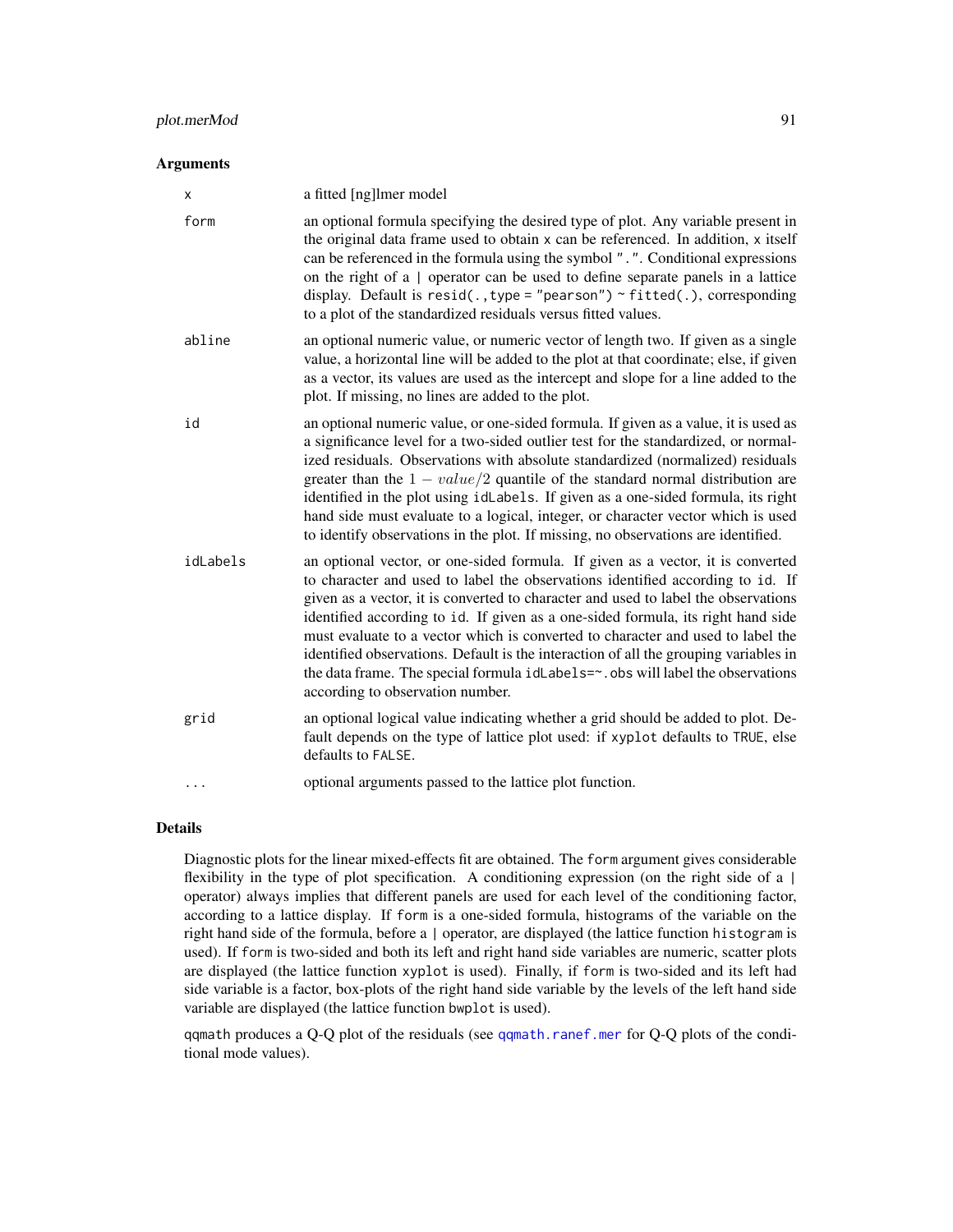### Arguments

| | |
|---|---|
| `x` | a fitted [ng]lmer model |
| `form` | an optional formula specifying the desired type of plot. Any variable present in the original data frame used to obtain `x` can be referenced. In addition, `x` itself can be referenced in the formula using the symbol `"."`. Conditional expressions on the right of a `|` operator can be used to define separate panels in a lattice display. Default is `resid(., type = "pearson") ~ fitted(.)`, corresponding to a plot of the standardized residuals versus fitted values. |
| `abline` | an optional numeric value, or numeric vector of length two. If given as a single value, a horizontal line will be added to the plot at that coordinate; else, if given as a vector, its values are used as the intercept and slope for a line added to the plot. If missing, no lines are added to the plot. |
| `id` | an optional numeric value, or one-sided formula. If given as a value, it is used as a significance level for a two-sided outlier test for the standardized, or normalized residuals. Observations with absolute standardized (normalized) residuals greater than the $1 - value/2$ quantile of the standard normal distribution are identified in the plot using `idLabels`. If given as a one-sided formula, its right hand side must evaluate to a logical, integer, or character vector which is used to identify observations in the plot. If missing, no observations are identified. |
| `idLabels` | an optional vector, or one-sided formula. If given as a vector, it is converted to character and used to label the observations identified according to `id`. If given as a vector, it is converted to character and used to label the observations identified according to `id`. If given as a one-sided formula, its right hand side must evaluate to a vector which is converted to character and used to label the identified observations. Default is the interaction of all the grouping variables in the data frame. The special formula `idLabels=~.obs` will label the observations according to observation number. |
| `grid` | an optional logical value indicating whether a grid should be added to plot. Default depends on the type of lattice plot used: if `xyplot` defaults to `TRUE`, else defaults to `FALSE`. |
| `...` | optional arguments passed to the lattice plot function. |

### Details

Diagnostic plots for the linear mixed-effects fit are obtained. The `form` argument gives considerable flexibility in the type of plot specification. A conditioning expression (on the right side of a `|` operator) always implies that different panels are used for each level of the conditioning factor, according to a lattice display. If `form` is a one-sided formula, histograms of the variable on the right hand side of the formula, before a `|` operator, are displayed (the lattice function `histogram` is used). If `form` is two-sided and both its left and right hand side variables are numeric, scatter plots are displayed (the lattice function `xyplot` is used). Finally, if `form` is two-sided and its left had side variable is a factor, box-plots of the right hand side variable by the levels of the left hand side variable are displayed (the lattice function `bwplot` is used).

`qqmath` produces a Q-Q plot of the residuals (see `qqmath.ranef.mer` for Q-Q plots of the conditional mode values).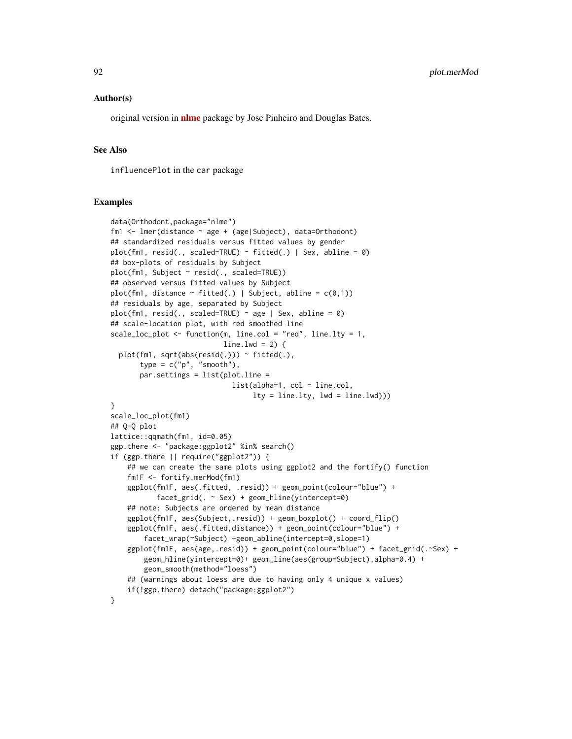## Author(s)

original version in **nlme** package by Jose Pinheiro and Douglas Bates.

## See Also

`influencePlot` in the `car` package

## Examples

```
data(Orthodont,package="nlme")
fm1 <- lmer(distance ~ age + (age|Subject), data=Orthodont)
## standardized residuals versus fitted values by gender
plot(fm1, resid(., scaled=TRUE) ~ fitted(.) | Sex, abline = 0)
## box-plots of residuals by Subject
plot(fm1, Subject ~ resid(., scaled=TRUE))
## observed versus fitted values by Subject
plot(fm1, distance ~ fitted(.) | Subject, abline = c(0,1))
## residuals by age, separated by Subject
plot(fm1, resid(., scaled=TRUE) ~ age | Sex, abline = 0)
## scale-location plot, with red smoothed line
scale_loc_plot <- function(m, line.col = "red", line.lty = 1,
                           line.lwd = 2) {
  plot(fm1, sqrt(abs(resid(.))) ~ fitted(.),
       type = c("p", "smooth"),
       par.settings = list(plot.line =
                             list(alpha=1, col = line.col,
                                  lty = line.lty, lwd = line.lwd)))
}
scale_loc_plot(fm1)
## Q-Q plot
lattice::qqmath(fm1, id=0.05)
ggp.there <- "package:ggplot2" %in% search()
if (ggp.there || require("ggplot2")) {
    ## we can create the same plots using ggplot2 and the fortify() function
    fm1F <- fortify.merMod(fm1)
    ggplot(fm1F, aes(.fitted, .resid)) + geom_point(colour="blue") +
           facet_grid(. ~ Sex) + geom_hline(yintercept=0)
    ## note: Subjects are ordered by mean distance
    ggplot(fm1F, aes(Subject,.resid)) + geom_boxplot() + coord_flip()
    ggplot(fm1F, aes(.fitted,distance)) + geom_point(colour="blue") +
        facet_wrap(~Subject) +geom_abline(intercept=0,slope=1)
    ggplot(fm1F, aes(age,.resid)) + geom_point(colour="blue") + facet_grid(.~Sex) +
        geom_hline(yintercept=0)+ geom_line(aes(group=Subject),alpha=0.4) +
        geom_smooth(method="loess")
    ## (warnings about loess are due to having only 4 unique x values)
    if(!ggp.there) detach("package:ggplot2")
}
```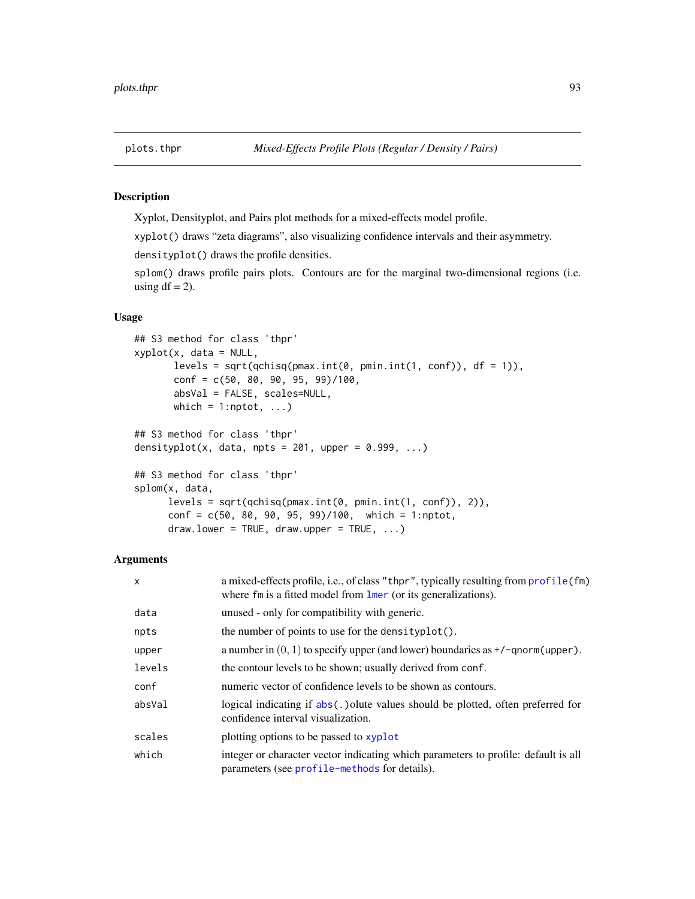## plots.thpr — *Mixed-Effects Profile Plots (Regular / Density / Pairs)*

### Description

Xyplot, Densityplot, and Pairs plot methods for a mixed-effects model profile.

`xyplot()` draws "zeta diagrams", also visualizing confidence intervals and their asymmetry.

`densityplot()` draws the profile densities.

`splom()` draws profile pairs plots. Contours are for the marginal two-dimensional regions (i.e. using df = 2).

### Usage

```
## S3 method for class 'thpr'
xyplot(x, data = NULL,
       levels = sqrt(qchisq(pmax.int(0, pmin.int(1, conf)), df = 1)),
       conf = c(50, 80, 90, 95, 99)/100,
       absVal = FALSE, scales=NULL,
       which = 1:nptot, ...)

## S3 method for class 'thpr'
densityplot(x, data, npts = 201, upper = 0.999, ...)

## S3 method for class 'thpr'
splom(x, data,
      levels = sqrt(qchisq(pmax.int(0, pmin.int(1, conf)), 2)),
      conf = c(50, 80, 90, 95, 99)/100,  which = 1:nptot,
      draw.lower = TRUE, draw.upper = TRUE, ...)
```

### Arguments

| | |
|---|---|
| `x` | a mixed-effects profile, i.e., of class `"thpr"`, typically resulting from `profile(fm)` where `fm` is a fitted model from `lmer` (or its generalizations). |
| `data` | unused - only for compatibility with generic. |
| `npts` | the number of points to use for the `densityplot()`. |
| `upper` | a number in $(0, 1)$ to specify upper (and lower) boundaries as `+/-qnorm(upper)`. |
| `levels` | the contour levels to be shown; usually derived from `conf`. |
| `conf` | numeric vector of confidence levels to be shown as contours. |
| `absVal` | logical indicating if `abs(.)`olute values should be plotted, often preferred for confidence interval visualization. |
| `scales` | plotting options to be passed to `xyplot` |
| `which` | integer or character vector indicating which parameters to profile: default is all parameters (see `profile-methods` for details). |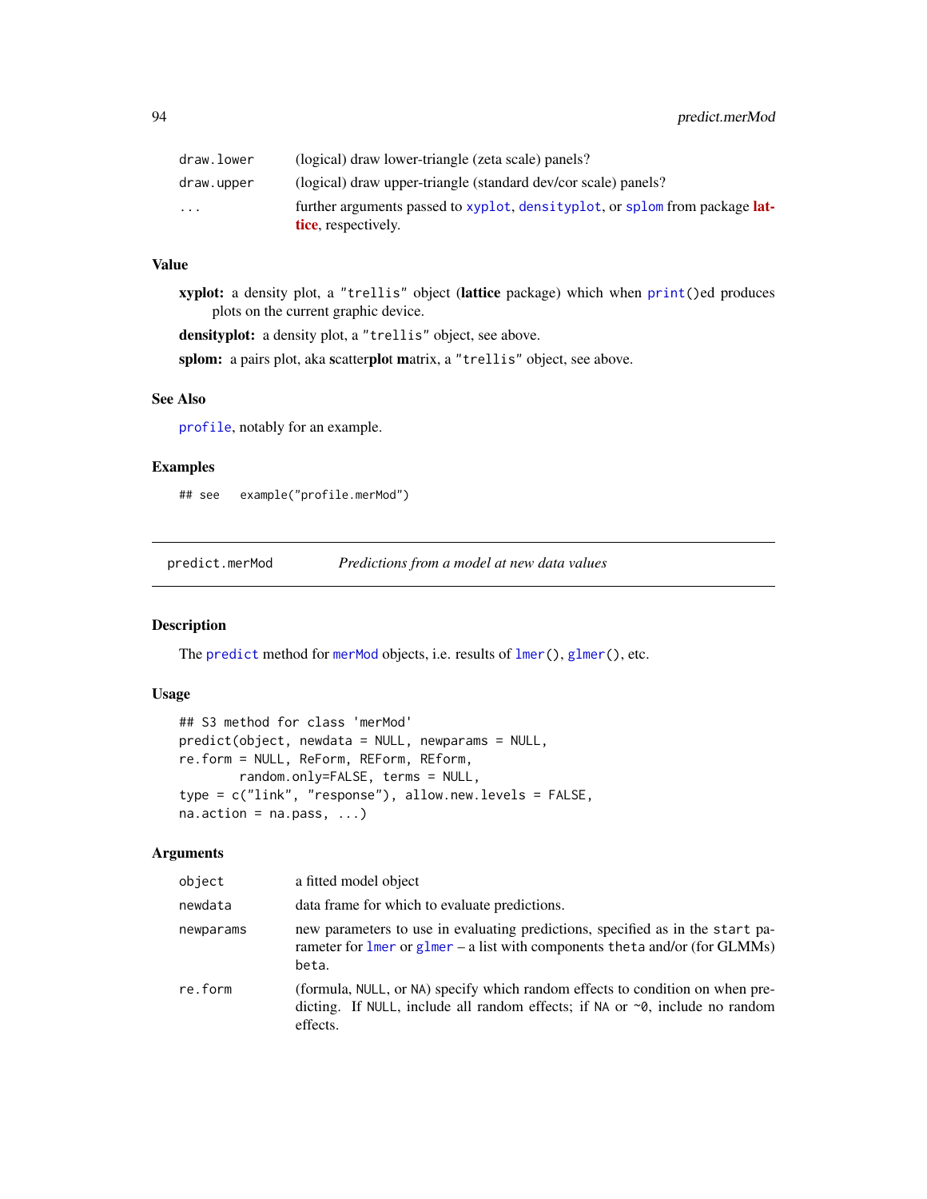| | |
|---|---|
| `draw.lower` | (logical) draw lower-triangle (zeta scale) panels? |
| `draw.upper` | (logical) draw upper-triangle (standard dev/cor scale) panels? |
| `...` | further arguments passed to `xyplot`, `densityplot`, or `splom` from package **lattice**, respectively. |

### Value

**xyplot:** a density plot, a `"trellis"` object (**lattice** package) which when `print()`ed produces plots on the current graphic device.

**densityplot:** a density plot, a `"trellis"` object, see above.

**splom:** a pairs plot, aka **s**catter**plo**t **m**atrix, a `"trellis"` object, see above.

### See Also

`profile`, notably for an example.

### Examples

```
## see   example("profile.merMod")
```

---

## predict.merMod — *Predictions from a model at new data values*

---

### Description

The `predict` method for `merMod` objects, i.e. results of `lmer()`, `glmer()`, etc.

### Usage

```
## S3 method for class 'merMod'
predict(object, newdata = NULL, newparams = NULL,
re.form = NULL, ReForm, REForm, REform,
        random.only=FALSE, terms = NULL,
type = c("link", "response"), allow.new.levels = FALSE,
na.action = na.pass, ...)
```

### Arguments

| | |
|---|---|
| `object` | a fitted model object |
| `newdata` | data frame for which to evaluate predictions. |
| `newparams` | new parameters to use in evaluating predictions, specified as in the `start` parameter for `lmer` or `glmer` – a list with components `theta` and/or (for GLMMs) `beta`. |
| `re.form` | (formula, `NULL`, or `NA`) specify which random effects to condition on when predicting. If `NULL`, include all random effects; if `NA` or `~0`, include no random effects. |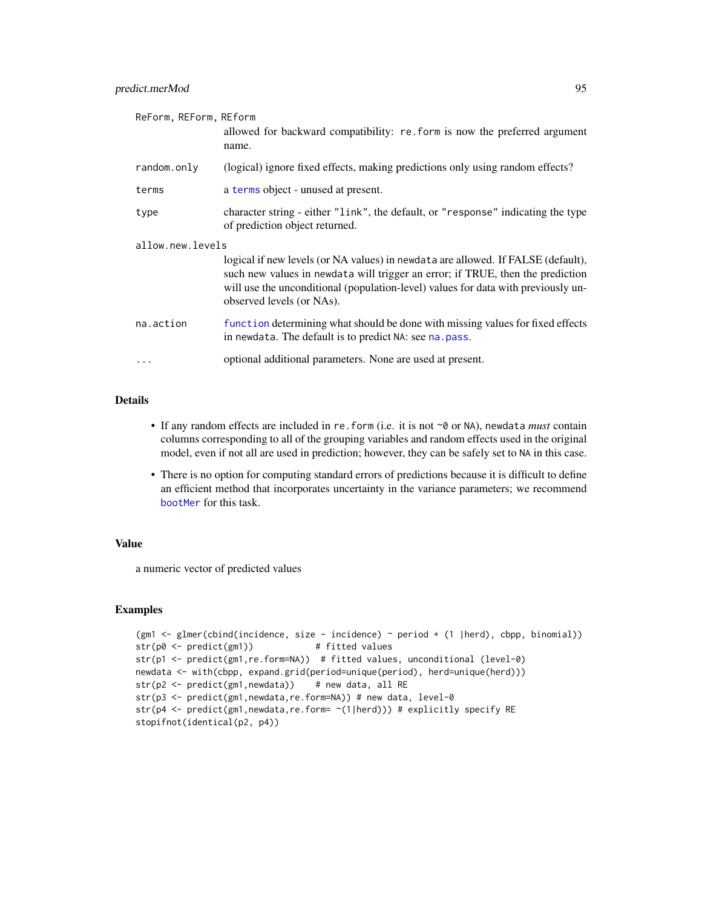ReForm, REForm, REform
: allowed for backward compatibility: `re.form` is now the preferred argument name.

random.only
: (logical) ignore fixed effects, making predictions only using random effects?

terms
: a `terms` object - unused at present.

type
: character string - either "link", the default, or "response" indicating the type of prediction object returned.

allow.new.levels
: logical if new levels (or NA values) in `newdata` are allowed. If FALSE (default), such new values in `newdata` will trigger an error; if TRUE, then the prediction will use the unconditional (population-level) values for data with previously unobserved levels (or NAs).

na.action
: `function` determining what should be done with missing values for fixed effects in `newdata`. The default is to predict NA: see `na.pass`.

...
: optional additional parameters. None are used at present.

## Details

- If any random effects are included in `re.form` (i.e. it is not `~0` or `NA`), `newdata` *must* contain columns corresponding to all of the grouping variables and random effects used in the original model, even if not all are used in prediction; however, they can be safely set to `NA` in this case.
- There is no option for computing standard errors of predictions because it is difficult to define an efficient method that incorporates uncertainty in the variance parameters; we recommend `bootMer` for this task.

## Value

a numeric vector of predicted values

## Examples

```
(gm1 <- glmer(cbind(incidence, size - incidence) ~ period + (1 |herd), cbpp, binomial))
str(p0 <- predict(gm1))            # fitted values
str(p1 <- predict(gm1,re.form=NA))  # fitted values, unconditional (level-0)
newdata <- with(cbpp, expand.grid(period=unique(period), herd=unique(herd)))
str(p2 <- predict(gm1,newdata))    # new data, all RE
str(p3 <- predict(gm1,newdata,re.form=NA)) # new data, level-0
str(p4 <- predict(gm1,newdata,re.form= ~(1|herd))) # explicitly specify RE
stopifnot(identical(p2, p4))
```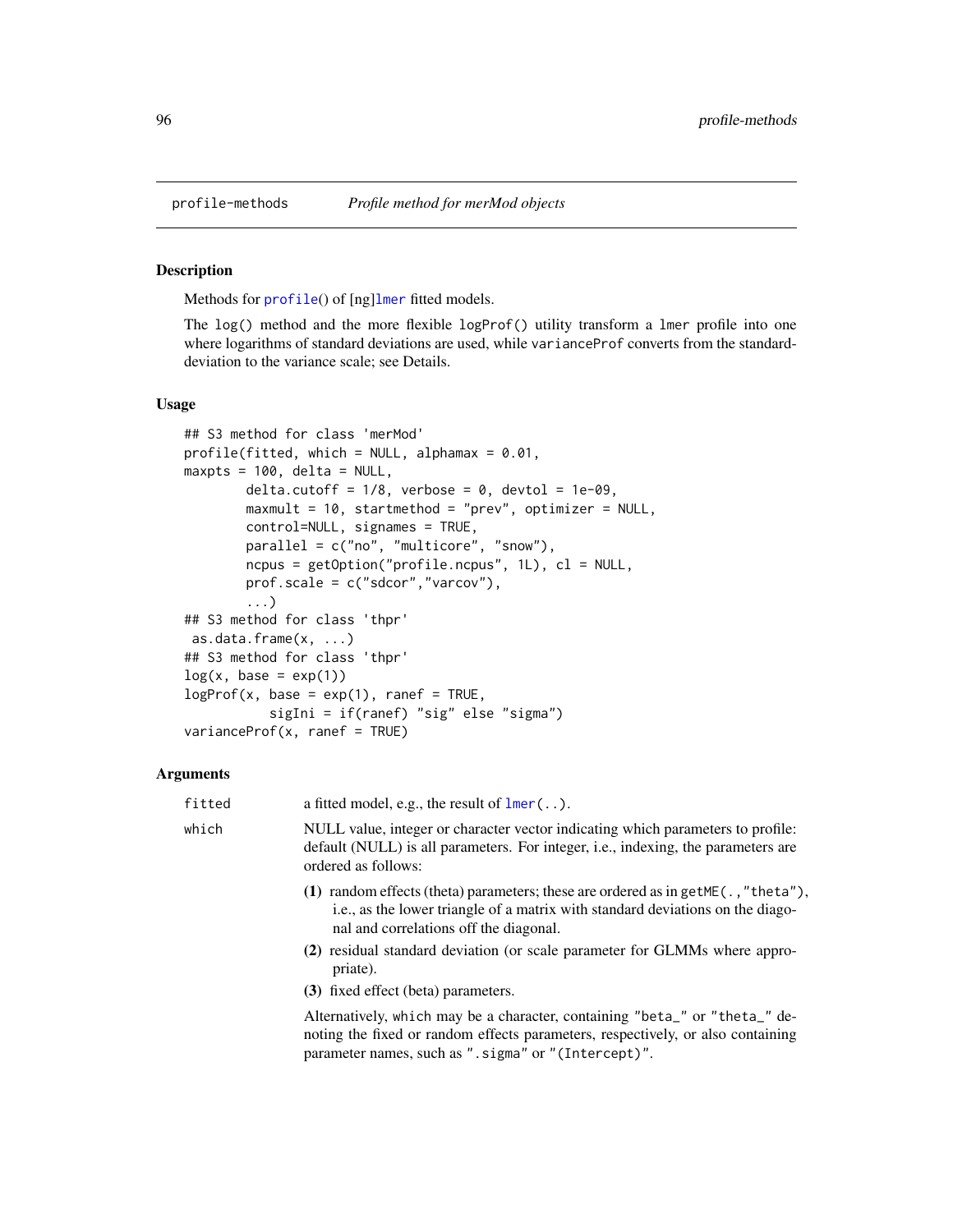## profile-methods *Profile method for merMod objects*

### Description

Methods for `profile()` of [ng]`lmer` fitted models.

The `log()` method and the more flexible `logProf()` utility transform a `lmer` profile into one where logarithms of standard deviations are used, while `varianceProf` converts from the standard-deviation to the variance scale; see Details.

### Usage

```
## S3 method for class 'merMod'
profile(fitted, which = NULL, alphamax = 0.01,
maxpts = 100, delta = NULL,
        delta.cutoff = 1/8, verbose = 0, devtol = 1e-09,
        maxmult = 10, startmethod = "prev", optimizer = NULL,
        control=NULL, signames = TRUE,
        parallel = c("no", "multicore", "snow"),
        ncpus = getOption("profile.ncpus", 1L), cl = NULL,
        prof.scale = c("sdcor","varcov"),
        ...)
## S3 method for class 'thpr'
 as.data.frame(x, ...)
## S3 method for class 'thpr'
log(x, base = exp(1))
logProf(x, base = exp(1), ranef = TRUE,
           sigIni = if(ranef) "sig" else "sigma")
varianceProf(x, ranef = TRUE)
```

### Arguments

`fitted` a fitted model, e.g., the result of `lmer(..)`.

`which` NULL value, integer or character vector indicating which parameters to profile: default (NULL) is all parameters. For integer, i.e., indexing, the parameters are ordered as follows:

**(1)** random effects (theta) parameters; these are ordered as in `getME(.,"theta")`, i.e., as the lower triangle of a matrix with standard deviations on the diagonal and correlations off the diagonal.

**(2)** residual standard deviation (or scale parameter for GLMMs where appropriate).

**(3)** fixed effect (beta) parameters.

Alternatively, `which` may be a character, containing `"beta_"` or `"theta_"` denoting the fixed or random effects parameters, respectively, or also containing parameter names, such as `".sigma"` or `"(Intercept)"`.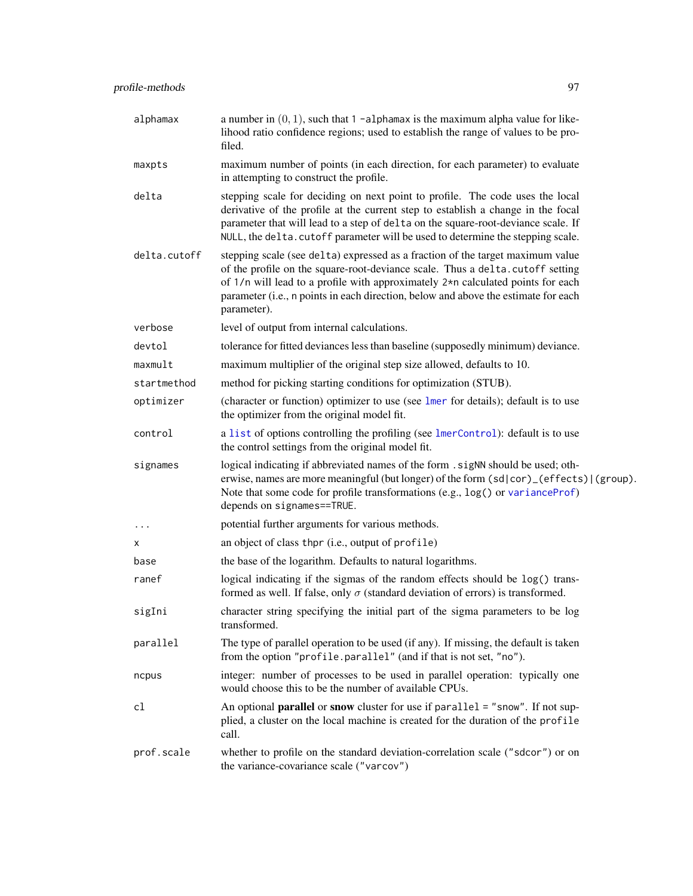| | |
|---|---|
| `alphamax` | a number in $(0, 1)$, such that `1 -alphamax` is the maximum alpha value for likelihood ratio confidence regions; used to establish the range of values to be profiled. |
| `maxpts` | maximum number of points (in each direction, for each parameter) to evaluate in attempting to construct the profile. |
| `delta` | stepping scale for deciding on next point to profile. The code uses the local derivative of the profile at the current step to establish a change in the focal parameter that will lead to a step of `delta` on the square-root-deviance scale. If `NULL`, the `delta.cutoff` parameter will be used to determine the stepping scale. |
| `delta.cutoff` | stepping scale (see `delta`) expressed as a fraction of the target maximum value of the profile on the square-root-deviance scale. Thus a `delta.cutoff` setting of `1/n` will lead to a profile with approximately `2*n` calculated points for each parameter (i.e., `n` points in each direction, below and above the estimate for each parameter). |
| `verbose` | level of output from internal calculations. |
| `devtol` | tolerance for fitted deviances less than baseline (supposedly minimum) deviance. |
| `maxmult` | maximum multiplier of the original step size allowed, defaults to 10. |
| `startmethod` | method for picking starting conditions for optimization (STUB). |
| `optimizer` | (character or function) optimizer to use (see `lmer` for details); default is to use the optimizer from the original model fit. |
| `control` | a `list` of options controlling the profiling (see `lmerControl`): default is to use the control settings from the original model fit. |
| `signames` | logical indicating if abbreviated names of the form `.sigNN` should be used; otherwise, names are more meaningful (but longer) of the form `(sd\|cor)_(effects)\|(group)`. Note that some code for profile transformations (e.g., `log()` or `varianceProf`) depends on `signames==TRUE`. |
| `...` | potential further arguments for various methods. |
| `x` | an object of class `thpr` (i.e., output of `profile`) |
| `base` | the base of the logarithm. Defaults to natural logarithms. |
| `ranef` | logical indicating if the sigmas of the random effects should be `log()` transformed as well. If false, only $\sigma$ (standard deviation of errors) is transformed. |
| `sigIni` | character string specifying the initial part of the sigma parameters to be log transformed. |
| `parallel` | The type of parallel operation to be used (if any). If missing, the default is taken from the option `"profile.parallel"` (and if that is not set, `"no"`). |
| `ncpus` | integer: number of processes to be used in parallel operation: typically one would choose this to be the number of available CPUs. |
| `cl` | An optional **parallel** or **snow** cluster for use if `parallel = "snow"`. If not supplied, a cluster on the local machine is created for the duration of the `profile` call. |
| `prof.scale` | whether to profile on the standard deviation-correlation scale (`"sdcor"`) or on the variance-covariance scale (`"varcov"`) |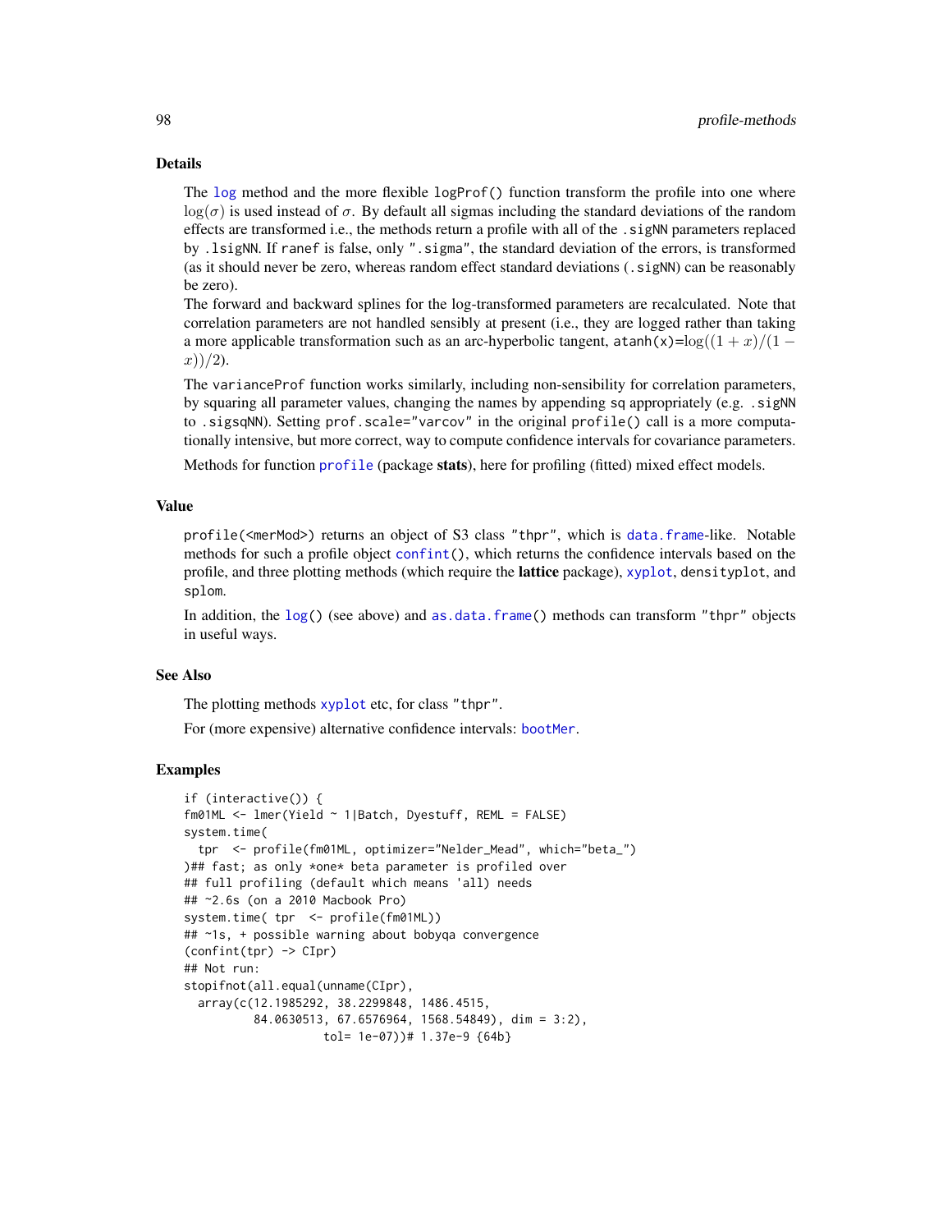### Details

The `log` method and the more flexible `logProf()` function transform the profile into one where $\log(\sigma)$ is used instead of $\sigma$. By default all sigmas including the standard deviations of the random effects are transformed i.e., the methods return a profile with all of the `.sigNN` parameters replaced by `.lsigNN`. If `ranef` is false, only `".sigma"`, the standard deviation of the errors, is transformed (as it should never be zero, whereas random effect standard deviations (`.sigNN`) can be reasonably be zero).

The forward and backward splines for the log-transformed parameters are recalculated. Note that correlation parameters are not handled sensibly at present (i.e., they are logged rather than taking a more applicable transformation such as an arc-hyperbolic tangent, `atanh(x)`=$\log((1+x)/(1-x))/2$).

The `varianceProf` function works similarly, including non-sensibility for correlation parameters, by squaring all parameter values, changing the names by appending `sq` appropriately (e.g. `.sigNN` to `.sigsqNN`). Setting `prof.scale="varcov"` in the original `profile()` call is a more computationally intensive, but more correct, way to compute confidence intervals for covariance parameters.

Methods for function `profile` (package **stats**), here for profiling (fitted) mixed effect models.

### Value

`profile(<merMod>)` returns an object of S3 class `"thpr"`, which is `data.frame`-like. Notable methods for such a profile object `confint()`, which returns the confidence intervals based on the profile, and three plotting methods (which require the **lattice** package), `xyplot`, `densityplot`, and `splom`.

In addition, the `log()` (see above) and `as.data.frame()` methods can transform `"thpr"` objects in useful ways.

### See Also

The plotting methods `xyplot` etc, for class `"thpr"`.

For (more expensive) alternative confidence intervals: `bootMer`.

### Examples

```
if (interactive()) {
fm01ML <- lmer(Yield ~ 1|Batch, Dyestuff, REML = FALSE)
system.time(
  tpr  <- profile(fm01ML, optimizer="Nelder_Mead", which="beta_")
)## fast; as only *one* beta parameter is profiled over
## full profiling (default which means 'all) needs
## ~2.6s (on a 2010 Macbook Pro)
system.time( tpr  <- profile(fm01ML))
## ~1s, + possible warning about bobyqa convergence
(confint(tpr) -> CIpr)
## Not run:
stopifnot(all.equal(unname(CIpr),
  array(c(12.1985292, 38.2299848, 1486.4515,
          84.0630513, 67.6576964, 1568.54849), dim = 3:2),
                    tol= 1e-07))# 1.37e-9 {64b}
```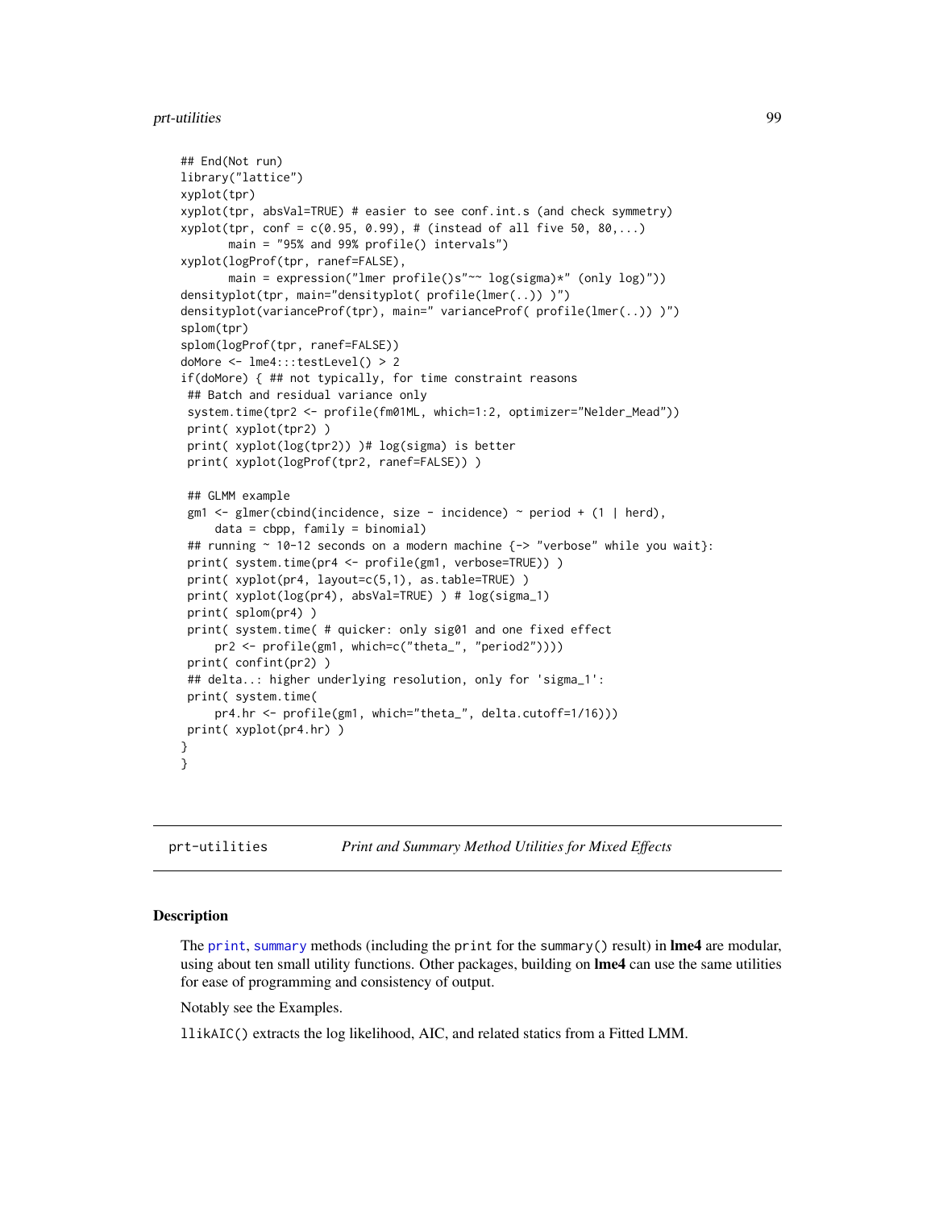```
## End(Not run)
library("lattice")
xyplot(tpr)
xyplot(tpr, absVal=TRUE) # easier to see conf.int.s (and check symmetry)
xyplot(tpr, conf = c(0.95, 0.99), # (instead of all five 50, 80,...)
       main = "95% and 99% profile() intervals")
xyplot(logProf(tpr, ranef=FALSE),
       main = expression("lmer profile()s"~~ log(sigma)*" (only log)"))
densityplot(tpr, main="densityplot( profile(lmer(..)) )")
densityplot(varianceProf(tpr), main=" varianceProf( profile(lmer(..)) )")
splom(tpr)
splom(logProf(tpr, ranef=FALSE))
doMore <- lme4:::testLevel() > 2
if(doMore) { ## not typically, for time constraint reasons
 ## Batch and residual variance only
 system.time(tpr2 <- profile(fm01ML, which=1:2, optimizer="Nelder_Mead"))
 print( xyplot(tpr2) )
 print( xyplot(log(tpr2)) )# log(sigma) is better
 print( xyplot(logProf(tpr2, ranef=FALSE)) )

 ## GLMM example
 gm1 <- glmer(cbind(incidence, size - incidence) ~ period + (1 | herd),
     data = cbpp, family = binomial)
 ## running ~ 10-12 seconds on a modern machine {-> "verbose" while you wait}:
 print( system.time(pr4 <- profile(gm1, verbose=TRUE)) )
 print( xyplot(pr4, layout=c(5,1), as.table=TRUE) )
 print( xyplot(log(pr4), absVal=TRUE) ) # log(sigma_1)
 print( splom(pr4) )
 print( system.time( # quicker: only sig01 and one fixed effect
     pr2 <- profile(gm1, which=c("theta_", "period2"))))
 print( confint(pr2) )
 ## delta..: higher underlying resolution, only for 'sigma_1':
 print( system.time(
     pr4.hr <- profile(gm1, which="theta_", delta.cutoff=1/16)))
 print( xyplot(pr4.hr) )
}
}
```

---

prt-utilities        *Print and Summary Method Utilities for Mixed Effects*

---

## Description

The `print`, `summary` methods (including the `print` for the `summary()` result) in **lme4** are modular, using about ten small utility functions. Other packages, building on **lme4** can use the same utilities for ease of programming and consistency of output.

Notably see the Examples.

`llikAIC()` extracts the log likelihood, AIC, and related statics from a Fitted LMM.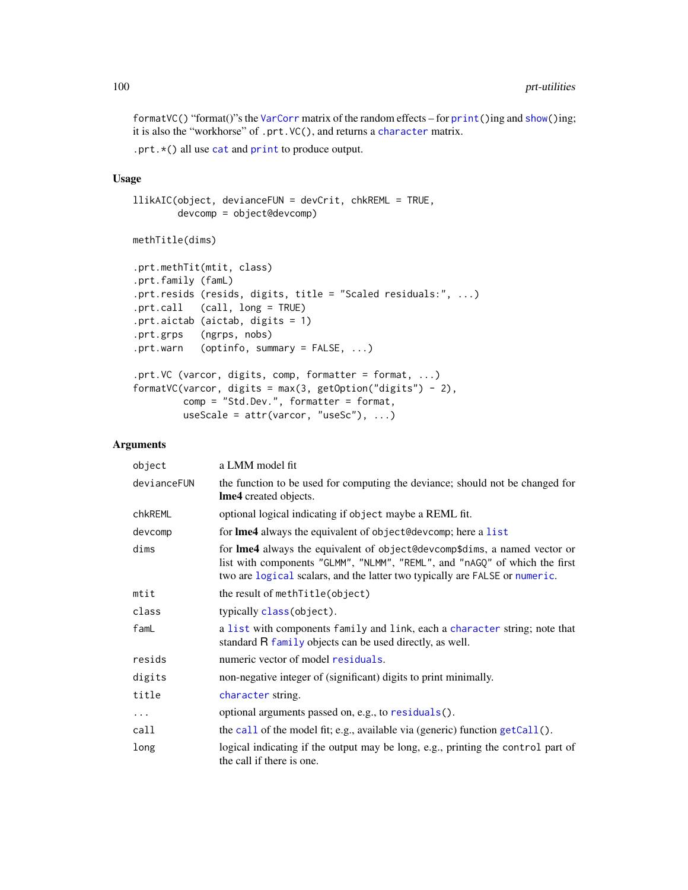formatVC() "format()"s the VarCorr matrix of the random effects – for print()ing and show()ing; it is also the "workhorse" of .prt.VC(), and returns a character matrix.

.prt.*() all use cat and print to produce output.

## Usage

```
llikAIC(object, devianceFUN = devCrit, chkREML = TRUE,
        devcomp = object@devcomp)

methTitle(dims)

.prt.methTit(mtit, class)
.prt.family (famL)
.prt.resids (resids, digits, title = "Scaled residuals:", ...)
.prt.call   (call, long = TRUE)
.prt.aictab (aictab, digits = 1)
.prt.grps   (ngrps, nobs)
.prt.warn   (optinfo, summary = FALSE, ...)

.prt.VC (varcor, digits, comp, formatter = format, ...)
formatVC(varcor, digits = max(3, getOption("digits") - 2),
         comp = "Std.Dev.", formatter = format,
         useScale = attr(varcor, "useSc"), ...)
```

## Arguments

| | |
|---|---|
| object | a LMM model fit |
| devianceFUN | the function to be used for computing the deviance; should not be changed for **lme4** created objects. |
| chkREML | optional logical indicating if object maybe a REML fit. |
| devcomp | for **lme4** always the equivalent of object@devcomp; here a list |
| dims | for **lme4** always the equivalent of object@devcomp$dims, a named vector or list with components "GLMM", "NLMM", "REML", and "nAGQ" of which the first two are logical scalars, and the latter two typically are FALSE or numeric. |
| mtit | the result of methTitle(object) |
| class | typically class(object). |
| famL | a list with components family and link, each a character string; note that standard R family objects can be used directly, as well. |
| resids | numeric vector of model residuals. |
| digits | non-negative integer of (significant) digits to print minimally. |
| title | character string. |
| ... | optional arguments passed on, e.g., to residuals(). |
| call | the call of the model fit; e.g., available via (generic) function getCall(). |
| long | logical indicating if the output may be long, e.g., printing the control part of the call if there is one. |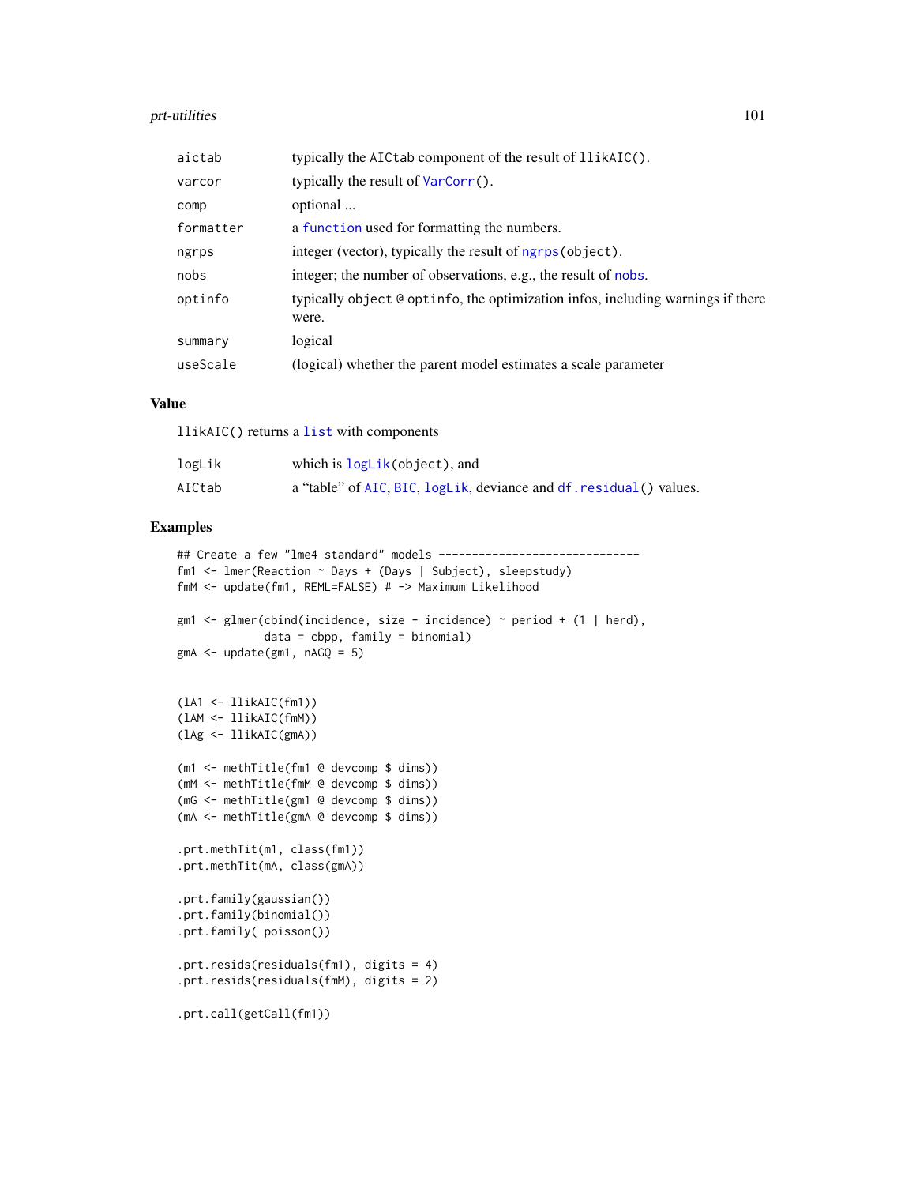| | |
|---|---|
| aictab | typically the AICtab component of the result of llikAIC(). |
| varcor | typically the result of VarCorr(). |
| comp | optional ... |
| formatter | a function used for formatting the numbers. |
| ngrps | integer (vector), typically the result of ngrps(object). |
| nobs | integer; the number of observations, e.g., the result of nobs. |
| optinfo | typically object @ optinfo, the optimization infos, including warnings if there were. |
| summary | logical |
| useScale | (logical) whether the parent model estimates a scale parameter |

## Value

llikAIC() returns a list with components

| | |
|---|---|
| logLik | which is logLik(object), and |
| AICtab | a "table" of AIC, BIC, logLik, deviance and df.residual() values. |

## Examples

```
## Create a few "lme4 standard" models ------------------------------
fm1 <- lmer(Reaction ~ Days + (Days | Subject), sleepstudy)
fmM <- update(fm1, REML=FALSE) # -> Maximum Likelihood

gm1 <- glmer(cbind(incidence, size - incidence) ~ period + (1 | herd),
             data = cbpp, family = binomial)
gmA <- update(gm1, nAGQ = 5)


(lA1 <- llikAIC(fm1))
(lAM <- llikAIC(fmM))
(lAg <- llikAIC(gmA))

(m1 <- methTitle(fm1 @ devcomp $ dims))
(mM <- methTitle(fmM @ devcomp $ dims))
(mG <- methTitle(gm1 @ devcomp $ dims))
(mA <- methTitle(gmA @ devcomp $ dims))

.prt.methTit(m1, class(fm1))
.prt.methTit(mA, class(gmA))

.prt.family(gaussian())
.prt.family(binomial())
.prt.family( poisson())

.prt.resids(residuals(fm1), digits = 4)
.prt.resids(residuals(fmM), digits = 2)

.prt.call(getCall(fm1))
```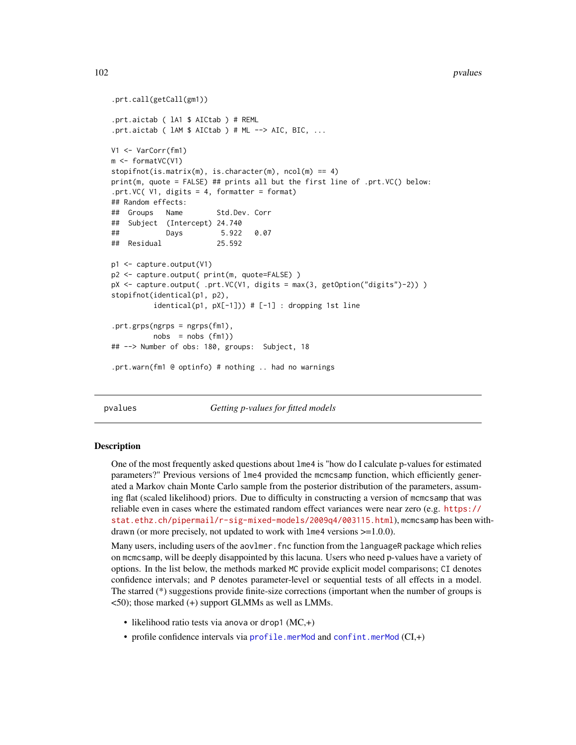```
.prt.call(getCall(gm1))

.prt.aictab ( lA1 $ AICtab ) # REML
.prt.aictab ( lAM $ AICtab ) # ML --> AIC, BIC, ...

V1 <- VarCorr(fm1)
m <- formatVC(V1)
stopifnot(is.matrix(m), is.character(m), ncol(m) == 4)
print(m, quote = FALSE) ## prints all but the first line of .prt.VC() below:
.prt.VC( V1, digits = 4, formatter = format)
## Random effects:
##  Groups   Name        Std.Dev. Corr
##  Subject  (Intercept) 24.740
##           Days         5.922   0.07
##  Residual             25.592

p1 <- capture.output(V1)
p2 <- capture.output( print(m, quote=FALSE) )
pX <- capture.output( .prt.VC(V1, digits = max(3, getOption("digits")-2)) )
stopifnot(identical(p1, p2),
          identical(p1, pX[-1])) # [-1] : dropping 1st line

.prt.grps(ngrps = ngrps(fm1),
          nobs  = nobs (fm1))
## --> Number of obs: 180, groups:  Subject, 18

.prt.warn(fm1 @ optinfo) # nothing .. had no warnings
```

## pvalues — *Getting p-values for fitted models*

### Description

One of the most frequently asked questions about `lme4` is "how do I calculate p-values for estimated parameters?" Previous versions of `lme4` provided the `mcmcsamp` function, which efficiently generated a Markov chain Monte Carlo sample from the posterior distribution of the parameters, assuming flat (scaled likelihood) priors. Due to difficulty in constructing a version of `mcmcsamp` that was reliable even in cases where the estimated random effect variances were near zero (e.g. https://stat.ethz.ch/pipermail/r-sig-mixed-models/2009q4/003115.html), `mcmcsamp` has been withdrawn (or more precisely, not updated to work with `lme4` versions >=1.0.0).

Many users, including users of the `aovlmer.fnc` function from the `languageR` package which relies on `mcmcsamp`, will be deeply disappointed by this lacuna. Users who need p-values have a variety of options. In the list below, the methods marked `MC` provide explicit model comparisons; `CI` denotes confidence intervals; and `P` denotes parameter-level or sequential tests of all effects in a model. The starred (*) suggestions provide finite-size corrections (important when the number of groups is <50); those marked (+) support GLMMs as well as LMMs.

- likelihood ratio tests via `anova` or `drop1` (MC,+)
- profile confidence intervals via `profile.merMod` and `confint.merMod` (CI,+)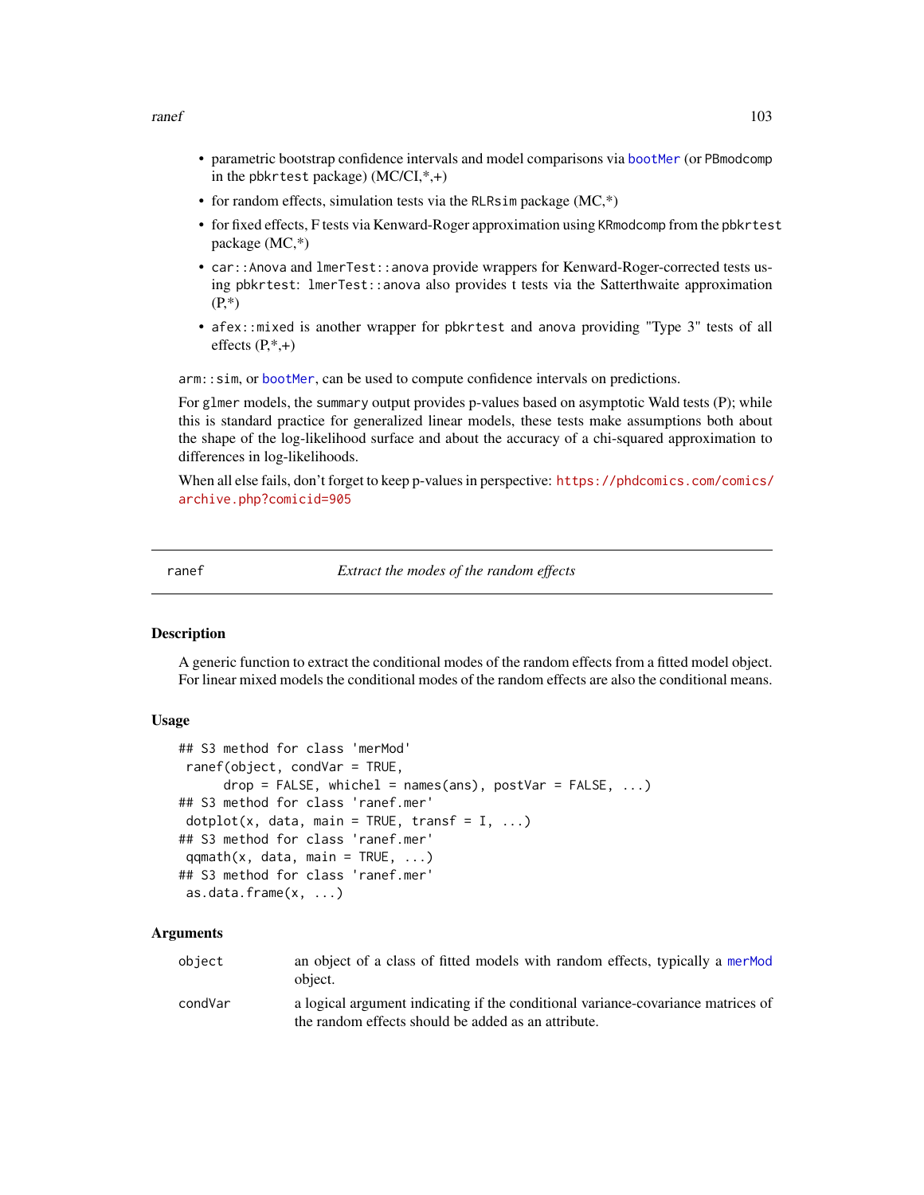- parametric bootstrap confidence intervals and model comparisons via `bootMer` (or `PBmodcomp` in the `pbkrtest` package) (MC/CI,*,+)
- for random effects, simulation tests via the `RLRsim` package (MC,*)
- for fixed effects, F tests via Kenward-Roger approximation using `KRmodcomp` from the `pbkrtest` package (MC,*)
- `car::Anova` and `lmerTest::anova` provide wrappers for Kenward-Roger-corrected tests using `pbkrtest`: `lmerTest::anova` also provides t tests via the Satterthwaite approximation (P,*)
- `afex::mixed` is another wrapper for `pbkrtest` and `anova` providing "Type 3" tests of all effects (P,*,+)

`arm::sim`, or `bootMer`, can be used to compute confidence intervals on predictions.

For `glmer` models, the `summary` output provides p-values based on asymptotic Wald tests (P); while this is standard practice for generalized linear models, these tests make assumptions both about the shape of the log-likelihood surface and about the accuracy of a chi-squared approximation to differences in log-likelihoods.

When all else fails, don't forget to keep p-values in perspective: https://phdcomics.com/comics/archive.php?comicid=905

---

## ranef — *Extract the modes of the random effects*

### Description

A generic function to extract the conditional modes of the random effects from a fitted model object. For linear mixed models the conditional modes of the random effects are also the conditional means.

### Usage

```
## S3 method for class 'merMod'
 ranef(object, condVar = TRUE,
      drop = FALSE, whichel = names(ans), postVar = FALSE, ...)
## S3 method for class 'ranef.mer'
 dotplot(x, data, main = TRUE, transf = I, ...)
## S3 method for class 'ranef.mer'
 qqmath(x, data, main = TRUE, ...)
## S3 method for class 'ranef.mer'
 as.data.frame(x, ...)
```

### Arguments

| | |
|---|---|
| `object` | an object of a class of fitted models with random effects, typically a `merMod` object. |
| `condVar` | a logical argument indicating if the conditional variance-covariance matrices of the random effects should be added as an attribute. |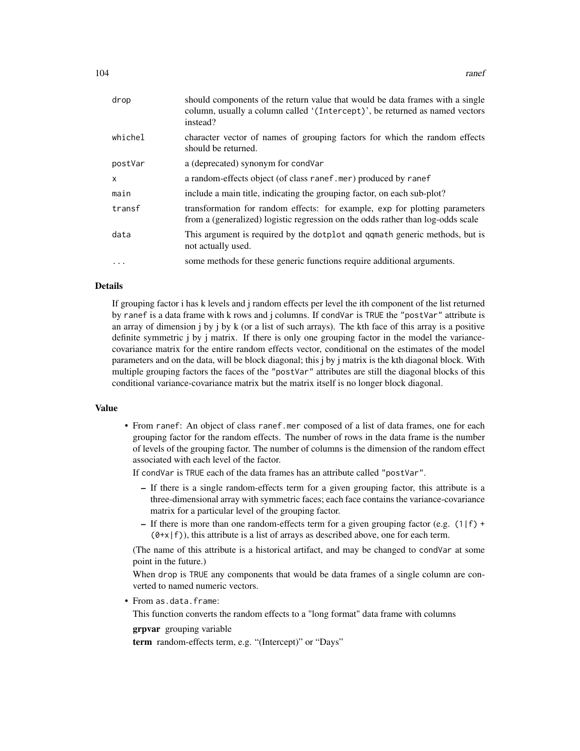| | |
|---|---|
| `drop` | should components of the return value that would be data frames with a single column, usually a column called '`(Intercept)`', be returned as named vectors instead? |
| `whichel` | character vector of names of grouping factors for which the random effects should be returned. |
| `postVar` | a (deprecated) synonym for `condVar` |
| `x` | a random-effects object (of class `ranef.mer`) produced by `ranef` |
| `main` | include a main title, indicating the grouping factor, on each sub-plot? |
| `transf` | transformation for random effects: for example, `exp` for plotting parameters from a (generalized) logistic regression on the odds rather than log-odds scale |
| `data` | This argument is required by the `dotplot` and `qqmath` generic methods, but is not actually used. |
| `...` | some methods for these generic functions require additional arguments. |

## Details

If grouping factor i has k levels and j random effects per level the ith component of the list returned by `ranef` is a data frame with k rows and j columns. If `condVar` is `TRUE` the `"postVar"` attribute is an array of dimension j by j by k (or a list of such arrays). The kth face of this array is a positive definite symmetric j by j matrix. If there is only one grouping factor in the model the variance-covariance matrix for the entire random effects vector, conditional on the estimates of the model parameters and on the data, will be block diagonal; this j by j matrix is the kth diagonal block. With multiple grouping factors the faces of the `"postVar"` attributes are still the diagonal blocks of this conditional variance-covariance matrix but the matrix itself is no longer block diagonal.

## Value

- From `ranef`: An object of class `ranef.mer` composed of a list of data frames, one for each grouping factor for the random effects. The number of rows in the data frame is the number of levels of the grouping factor. The number of columns is the dimension of the random effect associated with each level of the factor.

  If `condVar` is `TRUE` each of the data frames has an attribute called `"postVar"`.

  - If there is a single random-effects term for a given grouping factor, this attribute is a three-dimensional array with symmetric faces; each face contains the variance-covariance matrix for a particular level of the grouping factor.
  - If there is more than one random-effects term for a given grouping factor (e.g. `(1|f) + (0+x|f)`), this attribute is a list of arrays as described above, one for each term.

  (The name of this attribute is a historical artifact, and may be changed to `condVar` at some point in the future.)

  When `drop` is `TRUE` any components that would be data frames of a single column are converted to named numeric vectors.

- From `as.data.frame`:

  This function converts the random effects to a "long format" data frame with columns

  **grpvar** grouping variable

  **term** random-effects term, e.g. "(Intercept)" or "Days"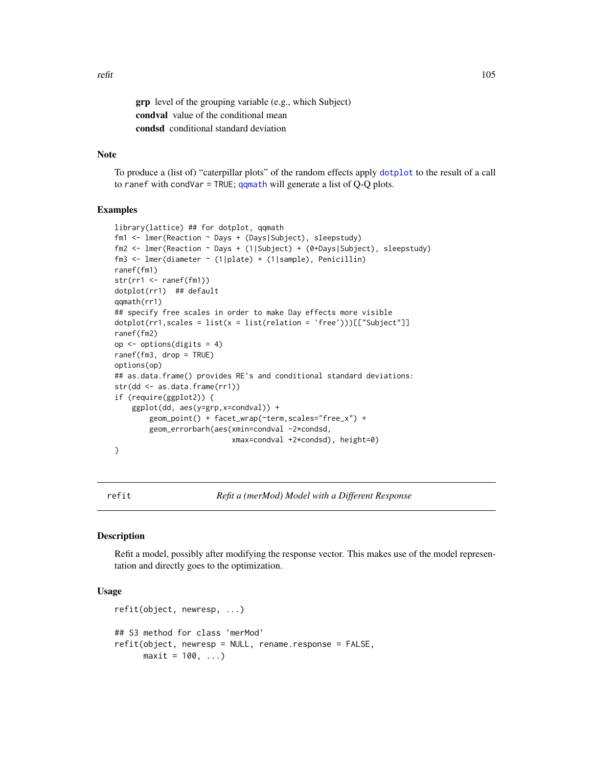**grp** level of the grouping variable (e.g., which Subject)

**condval** value of the conditional mean

**condsd** conditional standard deviation

## Note

To produce a (list of) "caterpillar plots" of the random effects apply `dotplot` to the result of a call to `ranef` with `condVar = TRUE`; `qqmath` will generate a list of Q-Q plots.

## Examples

```
library(lattice) ## for dotplot, qqmath
fm1 <- lmer(Reaction ~ Days + (Days|Subject), sleepstudy)
fm2 <- lmer(Reaction ~ Days + (1|Subject) + (0+Days|Subject), sleepstudy)
fm3 <- lmer(diameter ~ (1|plate) + (1|sample), Penicillin)
ranef(fm1)
str(rr1 <- ranef(fm1))
dotplot(rr1)  ## default
qqmath(rr1)
## specify free scales in order to make Day effects more visible
dotplot(rr1,scales = list(x = list(relation = 'free')))[["Subject"]]
ranef(fm2)
op <- options(digits = 4)
ranef(fm3, drop = TRUE)
options(op)
## as.data.frame() provides RE's and conditional standard deviations:
str(dd <- as.data.frame(rr1))
if (require(ggplot2)) {
    ggplot(dd, aes(y=grp,x=condval)) +
        geom_point() + facet_wrap(~term,scales="free_x") +
        geom_errorbarh(aes(xmin=condval -2*condsd,
                           xmax=condval +2*condsd), height=0)
}
```

---

# refit — *Refit a (merMod) Model with a Different Response*

## Description

Refit a model, possibly after modifying the response vector. This makes use of the model representation and directly goes to the optimization.

## Usage

```
refit(object, newresp, ...)

## S3 method for class 'merMod'
refit(object, newresp = NULL, rename.response = FALSE,
      maxit = 100, ...)
```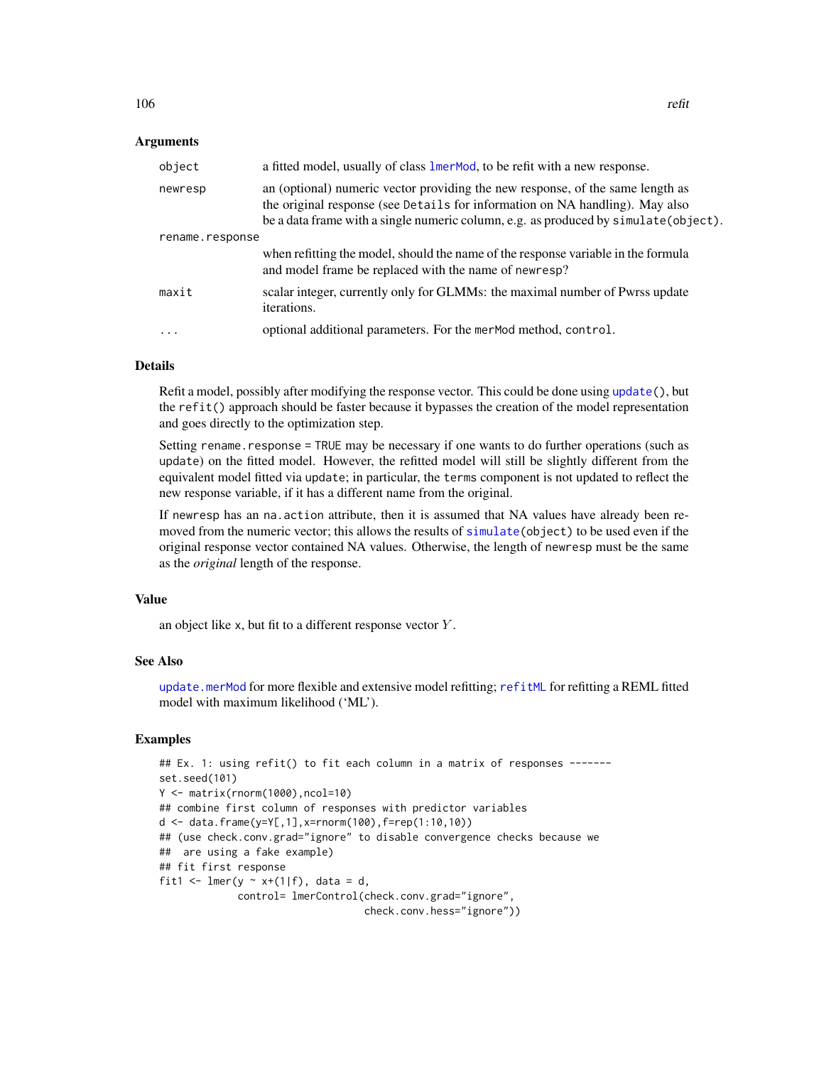## Arguments

| | |
|---|---|
| `object` | a fitted model, usually of class `lmerMod`, to be refit with a new response. |
| `newresp` | an (optional) numeric vector providing the new response, of the same length as the original response (see `Details` for information on NA handling). May also be a data frame with a single numeric column, e.g. as produced by `simulate(object)`. |
| `rename.response` | when refitting the model, should the name of the response variable in the formula and model frame be replaced with the name of `newresp`? |
| `maxit` | scalar integer, currently only for GLMMs: the maximal number of Pwrss update iterations. |
| `...` | optional additional parameters. For the `merMod` method, `control`. |

## Details

Refit a model, possibly after modifying the response vector. This could be done using `update()`, but the `refit()` approach should be faster because it bypasses the creation of the model representation and goes directly to the optimization step.

Setting `rename.response = TRUE` may be necessary if one wants to do further operations (such as `update`) on the fitted model. However, the refitted model will still be slightly different from the equivalent model fitted via `update`; in particular, the `terms` component is not updated to reflect the new response variable, if it has a different name from the original.

If `newresp` has an `na.action` attribute, then it is assumed that NA values have already been removed from the numeric vector; this allows the results of `simulate(object)` to be used even if the original response vector contained NA values. Otherwise, the length of `newresp` must be the same as the *original* length of the response.

## Value

an object like `x`, but fit to a different response vector $Y$.

## See Also

`update.merMod` for more flexible and extensive model refitting; `refitML` for refitting a REML fitted model with maximum likelihood ('ML').

## Examples

```
## Ex. 1: using refit() to fit each column in a matrix of responses -------
set.seed(101)
Y <- matrix(rnorm(1000),ncol=10)
## combine first column of responses with predictor variables
d <- data.frame(y=Y[,1],x=rnorm(100),f=rep(1:10,10))
## (use check.conv.grad="ignore" to disable convergence checks because we
##  are using a fake example)
## fit first response
fit1 <- lmer(y ~ x+(1|f), data = d,
             control= lmerControl(check.conv.grad="ignore",
                                  check.conv.hess="ignore"))
```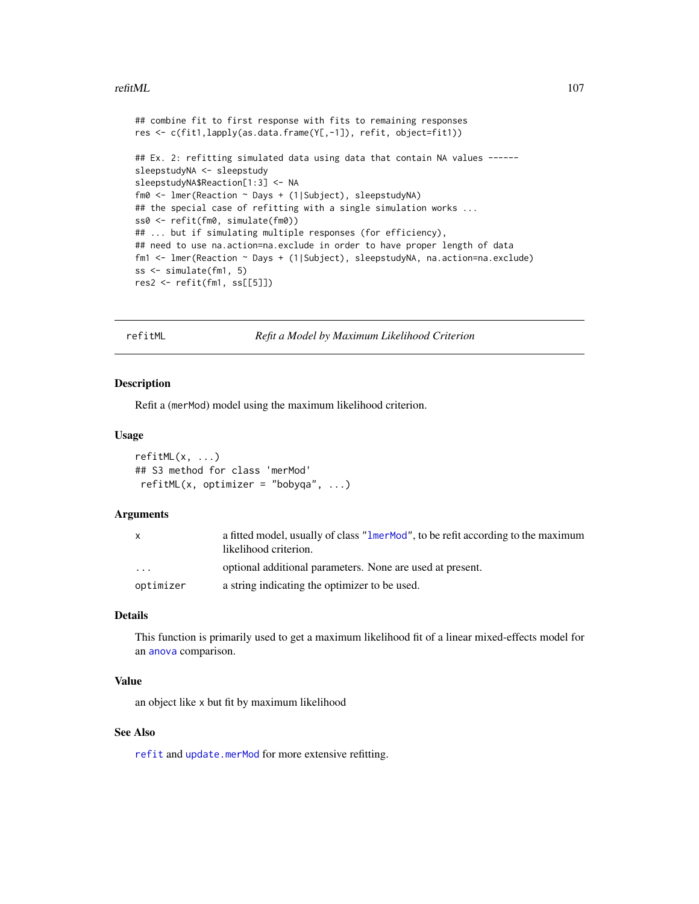```
## combine fit to first response with fits to remaining responses
res <- c(fit1,lapply(as.data.frame(Y[,-1]), refit, object=fit1))

## Ex. 2: refitting simulated data using data that contain NA values ------
sleepstudyNA <- sleepstudy
sleepstudyNA$Reaction[1:3] <- NA
fm0 <- lmer(Reaction ~ Days + (1|Subject), sleepstudyNA)
## the special case of refitting with a single simulation works ...
ss0 <- refit(fm0, simulate(fm0))
## ... but if simulating multiple responses (for efficiency),
## need to use na.action=na.exclude in order to have proper length of data
fm1 <- lmer(Reaction ~ Days + (1|Subject), sleepstudyNA, na.action=na.exclude)
ss <- simulate(fm1, 5)
res2 <- refit(fm1, ss[[5]])
```

---

## refitML — *Refit a Model by Maximum Likelihood Criterion*

### Description

Refit a (merMod) model using the maximum likelihood criterion.

### Usage

```
refitML(x, ...)
## S3 method for class 'merMod'
 refitML(x, optimizer = "bobyqa", ...)
```

### Arguments

| | |
|---|---|
| x | a fitted model, usually of class "lmerMod", to be refit according to the maximum likelihood criterion. |
| ... | optional additional parameters. None are used at present. |
| optimizer | a string indicating the optimizer to be used. |

### Details

This function is primarily used to get a maximum likelihood fit of a linear mixed-effects model for an anova comparison.

### Value

an object like x but fit by maximum likelihood

### See Also

refit and update.merMod for more extensive refitting.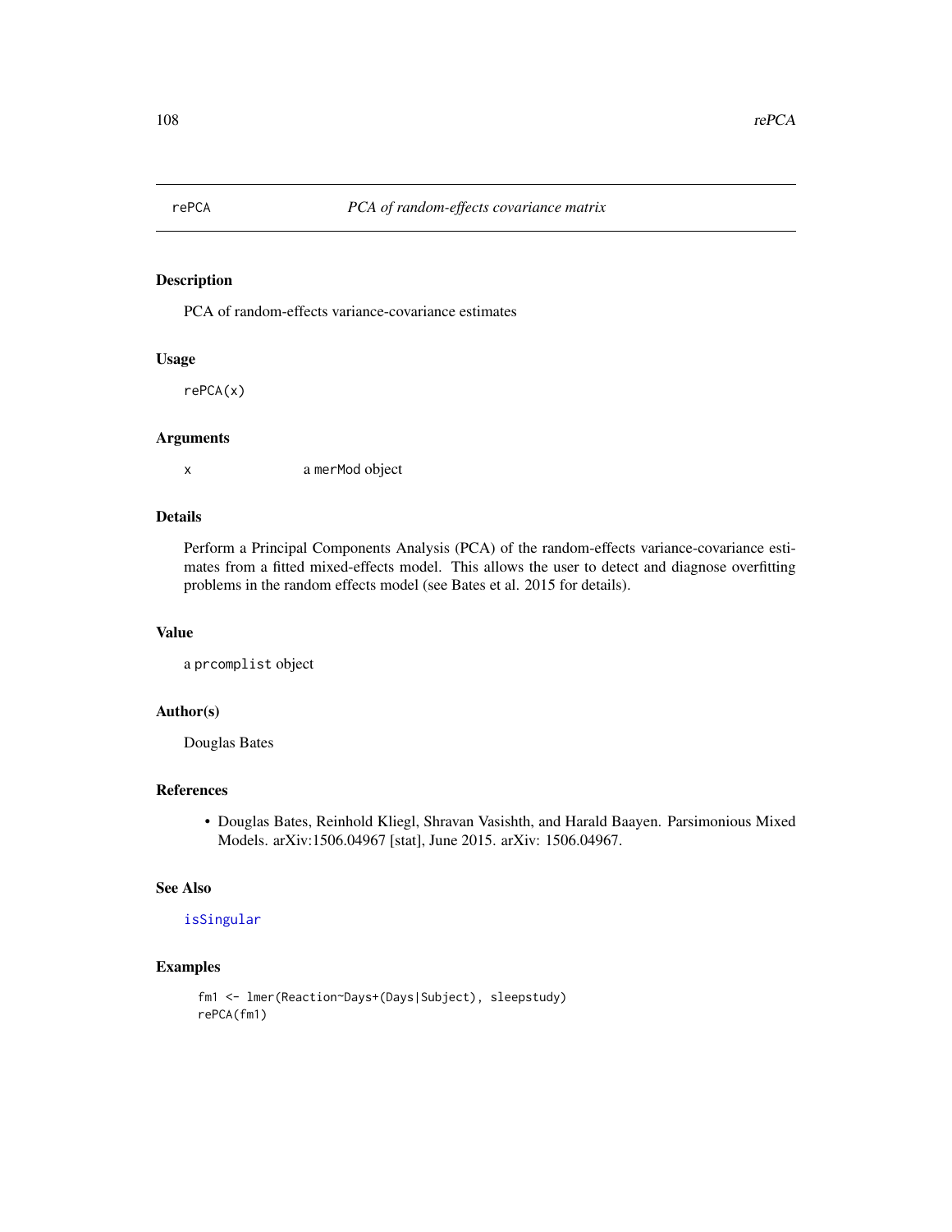# rePCA — *PCA of random-effects covariance matrix*

## Description

PCA of random-effects variance-covariance estimates

## Usage

```
rePCA(x)
```

## Arguments

| | |
|---|---|
| x | a `merMod` object |

## Details

Perform a Principal Components Analysis (PCA) of the random-effects variance-covariance estimates from a fitted mixed-effects model. This allows the user to detect and diagnose overfitting problems in the random effects model (see Bates et al. 2015 for details).

## Value

a `prcomplist` object

## Author(s)

Douglas Bates

## References

- Douglas Bates, Reinhold Kliegl, Shravan Vasishth, and Harald Baayen. Parsimonious Mixed Models. arXiv:1506.04967 [stat], June 2015. arXiv: 1506.04967.

## See Also

isSingular

## Examples

```
fm1 <- lmer(Reaction~Days+(Days|Subject), sleepstudy)
rePCA(fm1)
```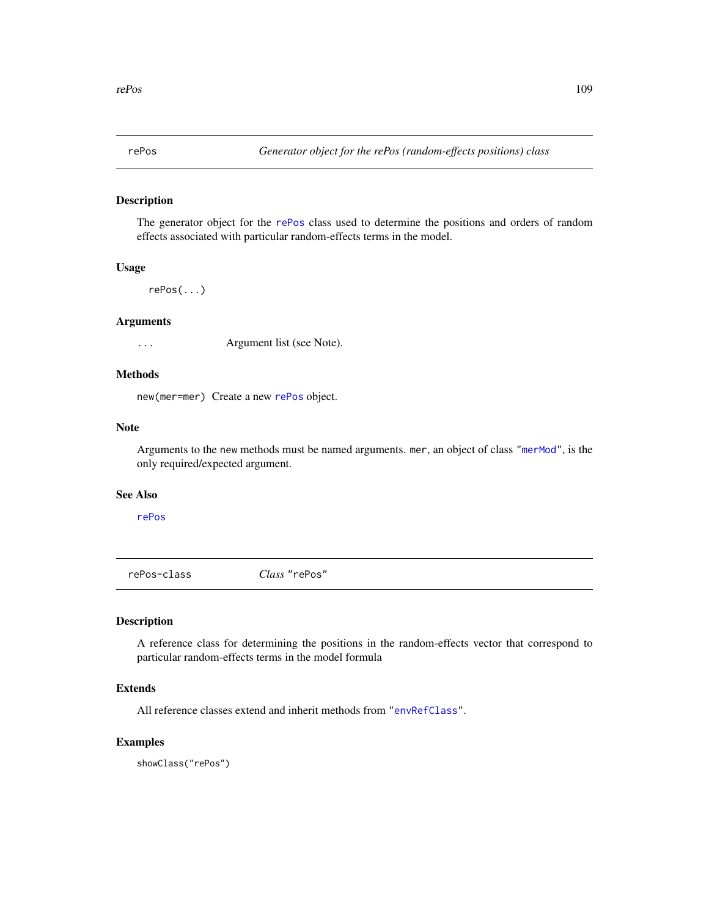## repos — *Generator object for the rePos (random-effects positions) class*

### Description

The generator object for the `rePos` class used to determine the positions and orders of random effects associated with particular random-effects terms in the model.

### Usage

```
rePos(...)
```

### Arguments

`...` Argument list (see Note).

### Methods

`new(mer=mer)` Create a new `rePos` object.

### Note

Arguments to the `new` methods must be named arguments. `mer`, an object of class `"merMod"`, is the only required/expected argument.

### See Also

`rePos`

## rePos-class — *Class "rePos"*

### Description

A reference class for determining the positions in the random-effects vector that correspond to particular random-effects terms in the model formula

### Extends

All reference classes extend and inherit methods from `"envRefClass"`.

### Examples

```
showClass("rePos")
```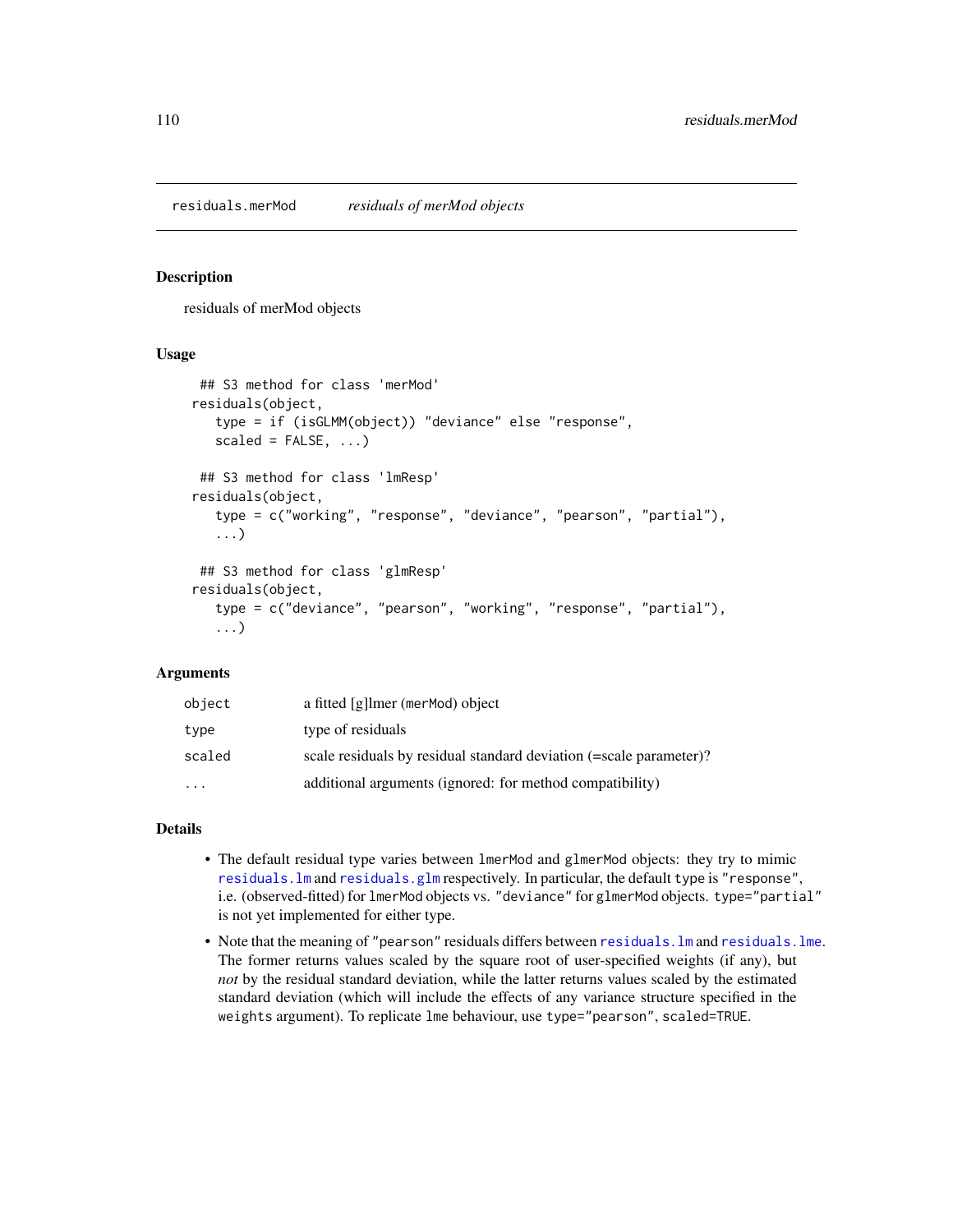residuals.merMod *residuals of merMod objects*

## Description

residuals of merMod objects

## Usage

```
## S3 method for class 'merMod'
residuals(object,
   type = if (isGLMM(object)) "deviance" else "response",
   scaled = FALSE, ...)

## S3 method for class 'lmResp'
residuals(object,
   type = c("working", "response", "deviance", "pearson", "partial"),
   ...)

## S3 method for class 'glmResp'
residuals(object,
   type = c("deviance", "pearson", "working", "response", "partial"),
   ...)
```

## Arguments

| | |
|---|---|
| `object` | a fitted [g]lmer (`merMod`) object |
| `type` | type of residuals |
| `scaled` | scale residuals by residual standard deviation (=scale parameter)? |
| `...` | additional arguments (ignored: for method compatibility) |

## Details

- The default residual type varies between `lmerMod` and `glmerMod` objects: they try to mimic `residuals.lm` and `residuals.glm` respectively. In particular, the default `type` is `"response"`, i.e. (observed-fitted) for `lmerMod` objects vs. `"deviance"` for `glmerMod` objects. `type="partial"` is not yet implemented for either type.
- Note that the meaning of `"pearson"` residuals differs between `residuals.lm` and `residuals.lme`. The former returns values scaled by the square root of user-specified weights (if any), but *not* by the residual standard deviation, while the latter returns values scaled by the estimated standard deviation (which will include the effects of any variance structure specified in the `weights` argument). To replicate `lme` behaviour, use `type="pearson"`, `scaled=TRUE`.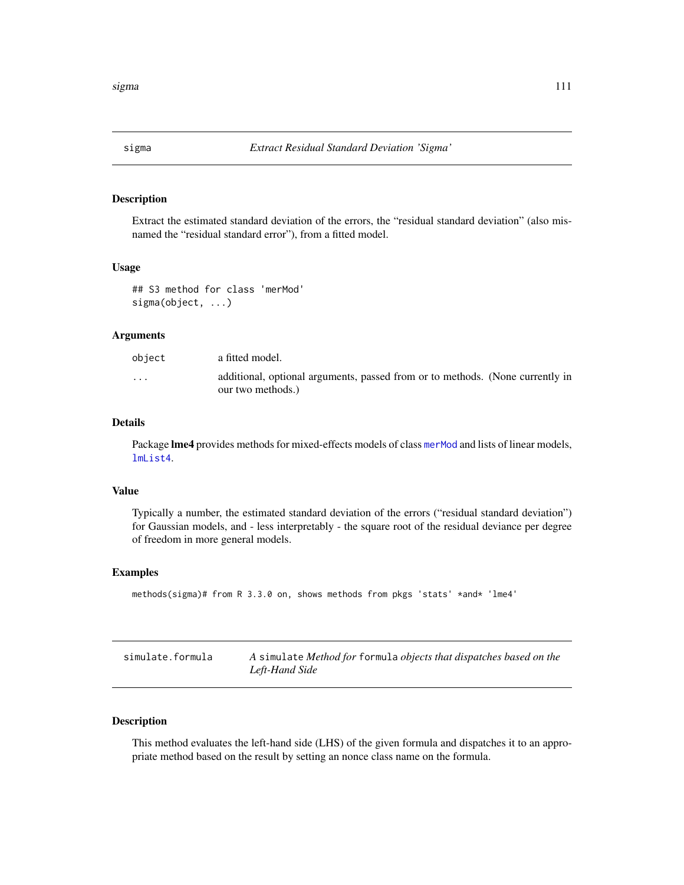## sigma *Extract Residual Standard Deviation 'Sigma'*

### Description

Extract the estimated standard deviation of the errors, the "residual standard deviation" (also misnamed the "residual standard error"), from a fitted model.

### Usage

```
## S3 method for class 'merMod'
sigma(object, ...)
```

### Arguments

| | |
|---|---|
| `object` | a fitted model. |
| `...` | additional, optional arguments, passed from or to methods. (None currently in our two methods.) |

### Details

Package **lme4** provides methods for mixed-effects models of class `merMod` and lists of linear models, `lmList4`.

### Value

Typically a number, the estimated standard deviation of the errors ("residual standard deviation") for Gaussian models, and - less interpretably - the square root of the residual deviance per degree of freedom in more general models.

### Examples

```
methods(sigma)# from R 3.3.0 on, shows methods from pkgs 'stats' *and* 'lme4'
```

## simulate.formula *A `simulate` Method for `formula` objects that dispatches based on the Left-Hand Side*

### Description

This method evaluates the left-hand side (LHS) of the given formula and dispatches it to an appropriate method based on the result by setting an nonce class name on the formula.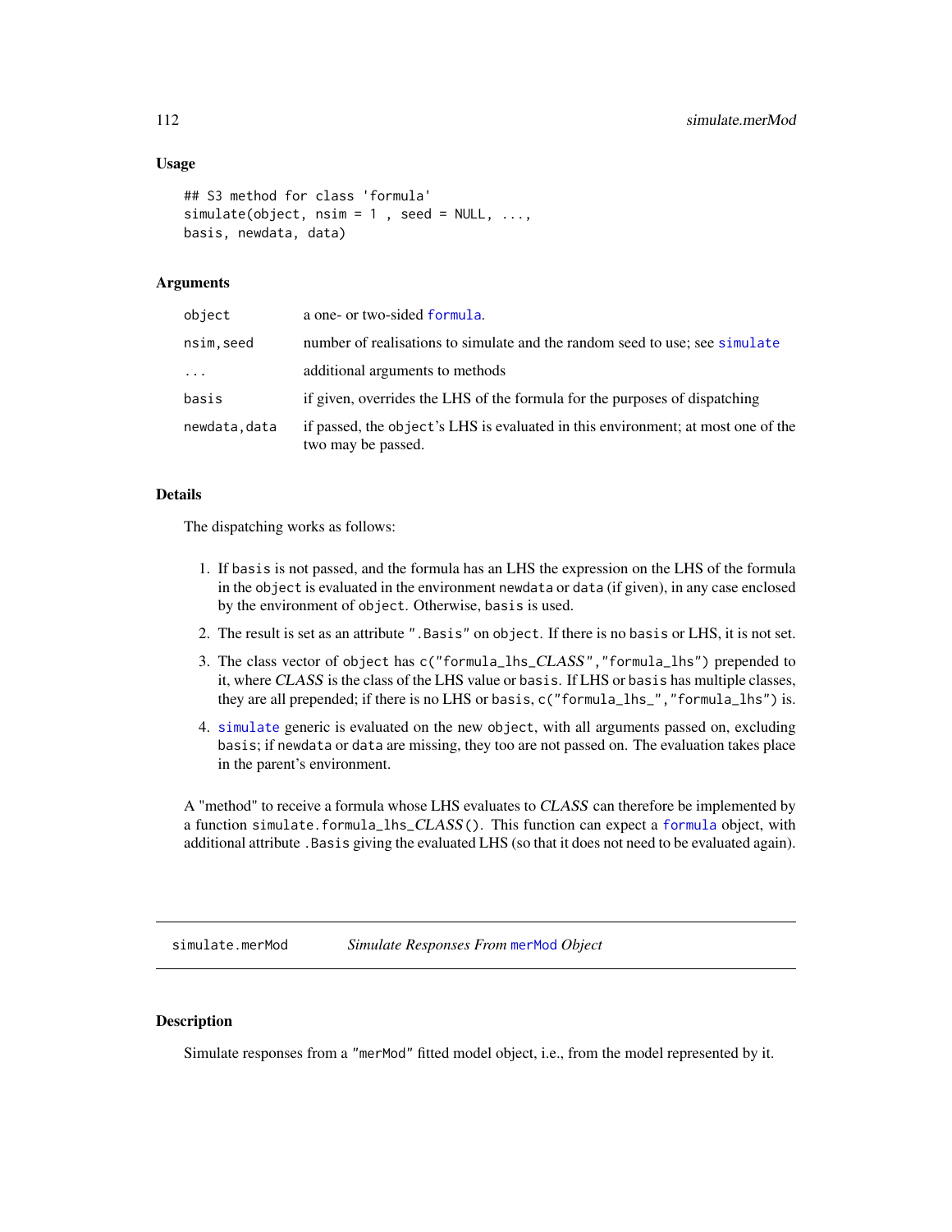### Usage

```
## S3 method for class 'formula'
simulate(object, nsim = 1 , seed = NULL, ...,
basis, newdata, data)
```

### Arguments

| | |
|---|---|
| `object` | a one- or two-sided `formula`. |
| `nsim,seed` | number of realisations to simulate and the random seed to use; see `simulate` |
| `...` | additional arguments to methods |
| `basis` | if given, overrides the LHS of the formula for the purposes of dispatching |
| `newdata,data` | if passed, the `object`'s LHS is evaluated in this environment; at most one of the two may be passed. |

### Details

The dispatching works as follows:

1. If `basis` is not passed, and the formula has an LHS the expression on the LHS of the formula in the `object` is evaluated in the environment `newdata` or `data` (if given), in any case enclosed by the environment of `object`. Otherwise, `basis` is used.
2. The result is set as an attribute `".Basis"` on `object`. If there is no `basis` or LHS, it is not set.
3. The class vector of `object` has `c("formula_lhs_`*CLASS*`","formula_lhs")` prepended to it, where *CLASS* is the class of the LHS value or `basis`. If LHS or `basis` has multiple classes, they are all prepended; if there is no LHS or `basis`, `c("formula_lhs_","formula_lhs")` is.
4. `simulate` generic is evaluated on the new `object`, with all arguments passed on, excluding `basis`; if `newdata` or `data` are missing, they too are not passed on. The evaluation takes place in the parent's environment.

A "method" to receive a formula whose LHS evaluates to *CLASS* can therefore be implemented by a function `simulate.formula_lhs_`*CLASS*`()`. This function can expect a `formula` object, with additional attribute `.Basis` giving the evaluated LHS (so that it does not need to be evaluated again).

---

## simulate.merMod — *Simulate Responses From `merMod` Object*

### Description

Simulate responses from a `"merMod"` fitted model object, i.e., from the model represented by it.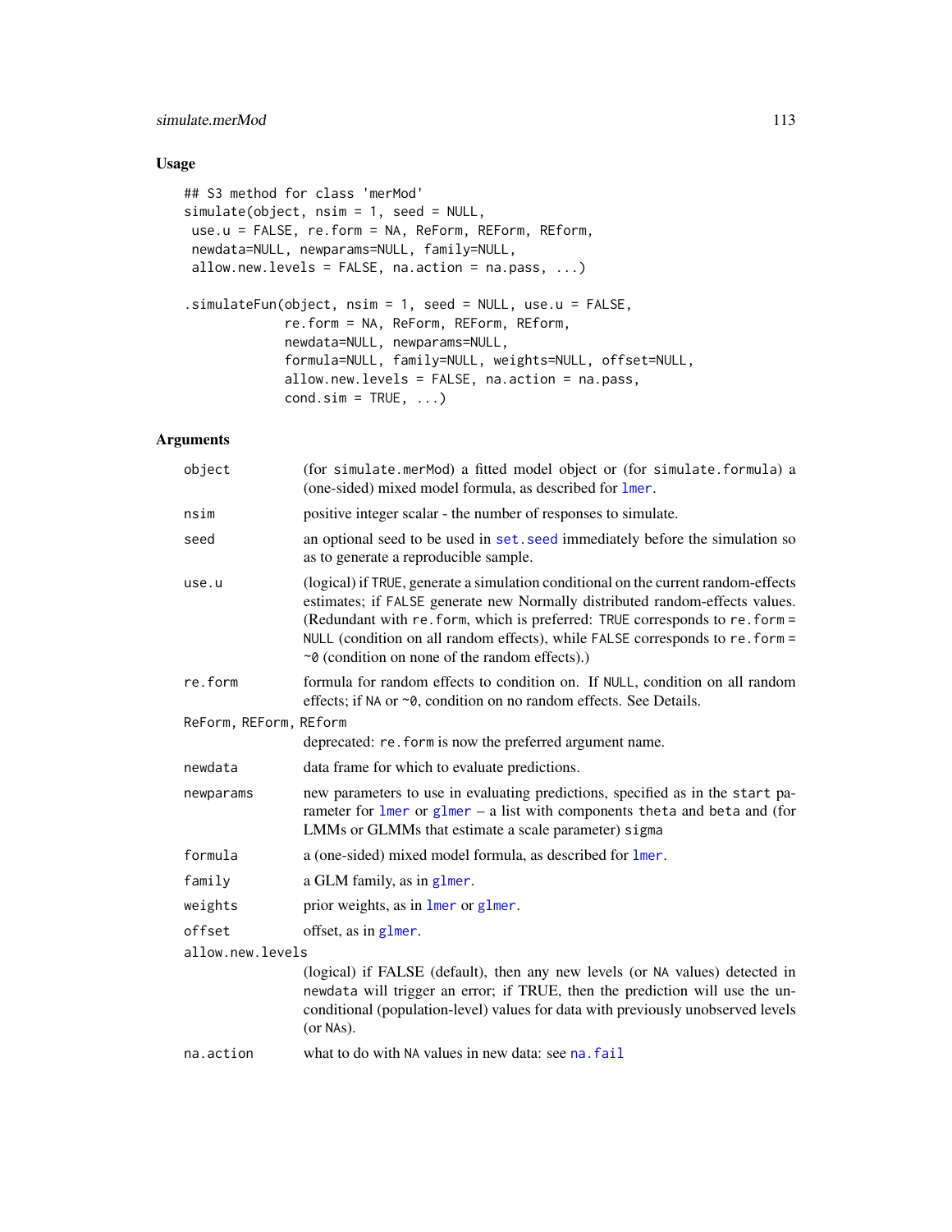## Usage

```
## S3 method for class 'merMod'
simulate(object, nsim = 1, seed = NULL,
 use.u = FALSE, re.form = NA, ReForm, REForm, REform,
 newdata=NULL, newparams=NULL, family=NULL,
 allow.new.levels = FALSE, na.action = na.pass, ...)

.simulateFun(object, nsim = 1, seed = NULL, use.u = FALSE,
             re.form = NA, ReForm, REForm, REform,
             newdata=NULL, newparams=NULL,
             formula=NULL, family=NULL, weights=NULL, offset=NULL,
             allow.new.levels = FALSE, na.action = na.pass,
             cond.sim = TRUE, ...)
```

## Arguments

`object` (for `simulate.merMod`) a fitted model object or (for `simulate.formula`) a (one-sided) mixed model formula, as described for `lmer`.

`nsim` positive integer scalar - the number of responses to simulate.

`seed` an optional seed to be used in `set.seed` immediately before the simulation so as to generate a reproducible sample.

`use.u` (logical) if `TRUE`, generate a simulation conditional on the current random-effects estimates; if `FALSE` generate new Normally distributed random-effects values. (Redundant with `re.form`, which is preferred: `TRUE` corresponds to `re.form = NULL` (condition on all random effects), while `FALSE` corresponds to `re.form = ~0` (condition on none of the random effects).)

`re.form` formula for random effects to condition on. If `NULL`, condition on all random effects; if `NA` or `~0`, condition on no random effects. See Details.

`ReForm, REForm, REform` deprecated: `re.form` is now the preferred argument name.

`newdata` data frame for which to evaluate predictions.

`newparams` new parameters to use in evaluating predictions, specified as in the `start` parameter for `lmer` or `glmer` – a list with components `theta` and `beta` and (for LMMs or GLMMs that estimate a scale parameter) `sigma`

`formula` a (one-sided) mixed model formula, as described for `lmer`.

`family` a GLM family, as in `glmer`.

`weights` prior weights, as in `lmer` or `glmer`.

`offset` offset, as in `glmer`.

`allow.new.levels` (logical) if FALSE (default), then any new levels (or `NA` values) detected in `newdata` will trigger an error; if TRUE, then the prediction will use the unconditional (population-level) values for data with previously unobserved levels (or `NA`s).

`na.action` what to do with `NA` values in new data: see `na.fail`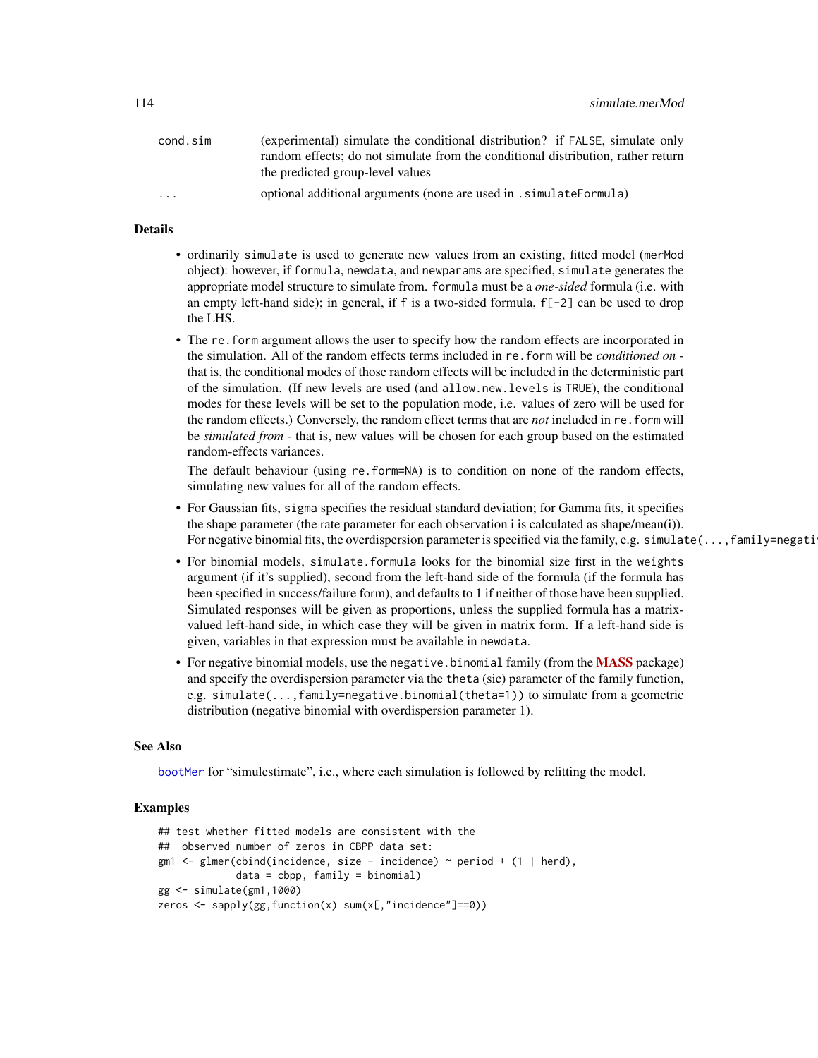| | |
|---|---|
| cond.sim | (experimental) simulate the conditional distribution? if FALSE, simulate only random effects; do not simulate from the conditional distribution, rather return the predicted group-level values |
| ... | optional additional arguments (none are used in .simulateFormula) |

## Details

- ordinarily simulate is used to generate new values from an existing, fitted model (merMod object): however, if formula, newdata, and newparams are specified, simulate generates the appropriate model structure to simulate from. formula must be a *one-sided* formula (i.e. with an empty left-hand side); in general, if f is a two-sided formula, f[-2] can be used to drop the LHS.
- The re.form argument allows the user to specify how the random effects are incorporated in the simulation. All of the random effects terms included in re.form will be *conditioned on* - that is, the conditional modes of those random effects will be included in the deterministic part of the simulation. (If new levels are used (and allow.new.levels is TRUE), the conditional modes for these levels will be set to the population mode, i.e. values of zero will be used for the random effects.) Conversely, the random effect terms that are *not* included in re.form will be *simulated from* - that is, new values will be chosen for each group based on the estimated random-effects variances.

  The default behaviour (using re.form=NA) is to condition on none of the random effects, simulating new values for all of the random effects.
- For Gaussian fits, sigma specifies the residual standard deviation; for Gamma fits, it specifies the shape parameter (the rate parameter for each observation i is calculated as shape/mean(i)). For negative binomial fits, the overdispersion parameter is specified via the family, e.g. simulate(...,family=negati
- For binomial models, simulate.formula looks for the binomial size first in the weights argument (if it's supplied), second from the left-hand side of the formula (if the formula has been specified in success/failure form), and defaults to 1 if neither of those have been supplied. Simulated responses will be given as proportions, unless the supplied formula has a matrix-valued left-hand side, in which case they will be given in matrix form. If a left-hand side is given, variables in that expression must be available in newdata.
- For negative binomial models, use the negative.binomial family (from the **MASS** package) and specify the overdispersion parameter via the theta (sic) parameter of the family function, e.g. simulate(...,family=negative.binomial(theta=1)) to simulate from a geometric distribution (negative binomial with overdispersion parameter 1).

## See Also

bootMer for "simulestimate", i.e., where each simulation is followed by refitting the model.

## Examples

```
## test whether fitted models are consistent with the
##  observed number of zeros in CBPP data set:
gm1 <- glmer(cbind(incidence, size - incidence) ~ period + (1 | herd),
             data = cbpp, family = binomial)
gg <- simulate(gm1,1000)
zeros <- sapply(gg,function(x) sum(x[,"incidence"]==0))
```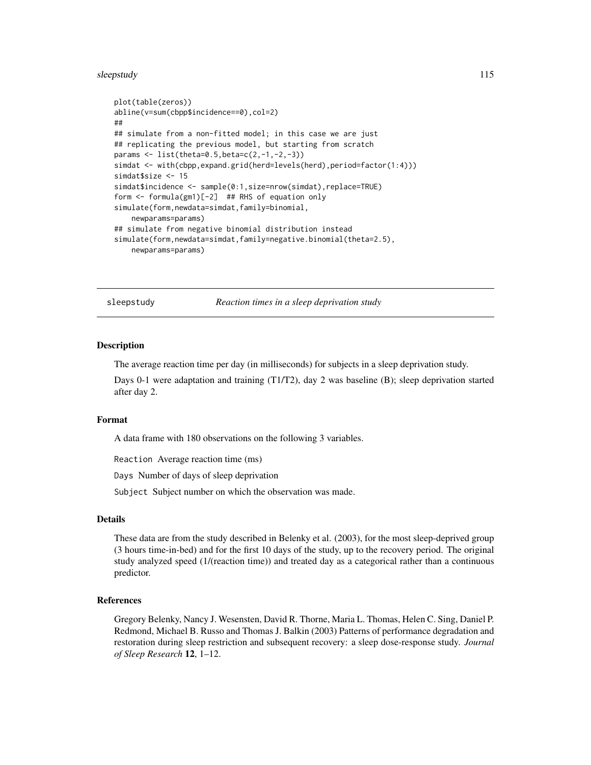```
plot(table(zeros))
abline(v=sum(cbpp$incidence==0),col=2)
##
## simulate from a non-fitted model; in this case we are just
## replicating the previous model, but starting from scratch
params <- list(theta=0.5,beta=c(2,-1,-2,-3))
simdat <- with(cbpp,expand.grid(herd=levels(herd),period=factor(1:4)))
simdat$size <- 15
simdat$incidence <- sample(0:1,size=nrow(simdat),replace=TRUE)
form <- formula(gm1)[-2]  ## RHS of equation only
simulate(form,newdata=simdat,family=binomial,
    newparams=params)
## simulate from negative binomial distribution instead
simulate(form,newdata=simdat,family=negative.binomial(theta=2.5),
    newparams=params)
```

---

## sleepstudy — *Reaction times in a sleep deprivation study*

### Description

The average reaction time per day (in milliseconds) for subjects in a sleep deprivation study.

Days 0-1 were adaptation and training (T1/T2), day 2 was baseline (B); sleep deprivation started after day 2.

### Format

A data frame with 180 observations on the following 3 variables.

- `Reaction` Average reaction time (ms)
- `Days` Number of days of sleep deprivation
- `Subject` Subject number on which the observation was made.

### Details

These data are from the study described in Belenky et al. (2003), for the most sleep-deprived group (3 hours time-in-bed) and for the first 10 days of the study, up to the recovery period. The original study analyzed speed (1/(reaction time)) and treated day as a categorical rather than a continuous predictor.

### References

Gregory Belenky, Nancy J. Wesensten, David R. Thorne, Maria L. Thomas, Helen C. Sing, Daniel P. Redmond, Michael B. Russo and Thomas J. Balkin (2003) Patterns of performance degradation and restoration during sleep restriction and subsequent recovery: a sleep dose-response study. *Journal of Sleep Research* **12**, 1–12.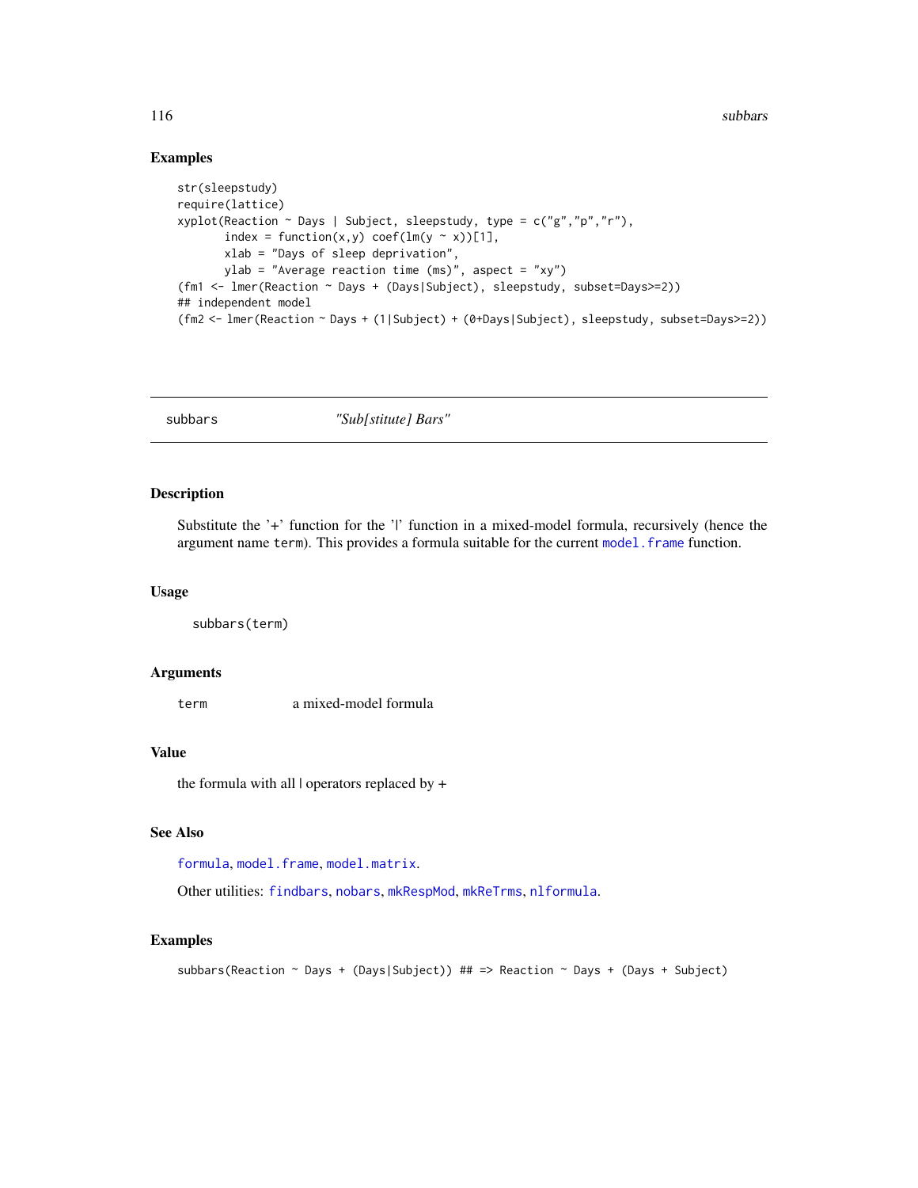## Examples

```
str(sleepstudy)
require(lattice)
xyplot(Reaction ~ Days | Subject, sleepstudy, type = c("g","p","r"),
       index = function(x,y) coef(lm(y ~ x))[1],
       xlab = "Days of sleep deprivation",
       ylab = "Average reaction time (ms)", aspect = "xy")
(fm1 <- lmer(Reaction ~ Days + (Days|Subject), sleepstudy, subset=Days>=2))
## independent model
(fm2 <- lmer(Reaction ~ Days + (1|Subject) + (0+Days|Subject), sleepstudy, subset=Days>=2))
```

---

# subbars &nbsp;&nbsp;&nbsp;&nbsp; *"Sub[stitute] Bars"*

---

## Description

Substitute the '+' function for the '|' function in a mixed-model formula, recursively (hence the argument name term). This provides a formula suitable for the current `model.frame` function.

## Usage

```
subbars(term)
```

## Arguments

| | |
|---|---|
| term | a mixed-model formula |

## Value

the formula with all | operators replaced by +

## See Also

`formula`, `model.frame`, `model.matrix`.

Other utilities: `findbars`, `nobars`, `mkRespMod`, `mkReTrms`, `nlformula`.

## Examples

```
subbars(Reaction ~ Days + (Days|Subject)) ## => Reaction ~ Days + (Days + Subject)
```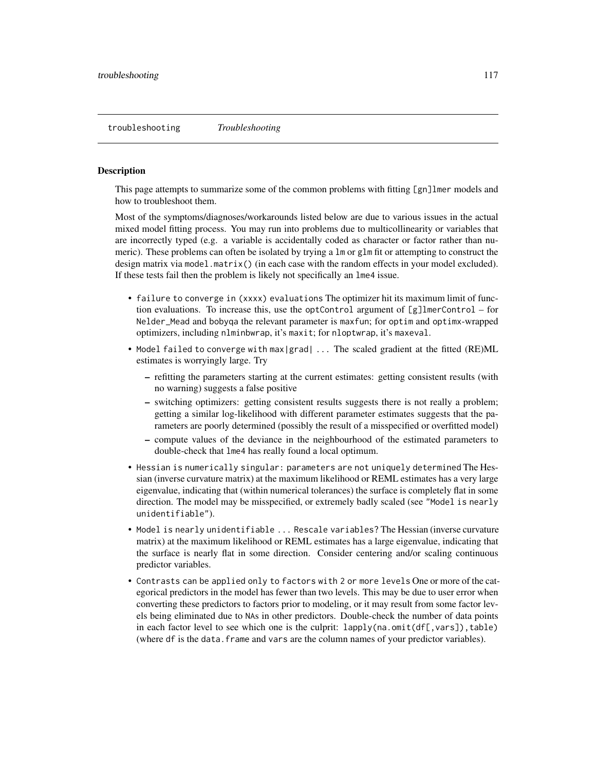troubleshooting *Troubleshooting*

## Description

This page attempts to summarize some of the common problems with fitting `[gn]lmer` models and how to troubleshoot them.

Most of the symptoms/diagnoses/workarounds listed below are due to various issues in the actual mixed model fitting process. You may run into problems due to multicollinearity or variables that are incorrectly typed (e.g. a variable is accidentally coded as character or factor rather than numeric). These problems can often be isolated by trying a `lm` or `glm` fit or attempting to construct the design matrix via `model.matrix()` (in each case with the random effects in your model excluded). If these tests fail then the problem is likely not specifically an `lme4` issue.

- `failure to converge in (xxxx) evaluations` The optimizer hit its maximum limit of function evaluations. To increase this, use the `optControl` argument of `[g]lmerControl` – for `Nelder_Mead` and `bobyqa` the relevant parameter is `maxfun`; for `optim` and `optimx`-wrapped optimizers, including `nlminbwrap`, it's `maxit`; for `nloptwrap`, it's `maxeval`.
- `Model failed to converge with max|grad| ...` The scaled gradient at the fitted (RE)ML estimates is worryingly large. Try
  - refitting the parameters starting at the current estimates: getting consistent results (with no warning) suggests a false positive
  - switching optimizers: getting consistent results suggests there is not really a problem; getting a similar log-likelihood with different parameter estimates suggests that the parameters are poorly determined (possibly the result of a misspecified or overfitted model)
  - compute values of the deviance in the neighbourhood of the estimated parameters to double-check that `lme4` has really found a local optimum.
- `Hessian is numerically singular: parameters are not uniquely determined` The Hessian (inverse curvature matrix) at the maximum likelihood or REML estimates has a very large eigenvalue, indicating that (within numerical tolerances) the surface is completely flat in some direction. The model may be misspecified, or extremely badly scaled (see `"Model is nearly unidentifiable"`).
- `Model is nearly unidentifiable ... Rescale variables?` The Hessian (inverse curvature matrix) at the maximum likelihood or REML estimates has a large eigenvalue, indicating that the surface is nearly flat in some direction. Consider centering and/or scaling continuous predictor variables.
- `Contrasts can be applied only to factors with 2 or more levels` One or more of the categorical predictors in the model has fewer than two levels. This may be due to user error when converting these predictors to factors prior to modeling, or it may result from some factor levels being eliminated due to `NA`s in other predictors. Double-check the number of data points in each factor level to see which one is the culprit: `lapply(na.omit(df[,vars]),table)` (where `df` is the `data.frame` and `vars` are the column names of your predictor variables).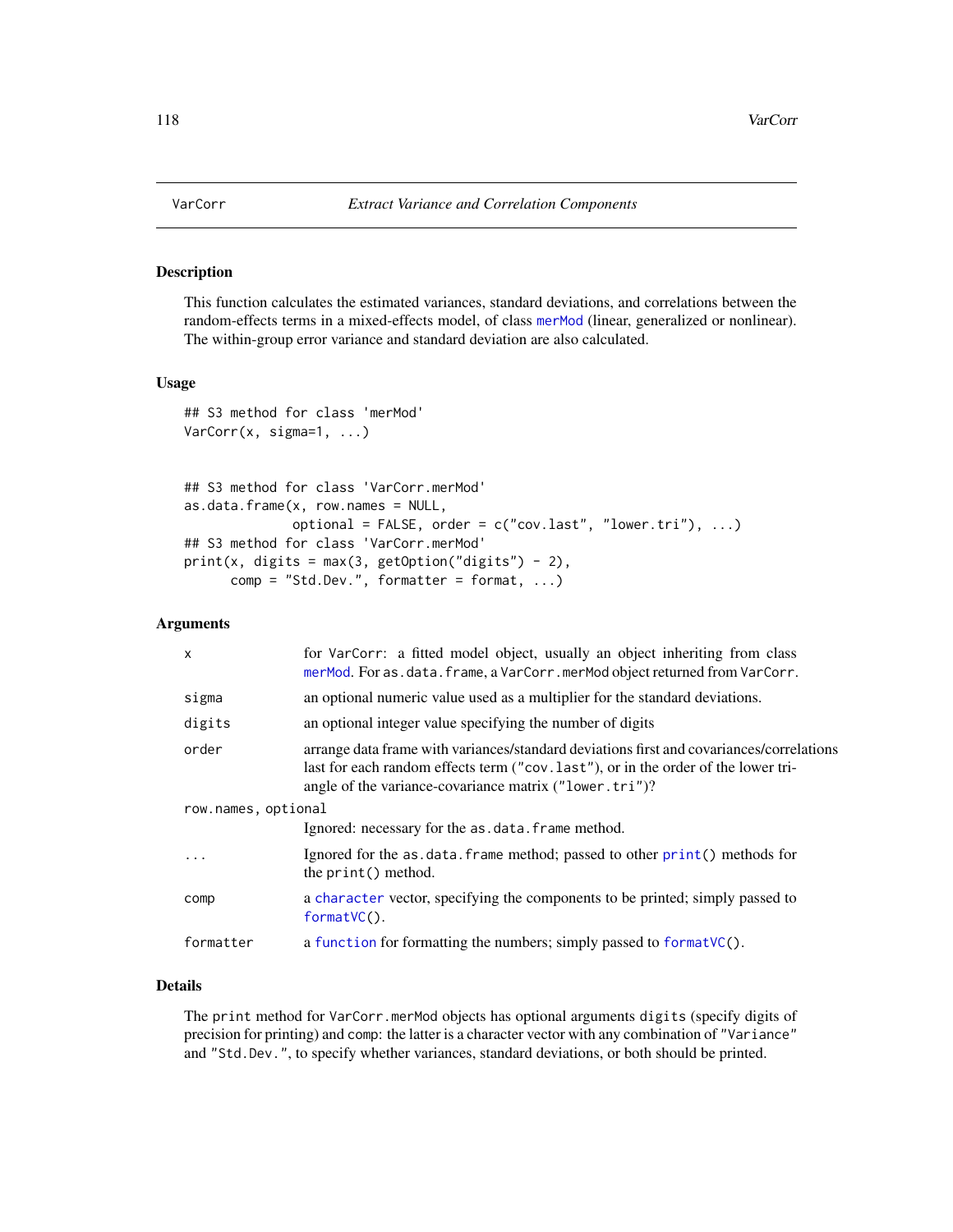VarCorr — *Extract Variance and Correlation Components*

### Description

This function calculates the estimated variances, standard deviations, and correlations between the random-effects terms in a mixed-effects model, of class merMod (linear, generalized or nonlinear). The within-group error variance and standard deviation are also calculated.

### Usage

```
## S3 method for class 'merMod'
VarCorr(x, sigma=1, ...)


## S3 method for class 'VarCorr.merMod'
as.data.frame(x, row.names = NULL,
              optional = FALSE, order = c("cov.last", "lower.tri"), ...)
## S3 method for class 'VarCorr.merMod'
print(x, digits = max(3, getOption("digits") - 2),
      comp = "Std.Dev.", formatter = format, ...)
```

### Arguments

| | |
|---|---|
| `x` | for `VarCorr`: a fitted model object, usually an object inheriting from class merMod. For `as.data.frame`, a `VarCorr.merMod` object returned from `VarCorr`. |
| `sigma` | an optional numeric value used as a multiplier for the standard deviations. |
| `digits` | an optional integer value specifying the number of digits |
| `order` | arrange data frame with variances/standard deviations first and covariances/correlations last for each random effects term (`"cov.last"`), or in the order of the lower triangle of the variance-covariance matrix (`"lower.tri"`)? |
| `row.names, optional` | Ignored: necessary for the `as.data.frame` method. |
| `...` | Ignored for the `as.data.frame` method; passed to other `print()` methods for the `print()` method. |
| `comp` | a character vector, specifying the components to be printed; simply passed to `formatVC()`. |
| `formatter` | a function for formatting the numbers; simply passed to `formatVC()`. |

### Details

The `print` method for `VarCorr.merMod` objects has optional arguments `digits` (specify digits of precision for printing) and `comp`: the latter is a character vector with any combination of `"Variance"` and `"Std.Dev."`, to specify whether variances, standard deviations, or both should be printed.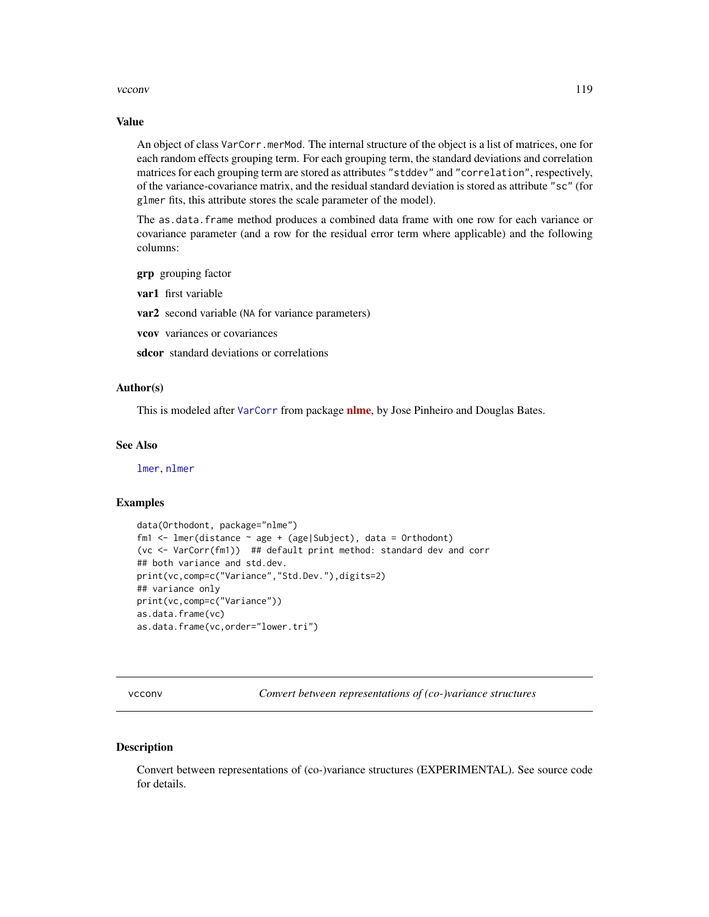## Value

An object of class `VarCorr.merMod`. The internal structure of the object is a list of matrices, one for each random effects grouping term. For each grouping term, the standard deviations and correlation matrices for each grouping term are stored as attributes `"stddev"` and `"correlation"`, respectively, of the variance-covariance matrix, and the residual standard deviation is stored as attribute `"sc"` (for `glmer` fits, this attribute stores the scale parameter of the model).

The `as.data.frame` method produces a combined data frame with one row for each variance or covariance parameter (and a row for the residual error term where applicable) and the following columns:

**grp** grouping factor

**var1** first variable

**var2** second variable (NA for variance parameters)

**vcov** variances or covariances

**sdcor** standard deviations or correlations

## Author(s)

This is modeled after `VarCorr` from package **nlme**, by Jose Pinheiro and Douglas Bates.

## See Also

`lmer`, `nlmer`

## Examples

```
data(Orthodont, package="nlme")
fm1 <- lmer(distance ~ age + (age|Subject), data = Orthodont)
(vc <- VarCorr(fm1))  ## default print method: standard dev and corr
## both variance and std.dev.
print(vc,comp=c("Variance","Std.Dev."),digits=2)
## variance only
print(vc,comp=c("Variance"))
as.data.frame(vc)
as.data.frame(vc,order="lower.tri")
```

---

# vcconv    *Convert between representations of (co-)variance structures*

## Description

Convert between representations of (co-)variance structures (EXPERIMENTAL). See source code for details.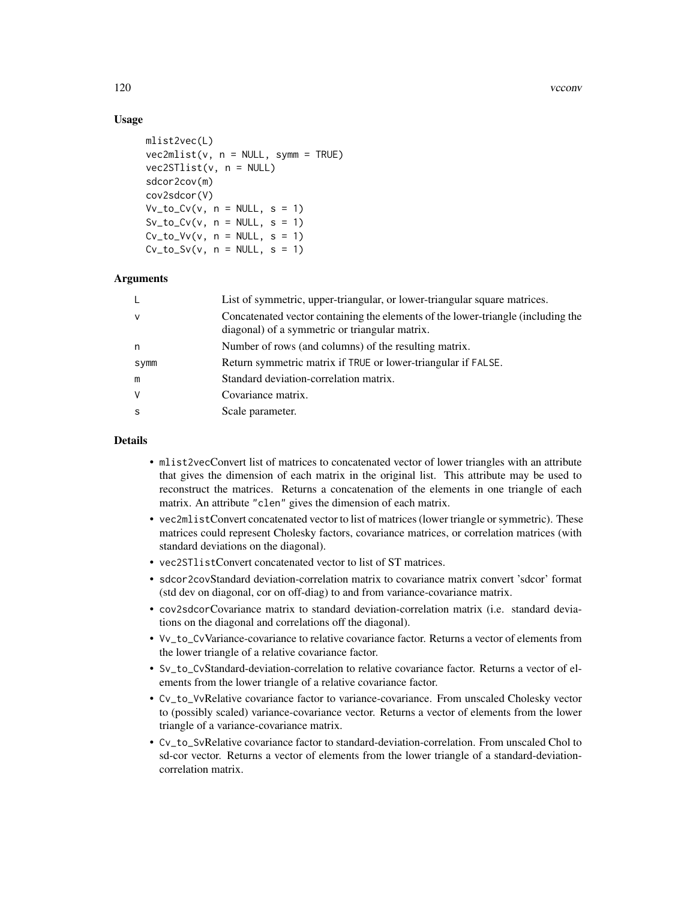### Usage

```
mlist2vec(L)
vec2mlist(v, n = NULL, symm = TRUE)
vec2STlist(v, n = NULL)
sdcor2cov(m)
cov2sdcor(V)
Vv_to_Cv(v, n = NULL, s = 1)
Sv_to_Cv(v, n = NULL, s = 1)
Cv_to_Vv(v, n = NULL, s = 1)
Cv_to_Sv(v, n = NULL, s = 1)
```

### Arguments

| | |
|---|---|
| L | List of symmetric, upper-triangular, or lower-triangular square matrices. |
| v | Concatenated vector containing the elements of the lower-triangle (including the diagonal) of a symmetric or triangular matrix. |
| n | Number of rows (and columns) of the resulting matrix. |
| symm | Return symmetric matrix if TRUE or lower-triangular if FALSE. |
| m | Standard deviation-correlation matrix. |
| V | Covariance matrix. |
| s | Scale parameter. |

### Details

- `mlist2vec`Convert list of matrices to concatenated vector of lower triangles with an attribute that gives the dimension of each matrix in the original list. This attribute may be used to reconstruct the matrices. Returns a concatenation of the elements in one triangle of each matrix. An attribute `"clen"` gives the dimension of each matrix.
- `vec2mlist`Convert concatenated vector to list of matrices (lower triangle or symmetric). These matrices could represent Cholesky factors, covariance matrices, or correlation matrices (with standard deviations on the diagonal).
- `vec2STlist`Convert concatenated vector to list of ST matrices.
- `sdcor2cov`Standard deviation-correlation matrix to covariance matrix convert 'sdcor' format (std dev on diagonal, cor on off-diag) to and from variance-covariance matrix.
- `cov2sdcor`Covariance matrix to standard deviation-correlation matrix (i.e. standard deviations on the diagonal and correlations off the diagonal).
- `Vv_to_Cv`Variance-covariance to relative covariance factor. Returns a vector of elements from the lower triangle of a relative covariance factor.
- `Sv_to_Cv`Standard-deviation-correlation to relative covariance factor. Returns a vector of elements from the lower triangle of a relative covariance factor.
- `Cv_to_Vv`Relative covariance factor to variance-covariance. From unscaled Cholesky vector to (possibly scaled) variance-covariance vector. Returns a vector of elements from the lower triangle of a variance-covariance matrix.
- `Cv_to_Sv`Relative covariance factor to standard-deviation-correlation. From unscaled Chol to sd-cor vector. Returns a vector of elements from the lower triangle of a standard-deviation-correlation matrix.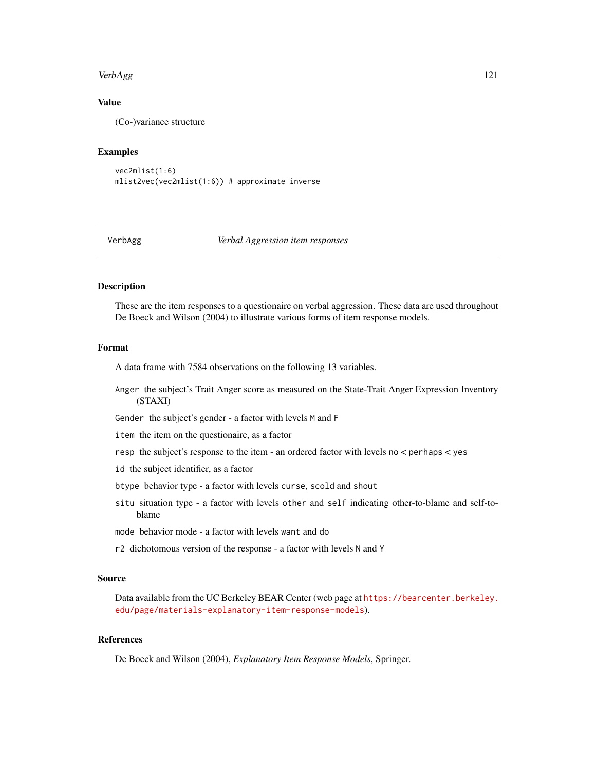## Value

(Co-)variance structure

## Examples

```
vec2mlist(1:6)
mlist2vec(vec2mlist(1:6)) # approximate inverse
```

---

# VerbAgg — *Verbal Aggression item responses*

---

## Description

These are the item responses to a questionaire on verbal aggression. These data are used throughout De Boeck and Wilson (2004) to illustrate various forms of item response models.

## Format

A data frame with 7584 observations on the following 13 variables.

- `Anger` the subject's Trait Anger score as measured on the State-Trait Anger Expression Inventory (STAXI)
- `Gender` the subject's gender - a factor with levels `M` and `F`
- `item` the item on the questionaire, as a factor
- `resp` the subject's response to the item - an ordered factor with levels `no` < `perhaps` < `yes`
- `id` the subject identifier, as a factor
- `btype` behavior type - a factor with levels `curse`, `scold` and `shout`
- `situ` situation type - a factor with levels `other` and `self` indicating other-to-blame and self-to-blame
- `mode` behavior mode - a factor with levels `want` and `do`
- `r2` dichotomous version of the response - a factor with levels `N` and `Y`

## Source

Data available from the UC Berkeley BEAR Center (web page at https://bearcenter.berkeley.edu/page/materials-explanatory-item-response-models).

## References

De Boeck and Wilson (2004), *Explanatory Item Response Models*, Springer.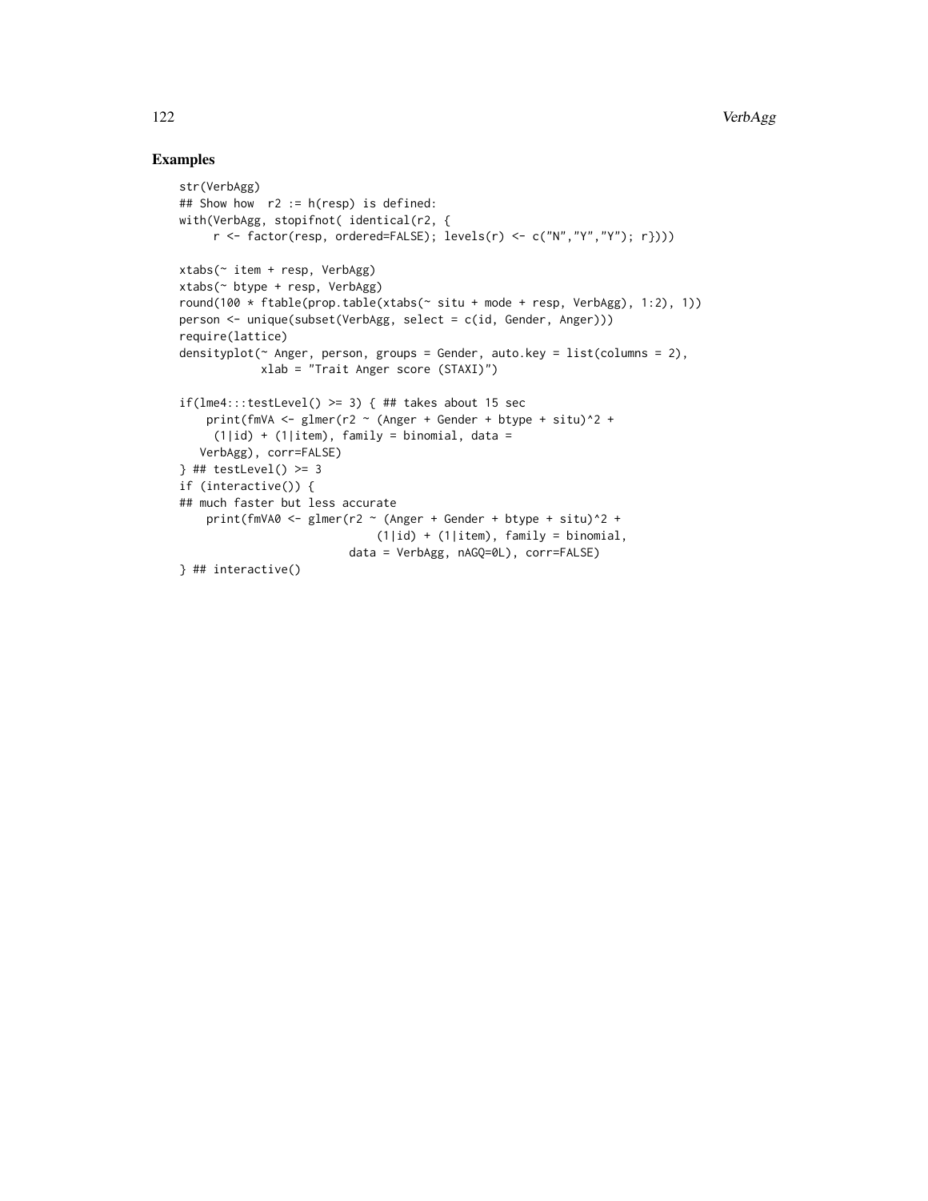## Examples

```
str(VerbAgg)
## Show how  r2 := h(resp) is defined:
with(VerbAgg, stopifnot( identical(r2, {
     r <- factor(resp, ordered=FALSE); levels(r) <- c("N","Y","Y"); r})))

xtabs(~ item + resp, VerbAgg)
xtabs(~ btype + resp, VerbAgg)
round(100 * ftable(prop.table(xtabs(~ situ + mode + resp, VerbAgg), 1:2), 1))
person <- unique(subset(VerbAgg, select = c(id, Gender, Anger)))
require(lattice)
densityplot(~ Anger, person, groups = Gender, auto.key = list(columns = 2),
            xlab = "Trait Anger score (STAXI)")

if(lme4:::testLevel() >= 3) { ## takes about 15 sec
    print(fmVA <- glmer(r2 ~ (Anger + Gender + btype + situ)^2 +
     (1|id) + (1|item), family = binomial, data =
   VerbAgg), corr=FALSE)
} ## testLevel() >= 3
if (interactive()) {
## much faster but less accurate
    print(fmVA0 <- glmer(r2 ~ (Anger + Gender + btype + situ)^2 +
                             (1|id) + (1|item), family = binomial,
                         data = VerbAgg, nAGQ=0L), corr=FALSE)
} ## interactive()
```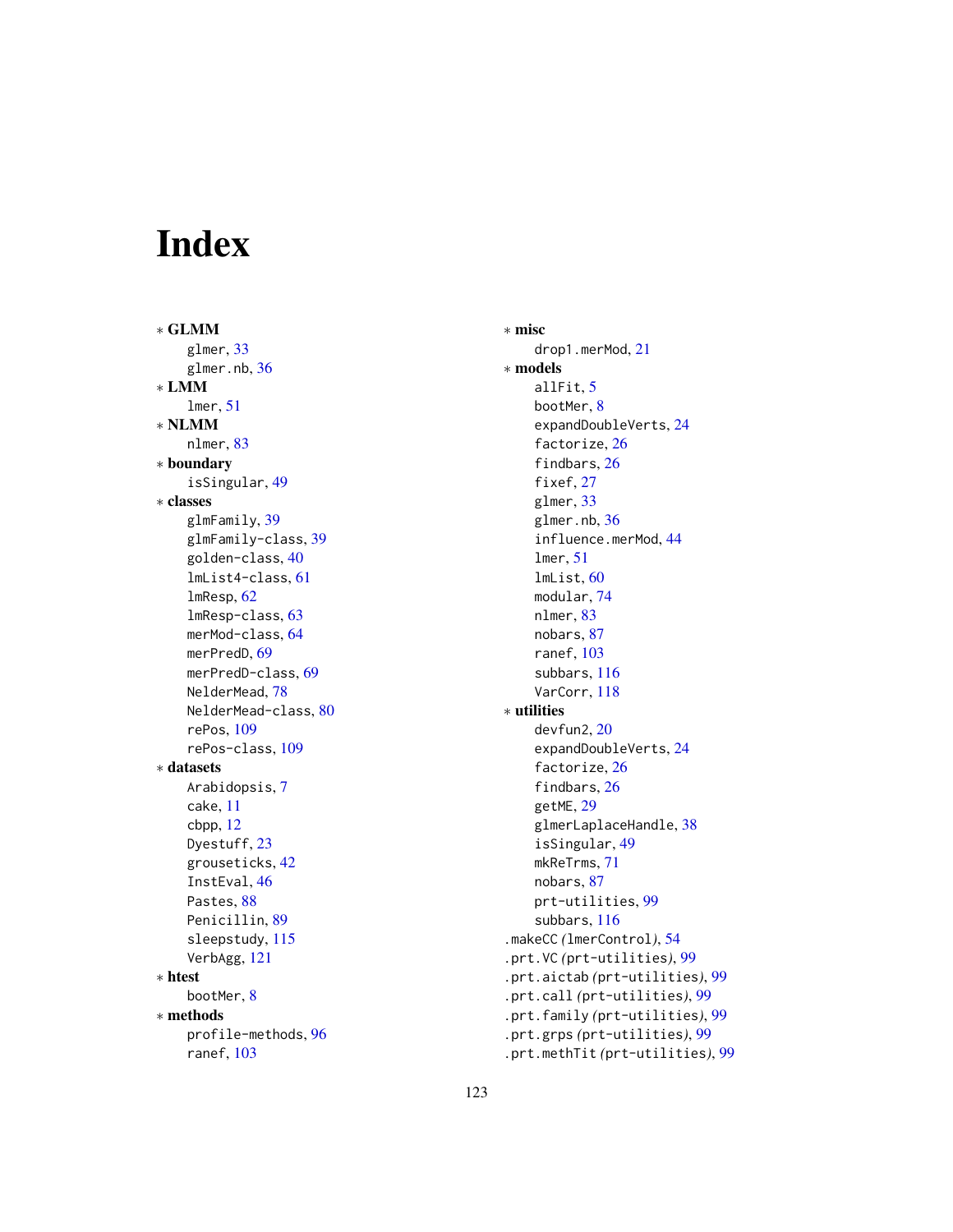# Index

∗ **GLMM**
  glmer, 33
  glmer.nb, 36
∗ **LMM**
  lmer, 51
∗ **NLMM**
  nlmer, 83
∗ **boundary**
  isSingular, 49
∗ **classes**
  glmFamily, 39
  glmFamily-class, 39
  golden-class, 40
  lmList4-class, 61
  lmResp, 62
  lmResp-class, 63
  merMod-class, 64
  merPredD, 69
  merPredD-class, 69
  NelderMead, 78
  NelderMead-class, 80
  rePos, 109
  rePos-class, 109
∗ **datasets**
  Arabidopsis, 7
  cake, 11
  cbpp, 12
  Dyestuff, 23
  grouseticks, 42
  InstEval, 46
  Pastes, 88
  Penicillin, 89
  sleepstudy, 115
  VerbAgg, 121
∗ **htest**
  bootMer, 8
∗ **methods**
  profile-methods, 96
  ranef, 103
∗ **misc**
  drop1.merMod, 21
∗ **models**
  allFit, 5
  bootMer, 8
  expandDoubleVerts, 24
  factorize, 26
  findbars, 26
  fixef, 27
  glmer, 33
  glmer.nb, 36
  influence.merMod, 44
  lmer, 51
  lmList, 60
  modular, 74
  nlmer, 83
  nobars, 87
  ranef, 103
  subbars, 116
  VarCorr, 118
∗ **utilities**
  devfun2, 20
  expandDoubleVerts, 24
  factorize, 26
  findbars, 26
  getME, 29
  glmerLaplaceHandle, 38
  isSingular, 49
  mkReTrms, 71
  nobars, 87
  prt-utilities, 99
  subbars, 116

.makeCC *(*lmerControl*)*, 54
.prt.VC *(*prt-utilities*)*, 99
.prt.aictab *(*prt-utilities*)*, 99
.prt.call *(*prt-utilities*)*, 99
.prt.family *(*prt-utilities*)*, 99
.prt.grps *(*prt-utilities*)*, 99
.prt.methTit *(*prt-utilities*)*, 99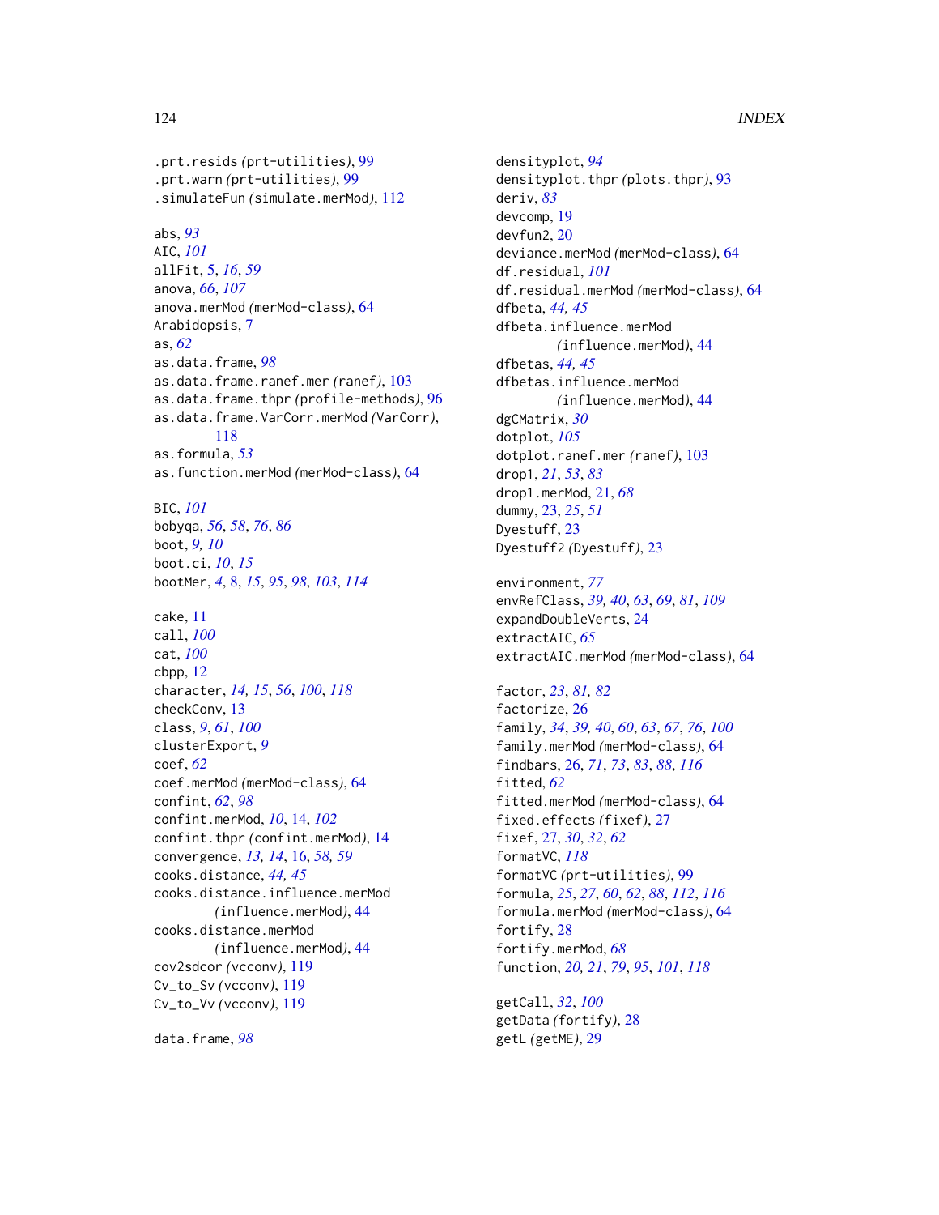.prt.resids *(prt-utilities)*, 99
.prt.warn *(prt-utilities)*, 99
.simulateFun *(simulate.merMod)*, 112

abs, *93*
AIC, *101*
allFit, 5, *16*, *59*
anova, *66*, *107*
anova.merMod *(merMod-class)*, 64
Arabidopsis, 7
as, *62*
as.data.frame, *98*
as.data.frame.ranef.mer *(ranef)*, 103
as.data.frame.thpr *(profile-methods)*, 96
as.data.frame.VarCorr.merMod *(VarCorr)*, 118
as.formula, *53*
as.function.merMod *(merMod-class)*, 64

BIC, *101*
bobyqa, *56*, *58*, *76*, *86*
boot, *9, 10*
boot.ci, *10*, *15*
bootMer, *4*, 8, *15*, *95*, *98*, *103*, *114*

cake, 11
call, *100*
cat, *100*
cbpp, 12
character, *14, 15*, *56*, *100*, *118*
checkConv, 13
class, *9*, *61*, *100*
clusterExport, *9*
coef, *62*
coef.merMod *(merMod-class)*, 64
confint, *62*, *98*
confint.merMod, *10*, 14, *102*
confint.thpr *(confint.merMod)*, 14
convergence, *13, 14*, 16, *58, 59*
cooks.distance, *44, 45*
cooks.distance.influence.merMod *(influence.merMod)*, 44
cooks.distance.merMod *(influence.merMod)*, 44
cov2sdcor *(vcconv)*, 119
Cv_to_Sv *(vcconv)*, 119
Cv_to_Vv *(vcconv)*, 119

data.frame, *98*
densityplot, *94*
densityplot.thpr *(plots.thpr)*, 93
deriv, *83*
devcomp, 19
devfun2, 20
deviance.merMod *(merMod-class)*, 64
df.residual, *101*
df.residual.merMod *(merMod-class)*, 64
dfbeta, *44, 45*
dfbeta.influence.merMod *(influence.merMod)*, 44
dfbetas, *44, 45*
dfbetas.influence.merMod *(influence.merMod)*, 44
dgCMatrix, *30*
dotplot, *105*
dotplot.ranef.mer *(ranef)*, 103
drop1, *21*, *53*, *83*
drop1.merMod, 21, *68*
dummy, 23, *25*, *51*
Dyestuff, 23
Dyestuff2 *(Dyestuff)*, 23

environment, *77*
envRefClass, *39, 40*, *63*, *69*, *81*, *109*
expandDoubleVerts, 24
extractAIC, *65*
extractAIC.merMod *(merMod-class)*, 64

factor, *23*, *81, 82*
factorize, 26
family, *34*, *39, 40*, *60*, *63*, *67*, *76*, *100*
family.merMod *(merMod-class)*, 64
findbars, 26, *71*, *73*, *83*, *88*, *116*
fitted, *62*
fitted.merMod *(merMod-class)*, 64
fixed.effects *(fixef)*, 27
fixef, 27, *30*, *32*, *62*
formatVC, *118*
formatVC *(prt-utilities)*, 99
formula, *25*, *27*, *60*, *62*, *88*, *112*, *116*
formula.merMod *(merMod-class)*, 64
fortify, 28
fortify.merMod, *68*
function, *20, 21*, *79*, *95*, *101*, *118*

getCall, *32*, *100*
getData *(fortify)*, 28
getL *(getME)*, 29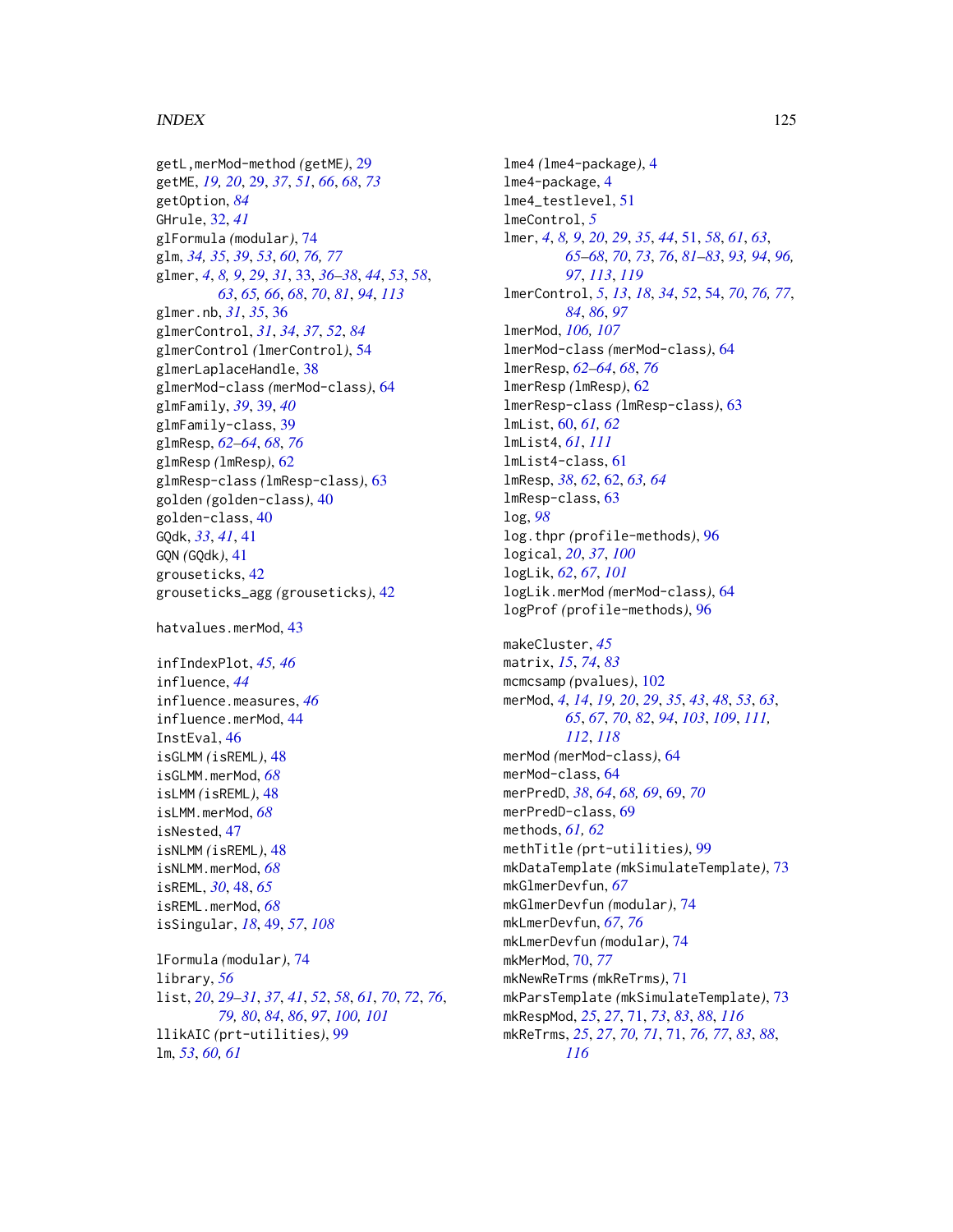getL,merMod-method (getME), 29
getME, *19*, *20*, 29, *37*, *51*, *66*, *68*, *73*
getOption, *84*
GHrule, 32, *41*
glFormula (modular), 74
glm, *34, 35*, *39*, *53*, *60*, *76, 77*
glmer, *4*, *8, 9*, *29*, *31*, 33, *36–38*, *44*, *53*, *58*, *63*, *65, 66*, *68*, *70*, *81*, *94*, *113*
glmer.nb, *31*, *35*, 36
glmerControl, *31*, *34*, *37*, *52*, *84*
glmerControl (lmerControl), 54
glmerLaplaceHandle, 38
glmerMod-class (merMod-class), 64
glmFamily, *39*, 39, *40*
glmFamily-class, 39
glmResp, *62–64*, *68*, *76*
glmResp (lmResp), 62
glmResp-class (lmResp-class), 63
golden (golden-class), 40
golden-class, 40
GQdk, *33*, *41*, 41
GQN (GQdk), 41
grouseticks, 42
grouseticks_agg (grouseticks), 42

hatvalues.merMod, 43

infIndexPlot, *45, 46*
influence, *44*
influence.measures, *46*
influence.merMod, 44
InstEval, 46
isGLMM (isREML), 48
isGLMM.merMod, *68*
isLMM (isREML), 48
isLMM.merMod, *68*
isNested, 47
isNLMM (isREML), 48
isNLMM.merMod, *68*
isREML, *30*, 48, *65*
isREML.merMod, *68*
isSingular, *18*, 49, *57*, *108*

lFormula (modular), 74
library, *56*
list, *20*, *29–31*, *37*, *41*, *52*, *58*, *61*, *70*, *72*, *76*, *79, 80*, *84*, *86*, *97*, *100, 101*
llikAIC (prt-utilities), 99
lm, *53*, *60, 61*
lme4 (lme4-package), 4
lme4-package, 4
lme4_testlevel, 51
lmeControl, *5*
lmer, *4*, *8, 9*, *20*, *29*, *35*, *44*, 51, *58*, *61*, *63*, *65–68*, *70*, *73*, *76*, *81–83*, *93, 94*, *96, 97*, *113*, *119*
lmerControl, *5*, *13*, *18*, *34*, *52*, 54, *70*, *76, 77*, *84*, *86*, *97*
lmerMod, *106, 107*
lmerMod-class (merMod-class), 64
lmerResp, *62–64*, *68*, *76*
lmerResp (lmResp), 62
lmerResp-class (lmResp-class), 63
lmList, 60, *61, 62*
lmList4, *61*, *111*
lmList4-class, 61
lmResp, *38*, *62*, 62, *63, 64*
lmResp-class, 63
log, *98*
log.thpr (profile-methods), 96
logical, *20*, *37*, *100*
logLik, *62*, *67*, *101*
logLik.merMod (merMod-class), 64
logProf (profile-methods), 96

makeCluster, *45*
matrix, *15*, *74*, *83*
mcmcsamp (pvalues), 102
merMod, *4*, *14*, *19, 20*, *29*, *35*, *43*, *48*, *53*, *63*, *65*, *67*, *70*, *82*, *94*, *103*, *109*, *111, 112*, *118*
merMod (merMod-class), 64
merMod-class, 64
merPredD, *38*, *64*, *68, 69*, 69, *70*
merPredD-class, 69
methods, *61, 62*
methTitle (prt-utilities), 99
mkDataTemplate (mkSimulateTemplate), 73
mkGlmerDevfun, *67*
mkGlmerDevfun (modular), 74
mkLmerDevfun, *67*, *76*
mkLmerDevfun (modular), 74
mkMerMod, 70, *77*
mkNewReTrms (mkReTrms), 71
mkParsTemplate (mkSimulateTemplate), 73
mkRespMod, *25*, *27*, 71, *73*, *83*, *88*, *116*
mkReTrms, *25*, *27*, *70, 71*, 71, *76, 77*, *83*, *88*, *116*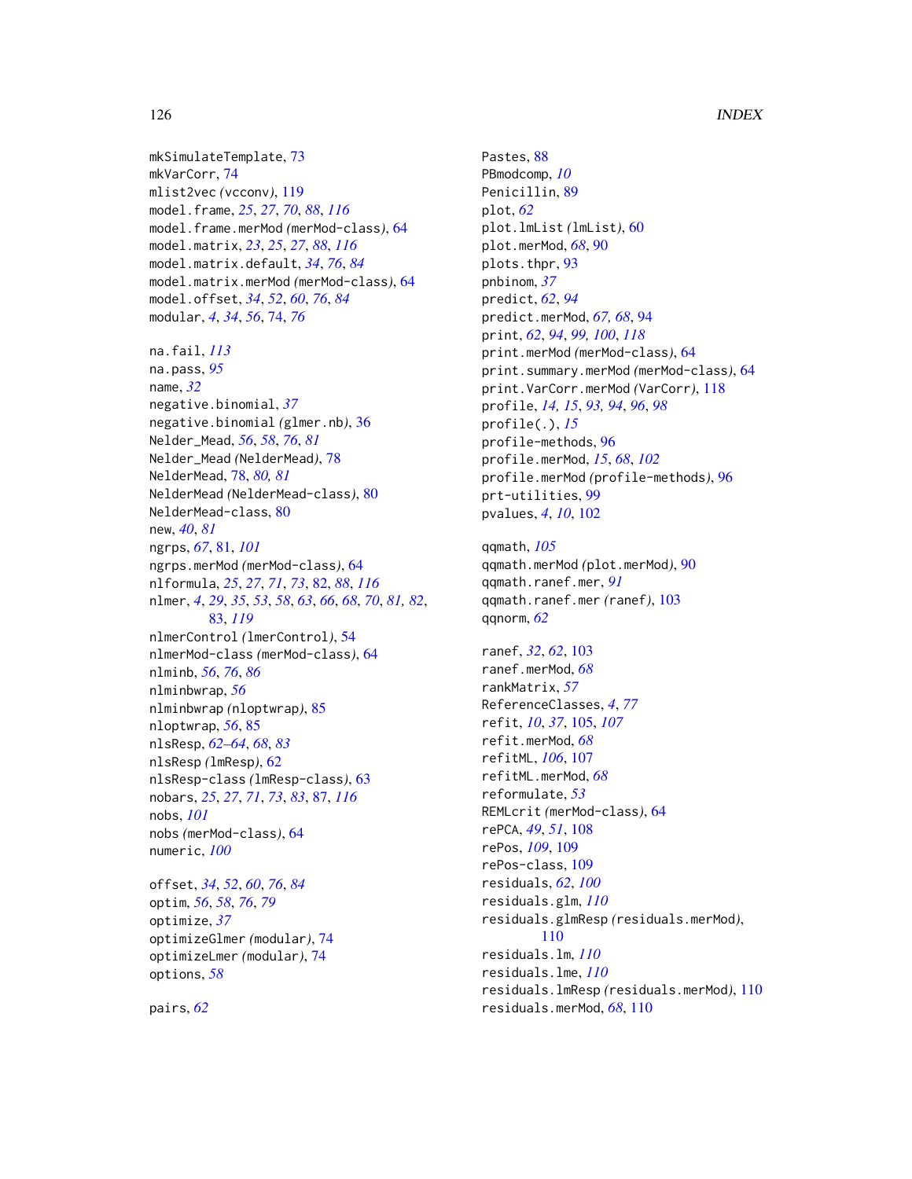mkSimulateTemplate, 73
mkVarCorr, 74
mlist2vec *(vcconv)*, 119
model.frame, *25*, *27*, *70*, *88*, *116*
model.frame.merMod *(merMod-class)*, 64
model.matrix, *23*, *25*, *27*, *88*, *116*
model.matrix.default, *34*, *76*, *84*
model.matrix.merMod *(merMod-class)*, 64
model.offset, *34*, *52*, *60*, *76*, *84*
modular, *4*, *34*, *56*, 74, *76*

na.fail, *113*
na.pass, *95*
name, *32*
negative.binomial, *37*
negative.binomial *(glmer.nb)*, 36
Nelder_Mead, *56*, *58*, *76*, *81*
Nelder_Mead *(NelderMead)*, 78
NelderMead, 78, *80, 81*
NelderMead *(NelderMead-class)*, 80
NelderMead-class, 80
new, *40*, *81*
ngrps, *67*, 81, *101*
ngrps.merMod *(merMod-class)*, 64
nlformula, *25*, *27*, *71*, *73*, 82, *88*, *116*
nlmer, *4*, *29*, *35*, *53*, *58*, *63*, *66*, *68*, *70*, *81, 82*, 83, *119*
nlmerControl *(lmerControl)*, 54
nlmerMod-class *(merMod-class)*, 64
nlminb, *56*, *76*, *86*
nlminbwrap, *56*
nlminbwrap *(nloptwrap)*, 85
nloptwrap, *56*, 85
nlsResp, *62–64*, *68*, *83*
nlsResp *(lmResp)*, 62
nlsResp-class *(lmResp-class)*, 63
nobars, *25*, *27*, *71*, *73*, *83*, 87, *116*
nobs, *101*
nobs *(merMod-class)*, 64
numeric, *100*

offset, *34*, *52*, *60*, *76*, *84*
optim, *56*, *58*, *76*, *79*
optimize, *37*
optimizeGlmer *(modular)*, 74
optimizeLmer *(modular)*, 74
options, *58*

pairs, *62*
Pastes, 88
PBmodcomp, *10*
Penicillin, 89
plot, *62*
plot.lmList *(lmList)*, 60
plot.merMod, *68*, 90
plots.thpr, 93
pnbinom, *37*
predict, *62*, *94*
predict.merMod, *67, 68*, 94
print, *62*, *94*, *99, 100*, *118*
print.merMod *(merMod-class)*, 64
print.summary.merMod *(merMod-class)*, 64
print.VarCorr.merMod *(VarCorr)*, 118
profile, *14, 15*, *93, 94*, *96*, *98*
profile(.), *15*
profile-methods, 96
profile.merMod, *15*, *68*, *102*
profile.merMod *(profile-methods)*, 96
prt-utilities, 99
pvalues, *4*, *10*, 102

qqmath, *105*
qqmath.merMod *(plot.merMod)*, 90
qqmath.ranef.mer, *91*
qqmath.ranef.mer *(ranef)*, 103
qqnorm, *62*

ranef, *32*, *62*, 103
ranef.merMod, *68*
rankMatrix, *57*
ReferenceClasses, *4*, *77*
refit, *10*, *37*, 105, *107*
refit.merMod, *68*
refitML, *106*, 107
refitML.merMod, *68*
reformulate, *53*
REMLcrit *(merMod-class)*, 64
rePCA, *49*, *51*, 108
rePos, *109*, 109
rePos-class, 109
residuals, *62*, *100*
residuals.glm, *110*
residuals.glmResp *(residuals.merMod)*, 110
residuals.lm, *110*
residuals.lme, *110*
residuals.lmResp *(residuals.merMod)*, 110
residuals.merMod, *68*, 110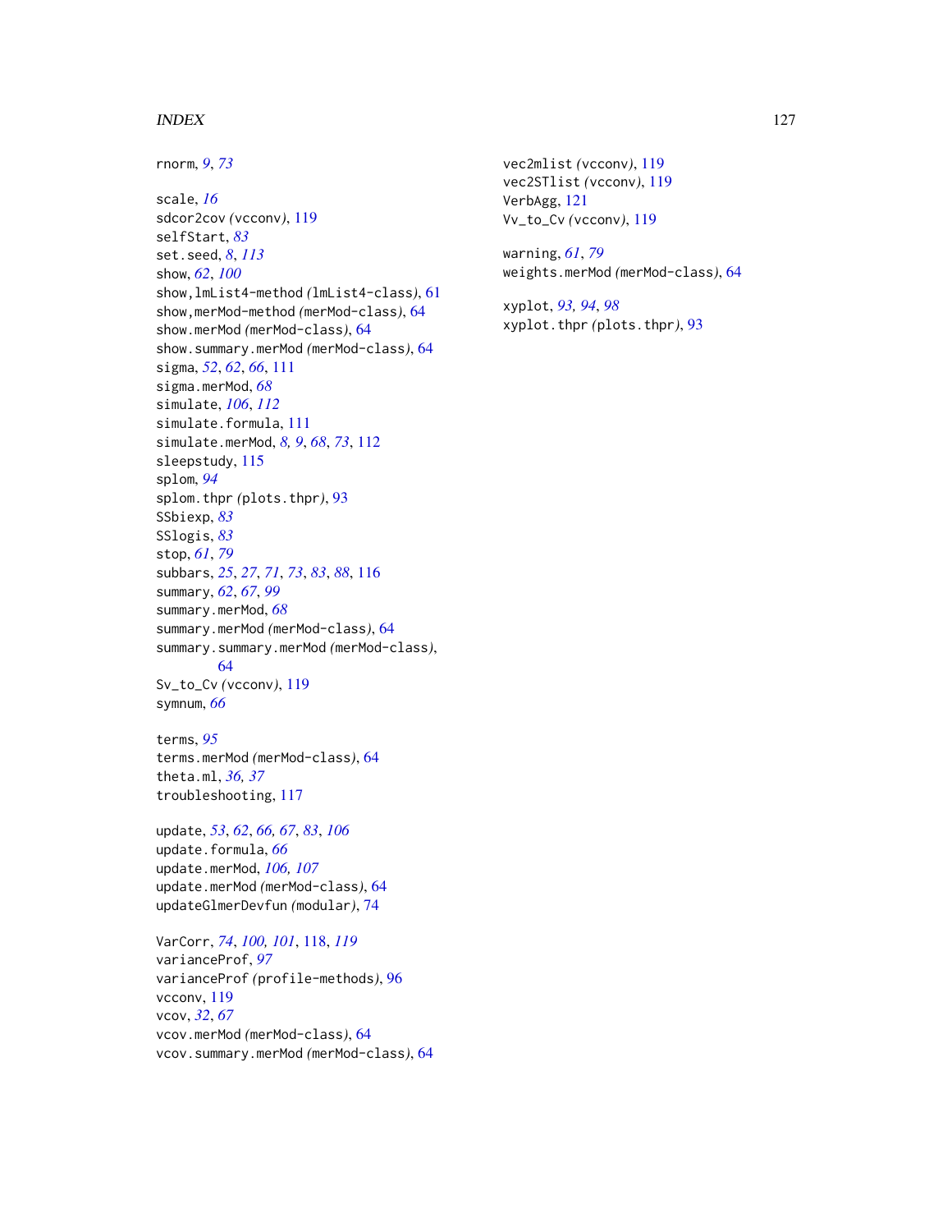rnorm, *9*, *73*

scale, *16*
sdcor2cov *(vcconv)*, 119
selfStart, *83*
set.seed, *8*, *113*
show, *62*, *100*
show,lmList4-method *(lmList4-class)*, 61
show,merMod-method *(merMod-class)*, 64
show.merMod *(merMod-class)*, 64
show.summary.merMod *(merMod-class)*, 64
sigma, *52*, *62*, *66*, 111
sigma.merMod, *68*
simulate, *106*, *112*
simulate.formula, 111
simulate.merMod, *8, 9*, *68*, *73*, 112
sleepstudy, 115
splom, *94*
splom.thpr *(plots.thpr)*, 93
SSbiexp, *83*
SSlogis, *83*
stop, *61*, *79*
subbars, *25*, *27*, *71*, *73*, *83*, *88*, 116
summary, *62*, *67*, *99*
summary.merMod, *68*
summary.merMod *(merMod-class)*, 64
summary.summary.merMod *(merMod-class)*, 64
Sv_to_Cv *(vcconv)*, 119
symnum, *66*

terms, *95*
terms.merMod *(merMod-class)*, 64
theta.ml, *36, 37*
troubleshooting, 117

update, *53*, *62*, *66, 67*, *83*, *106*
update.formula, *66*
update.merMod, *106, 107*
update.merMod *(merMod-class)*, 64
updateGlmerDevfun *(modular)*, 74

VarCorr, *74*, *100, 101*, 118, *119*
varianceProf, *97*
varianceProf *(profile-methods)*, 96
vcconv, 119
vcov, *32*, *67*
vcov.merMod *(merMod-class)*, 64
vcov.summary.merMod *(merMod-class)*, 64
vec2mlist *(vcconv)*, 119
vec2STlist *(vcconv)*, 119
VerbAgg, 121
Vv_to_Cv *(vcconv)*, 119

warning, *61*, *79*
weights.merMod *(merMod-class)*, 64

xyplot, *93, 94*, *98*
xyplot.thpr *(plots.thpr)*, 93